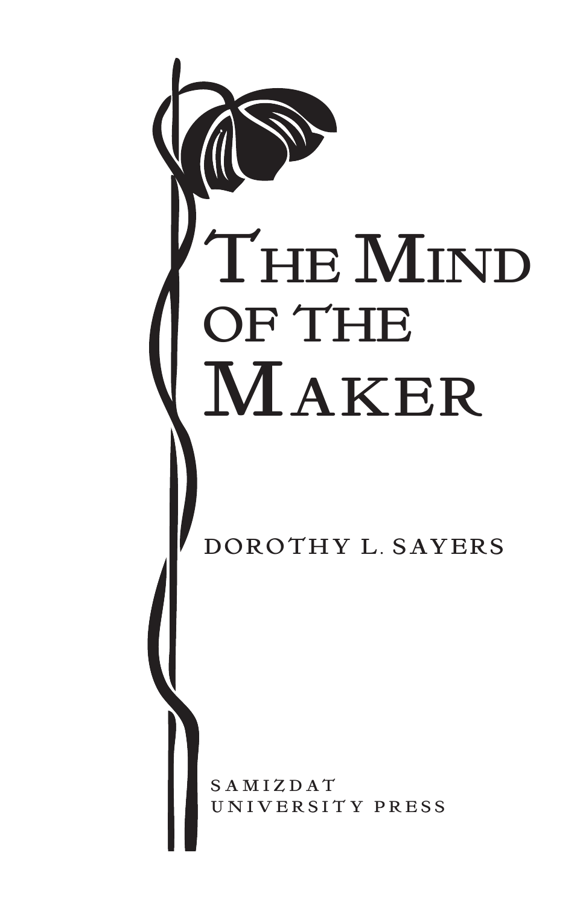# The Mind of the Maker

Dorothy L. Sayers

Samizdat University Press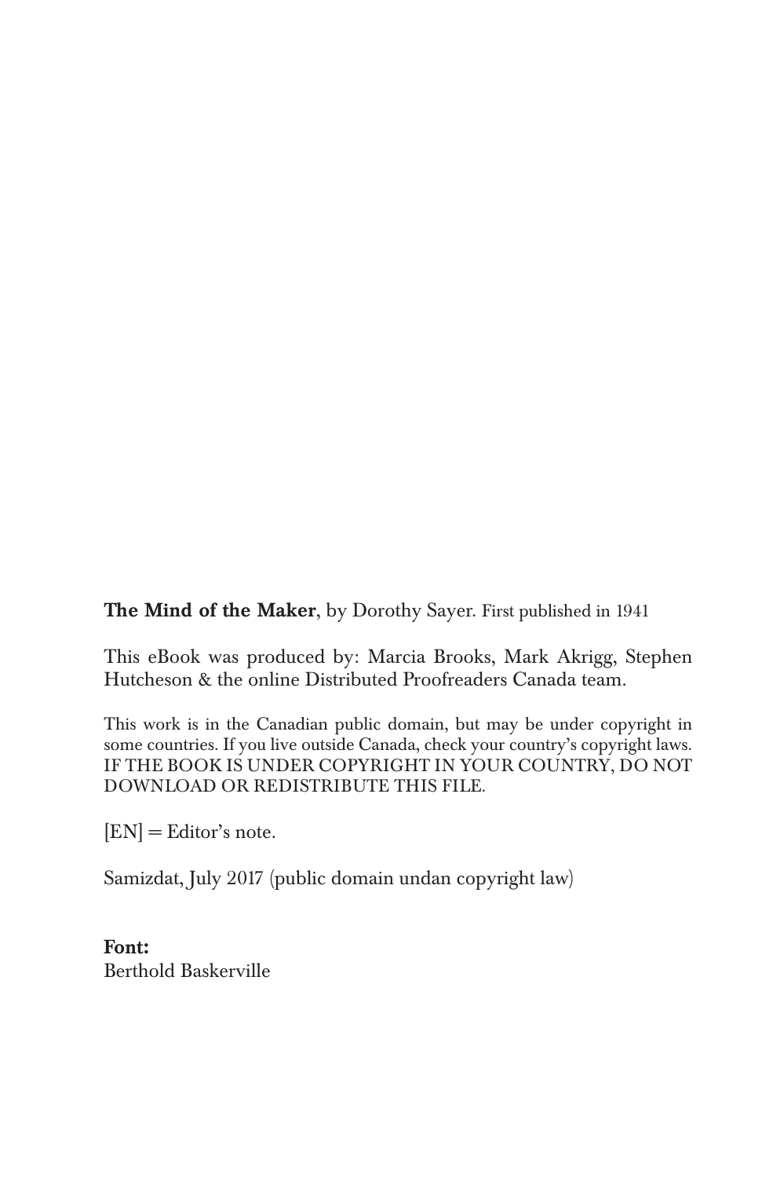**The Mind of the Maker**, by Dorothy Sayer. First published in 1941

This eBook was produced by: Marcia Brooks, Mark Akrigg, Stephen Hutcheson & the online Distributed Proofreaders Canada team.

This work is in the Canadian public domain, but may be under copyright in some countries. If you live outside Canada, check your country's copyright laws. IF THE BOOK IS UNDER COPYRIGHT IN YOUR COUNTRY, DO NOT DOWNLOAD OR REDISTRIBUTE THIS FILE.

[EN] = Editor's note.

Samizdat, July 2017 (public domain undan copyright law)

**Font:**
Berthold Baskerville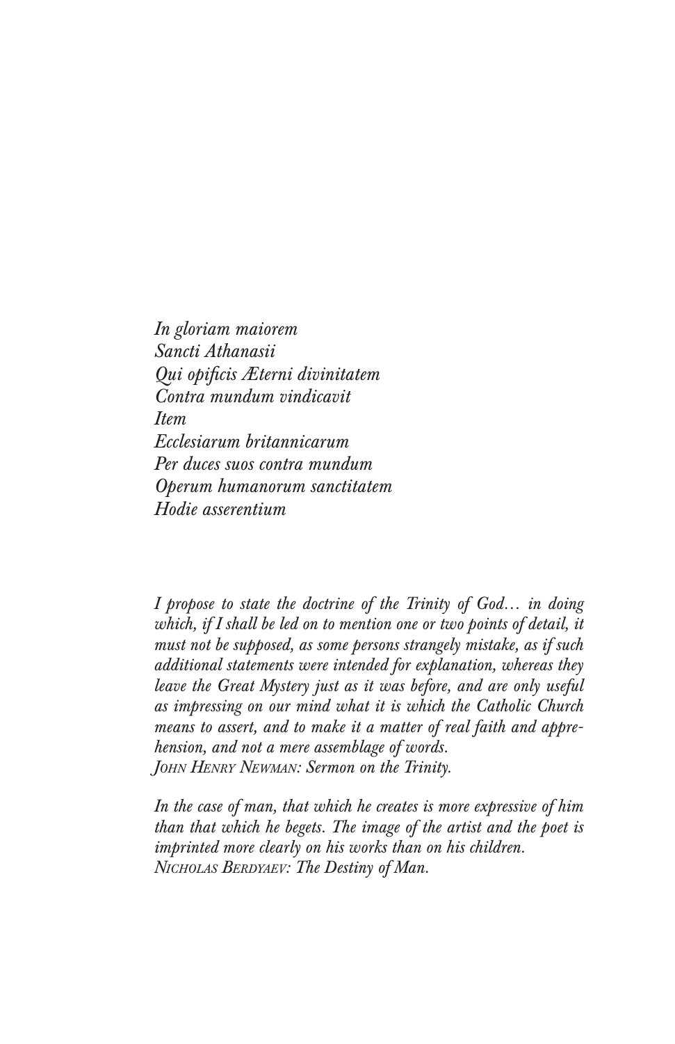*In gloriam maiorem*
*Sancti Athanasii*
*Qui opificis Æterni divinitatem*
*Contra mundum vindicavit*
*Item*
*Ecclesiarum britannicarum*
*Per duces suos contra mundum*
*Operum humanorum sanctitatem*
*Hodie asserentium*

*I propose to state the doctrine of the Trinity of God… in doing which, if I shall be led on to mention one or two points of detail, it must not be supposed, as some persons strangely mistake, as if such additional statements were intended for explanation, whereas they leave the Great Mystery just as it was before, and are only useful as impressing on our mind what it is which the Catholic Church means to assert, and to make it a matter of real faith and apprehension, and not a mere assemblage of words.*
*John Henry Newman: Sermon on the Trinity.*

*In the case of man, that which he creates is more expressive of him than that which he begets. The image of the artist and the poet is imprinted more clearly on his works than on his children.*
*Nicholas Berdyaev: The Destiny of Man.*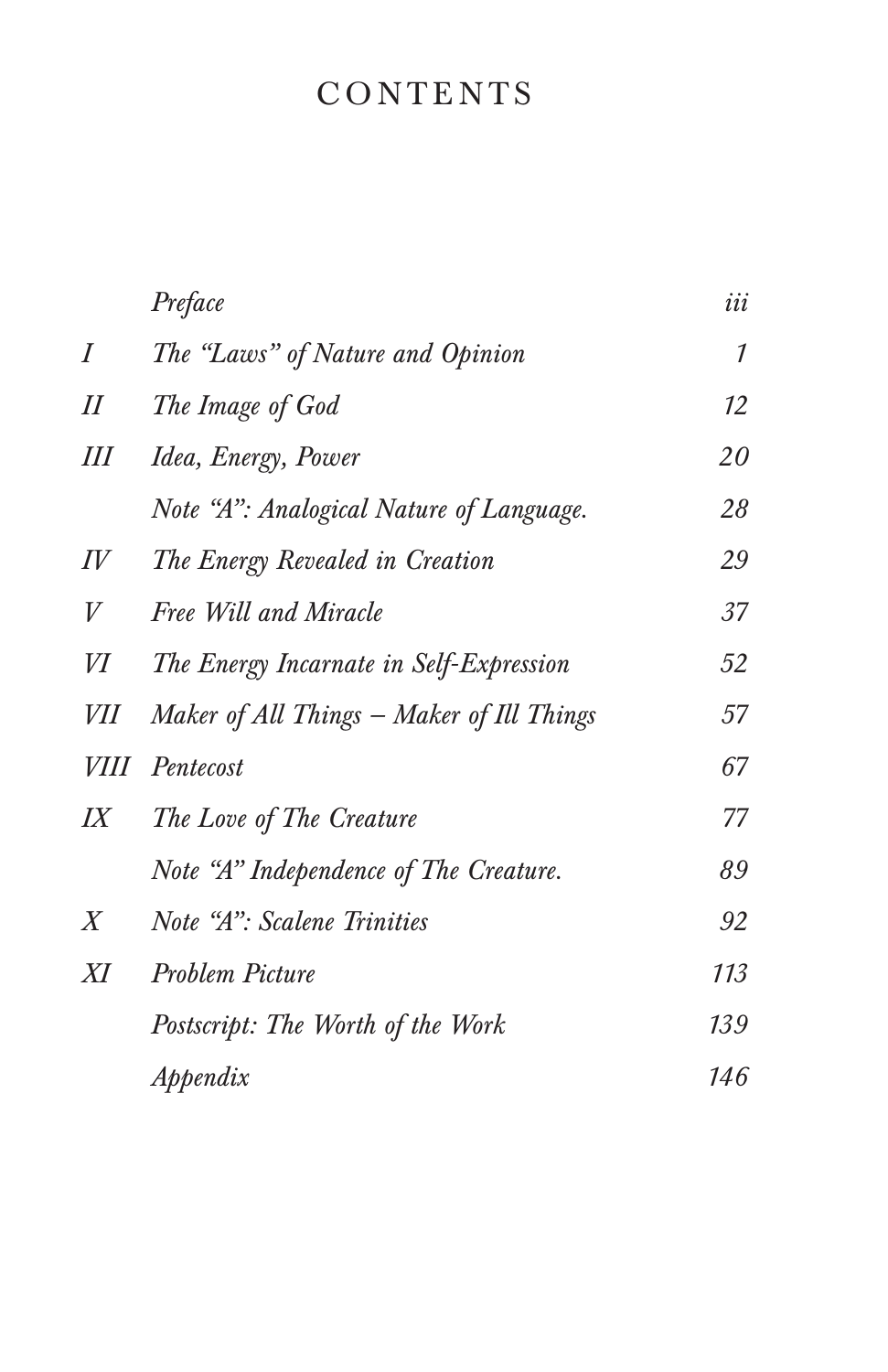# CONTENTS

| | | |
|---|---|---|
| | *Preface* | *iii* |
| *I* | *The "Laws" of Nature and Opinion* | *1* |
| *II* | *The Image of God* | *12* |
| *III* | *Idea, Energy, Power* | *20* |
| | *Note "A": Analogical Nature of Language.* | *28* |
| *IV* | *The Energy Revealed in Creation* | *29* |
| *V* | *Free Will and Miracle* | *37* |
| *VI* | *The Energy Incarnate in Self-Expression* | *52* |
| *VII* | *Maker of All Things – Maker of Ill Things* | *57* |
| *VIII* | *Pentecost* | *67* |
| *IX* | *The Love of The Creature* | *77* |
| | *Note "A" Independence of The Creature.* | *89* |
| *X* | *Note "A": Scalene Trinities* | *92* |
| *XI* | *Problem Picture* | *113* |
| | *Postscript: The Worth of the Work* | *139* |
| | *Appendix* | *146* |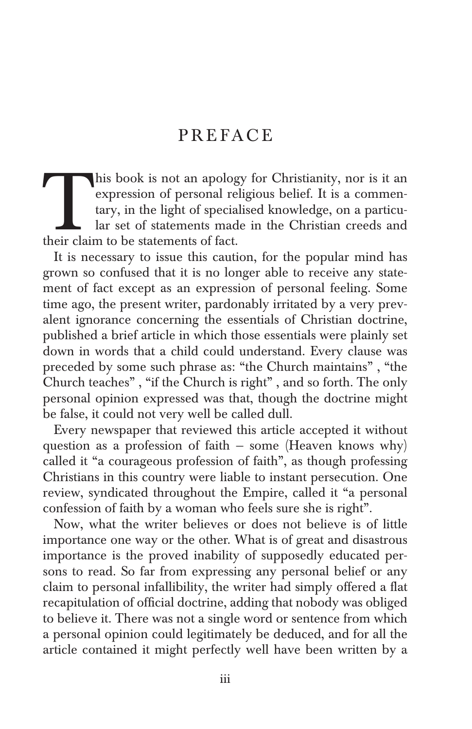# PREFACE

This book is not an apology for Christianity, nor is it an expression of personal religious belief. It is a commentary, in the light of specialised knowledge, on a particular set of statements made in the Christian creeds and their claim to be statements of fact.

It is necessary to issue this caution, for the popular mind has grown so confused that it is no longer able to receive any statement of fact except as an expression of personal feeling. Some time ago, the present writer, pardonably irritated by a very prevalent ignorance concerning the essentials of Christian doctrine, published a brief article in which those essentials were plainly set down in words that a child could understand. Every clause was preceded by some such phrase as: "the Church maintains" , "the Church teaches" , "if the Church is right" , and so forth. The only personal opinion expressed was that, though the doctrine might be false, it could not very well be called dull.

Every newspaper that reviewed this article accepted it without question as a profession of faith – some (Heaven knows why) called it "a courageous profession of faith", as though professing Christians in this country were liable to instant persecution. One review, syndicated throughout the Empire, called it "a personal confession of faith by a woman who feels sure she is right".

Now, what the writer believes or does not believe is of little importance one way or the other. What is of great and disastrous importance is the proved inability of supposedly educated persons to read. So far from expressing any personal belief or any claim to personal infallibility, the writer had simply offered a flat recapitulation of official doctrine, adding that nobody was obliged to believe it. There was not a single word or sentence from which a personal opinion could legitimately be deduced, and for all the article contained it might perfectly well have been written by a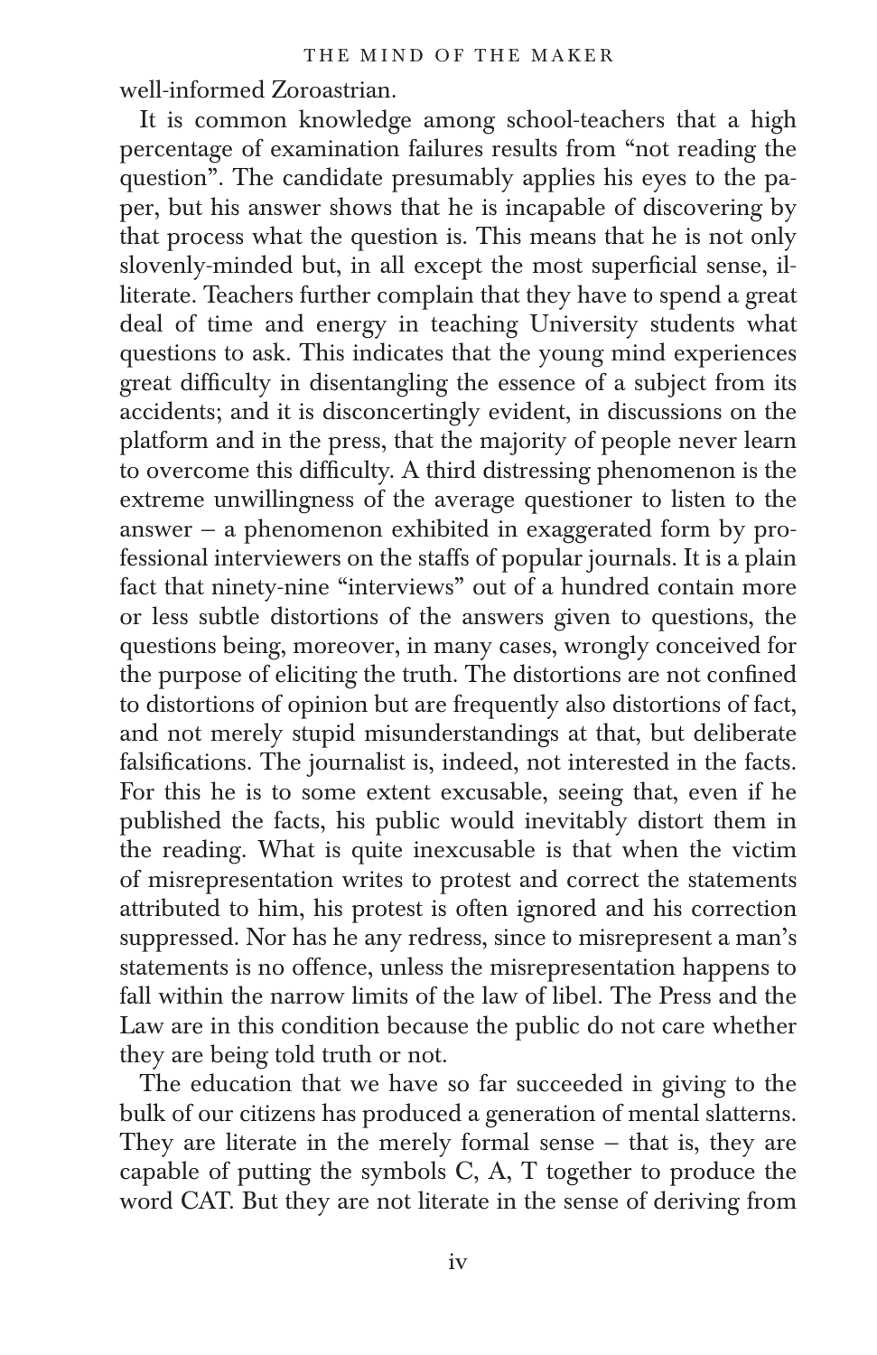well-informed Zoroastrian.

It is common knowledge among school-teachers that a high percentage of examination failures results from "not reading the question". The candidate presumably applies his eyes to the paper, but his answer shows that he is incapable of discovering by that process what the question is. This means that he is not only slovenly-minded but, in all except the most superficial sense, illiterate. Teachers further complain that they have to spend a great deal of time and energy in teaching University students what questions to ask. This indicates that the young mind experiences great difficulty in disentangling the essence of a subject from its accidents; and it is disconcertingly evident, in discussions on the platform and in the press, that the majority of people never learn to overcome this difficulty. A third distressing phenomenon is the extreme unwillingness of the average questioner to listen to the answer – a phenomenon exhibited in exaggerated form by professional interviewers on the staffs of popular journals. It is a plain fact that ninety-nine "interviews" out of a hundred contain more or less subtle distortions of the answers given to questions, the questions being, moreover, in many cases, wrongly conceived for the purpose of eliciting the truth. The distortions are not confined to distortions of opinion but are frequently also distortions of fact, and not merely stupid misunderstandings at that, but deliberate falsifications. The journalist is, indeed, not interested in the facts. For this he is to some extent excusable, seeing that, even if he published the facts, his public would inevitably distort them in the reading. What is quite inexcusable is that when the victim of misrepresentation writes to protest and correct the statements attributed to him, his protest is often ignored and his correction suppressed. Nor has he any redress, since to misrepresent a man's statements is no offence, unless the misrepresentation happens to fall within the narrow limits of the law of libel. The Press and the Law are in this condition because the public do not care whether they are being told truth or not.

The education that we have so far succeeded in giving to the bulk of our citizens has produced a generation of mental slatterns. They are literate in the merely formal sense – that is, they are capable of putting the symbols C, A, T together to produce the word CAT. But they are not literate in the sense of deriving from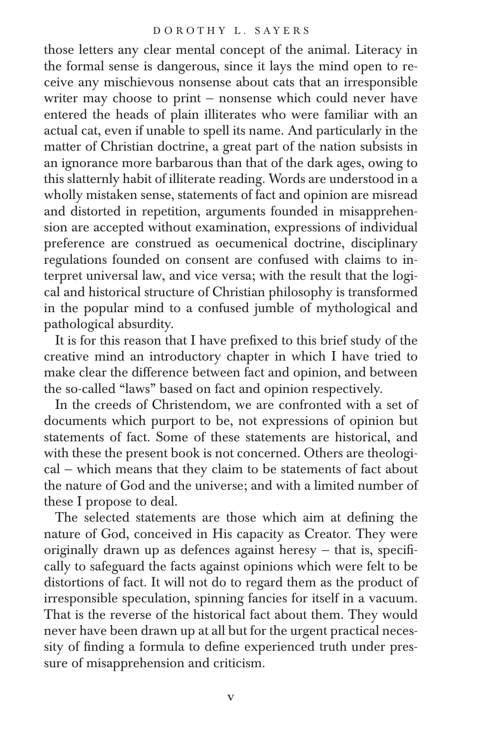those letters any clear mental concept of the animal. Literacy in the formal sense is dangerous, since it lays the mind open to receive any mischievous nonsense about cats that an irresponsible writer may choose to print – nonsense which could never have entered the heads of plain illiterates who were familiar with an actual cat, even if unable to spell its name. And particularly in the matter of Christian doctrine, a great part of the nation subsists in an ignorance more barbarous than that of the dark ages, owing to this slatternly habit of illiterate reading. Words are understood in a wholly mistaken sense, statements of fact and opinion are misread and distorted in repetition, arguments founded in misapprehension are accepted without examination, expressions of individual preference are construed as oecumenical doctrine, disciplinary regulations founded on consent are confused with claims to interpret universal law, and vice versa; with the result that the logical and historical structure of Christian philosophy is transformed in the popular mind to a confused jumble of mythological and pathological absurdity.

It is for this reason that I have prefixed to this brief study of the creative mind an introductory chapter in which I have tried to make clear the difference between fact and opinion, and between the so-called "laws" based on fact and opinion respectively.

In the creeds of Christendom, we are confronted with a set of documents which purport to be, not expressions of opinion but statements of fact. Some of these statements are historical, and with these the present book is not concerned. Others are theological – which means that they claim to be statements of fact about the nature of God and the universe; and with a limited number of these I propose to deal.

The selected statements are those which aim at defining the nature of God, conceived in His capacity as Creator. They were originally drawn up as defences against heresy – that is, specifically to safeguard the facts against opinions which were felt to be distortions of fact. It will not do to regard them as the product of irresponsible speculation, spinning fancies for itself in a vacuum. That is the reverse of the historical fact about them. They would never have been drawn up at all but for the urgent practical necessity of finding a formula to define experienced truth under pressure of misapprehension and criticism.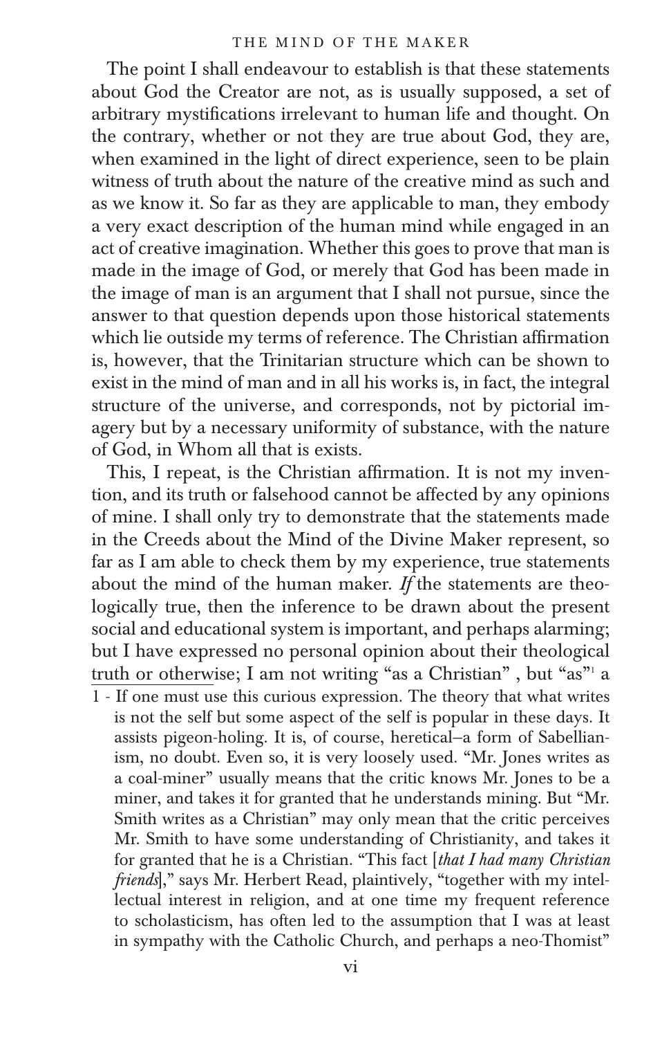The point I shall endeavour to establish is that these statements about God the Creator are not, as is usually supposed, a set of arbitrary mystifications irrelevant to human life and thought. On the contrary, whether or not they are true about God, they are, when examined in the light of direct experience, seen to be plain witness of truth about the nature of the creative mind as such and as we know it. So far as they are applicable to man, they embody a very exact description of the human mind while engaged in an act of creative imagination. Whether this goes to prove that man is made in the image of God, or merely that God has been made in the image of man is an argument that I shall not pursue, since the answer to that question depends upon those historical statements which lie outside my terms of reference. The Christian affirmation is, however, that the Trinitarian structure which can be shown to exist in the mind of man and in all his works is, in fact, the integral structure of the universe, and corresponds, not by pictorial imagery but by a necessary uniformity of substance, with the nature of God, in Whom all that is exists.

This, I repeat, is the Christian affirmation. It is not my invention, and its truth or falsehood cannot be affected by any opinions of mine. I shall only try to demonstrate that the statements made in the Creeds about the Mind of the Divine Maker represent, so far as I am able to check them by my experience, true statements about the mind of the human maker. *If* the statements are theologically true, then the inference to be drawn about the present social and educational system is important, and perhaps alarming; but I have expressed no personal opinion about their theological truth or otherwise; I am not writing "as a Christian" , but "as"[1] a

1 - If one must use this curious expression. The theory that what writes is not the self but some aspect of the self is popular in these days. It assists pigeon-holing. It is, of course, heretical–a form of Sabellianism, no doubt. Even so, it is very loosely used. "Mr. Jones writes as a coal-miner" usually means that the critic knows Mr. Jones to be a miner, and takes it for granted that he understands mining. But "Mr. Smith writes as a Christian" may only mean that the critic perceives Mr. Smith to have some understanding of Christianity, and takes it for granted that he is a Christian. "This fact [*that I had many Christian friends*]," says Mr. Herbert Read, plaintively, "together with my intellectual interest in religion, and at one time my frequent reference to scholasticism, has often led to the assumption that I was at least in sympathy with the Catholic Church, and perhaps a neo-Thomist"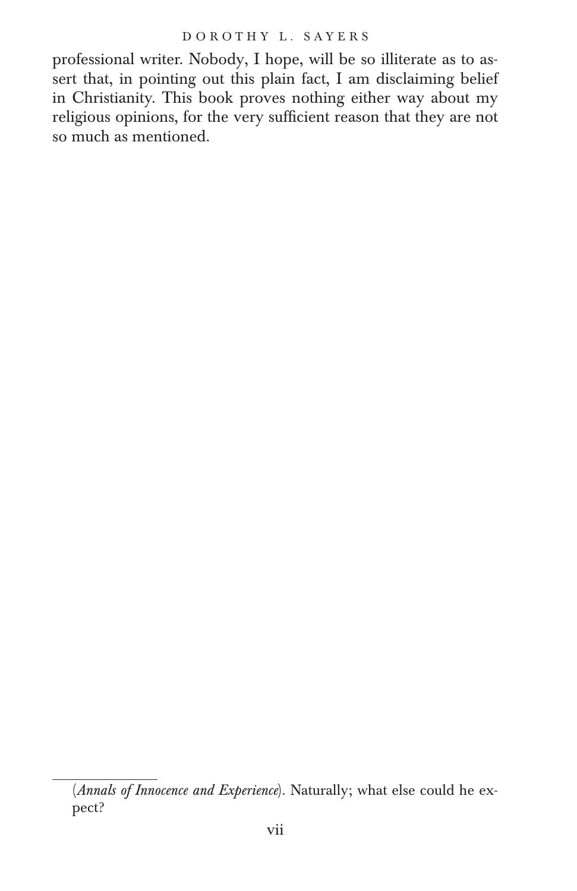professional writer. Nobody, I hope, will be so illiterate as to assert that, in pointing out this plain fact, I am disclaiming belief in Christianity. This book proves nothing either way about my religious opinions, for the very sufficient reason that they are not so much as mentioned.

---

(*Annals of Innocence and Experience*). Naturally; what else could he expect?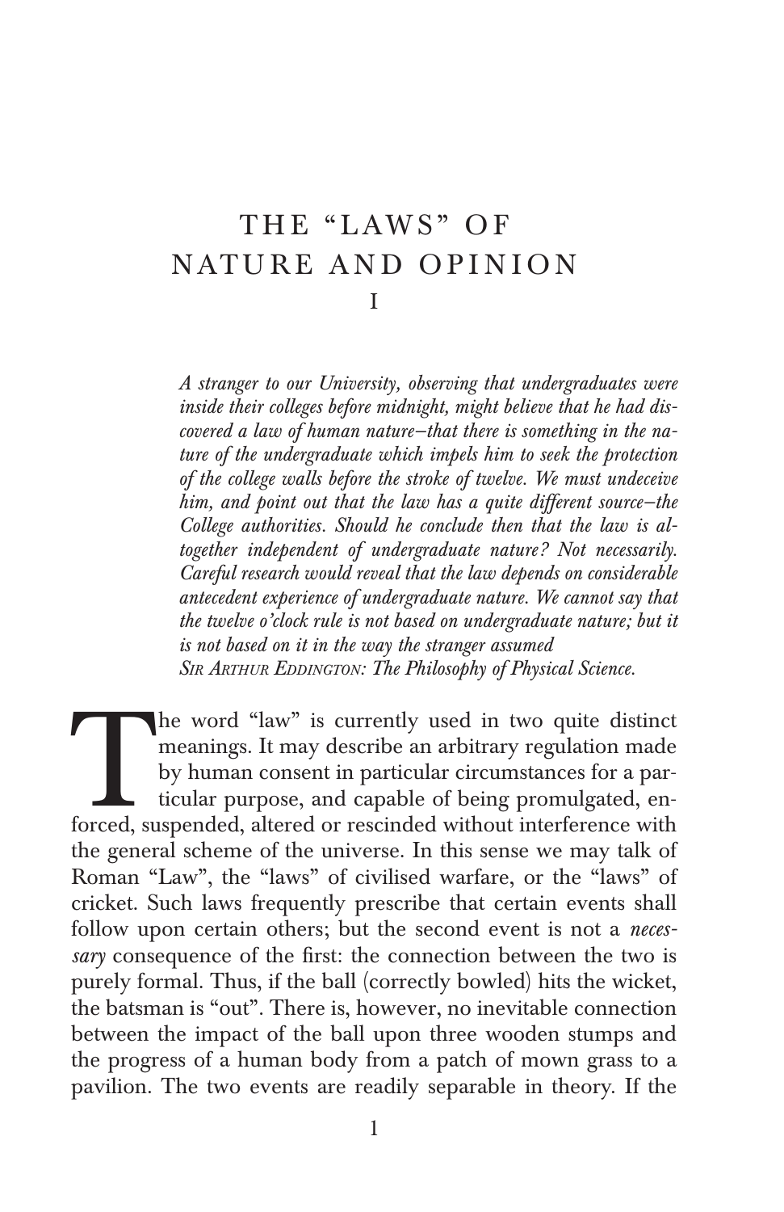# THE "LAWS" OF NATURE AND OPINION

## I

*A stranger to our University, observing that undergraduates were inside their colleges before midnight, might believe that he had discovered a law of human nature—that there is something in the nature of the undergraduate which impels him to seek the protection of the college walls before the stroke of twelve. We must undeceive him, and point out that the law has a quite different source—the College authorities. Should he conclude then that the law is altogether independent of undergraduate nature? Not necessarily. Careful research would reveal that the law depends on considerable antecedent experience of undergraduate nature. We cannot say that the twelve o'clock rule is not based on undergraduate nature; but it is not based on it in the way the stranger assumed*
*Sir Arthur Eddington: The Philosophy of Physical Science.*

The word "law" is currently used in two quite distinct meanings. It may describe an arbitrary regulation made by human consent in particular circumstances for a particular purpose, and capable of being promulgated, enforced, suspended, altered or rescinded without interference with the general scheme of the universe. In this sense we may talk of Roman "Law", the "laws" of civilised warfare, or the "laws" of cricket. Such laws frequently prescribe that certain events shall follow upon certain others; but the second event is not a *necessary* consequence of the first: the connection between the two is purely formal. Thus, if the ball (correctly bowled) hits the wicket, the batsman is "out". There is, however, no inevitable connection between the impact of the ball upon three wooden stumps and the progress of a human body from a patch of mown grass to a pavilion. The two events are readily separable in theory. If the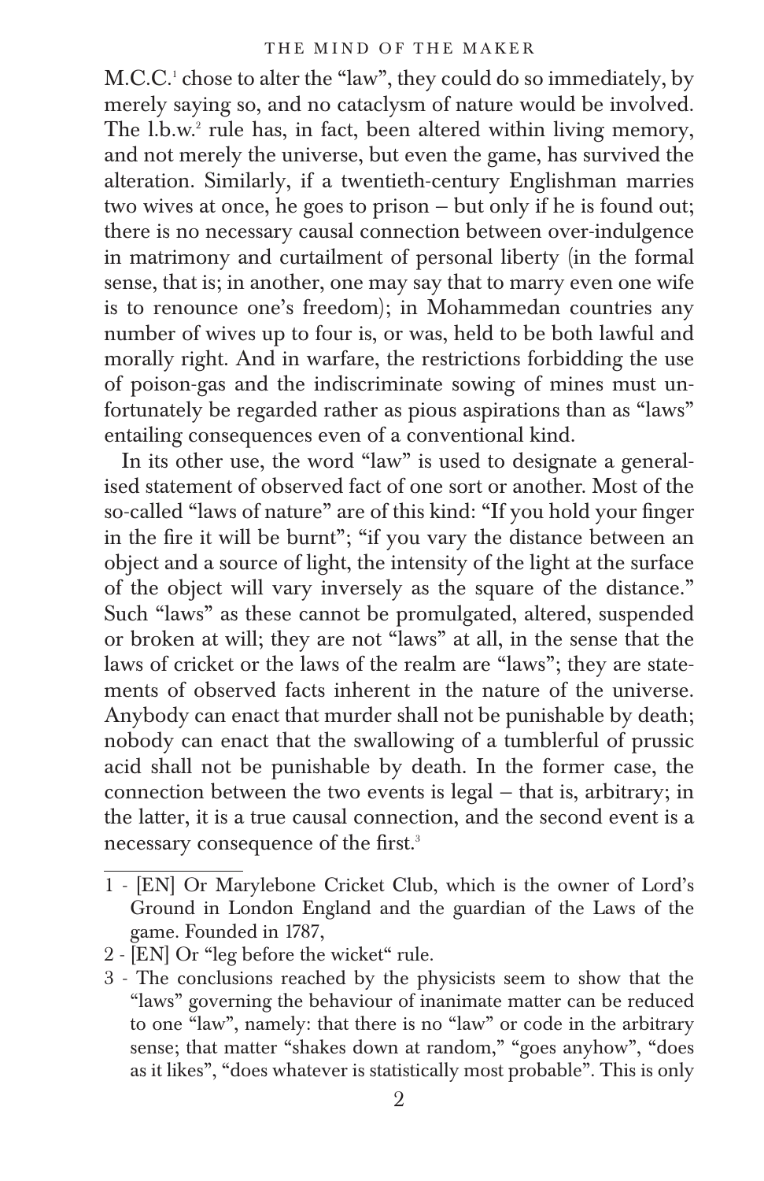M.C.C.[1] chose to alter the "law", they could do so immediately, by merely saying so, and no cataclysm of nature would be involved. The l.b.w.[2] rule has, in fact, been altered within living memory, and not merely the universe, but even the game, has survived the alteration. Similarly, if a twentieth-century Englishman marries two wives at once, he goes to prison – but only if he is found out; there is no necessary causal connection between over-indulgence in matrimony and curtailment of personal liberty (in the formal sense, that is; in another, one may say that to marry even one wife is to renounce one's freedom); in Mohammedan countries any number of wives up to four is, or was, held to be both lawful and morally right. And in warfare, the restrictions forbidding the use of poison-gas and the indiscriminate sowing of mines must unfortunately be regarded rather as pious aspirations than as "laws" entailing consequences even of a conventional kind.

In its other use, the word "law" is used to designate a generalised statement of observed fact of one sort or another. Most of the so-called "laws of nature" are of this kind: "If you hold your finger in the fire it will be burnt"; "if you vary the distance between an object and a source of light, the intensity of the light at the surface of the object will vary inversely as the square of the distance." Such "laws" as these cannot be promulgated, altered, suspended or broken at will; they are not "laws" at all, in the sense that the laws of cricket or the laws of the realm are "laws"; they are statements of observed facts inherent in the nature of the universe. Anybody can enact that murder shall not be punishable by death; nobody can enact that the swallowing of a tumblerful of prussic acid shall not be punishable by death. In the former case, the connection between the two events is legal – that is, arbitrary; in the latter, it is a true causal connection, and the second event is a necessary consequence of the first.[3]

---

1 - [EN] Or Marylebone Cricket Club, which is the owner of Lord's Ground in London England and the guardian of the Laws of the game. Founded in 1787,

2 - [EN] Or "leg before the wicket" rule.

3 - The conclusions reached by the physicists seem to show that the "laws" governing the behaviour of inanimate matter can be reduced to one "law", namely: that there is no "law" or code in the arbitrary sense; that matter "shakes down at random," "goes anyhow", "does as it likes", "does whatever is statistically most probable". This is only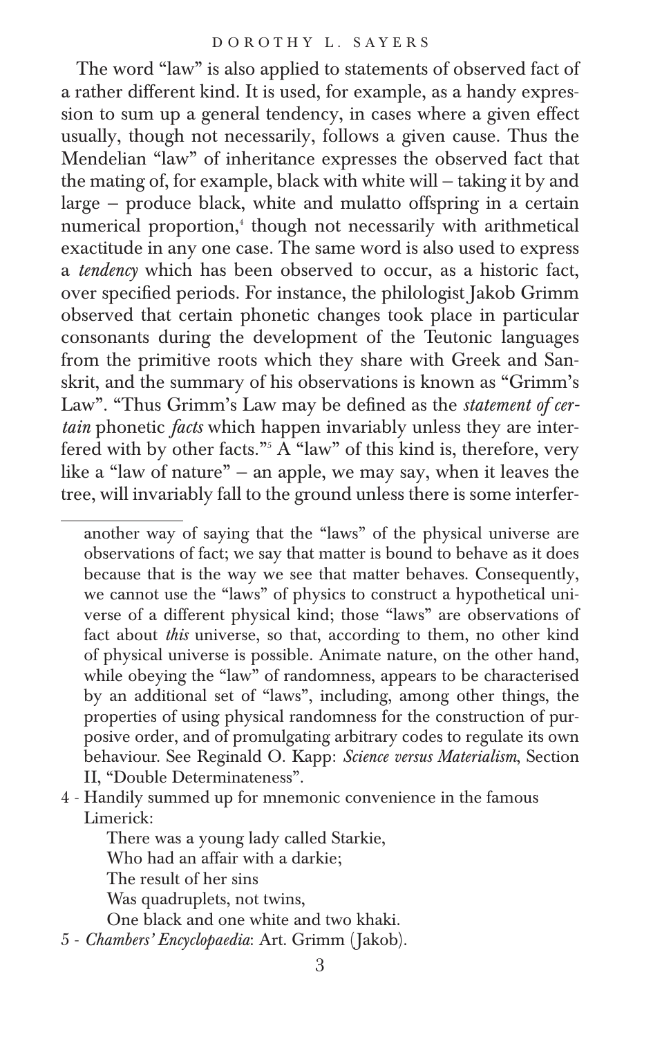The word "law" is also applied to statements of observed fact of a rather different kind. It is used, for example, as a handy expression to sum up a general tendency, in cases where a given effect usually, though not necessarily, follows a given cause. Thus the Mendelian "law" of inheritance expresses the observed fact that the mating of, for example, black with white will – taking it by and large – produce black, white and mulatto offspring in a certain numerical proportion,[4] though not necessarily with arithmetical exactitude in any one case. The same word is also used to express a *tendency* which has been observed to occur, as a historic fact, over specified periods. For instance, the philologist Jakob Grimm observed that certain phonetic changes took place in particular consonants during the development of the Teutonic languages from the primitive roots which they share with Greek and Sanskrit, and the summary of his observations is known as "Grimm's Law". "Thus Grimm's Law may be defined as the *statement of certain* phonetic *facts* which happen invariably unless they are interfered with by other facts."[5] A "law" of this kind is, therefore, very like a "law of nature" – an apple, we may say, when it leaves the tree, will invariably fall to the ground unless there is some interfer-

---

another way of saying that the "laws" of the physical universe are observations of fact; we say that matter is bound to behave as it does because that is the way we see that matter behaves. Consequently, we cannot use the "laws" of physics to construct a hypothetical universe of a different physical kind; those "laws" are observations of fact about *this* universe, so that, according to them, no other kind of physical universe is possible. Animate nature, on the other hand, while obeying the "law" of randomness, appears to be characterised by an additional set of "laws", including, among other things, the properties of using physical randomness for the construction of purposive order, and of promulgating arbitrary codes to regulate its own behaviour. See Reginald O. Kapp: *Science versus Materialism*, Section II, "Double Determinateness".

4 - Handily summed up for mnemonic convenience in the famous Limerick:

> There was a young lady called Starkie,
> Who had an affair with a darkie;
> The result of her sins
> Was quadruplets, not twins,
> One black and one white and two khaki.

5 - *Chambers' Encyclopaedia*: Art. Grimm (Jakob).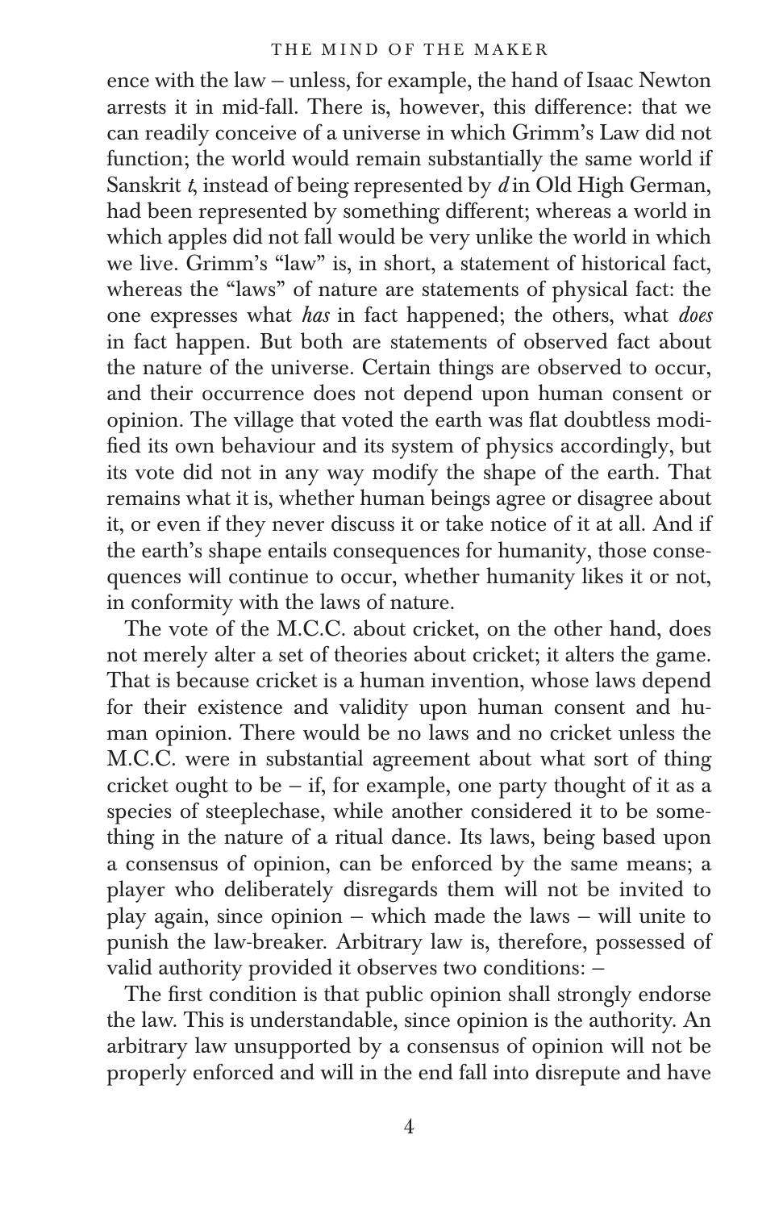ence with the law – unless, for example, the hand of Isaac Newton arrests it in mid-fall. There is, however, this difference: that we can readily conceive of a universe in which Grimm's Law did not function; the world would remain substantially the same world if Sanskrit *t*, instead of being represented by *d* in Old High German, had been represented by something different; whereas a world in which apples did not fall would be very unlike the world in which we live. Grimm's "law" is, in short, a statement of historical fact, whereas the "laws" of nature are statements of physical fact: the one expresses what *has* in fact happened; the others, what *does* in fact happen. But both are statements of observed fact about the nature of the universe. Certain things are observed to occur, and their occurrence does not depend upon human consent or opinion. The village that voted the earth was flat doubtless modified its own behaviour and its system of physics accordingly, but its vote did not in any way modify the shape of the earth. That remains what it is, whether human beings agree or disagree about it, or even if they never discuss it or take notice of it at all. And if the earth's shape entails consequences for humanity, those consequences will continue to occur, whether humanity likes it or not, in conformity with the laws of nature.

The vote of the M.C.C. about cricket, on the other hand, does not merely alter a set of theories about cricket; it alters the game. That is because cricket is a human invention, whose laws depend for their existence and validity upon human consent and human opinion. There would be no laws and no cricket unless the M.C.C. were in substantial agreement about what sort of thing cricket ought to be – if, for example, one party thought of it as a species of steeplechase, while another considered it to be something in the nature of a ritual dance. Its laws, being based upon a consensus of opinion, can be enforced by the same means; a player who deliberately disregards them will not be invited to play again, since opinion – which made the laws – will unite to punish the law-breaker. Arbitrary law is, therefore, possessed of valid authority provided it observes two conditions: –

The first condition is that public opinion shall strongly endorse the law. This is understandable, since opinion is the authority. An arbitrary law unsupported by a consensus of opinion will not be properly enforced and will in the end fall into disrepute and have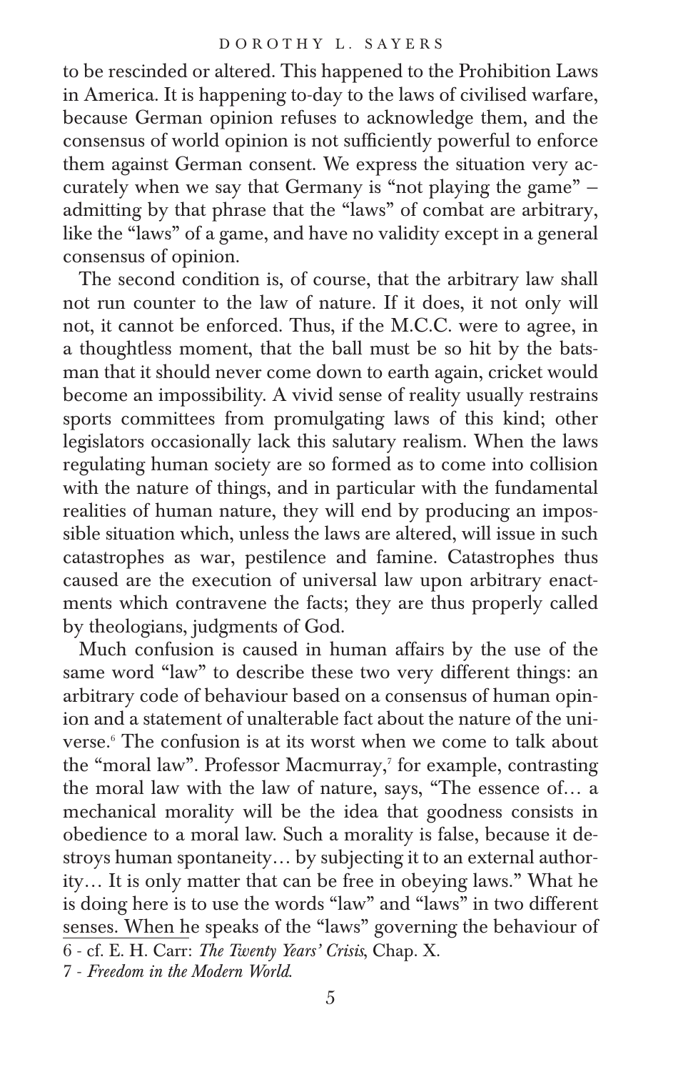to be rescinded or altered. This happened to the Prohibition Laws in America. It is happening to-day to the laws of civilised warfare, because German opinion refuses to acknowledge them, and the consensus of world opinion is not sufficiently powerful to enforce them against German consent. We express the situation very accurately when we say that Germany is "not playing the game" – admitting by that phrase that the "laws" of combat are arbitrary, like the "laws" of a game, and have no validity except in a general consensus of opinion.

The second condition is, of course, that the arbitrary law shall not run counter to the law of nature. If it does, it not only will not, it cannot be enforced. Thus, if the M.C.C. were to agree, in a thoughtless moment, that the ball must be so hit by the batsman that it should never come down to earth again, cricket would become an impossibility. A vivid sense of reality usually restrains sports committees from promulgating laws of this kind; other legislators occasionally lack this salutary realism. When the laws regulating human society are so formed as to come into collision with the nature of things, and in particular with the fundamental realities of human nature, they will end by producing an impossible situation which, unless the laws are altered, will issue in such catastrophes as war, pestilence and famine. Catastrophes thus caused are the execution of universal law upon arbitrary enactments which contravene the facts; they are thus properly called by theologians, judgments of God.

Much confusion is caused in human affairs by the use of the same word "law" to describe these two very different things: an arbitrary code of behaviour based on a consensus of human opinion and a statement of unalterable fact about the nature of the universe.[6] The confusion is at its worst when we come to talk about the "moral law". Professor Macmurray,[7] for example, contrasting the moral law with the law of nature, says, "The essence of… a mechanical morality will be the idea that goodness consists in obedience to a moral law. Such a morality is false, because it destroys human spontaneity… by subjecting it to an external authority… It is only matter that can be free in obeying laws." What he is doing here is to use the words "law" and "laws" in two different senses. When he speaks of the "laws" governing the behaviour of

6 - cf. E. H. Carr: *The Twenty Years' Crisis*, Chap. X.

7 - *Freedom in the Modern World*.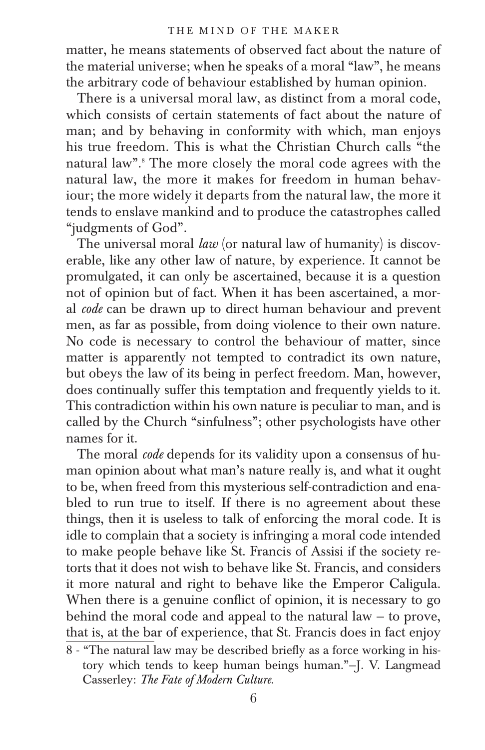matter, he means statements of observed fact about the nature of the material universe; when he speaks of a moral "law", he means the arbitrary code of behaviour established by human opinion.

There is a universal moral law, as distinct from a moral code, which consists of certain statements of fact about the nature of man; and by behaving in conformity with which, man enjoys his true freedom. This is what the Christian Church calls "the natural law".[8] The more closely the moral code agrees with the natural law, the more it makes for freedom in human behaviour; the more widely it departs from the natural law, the more it tends to enslave mankind and to produce the catastrophes called "judgments of God".

The universal moral *law* (or natural law of humanity) is discoverable, like any other law of nature, by experience. It cannot be promulgated, it can only be ascertained, because it is a question not of opinion but of fact. When it has been ascertained, a moral *code* can be drawn up to direct human behaviour and prevent men, as far as possible, from doing violence to their own nature. No code is necessary to control the behaviour of matter, since matter is apparently not tempted to contradict its own nature, but obeys the law of its being in perfect freedom. Man, however, does continually suffer this temptation and frequently yields to it. This contradiction within his own nature is peculiar to man, and is called by the Church "sinfulness"; other psychologists have other names for it.

The moral *code* depends for its validity upon a consensus of human opinion about what man's nature really is, and what it ought to be, when freed from this mysterious self-contradiction and enabled to run true to itself. If there is no agreement about these things, then it is useless to talk of enforcing the moral code. It is idle to complain that a society is infringing a moral code intended to make people behave like St. Francis of Assisi if the society retorts that it does not wish to behave like St. Francis, and considers it more natural and right to behave like the Emperor Caligula. When there is a genuine conflict of opinion, it is necessary to go behind the moral code and appeal to the natural law – to prove, that is, at the bar of experience, that St. Francis does in fact enjoy

8 - "The natural law may be described briefly as a force working in history which tends to keep human beings human."–J. V. Langmead Casserley: *The Fate of Modern Culture.*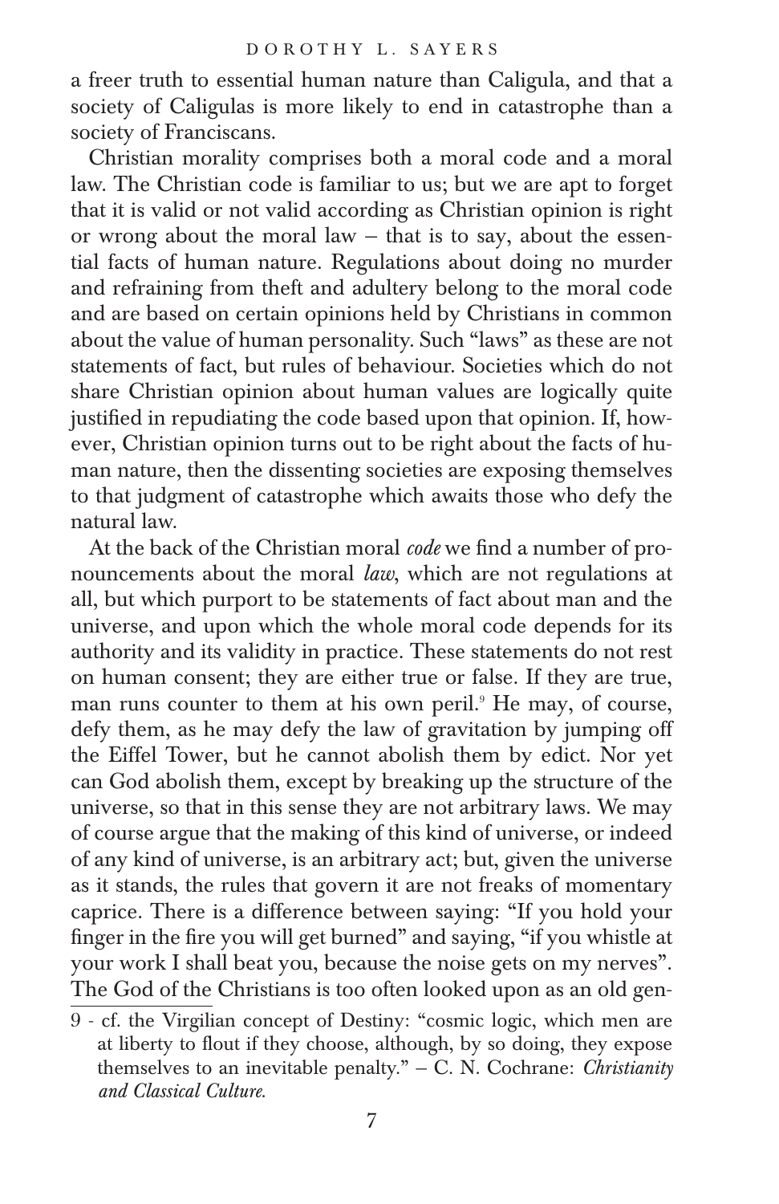a freer truth to essential human nature than Caligula, and that a society of Caligulas is more likely to end in catastrophe than a society of Franciscans.

Christian morality comprises both a moral code and a moral law. The Christian code is familiar to us; but we are apt to forget that it is valid or not valid according as Christian opinion is right or wrong about the moral law – that is to say, about the essential facts of human nature. Regulations about doing no murder and refraining from theft and adultery belong to the moral code and are based on certain opinions held by Christians in common about the value of human personality. Such "laws" as these are not statements of fact, but rules of behaviour. Societies which do not share Christian opinion about human values are logically quite justified in repudiating the code based upon that opinion. If, however, Christian opinion turns out to be right about the facts of human nature, then the dissenting societies are exposing themselves to that judgment of catastrophe which awaits those who defy the natural law.

At the back of the Christian moral *code* we find a number of pronouncements about the moral *law*, which are not regulations at all, but which purport to be statements of fact about man and the universe, and upon which the whole moral code depends for its authority and its validity in practice. These statements do not rest on human consent; they are either true or false. If they are true, man runs counter to them at his own peril.[9] He may, of course, defy them, as he may defy the law of gravitation by jumping off the Eiffel Tower, but he cannot abolish them by edict. Nor yet can God abolish them, except by breaking up the structure of the universe, so that in this sense they are not arbitrary laws. We may of course argue that the making of this kind of universe, or indeed of any kind of universe, is an arbitrary act; but, given the universe as it stands, the rules that govern it are not freaks of momentary caprice. There is a difference between saying: "If you hold your finger in the fire you will get burned" and saying, "if you whistle at your work I shall beat you, because the noise gets on my nerves". The God of the Christians is too often looked upon as an old gen-

9 - cf. the Virgilian concept of Destiny: "cosmic logic, which men are at liberty to flout if they choose, although, by so doing, they expose themselves to an inevitable penalty." – C. N. Cochrane: *Christianity and Classical Culture.*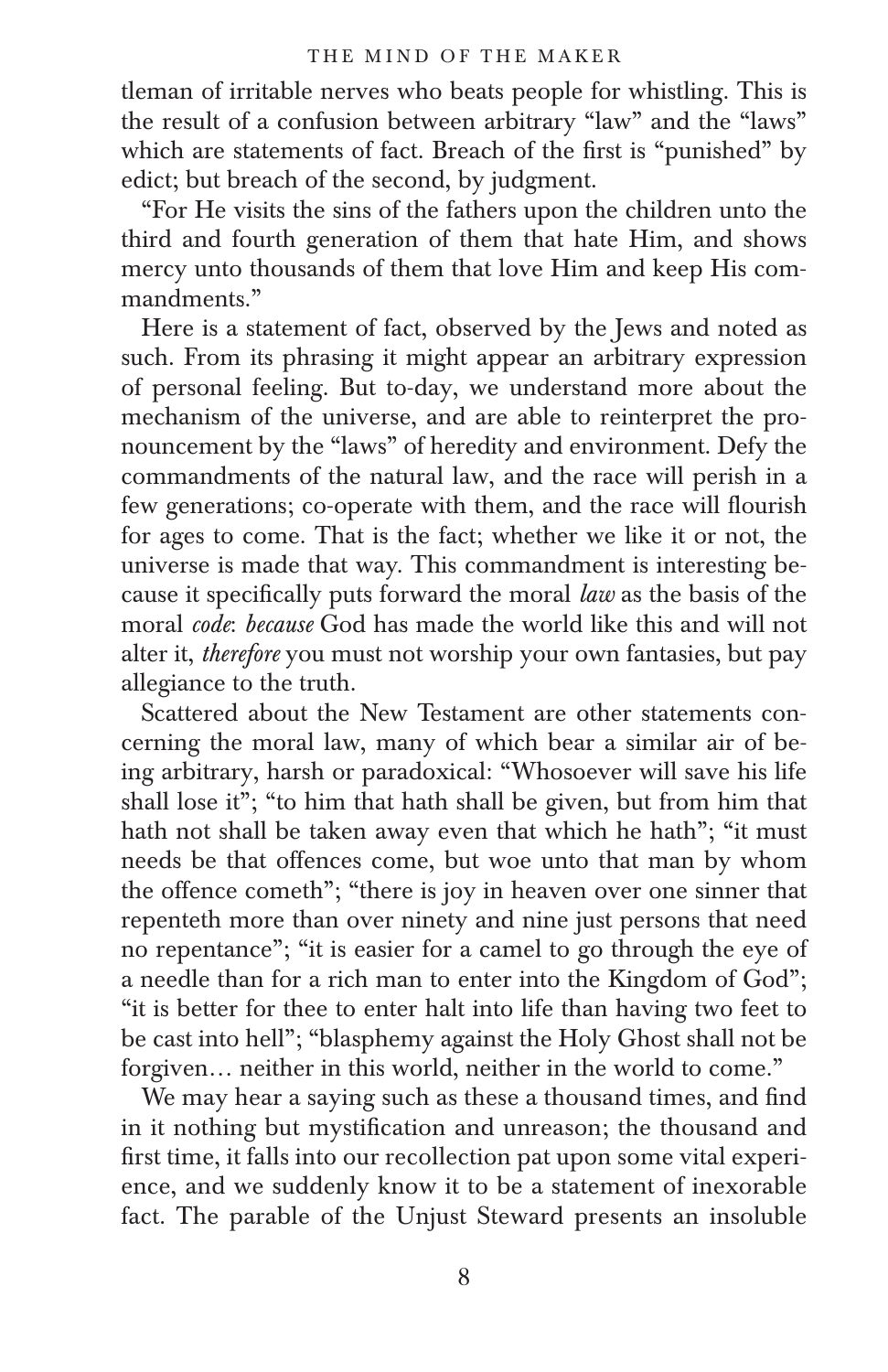tleman of irritable nerves who beats people for whistling. This is the result of a confusion between arbitrary "law" and the "laws" which are statements of fact. Breach of the first is "punished" by edict; but breach of the second, by judgment.

"For He visits the sins of the fathers upon the children unto the third and fourth generation of them that hate Him, and shows mercy unto thousands of them that love Him and keep His commandments."

Here is a statement of fact, observed by the Jews and noted as such. From its phrasing it might appear an arbitrary expression of personal feeling. But to-day, we understand more about the mechanism of the universe, and are able to reinterpret the pronouncement by the "laws" of heredity and environment. Defy the commandments of the natural law, and the race will perish in a few generations; co-operate with them, and the race will flourish for ages to come. That is the fact; whether we like it or not, the universe is made that way. This commandment is interesting because it specifically puts forward the moral *law* as the basis of the moral *code*: *because* God has made the world like this and will not alter it, *therefore* you must not worship your own fantasies, but pay allegiance to the truth.

Scattered about the New Testament are other statements concerning the moral law, many of which bear a similar air of being arbitrary, harsh or paradoxical: "Whosoever will save his life shall lose it"; "to him that hath shall be given, but from him that hath not shall be taken away even that which he hath"; "it must needs be that offences come, but woe unto that man by whom the offence cometh"; "there is joy in heaven over one sinner that repenteth more than over ninety and nine just persons that need no repentance"; "it is easier for a camel to go through the eye of a needle than for a rich man to enter into the Kingdom of God"; "it is better for thee to enter halt into life than having two feet to be cast into hell"; "blasphemy against the Holy Ghost shall not be forgiven… neither in this world, neither in the world to come."

We may hear a saying such as these a thousand times, and find in it nothing but mystification and unreason; the thousand and first time, it falls into our recollection pat upon some vital experience, and we suddenly know it to be a statement of inexorable fact. The parable of the Unjust Steward presents an insoluble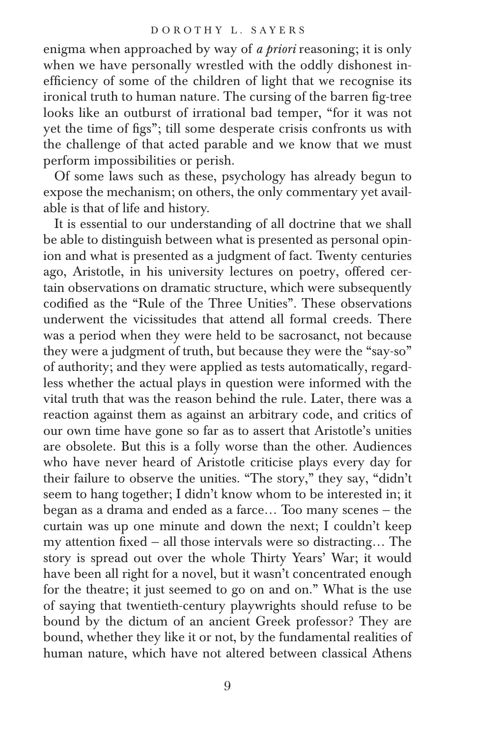enigma when approached by way of *a priori* reasoning; it is only when we have personally wrestled with the oddly dishonest inefficiency of some of the children of light that we recognise its ironical truth to human nature. The cursing of the barren fig-tree looks like an outburst of irrational bad temper, "for it was not yet the time of figs"; till some desperate crisis confronts us with the challenge of that acted parable and we know that we must perform impossibilities or perish.

Of some laws such as these, psychology has already begun to expose the mechanism; on others, the only commentary yet available is that of life and history.

It is essential to our understanding of all doctrine that we shall be able to distinguish between what is presented as personal opinion and what is presented as a judgment of fact. Twenty centuries ago, Aristotle, in his university lectures on poetry, offered certain observations on dramatic structure, which were subsequently codified as the "Rule of the Three Unities". These observations underwent the vicissitudes that attend all formal creeds. There was a period when they were held to be sacrosanct, not because they were a judgment of truth, but because they were the "say-so" of authority; and they were applied as tests automatically, regardless whether the actual plays in question were informed with the vital truth that was the reason behind the rule. Later, there was a reaction against them as against an arbitrary code, and critics of our own time have gone so far as to assert that Aristotle's unities are obsolete. But this is a folly worse than the other. Audiences who have never heard of Aristotle criticise plays every day for their failure to observe the unities. "The story," they say, "didn't seem to hang together; I didn't know whom to be interested in; it began as a drama and ended as a farce… Too many scenes – the curtain was up one minute and down the next; I couldn't keep my attention fixed – all those intervals were so distracting… The story is spread out over the whole Thirty Years' War; it would have been all right for a novel, but it wasn't concentrated enough for the theatre; it just seemed to go on and on." What is the use of saying that twentieth-century playwrights should refuse to be bound by the dictum of an ancient Greek professor? They are bound, whether they like it or not, by the fundamental realities of human nature, which have not altered between classical Athens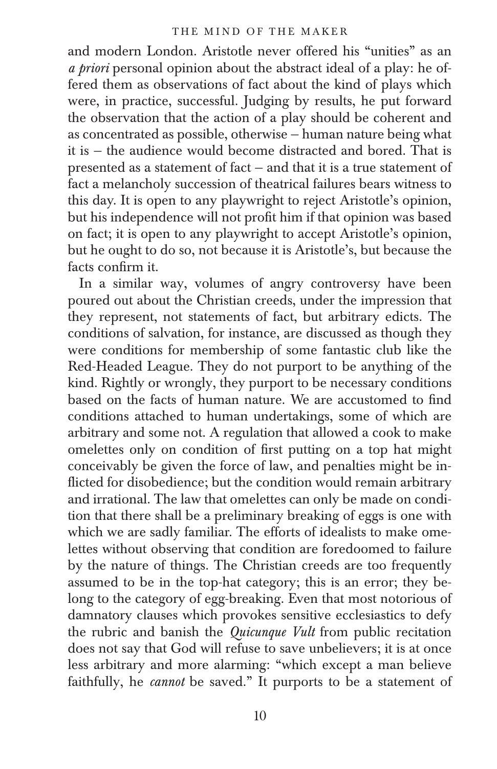and modern London. Aristotle never offered his "unities" as an *a priori* personal opinion about the abstract ideal of a play: he offered them as observations of fact about the kind of plays which were, in practice, successful. Judging by results, he put forward the observation that the action of a play should be coherent and as concentrated as possible, otherwise – human nature being what it is – the audience would become distracted and bored. That is presented as a statement of fact – and that it is a true statement of fact a melancholy succession of theatrical failures bears witness to this day. It is open to any playwright to reject Aristotle's opinion, but his independence will not profit him if that opinion was based on fact; it is open to any playwright to accept Aristotle's opinion, but he ought to do so, not because it is Aristotle's, but because the facts confirm it.

In a similar way, volumes of angry controversy have been poured out about the Christian creeds, under the impression that they represent, not statements of fact, but arbitrary edicts. The conditions of salvation, for instance, are discussed as though they were conditions for membership of some fantastic club like the Red-Headed League. They do not purport to be anything of the kind. Rightly or wrongly, they purport to be necessary conditions based on the facts of human nature. We are accustomed to find conditions attached to human undertakings, some of which are arbitrary and some not. A regulation that allowed a cook to make omelettes only on condition of first putting on a top hat might conceivably be given the force of law, and penalties might be inflicted for disobedience; but the condition would remain arbitrary and irrational. The law that omelettes can only be made on condition that there shall be a preliminary breaking of eggs is one with which we are sadly familiar. The efforts of idealists to make omelettes without observing that condition are foredoomed to failure by the nature of things. The Christian creeds are too frequently assumed to be in the top-hat category; this is an error; they belong to the category of egg-breaking. Even that most notorious of damnatory clauses which provokes sensitive ecclesiastics to defy the rubric and banish the *Quicunque Vult* from public recitation does not say that God will refuse to save unbelievers; it is at once less arbitrary and more alarming: "which except a man believe faithfully, he *cannot* be saved." It purports to be a statement of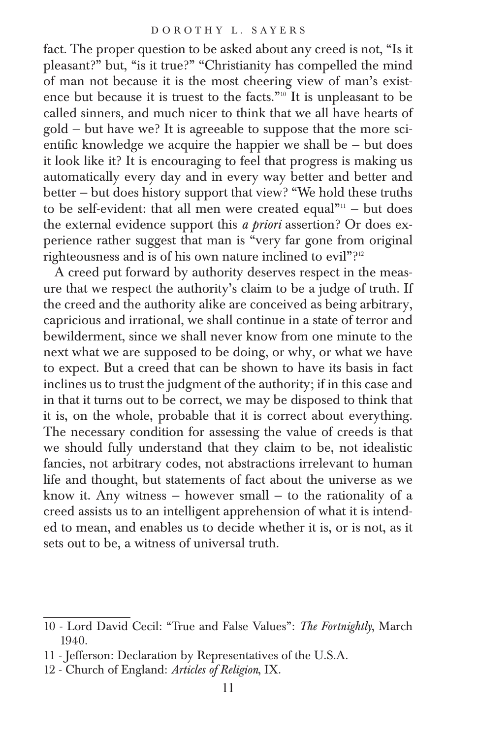fact. The proper question to be asked about any creed is not, "Is it pleasant?" but, "is it true?" "Christianity has compelled the mind of man not because it is the most cheering view of man's existence but because it is truest to the facts."[10] It is unpleasant to be called sinners, and much nicer to think that we all have hearts of gold – but have we? It is agreeable to suppose that the more scientific knowledge we acquire the happier we shall be – but does it look like it? It is encouraging to feel that progress is making us automatically every day and in every way better and better and better – but does history support that view? "We hold these truths to be self-evident: that all men were created equal"[11] – but does the external evidence support this *a priori* assertion? Or does experience rather suggest that man is "very far gone from original righteousness and is of his own nature inclined to evil"?[12]

A creed put forward by authority deserves respect in the measure that we respect the authority's claim to be a judge of truth. If the creed and the authority alike are conceived as being arbitrary, capricious and irrational, we shall continue in a state of terror and bewilderment, since we shall never know from one minute to the next what we are supposed to be doing, or why, or what we have to expect. But a creed that can be shown to have its basis in fact inclines us to trust the judgment of the authority; if in this case and in that it turns out to be correct, we may be disposed to think that it is, on the whole, probable that it is correct about everything. The necessary condition for assessing the value of creeds is that we should fully understand that they claim to be, not idealistic fancies, not arbitrary codes, not abstractions irrelevant to human life and thought, but statements of fact about the universe as we know it. Any witness – however small – to the rationality of a creed assists us to an intelligent apprehension of what it is intended to mean, and enables us to decide whether it is, or is not, as it sets out to be, a witness of universal truth.

---

10 - Lord David Cecil: "True and False Values": *The Fortnightly*, March 1940.

11 - Jefferson: Declaration by Representatives of the U.S.A.

12 - Church of England: *Articles of Religion*, IX.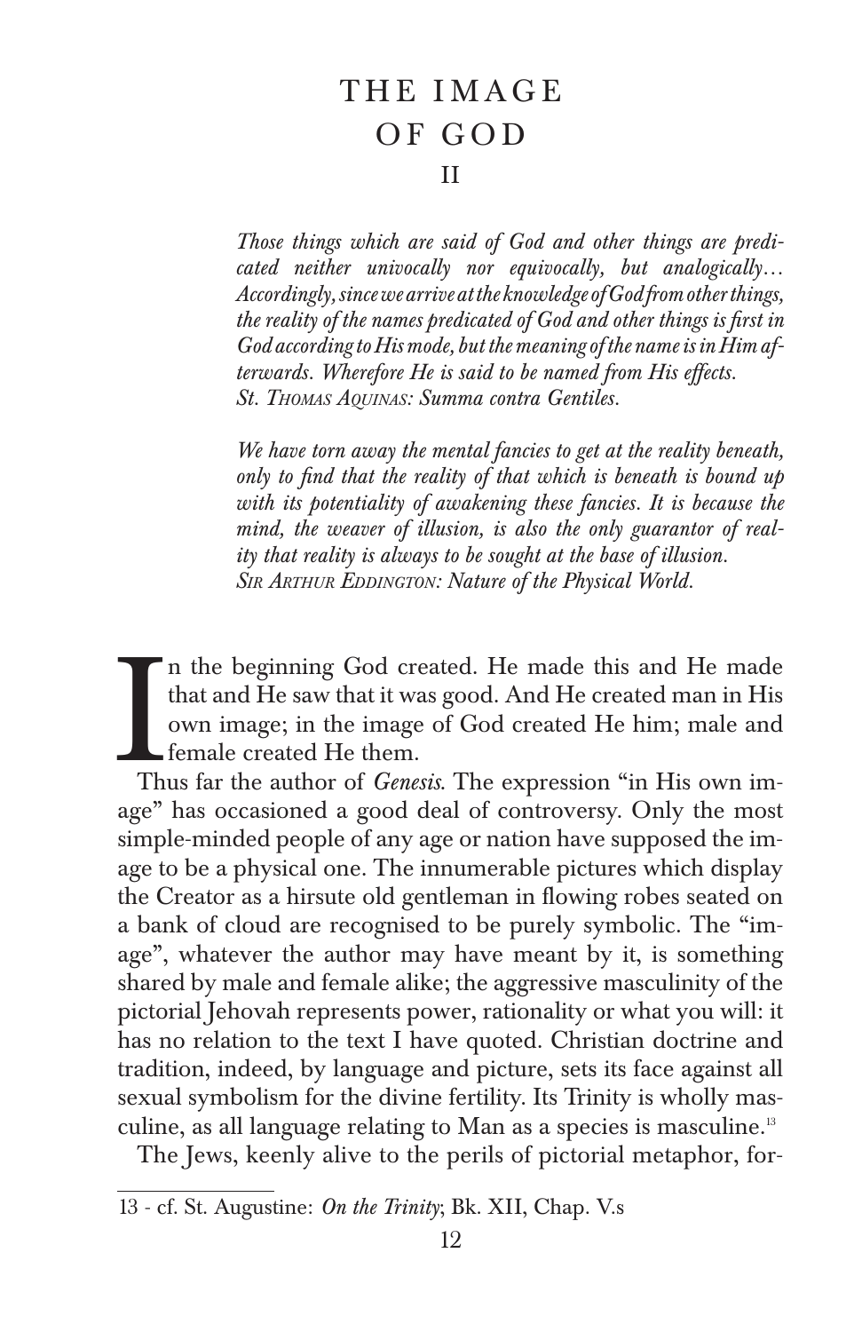# THE IMAGE OF GOD

## II

*Those things which are said of God and other things are predicated neither univocally nor equivocally, but analogically… Accordingly, since we arrive at the knowledge of God from other things, the reality of the names predicated of God and other things is first in God according to His mode, but the meaning of the name is in Him afterwards. Wherefore He is said to be named from His effects.*
*St. Thomas Aquinas: Summa contra Gentiles.*

*We have torn away the mental fancies to get at the reality beneath, only to find that the reality of that which is beneath is bound up with its potentiality of awakening these fancies. It is because the mind, the weaver of illusion, is also the only guarantor of reality that reality is always to be sought at the base of illusion.*
*Sir Arthur Eddington: Nature of the Physical World.*

In the beginning God created. He made this and He made that and He saw that it was good. And He created man in His own image; in the image of God created He him; male and female created He them.

Thus far the author of *Genesis.* The expression "in His own image" has occasioned a good deal of controversy. Only the most simple-minded people of any age or nation have supposed the image to be a physical one. The innumerable pictures which display the Creator as a hirsute old gentleman in flowing robes seated on a bank of cloud are recognised to be purely symbolic. The "image", whatever the author may have meant by it, is something shared by male and female alike; the aggressive masculinity of the pictorial Jehovah represents power, rationality or what you will: it has no relation to the text I have quoted. Christian doctrine and tradition, indeed, by language and picture, sets its face against all sexual symbolism for the divine fertility. Its Trinity is wholly masculine, as all language relating to Man as a species is masculine.[13]

The Jews, keenly alive to the perils of pictorial metaphor, for-

---

13 - cf. St. Augustine: *On the Trinity*; Bk. XII, Chap. V.s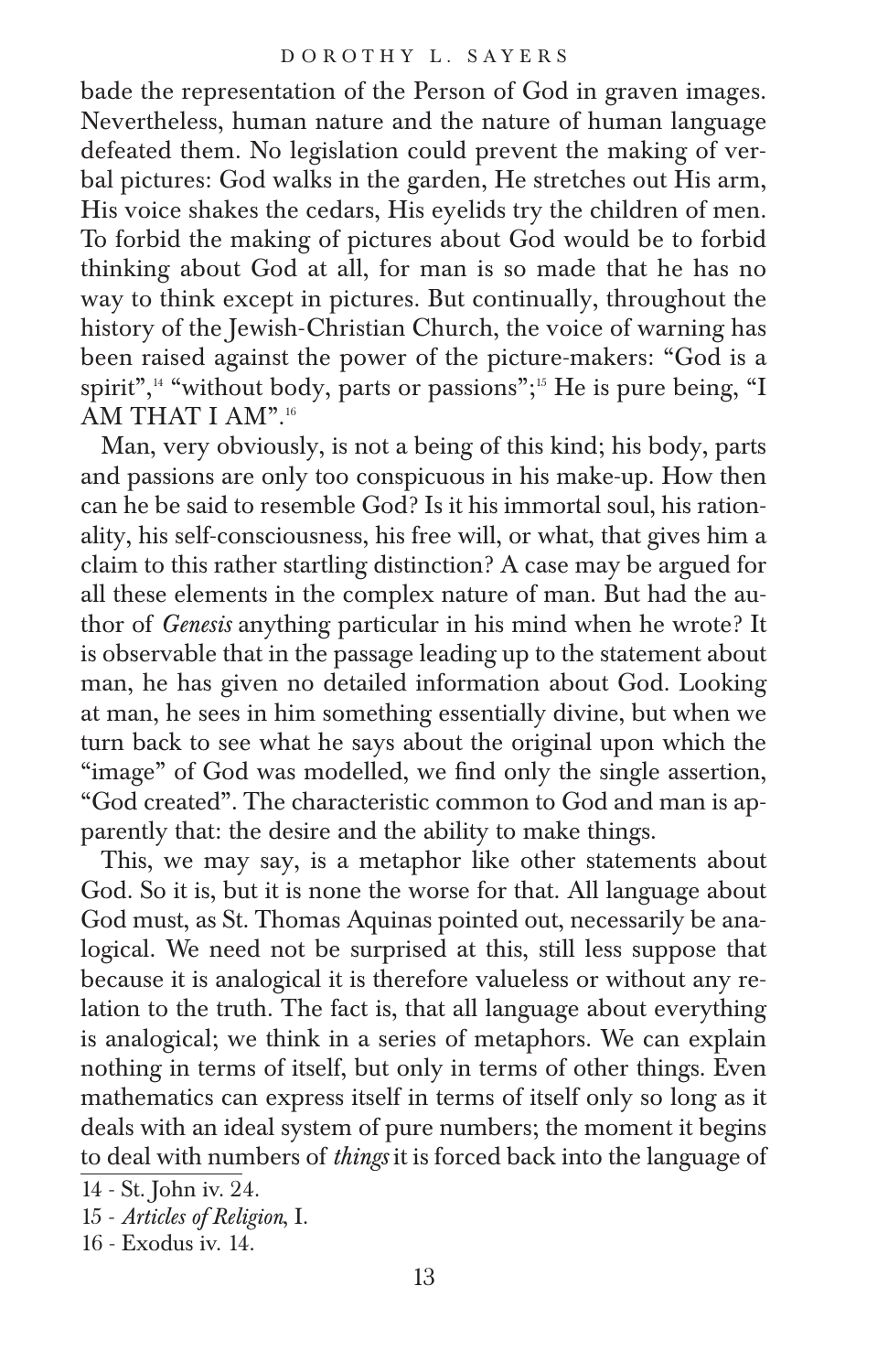bade the representation of the Person of God in graven images. Nevertheless, human nature and the nature of human language defeated them. No legislation could prevent the making of verbal pictures: God walks in the garden, He stretches out His arm, His voice shakes the cedars, His eyelids try the children of men. To forbid the making of pictures about God would be to forbid thinking about God at all, for man is so made that he has no way to think except in pictures. But continually, throughout the history of the Jewish-Christian Church, the voice of warning has been raised against the power of the picture-makers: "God is a spirit",[14] "without body, parts or passions";[15] He is pure being, "I AM THAT I AM".[16]

Man, very obviously, is not a being of this kind; his body, parts and passions are only too conspicuous in his make-up. How then can he be said to resemble God? Is it his immortal soul, his rationality, his self-consciousness, his free will, or what, that gives him a claim to this rather startling distinction? A case may be argued for all these elements in the complex nature of man. But had the author of *Genesis* anything particular in his mind when he wrote? It is observable that in the passage leading up to the statement about man, he has given no detailed information about God. Looking at man, he sees in him something essentially divine, but when we turn back to see what he says about the original upon which the "image" of God was modelled, we find only the single assertion, "God created". The characteristic common to God and man is apparently that: the desire and the ability to make things.

This, we may say, is a metaphor like other statements about God. So it is, but it is none the worse for that. All language about God must, as St. Thomas Aquinas pointed out, necessarily be analogical. We need not be surprised at this, still less suppose that because it is analogical it is therefore valueless or without any relation to the truth. The fact is, that all language about everything is analogical; we think in a series of metaphors. We can explain nothing in terms of itself, but only in terms of other things. Even mathematics can express itself in terms of itself only so long as it deals with an ideal system of pure numbers; the moment it begins to deal with numbers of *things* it is forced back into the language of

14 - St. John iv. 24.

15 - *Articles of Religion*, I.

16 - Exodus iv. 14.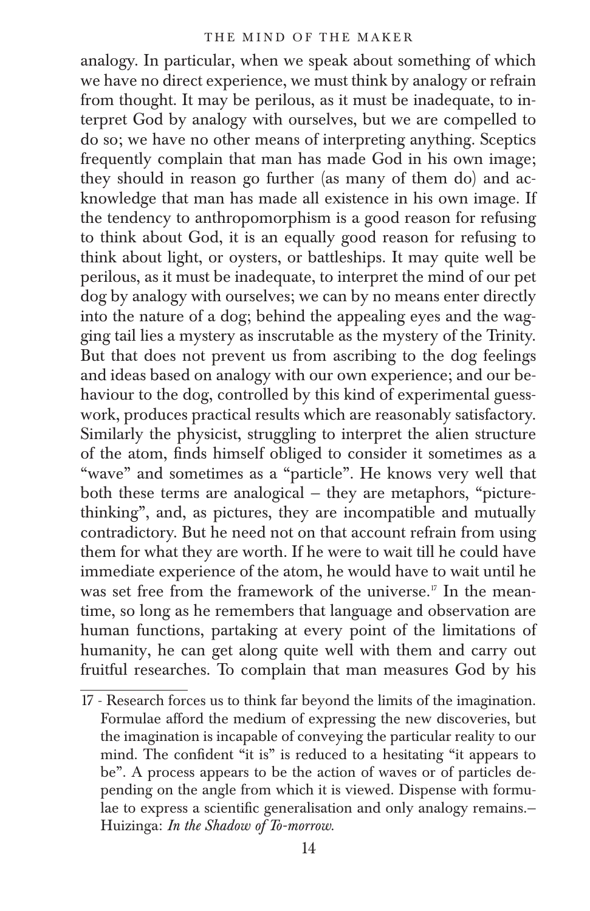analogy. In particular, when we speak about something of which we have no direct experience, we must think by analogy or refrain from thought. It may be perilous, as it must be inadequate, to interpret God by analogy with ourselves, but we are compelled to do so; we have no other means of interpreting anything. Sceptics frequently complain that man has made God in his own image; they should in reason go further (as many of them do) and acknowledge that man has made all existence in his own image. If the tendency to anthropomorphism is a good reason for refusing to think about God, it is an equally good reason for refusing to think about light, or oysters, or battleships. It may quite well be perilous, as it must be inadequate, to interpret the mind of our pet dog by analogy with ourselves; we can by no means enter directly into the nature of a dog; behind the appealing eyes and the wagging tail lies a mystery as inscrutable as the mystery of the Trinity. But that does not prevent us from ascribing to the dog feelings and ideas based on analogy with our own experience; and our behaviour to the dog, controlled by this kind of experimental guesswork, produces practical results which are reasonably satisfactory. Similarly the physicist, struggling to interpret the alien structure of the atom, finds himself obliged to consider it sometimes as a "wave" and sometimes as a "particle". He knows very well that both these terms are analogical – they are metaphors, "picture-thinking", and, as pictures, they are incompatible and mutually contradictory. But he need not on that account refrain from using them for what they are worth. If he were to wait till he could have immediate experience of the atom, he would have to wait until he was set free from the framework of the universe.[17] In the meantime, so long as he remembers that language and observation are human functions, partaking at every point of the limitations of humanity, he can get along quite well with them and carry out fruitful researches. To complain that man measures God by his

---

17 - Research forces us to think far beyond the limits of the imagination. Formulae afford the medium of expressing the new discoveries, but the imagination is incapable of conveying the particular reality to our mind. The confident "it is" is reduced to a hesitating "it appears to be". A process appears to be the action of waves or of particles depending on the angle from which it is viewed. Dispense with formulae to express a scientific generalisation and only analogy remains.– Huizinga: *In the Shadow of To-morrow.*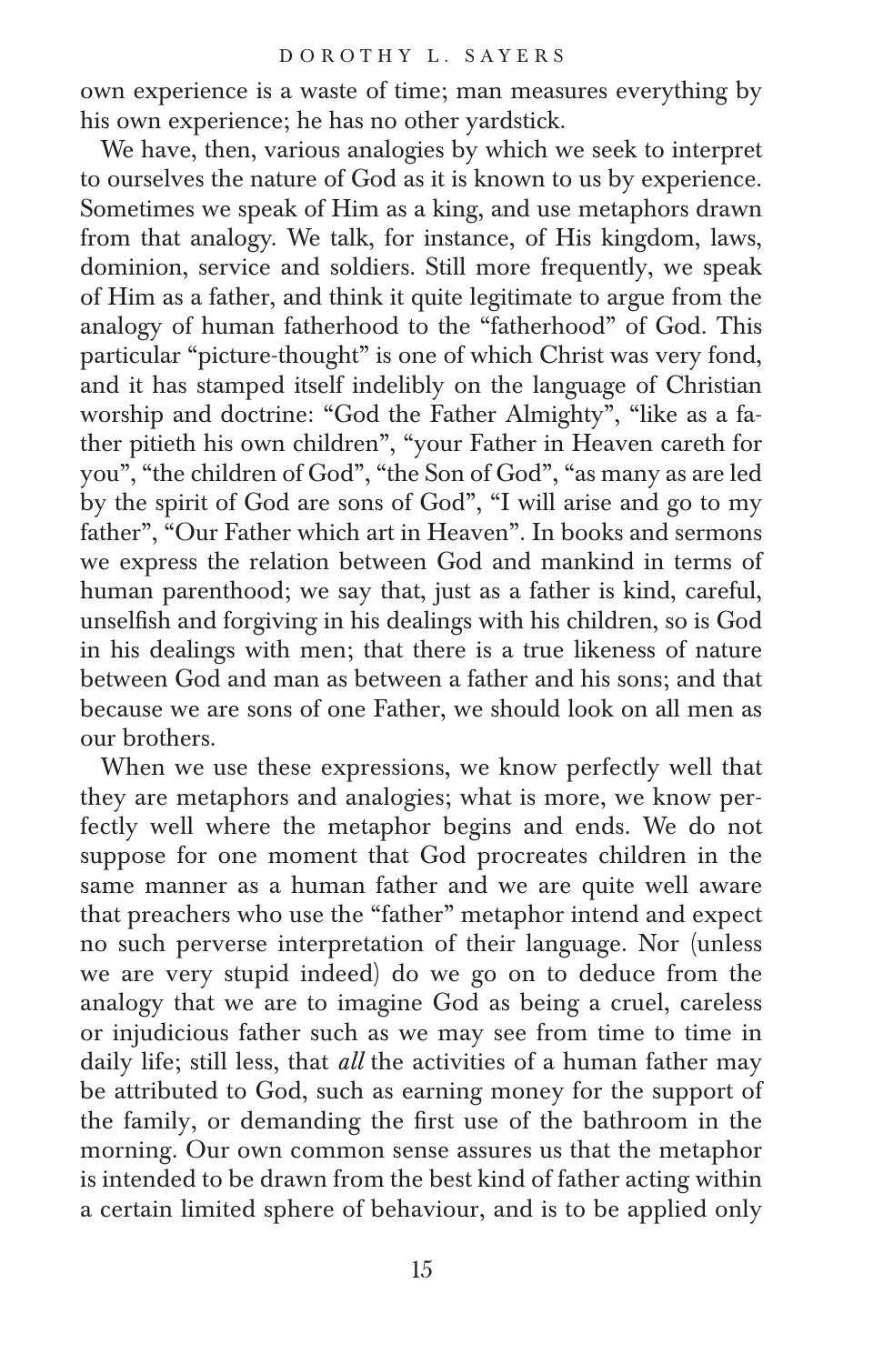own experience is a waste of time; man measures everything by his own experience; he has no other yardstick.

We have, then, various analogies by which we seek to interpret to ourselves the nature of God as it is known to us by experience. Sometimes we speak of Him as a king, and use metaphors drawn from that analogy. We talk, for instance, of His kingdom, laws, dominion, service and soldiers. Still more frequently, we speak of Him as a father, and think it quite legitimate to argue from the analogy of human fatherhood to the "fatherhood" of God. This particular "picture-thought" is one of which Christ was very fond, and it has stamped itself indelibly on the language of Christian worship and doctrine: "God the Father Almighty", "like as a father pitieth his own children", "your Father in Heaven careth for you", "the children of God", "the Son of God", "as many as are led by the spirit of God are sons of God", "I will arise and go to my father", "Our Father which art in Heaven". In books and sermons we express the relation between God and mankind in terms of human parenthood; we say that, just as a father is kind, careful, unselfish and forgiving in his dealings with his children, so is God in his dealings with men; that there is a true likeness of nature between God and man as between a father and his sons; and that because we are sons of one Father, we should look on all men as our brothers.

When we use these expressions, we know perfectly well that they are metaphors and analogies; what is more, we know perfectly well where the metaphor begins and ends. We do not suppose for one moment that God procreates children in the same manner as a human father and we are quite well aware that preachers who use the "father" metaphor intend and expect no such perverse interpretation of their language. Nor (unless we are very stupid indeed) do we go on to deduce from the analogy that we are to imagine God as being a cruel, careless or injudicious father such as we may see from time to time in daily life; still less, that *all* the activities of a human father may be attributed to God, such as earning money for the support of the family, or demanding the first use of the bathroom in the morning. Our own common sense assures us that the metaphor is intended to be drawn from the best kind of father acting within a certain limited sphere of behaviour, and is to be applied only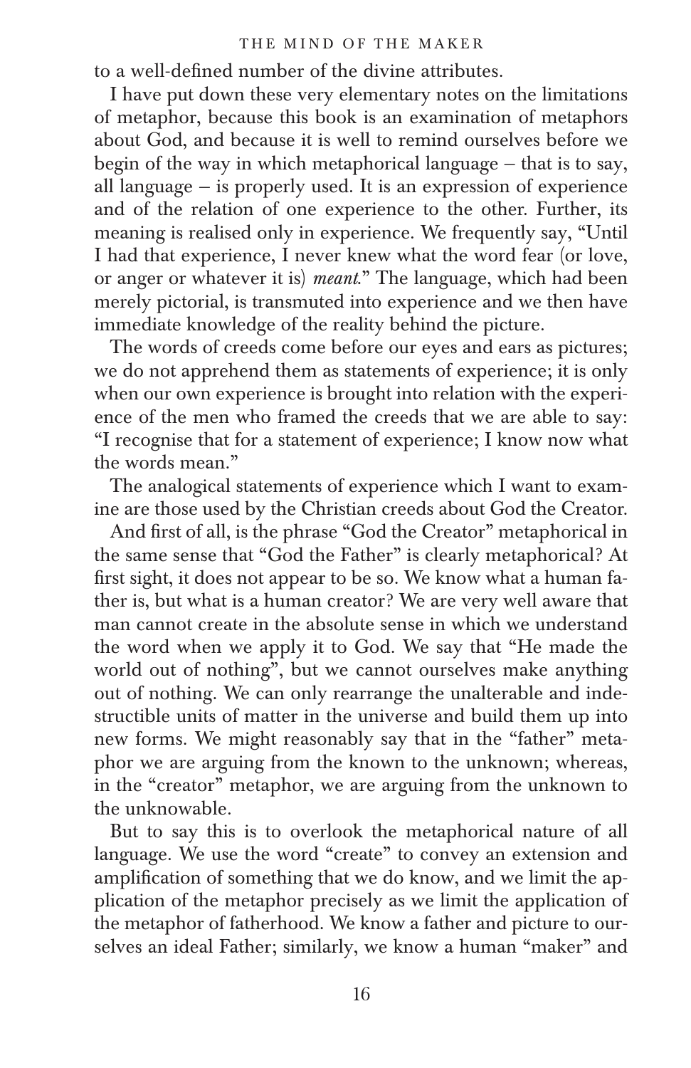to a well-defined number of the divine attributes.

I have put down these very elementary notes on the limitations of metaphor, because this book is an examination of metaphors about God, and because it is well to remind ourselves before we begin of the way in which metaphorical language – that is to say, all language – is properly used. It is an expression of experience and of the relation of one experience to the other. Further, its meaning is realised only in experience. We frequently say, "Until I had that experience, I never knew what the word fear (or love, or anger or whatever it is) *meant*." The language, which had been merely pictorial, is transmuted into experience and we then have immediate knowledge of the reality behind the picture.

The words of creeds come before our eyes and ears as pictures; we do not apprehend them as statements of experience; it is only when our own experience is brought into relation with the experience of the men who framed the creeds that we are able to say: "I recognise that for a statement of experience; I know now what the words mean."

The analogical statements of experience which I want to examine are those used by the Christian creeds about God the Creator.

And first of all, is the phrase "God the Creator" metaphorical in the same sense that "God the Father" is clearly metaphorical? At first sight, it does not appear to be so. We know what a human father is, but what is a human creator? We are very well aware that man cannot create in the absolute sense in which we understand the word when we apply it to God. We say that "He made the world out of nothing", but we cannot ourselves make anything out of nothing. We can only rearrange the unalterable and indestructible units of matter in the universe and build them up into new forms. We might reasonably say that in the "father" metaphor we are arguing from the known to the unknown; whereas, in the "creator" metaphor, we are arguing from the unknown to the unknowable.

But to say this is to overlook the metaphorical nature of all language. We use the word "create" to convey an extension and amplification of something that we do know, and we limit the application of the metaphor precisely as we limit the application of the metaphor of fatherhood. We know a father and picture to ourselves an ideal Father; similarly, we know a human "maker" and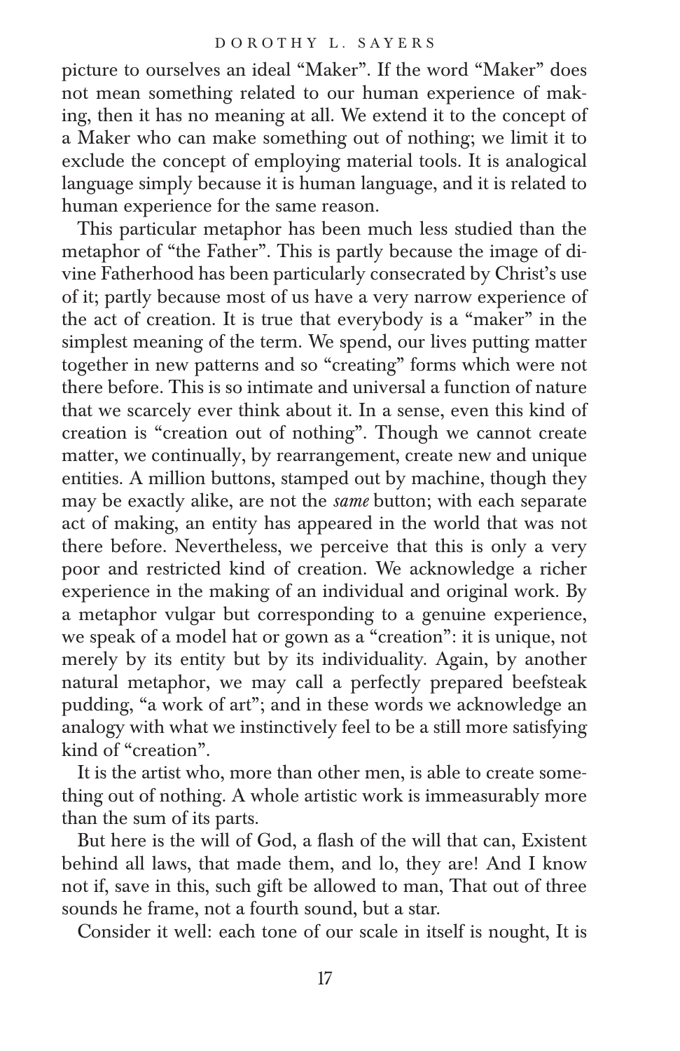picture to ourselves an ideal "Maker". If the word "Maker" does not mean something related to our human experience of making, then it has no meaning at all. We extend it to the concept of a Maker who can make something out of nothing; we limit it to exclude the concept of employing material tools. It is analogical language simply because it is human language, and it is related to human experience for the same reason.

This particular metaphor has been much less studied than the metaphor of "the Father". This is partly because the image of divine Fatherhood has been particularly consecrated by Christ's use of it; partly because most of us have a very narrow experience of the act of creation. It is true that everybody is a "maker" in the simplest meaning of the term. We spend, our lives putting matter together in new patterns and so "creating" forms which were not there before. This is so intimate and universal a function of nature that we scarcely ever think about it. In a sense, even this kind of creation is "creation out of nothing". Though we cannot create matter, we continually, by rearrangement, create new and unique entities. A million buttons, stamped out by machine, though they may be exactly alike, are not the *same* button; with each separate act of making, an entity has appeared in the world that was not there before. Nevertheless, we perceive that this is only a very poor and restricted kind of creation. We acknowledge a richer experience in the making of an individual and original work. By a metaphor vulgar but corresponding to a genuine experience, we speak of a model hat or gown as a "creation": it is unique, not merely by its entity but by its individuality. Again, by another natural metaphor, we may call a perfectly prepared beefsteak pudding, "a work of art"; and in these words we acknowledge an analogy with what we instinctively feel to be a still more satisfying kind of "creation".

It is the artist who, more than other men, is able to create something out of nothing. A whole artistic work is immeasurably more than the sum of its parts.

But here is the will of God, a flash of the will that can, Existent behind all laws, that made them, and lo, they are! And I know not if, save in this, such gift be allowed to man, That out of three sounds he frame, not a fourth sound, but a star.

Consider it well: each tone of our scale in itself is nought, It is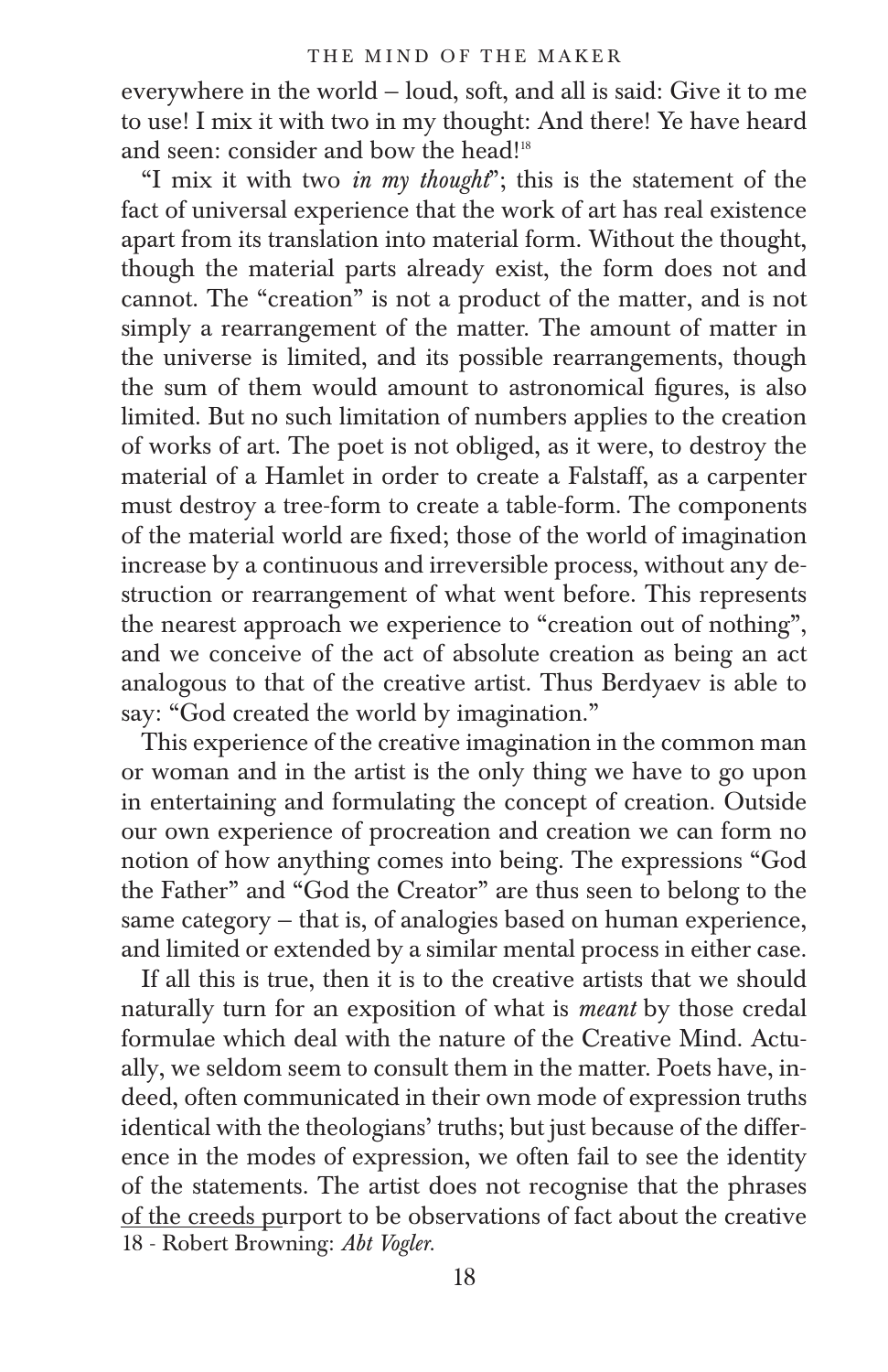everywhere in the world – loud, soft, and all is said: Give it to me to use! I mix it with two in my thought: And there! Ye have heard and seen: consider and bow the head![18]

"I mix it with two *in my thought*"; this is the statement of the fact of universal experience that the work of art has real existence apart from its translation into material form. Without the thought, though the material parts already exist, the form does not and cannot. The "creation" is not a product of the matter, and is not simply a rearrangement of the matter. The amount of matter in the universe is limited, and its possible rearrangements, though the sum of them would amount to astronomical figures, is also limited. But no such limitation of numbers applies to the creation of works of art. The poet is not obliged, as it were, to destroy the material of a Hamlet in order to create a Falstaff, as a carpenter must destroy a tree-form to create a table-form. The components of the material world are fixed; those of the world of imagination increase by a continuous and irreversible process, without any destruction or rearrangement of what went before. This represents the nearest approach we experience to "creation out of nothing", and we conceive of the act of absolute creation as being an act analogous to that of the creative artist. Thus Berdyaev is able to say: "God created the world by imagination."

This experience of the creative imagination in the common man or woman and in the artist is the only thing we have to go upon in entertaining and formulating the concept of creation. Outside our own experience of procreation and creation we can form no notion of how anything comes into being. The expressions "God the Father" and "God the Creator" are thus seen to belong to the same category – that is, of analogies based on human experience, and limited or extended by a similar mental process in either case.

If all this is true, then it is to the creative artists that we should naturally turn for an exposition of what is *meant* by those credal formulae which deal with the nature of the Creative Mind. Actually, we seldom seem to consult them in the matter. Poets have, indeed, often communicated in their own mode of expression truths identical with the theologians' truths; but just because of the difference in the modes of expression, we often fail to see the identity of the statements. The artist does not recognise that the phrases of the creeds purport to be observations of fact about the creative

18 - Robert Browning: *Abt Vogler*.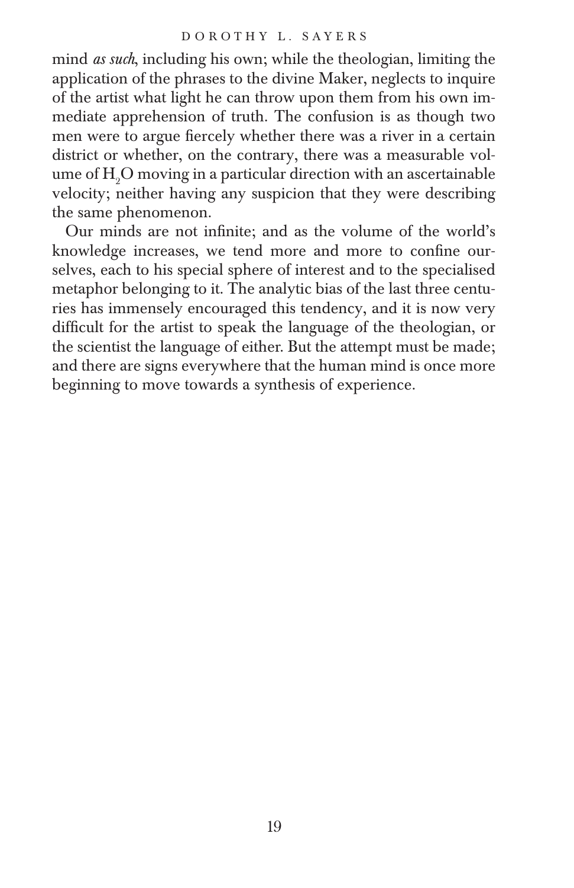mind *as such*, including his own; while the theologian, limiting the application of the phrases to the divine Maker, neglects to inquire of the artist what light he can throw upon them from his own immediate apprehension of truth. The confusion is as though two men were to argue fiercely whether there was a river in a certain district or whether, on the contrary, there was a measurable volume of $H_2O$ moving in a particular direction with an ascertainable velocity; neither having any suspicion that they were describing the same phenomenon.

Our minds are not infinite; and as the volume of the world's knowledge increases, we tend more and more to confine ourselves, each to his special sphere of interest and to the specialised metaphor belonging to it. The analytic bias of the last three centuries has immensely encouraged this tendency, and it is now very difficult for the artist to speak the language of the theologian, or the scientist the language of either. But the attempt must be made; and there are signs everywhere that the human mind is once more beginning to move towards a synthesis of experience.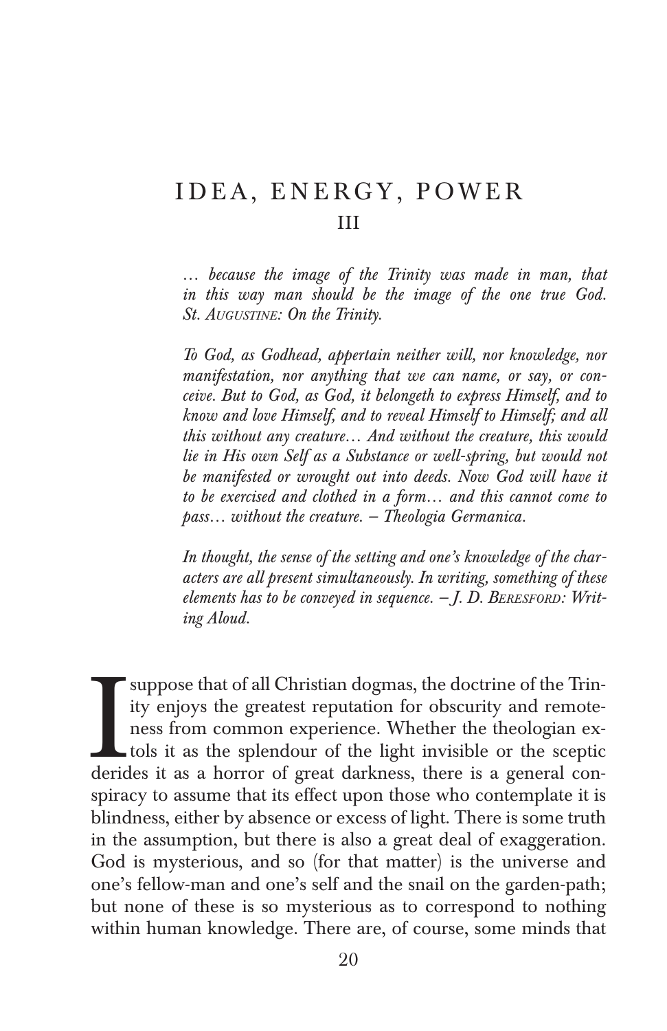# IDEA, ENERGY, POWER

## III

*… because the image of the Trinity was made in man, that in this way man should be the image of the one true God. St. Augustine: On the Trinity.*

*To God, as Godhead, appertain neither will, nor knowledge, nor manifestation, nor anything that we can name, or say, or conceive. But to God, as God, it belongeth to express Himself, and to know and love Himself, and to reveal Himself to Himself; and all this without any creature… And without the creature, this would lie in His own Self as a Substance or well-spring, but would not be manifested or wrought out into deeds. Now God will have it to be exercised and clothed in a form… and this cannot come to pass… without the creature. – Theologia Germanica.*

*In thought, the sense of the setting and one's knowledge of the characters are all present simultaneously. In writing, something of these elements has to be conveyed in sequence. – J. D. Beresford: Writing Aloud.*

I suppose that of all Christian dogmas, the doctrine of the Trinity enjoys the greatest reputation for obscurity and remoteness from common experience. Whether the theologian extols it as the splendour of the light invisible or the sceptic derides it as a horror of great darkness, there is a general conspiracy to assume that its effect upon those who contemplate it is blindness, either by absence or excess of light. There is some truth in the assumption, but there is also a great deal of exaggeration. God is mysterious, and so (for that matter) is the universe and one's fellow-man and one's self and the snail on the garden-path; but none of these is so mysterious as to correspond to nothing within human knowledge. There are, of course, some minds that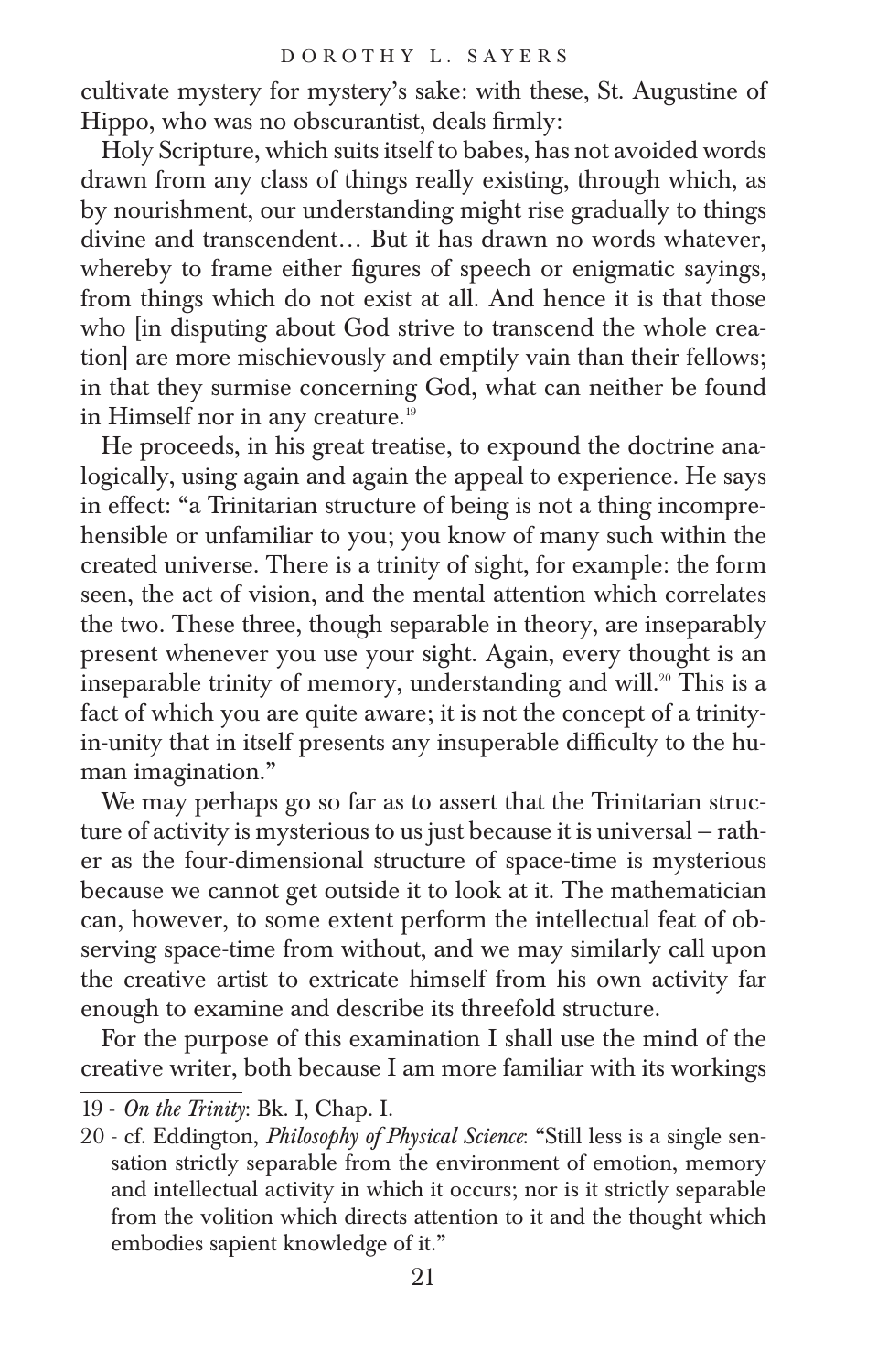cultivate mystery for mystery's sake: with these, St. Augustine of Hippo, who was no obscurantist, deals firmly:

> Holy Scripture, which suits itself to babes, has not avoided words drawn from any class of things really existing, through which, as by nourishment, our understanding might rise gradually to things divine and transcendent… But it has drawn no words whatever, whereby to frame either figures of speech or enigmatic sayings, from things which do not exist at all. And hence it is that those who [in disputing about God strive to transcend the whole creation] are more mischievously and emptily vain than their fellows; in that they surmise concerning God, what can neither be found in Himself nor in any creature.[19]

He proceeds, in his great treatise, to expound the doctrine analogically, using again and again the appeal to experience. He says in effect: "a Trinitarian structure of being is not a thing incomprehensible or unfamiliar to you; you know of many such within the created universe. There is a trinity of sight, for example: the form seen, the act of vision, and the mental attention which correlates the two. These three, though separable in theory, are inseparably present whenever you use your sight. Again, every thought is an inseparable trinity of memory, understanding and will.[20] This is a fact of which you are quite aware; it is not the concept of a trinity-in-unity that in itself presents any insuperable difficulty to the human imagination."

We may perhaps go so far as to assert that the Trinitarian structure of activity is mysterious to us just because it is universal – rather as the four-dimensional structure of space-time is mysterious because we cannot get outside it to look at it. The mathematician can, however, to some extent perform the intellectual feat of observing space-time from without, and we may similarly call upon the creative artist to extricate himself from his own activity far enough to examine and describe its threefold structure.

For the purpose of this examination I shall use the mind of the creative writer, both because I am more familiar with its workings

---

19 - *On the Trinity*: Bk. I, Chap. I.

20 - cf. Eddington, *Philosophy of Physical Science*: "Still less is a single sensation strictly separable from the environment of emotion, memory and intellectual activity in which it occurs; nor is it strictly separable from the volition which directs attention to it and the thought which embodies sapient knowledge of it."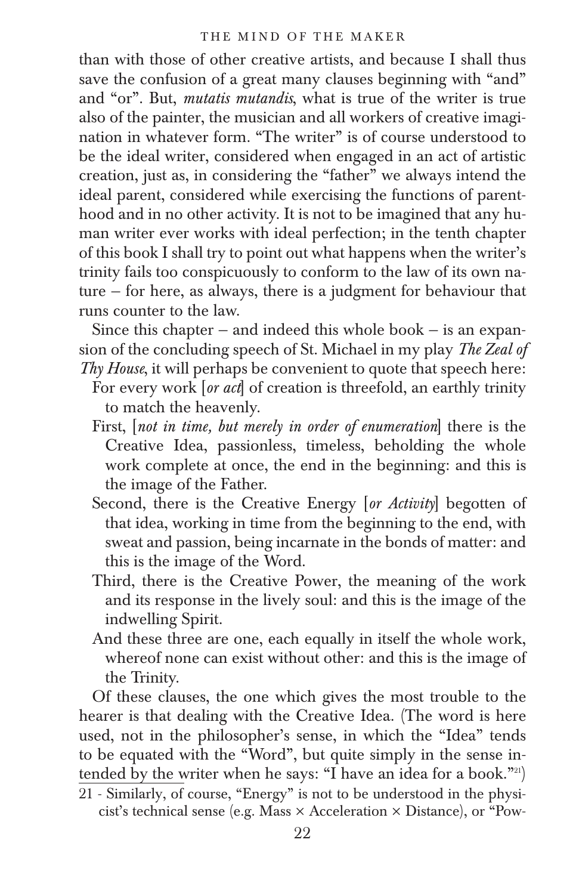than with those of other creative artists, and because I shall thus save the confusion of a great many clauses beginning with "and" and "or". But, *mutatis mutandis*, what is true of the writer is true also of the painter, the musician and all workers of creative imagination in whatever form. "The writer" is of course understood to be the ideal writer, considered when engaged in an act of artistic creation, just as, in considering the "father" we always intend the ideal parent, considered while exercising the functions of parenthood and in no other activity. It is not to be imagined that any human writer ever works with ideal perfection; in the tenth chapter of this book I shall try to point out what happens when the writer's trinity fails too conspicuously to conform to the law of its own nature – for here, as always, there is a judgment for behaviour that runs counter to the law.

Since this chapter – and indeed this whole book – is an expansion of the concluding speech of St. Michael in my play *The Zeal of Thy House*, it will perhaps be convenient to quote that speech here:

> For every work [*or act*] of creation is threefold, an earthly trinity to match the heavenly.
>
> First, [*not in time, but merely in order of enumeration*] there is the Creative Idea, passionless, timeless, beholding the whole work complete at once, the end in the beginning: and this is the image of the Father.
>
> Second, there is the Creative Energy [*or Activity*] begotten of that idea, working in time from the beginning to the end, with sweat and passion, being incarnate in the bonds of matter: and this is the image of the Word.
>
> Third, there is the Creative Power, the meaning of the work and its response in the lively soul: and this is the image of the indwelling Spirit.
>
> And these three are one, each equally in itself the whole work, whereof none can exist without other: and this is the image of the Trinity.

Of these clauses, the one which gives the most trouble to the hearer is that dealing with the Creative Idea. (The word is here used, not in the philosopher's sense, in which the "Idea" tends to be equated with the "Word", but quite simply in the sense intended by the writer when he says: "I have an idea for a book."[21])

21 - Similarly, of course, "Energy" is not to be understood in the physicist's technical sense (e.g. Mass × Acceleration × Distance), or "Pow-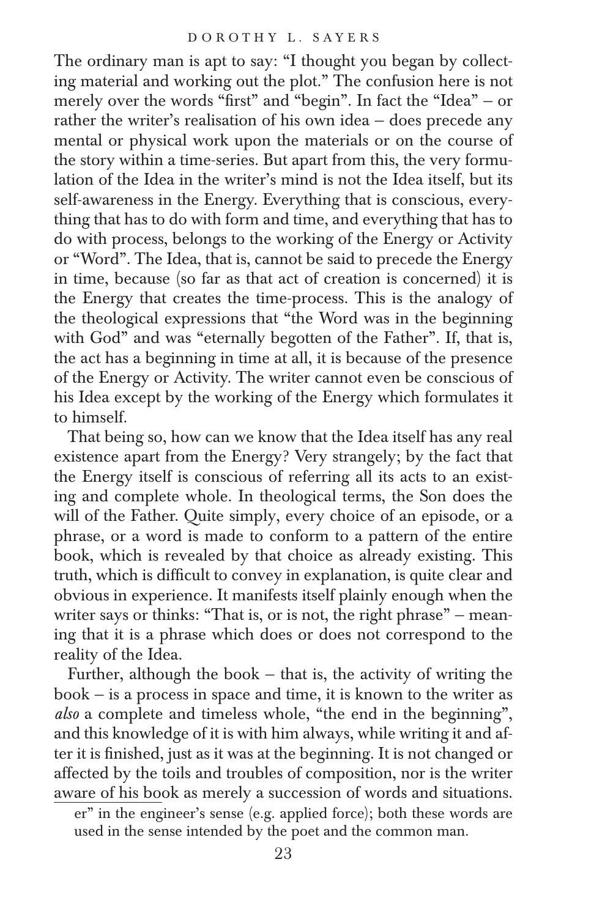The ordinary man is apt to say: "I thought you began by collecting material and working out the plot." The confusion here is not merely over the words "first" and "begin". In fact the "Idea" – or rather the writer's realisation of his own idea – does precede any mental or physical work upon the materials or on the course of the story within a time-series. But apart from this, the very formulation of the Idea in the writer's mind is not the Idea itself, but its self-awareness in the Energy. Everything that is conscious, everything that has to do with form and time, and everything that has to do with process, belongs to the working of the Energy or Activity or "Word". The Idea, that is, cannot be said to precede the Energy in time, because (so far as that act of creation is concerned) it is the Energy that creates the time-process. This is the analogy of the theological expressions that "the Word was in the beginning with God" and was "eternally begotten of the Father". If, that is, the act has a beginning in time at all, it is because of the presence of the Energy or Activity. The writer cannot even be conscious of his Idea except by the working of the Energy which formulates it to himself.

That being so, how can we know that the Idea itself has any real existence apart from the Energy? Very strangely; by the fact that the Energy itself is conscious of referring all its acts to an existing and complete whole. In theological terms, the Son does the will of the Father. Quite simply, every choice of an episode, or a phrase, or a word is made to conform to a pattern of the entire book, which is revealed by that choice as already existing. This truth, which is difficult to convey in explanation, is quite clear and obvious in experience. It manifests itself plainly enough when the writer says or thinks: "That is, or is not, the right phrase" – meaning that it is a phrase which does or does not correspond to the reality of the Idea.

Further, although the book – that is, the activity of writing the book – is a process in space and time, it is known to the writer as *also* a complete and timeless whole, "the end in the beginning", and this knowledge of it is with him always, while writing it and after it is finished, just as it was at the beginning. It is not changed or affected by the toils and troubles of composition, nor is the writer aware of his book as merely a succession of words and situations.

er" in the engineer's sense (e.g. applied force); both these words are used in the sense intended by the poet and the common man.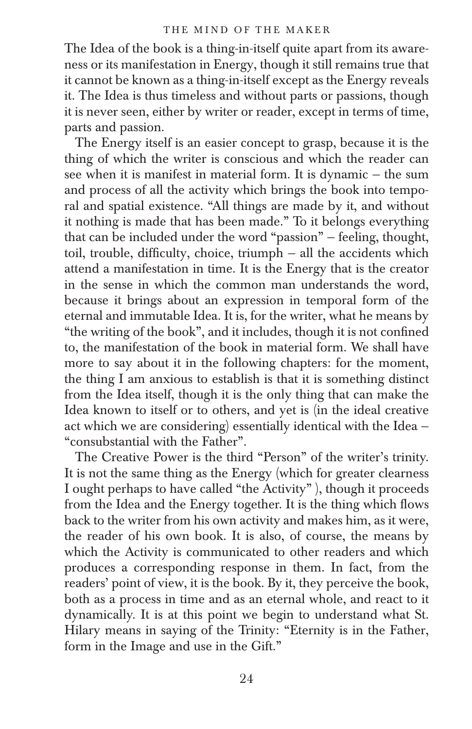The Idea of the book is a thing-in-itself quite apart from its awareness or its manifestation in Energy, though it still remains true that it cannot be known as a thing-in-itself except as the Energy reveals it. The Idea is thus timeless and without parts or passions, though it is never seen, either by writer or reader, except in terms of time, parts and passion.

The Energy itself is an easier concept to grasp, because it is the thing of which the writer is conscious and which the reader can see when it is manifest in material form. It is dynamic – the sum and process of all the activity which brings the book into temporal and spatial existence. "All things are made by it, and without it nothing is made that has been made." To it belongs everything that can be included under the word "passion" – feeling, thought, toil, trouble, difficulty, choice, triumph – all the accidents which attend a manifestation in time. It is the Energy that is the creator in the sense in which the common man understands the word, because it brings about an expression in temporal form of the eternal and immutable Idea. It is, for the writer, what he means by "the writing of the book", and it includes, though it is not confined to, the manifestation of the book in material form. We shall have more to say about it in the following chapters: for the moment, the thing I am anxious to establish is that it is something distinct from the Idea itself, though it is the only thing that can make the Idea known to itself or to others, and yet is (in the ideal creative act which we are considering) essentially identical with the Idea – "consubstantial with the Father".

The Creative Power is the third "Person" of the writer's trinity. It is not the same thing as the Energy (which for greater clearness I ought perhaps to have called "the Activity" ), though it proceeds from the Idea and the Energy together. It is the thing which flows back to the writer from his own activity and makes him, as it were, the reader of his own book. It is also, of course, the means by which the Activity is communicated to other readers and which produces a corresponding response in them. In fact, from the readers' point of view, it is the book. By it, they perceive the book, both as a process in time and as an eternal whole, and react to it dynamically. It is at this point we begin to understand what St. Hilary means in saying of the Trinity: "Eternity is in the Father, form in the Image and use in the Gift."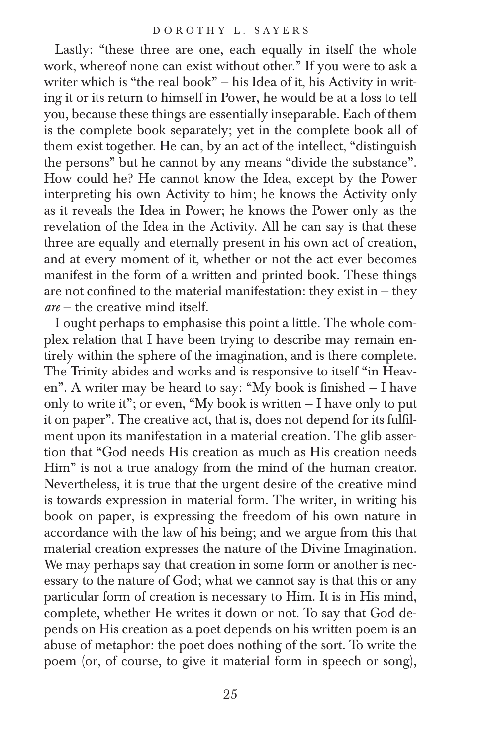Lastly: "these three are one, each equally in itself the whole work, whereof none can exist without other." If you were to ask a writer which is "the real book" – his Idea of it, his Activity in writing it or its return to himself in Power, he would be at a loss to tell you, because these things are essentially inseparable. Each of them is the complete book separately; yet in the complete book all of them exist together. He can, by an act of the intellect, "distinguish the persons" but he cannot by any means "divide the substance". How could he? He cannot know the Idea, except by the Power interpreting his own Activity to him; he knows the Activity only as it reveals the Idea in Power; he knows the Power only as the revelation of the Idea in the Activity. All he can say is that these three are equally and eternally present in his own act of creation, and at every moment of it, whether or not the act ever becomes manifest in the form of a written and printed book. These things are not confined to the material manifestation: they exist in – they *are* – the creative mind itself.

I ought perhaps to emphasise this point a little. The whole complex relation that I have been trying to describe may remain entirely within the sphere of the imagination, and is there complete. The Trinity abides and works and is responsive to itself "in Heaven". A writer may be heard to say: "My book is finished – I have only to write it"; or even, "My book is written – I have only to put it on paper". The creative act, that is, does not depend for its fulfilment upon its manifestation in a material creation. The glib assertion that "God needs His creation as much as His creation needs Him" is not a true analogy from the mind of the human creator. Nevertheless, it is true that the urgent desire of the creative mind is towards expression in material form. The writer, in writing his book on paper, is expressing the freedom of his own nature in accordance with the law of his being; and we argue from this that material creation expresses the nature of the Divine Imagination. We may perhaps say that creation in some form or another is necessary to the nature of God; what we cannot say is that this or any particular form of creation is necessary to Him. It is in His mind, complete, whether He writes it down or not. To say that God depends on His creation as a poet depends on his written poem is an abuse of metaphor: the poet does nothing of the sort. To write the poem (or, of course, to give it material form in speech or song),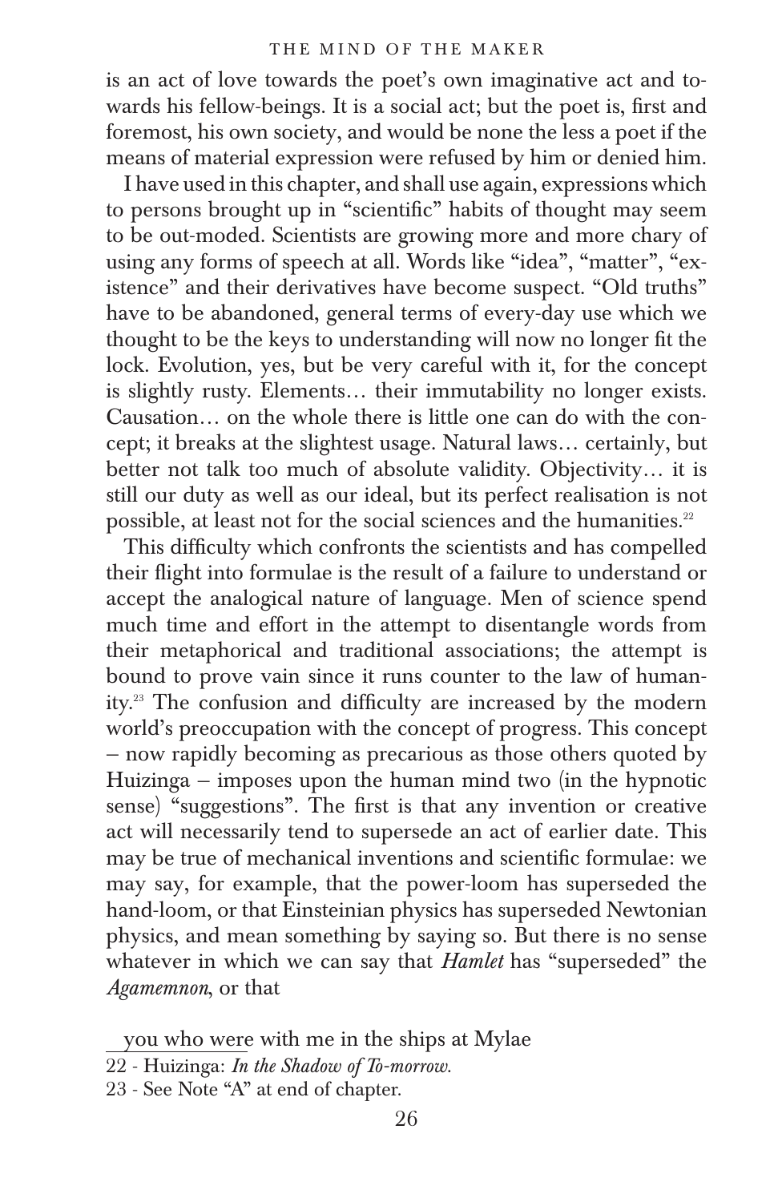is an act of love towards the poet's own imaginative act and towards his fellow-beings. It is a social act; but the poet is, first and foremost, his own society, and would be none the less a poet if the means of material expression were refused by him or denied him.

I have used in this chapter, and shall use again, expressions which to persons brought up in "scientific" habits of thought may seem to be out-moded. Scientists are growing more and more chary of using any forms of speech at all. Words like "idea", "matter", "existence" and their derivatives have become suspect. "Old truths" have to be abandoned, general terms of every-day use which we thought to be the keys to understanding will now no longer fit the lock. Evolution, yes, but be very careful with it, for the concept is slightly rusty. Elements… their immutability no longer exists. Causation… on the whole there is little one can do with the concept; it breaks at the slightest usage. Natural laws… certainly, but better not talk too much of absolute validity. Objectivity… it is still our duty as well as our ideal, but its perfect realisation is not possible, at least not for the social sciences and the humanities.[22]

This difficulty which confronts the scientists and has compelled their flight into formulae is the result of a failure to understand or accept the analogical nature of language. Men of science spend much time and effort in the attempt to disentangle words from their metaphorical and traditional associations; the attempt is bound to prove vain since it runs counter to the law of humanity.[23] The confusion and difficulty are increased by the modern world's preoccupation with the concept of progress. This concept – now rapidly becoming as precarious as those others quoted by Huizinga – imposes upon the human mind two (in the hypnotic sense) "suggestions". The first is that any invention or creative act will necessarily tend to supersede an act of earlier date. This may be true of mechanical inventions and scientific formulae: we may say, for example, that the power-loom has superseded the hand-loom, or that Einsteinian physics has superseded Newtonian physics, and mean something by saying so. But there is no sense whatever in which we can say that *Hamlet* has "superseded" the *Agamemnon*, or that

you who were with me in the ships at Mylae

22 - Huizinga: *In the Shadow of To-morrow.*

23 - See Note "A" at end of chapter.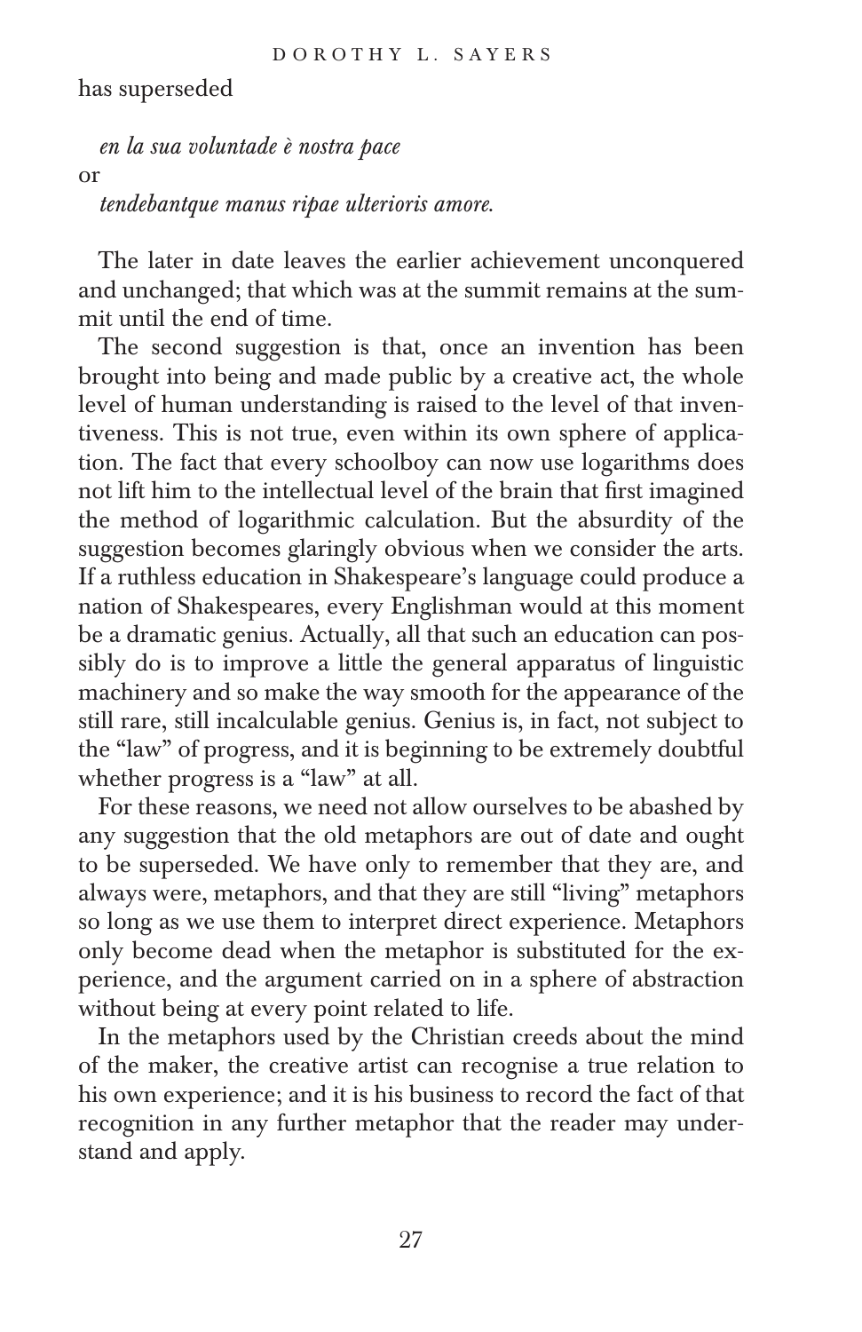has superseded

*en la sua voluntade è nostra pace*

or

*tendebantque manus ripae ulterioris amore.*

The later in date leaves the earlier achievement unconquered and unchanged; that which was at the summit remains at the summit until the end of time.

The second suggestion is that, once an invention has been brought into being and made public by a creative act, the whole level of human understanding is raised to the level of that inventiveness. This is not true, even within its own sphere of application. The fact that every schoolboy can now use logarithms does not lift him to the intellectual level of the brain that first imagined the method of logarithmic calculation. But the absurdity of the suggestion becomes glaringly obvious when we consider the arts. If a ruthless education in Shakespeare's language could produce a nation of Shakespeares, every Englishman would at this moment be a dramatic genius. Actually, all that such an education can possibly do is to improve a little the general apparatus of linguistic machinery and so make the way smooth for the appearance of the still rare, still incalculable genius. Genius is, in fact, not subject to the "law" of progress, and it is beginning to be extremely doubtful whether progress is a "law" at all.

For these reasons, we need not allow ourselves to be abashed by any suggestion that the old metaphors are out of date and ought to be superseded. We have only to remember that they are, and always were, metaphors, and that they are still "living" metaphors so long as we use them to interpret direct experience. Metaphors only become dead when the metaphor is substituted for the experience, and the argument carried on in a sphere of abstraction without being at every point related to life.

In the metaphors used by the Christian creeds about the mind of the maker, the creative artist can recognise a true relation to his own experience; and it is his business to record the fact of that recognition in any further metaphor that the reader may understand and apply.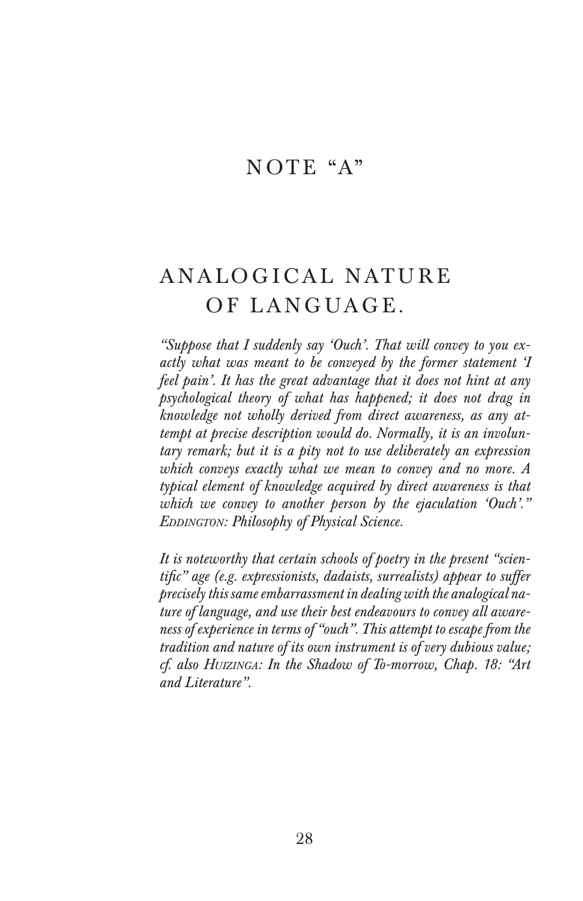# NOTE "A"

## ANALOGICAL NATURE OF LANGUAGE.

*"Suppose that I suddenly say 'Ouch'. That will convey to you exactly what was meant to be conveyed by the former statement 'I feel pain'. It has the great advantage that it does not hint at any psychological theory of what has happened; it does not drag in knowledge not wholly derived from direct awareness, as any attempt at precise description would do. Normally, it is an involuntary remark; but it is a pity not to use deliberately an expression which conveys exactly what we mean to convey and no more. A typical element of knowledge acquired by direct awareness is that which we convey to another person by the ejaculation 'Ouch'." EDDINGTON: Philosophy of Physical Science.*

*It is noteworthy that certain schools of poetry in the present "scientific" age (e.g. expressionists, dadaists, surrealists) appear to suffer precisely this same embarrassment in dealing with the analogical nature of language, and use their best endeavours to convey all awareness of experience in terms of "ouch". This attempt to escape from the tradition and nature of its own instrument is of very dubious value; cf. also HUIZINGA: In the Shadow of To-morrow, Chap. 18: "Art and Literature".*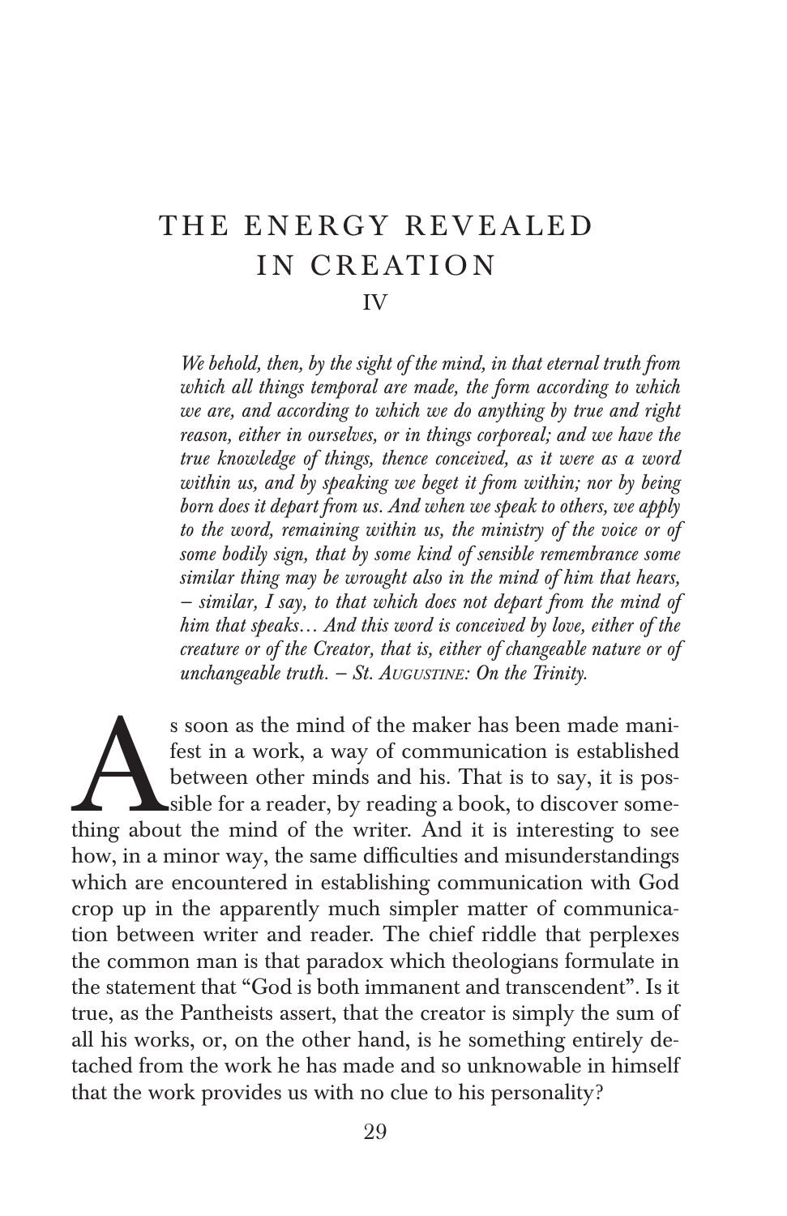# THE ENERGY REVEALED IN CREATION

## IV

> *We behold, then, by the sight of the mind, in that eternal truth from which all things temporal are made, the form according to which we are, and according to which we do anything by true and right reason, either in ourselves, or in things corporeal; and we have the true knowledge of things, thence conceived, as it were as a word within us, and by speaking we beget it from within; nor by being born does it depart from us. And when we speak to others, we apply to the word, remaining within us, the ministry of the voice or of some bodily sign, that by some kind of sensible remembrance some similar thing may be wrought also in the mind of him that hears, – similar, I say, to that which does not depart from the mind of him that speaks… And this word is conceived by love, either of the creature or of the Creator, that is, either of changeable nature or of unchangeable truth. – St. Augustine: On the Trinity.*

As soon as the mind of the maker has been made manifest in a work, a way of communication is established between other minds and his. That is to say, it is possible for a reader, by reading a book, to discover something about the mind of the writer. And it is interesting to see how, in a minor way, the same difficulties and misunderstandings which are encountered in establishing communication with God crop up in the apparently much simpler matter of communication between writer and reader. The chief riddle that perplexes the common man is that paradox which theologians formulate in the statement that "God is both immanent and transcendent". Is it true, as the Pantheists assert, that the creator is simply the sum of all his works, or, on the other hand, is he something entirely detached from the work he has made and so unknowable in himself that the work provides us with no clue to his personality?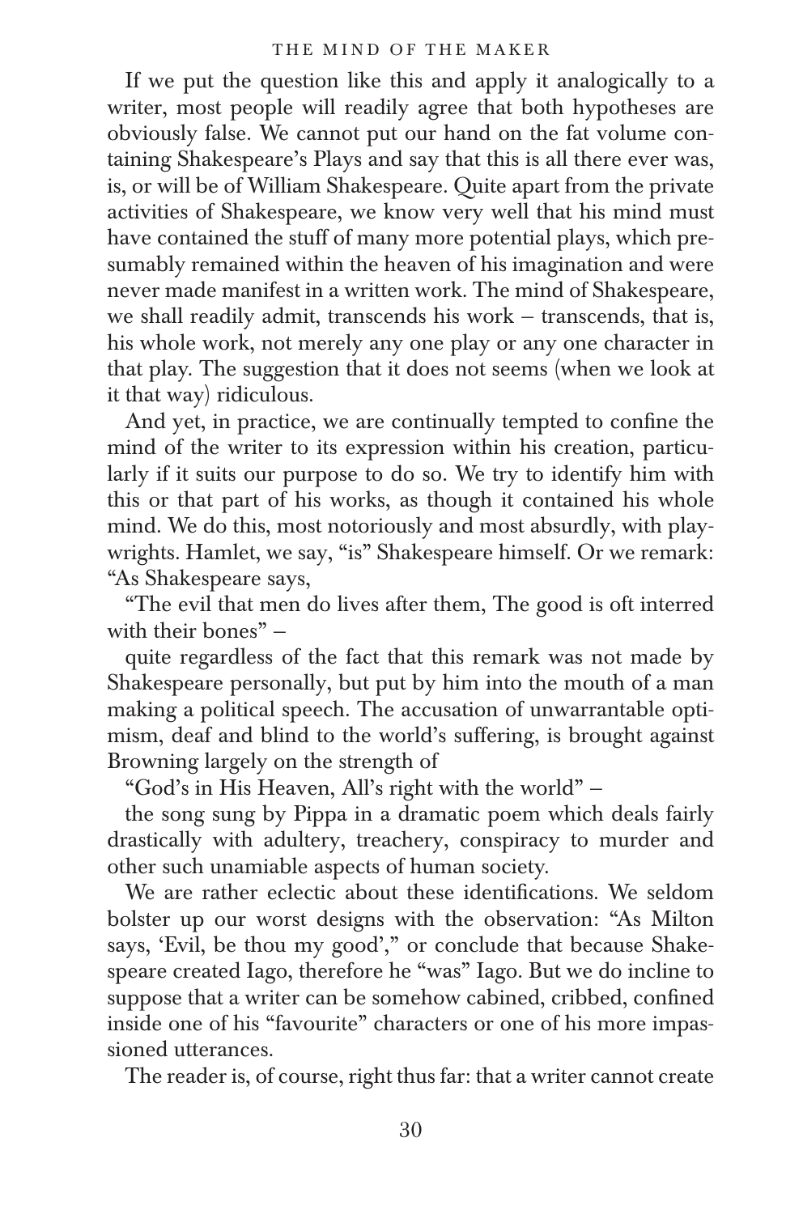If we put the question like this and apply it analogically to a writer, most people will readily agree that both hypotheses are obviously false. We cannot put our hand on the fat volume containing Shakespeare's Plays and say that this is all there ever was, is, or will be of William Shakespeare. Quite apart from the private activities of Shakespeare, we know very well that his mind must have contained the stuff of many more potential plays, which presumably remained within the heaven of his imagination and were never made manifest in a written work. The mind of Shakespeare, we shall readily admit, transcends his work – transcends, that is, his whole work, not merely any one play or any one character in that play. The suggestion that it does not seems (when we look at it that way) ridiculous.

And yet, in practice, we are continually tempted to confine the mind of the writer to its expression within his creation, particularly if it suits our purpose to do so. We try to identify him with this or that part of his works, as though it contained his whole mind. We do this, most notoriously and most absurdly, with playwrights. Hamlet, we say, "is" Shakespeare himself. Or we remark: "As Shakespeare says,

"The evil that men do lives after them, The good is oft interred with their bones" –

quite regardless of the fact that this remark was not made by Shakespeare personally, but put by him into the mouth of a man making a political speech. The accusation of unwarrantable optimism, deaf and blind to the world's suffering, is brought against Browning largely on the strength of

"God's in His Heaven, All's right with the world" –

the song sung by Pippa in a dramatic poem which deals fairly drastically with adultery, treachery, conspiracy to murder and other such unamiable aspects of human society.

We are rather eclectic about these identifications. We seldom bolster up our worst designs with the observation: "As Milton says, 'Evil, be thou my good'," or conclude that because Shakespeare created Iago, therefore he "was" Iago. But we do incline to suppose that a writer can be somehow cabined, cribbed, confined inside one of his "favourite" characters or one of his more impassioned utterances.

The reader is, of course, right thus far: that a writer cannot create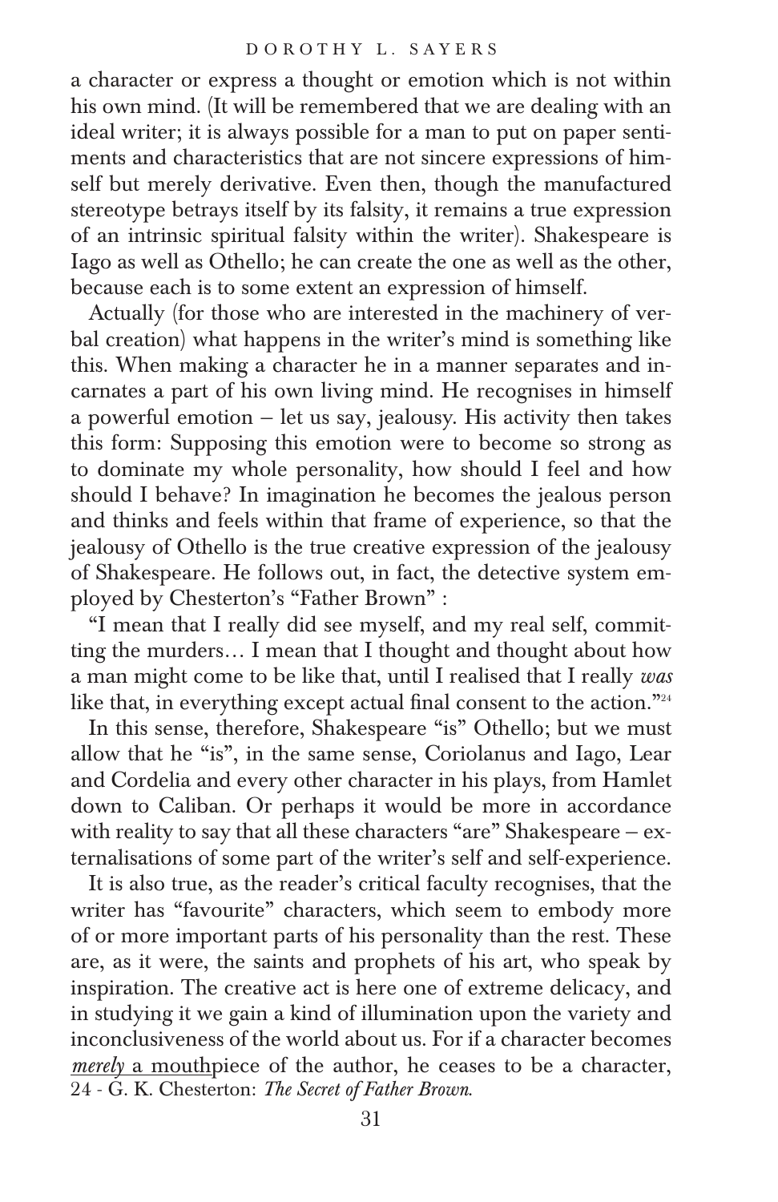a character or express a thought or emotion which is not within his own mind. (It will be remembered that we are dealing with an ideal writer; it is always possible for a man to put on paper sentiments and characteristics that are not sincere expressions of himself but merely derivative. Even then, though the manufactured stereotype betrays itself by its falsity, it remains a true expression of an intrinsic spiritual falsity within the writer). Shakespeare is Iago as well as Othello; he can create the one as well as the other, because each is to some extent an expression of himself.

Actually (for those who are interested in the machinery of verbal creation) what happens in the writer's mind is something like this. When making a character he in a manner separates and incarnates a part of his own living mind. He recognises in himself a powerful emotion – let us say, jealousy. His activity then takes this form: Supposing this emotion were to become so strong as to dominate my whole personality, how should I feel and how should I behave? In imagination he becomes the jealous person and thinks and feels within that frame of experience, so that the jealousy of Othello is the true creative expression of the jealousy of Shakespeare. He follows out, in fact, the detective system employed by Chesterton's "Father Brown" :

"I mean that I really did see myself, and my real self, committing the murders… I mean that I thought and thought about how a man might come to be like that, until I realised that I really *was* like that, in everything except actual final consent to the action."[24]

In this sense, therefore, Shakespeare "is" Othello; but we must allow that he "is", in the same sense, Coriolanus and Iago, Lear and Cordelia and every other character in his plays, from Hamlet down to Caliban. Or perhaps it would be more in accordance with reality to say that all these characters "are" Shakespeare – externalisations of some part of the writer's self and self-experience.

It is also true, as the reader's critical faculty recognises, that the writer has "favourite" characters, which seem to embody more of or more important parts of his personality than the rest. These are, as it were, the saints and prophets of his art, who speak by inspiration. The creative act is here one of extreme delicacy, and in studying it we gain a kind of illumination upon the variety and inconclusiveness of the world about us. For if a character becomes *merely* a mouthpiece of the author, he ceases to be a character,

24 - G. K. Chesterton: *The Secret of Father Brown.*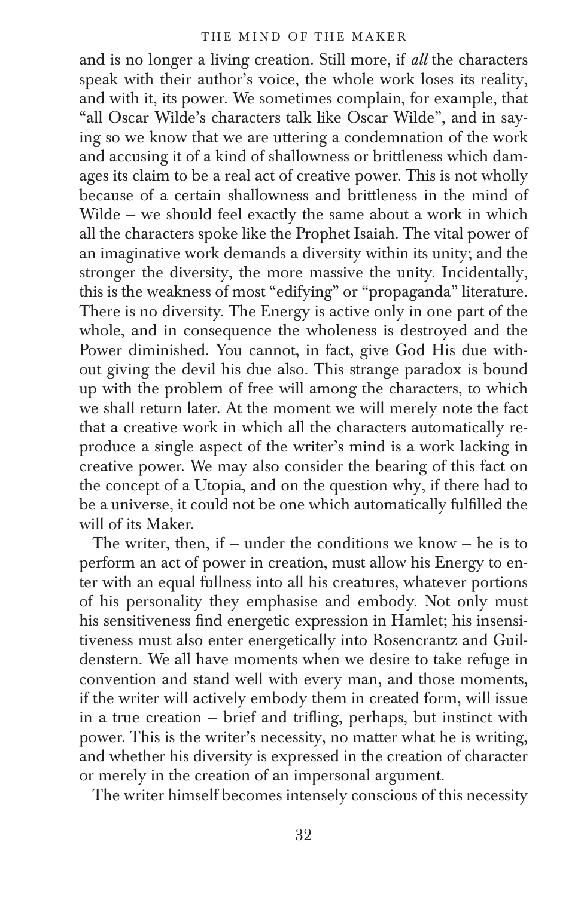and is no longer a living creation. Still more, if *all* the characters speak with their author's voice, the whole work loses its reality, and with it, its power. We sometimes complain, for example, that "all Oscar Wilde's characters talk like Oscar Wilde", and in saying so we know that we are uttering a condemnation of the work and accusing it of a kind of shallowness or brittleness which damages its claim to be a real act of creative power. This is not wholly because of a certain shallowness and brittleness in the mind of Wilde – we should feel exactly the same about a work in which all the characters spoke like the Prophet Isaiah. The vital power of an imaginative work demands a diversity within its unity; and the stronger the diversity, the more massive the unity. Incidentally, this is the weakness of most "edifying" or "propaganda" literature. There is no diversity. The Energy is active only in one part of the whole, and in consequence the wholeness is destroyed and the Power diminished. You cannot, in fact, give God His due without giving the devil his due also. This strange paradox is bound up with the problem of free will among the characters, to which we shall return later. At the moment we will merely note the fact that a creative work in which all the characters automatically reproduce a single aspect of the writer's mind is a work lacking in creative power. We may also consider the bearing of this fact on the concept of a Utopia, and on the question why, if there had to be a universe, it could not be one which automatically fulfilled the will of its Maker.

The writer, then, if – under the conditions we know – he is to perform an act of power in creation, must allow his Energy to enter with an equal fullness into all his creatures, whatever portions of his personality they emphasise and embody. Not only must his sensitiveness find energetic expression in Hamlet; his insensitiveness must also enter energetically into Rosencrantz and Guildenstern. We all have moments when we desire to take refuge in convention and stand well with every man, and those moments, if the writer will actively embody them in created form, will issue in a true creation – brief and trifling, perhaps, but instinct with power. This is the writer's necessity, no matter what he is writing, and whether his diversity is expressed in the creation of character or merely in the creation of an impersonal argument.

The writer himself becomes intensely conscious of this necessity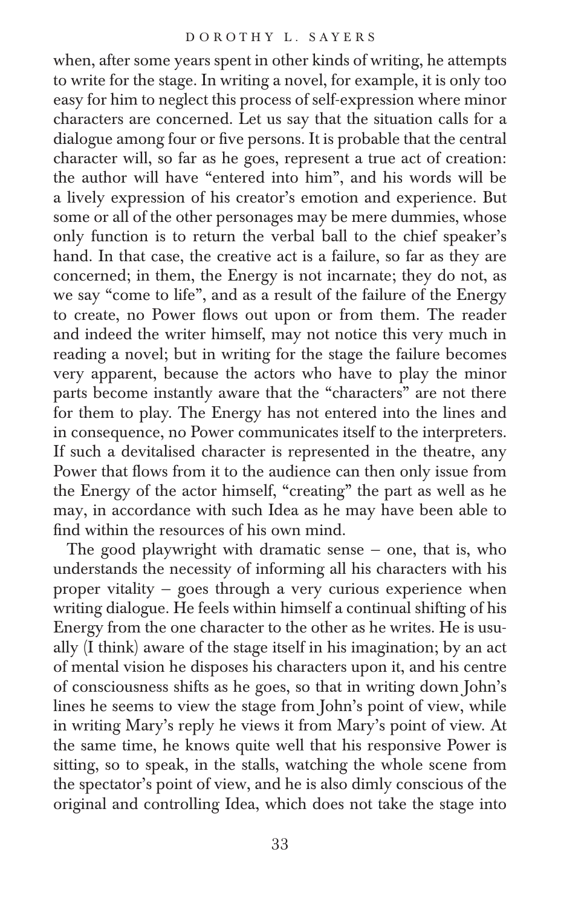when, after some years spent in other kinds of writing, he attempts to write for the stage. In writing a novel, for example, it is only too easy for him to neglect this process of self-expression where minor characters are concerned. Let us say that the situation calls for a dialogue among four or five persons. It is probable that the central character will, so far as he goes, represent a true act of creation: the author will have "entered into him", and his words will be a lively expression of his creator's emotion and experience. But some or all of the other personages may be mere dummies, whose only function is to return the verbal ball to the chief speaker's hand. In that case, the creative act is a failure, so far as they are concerned; in them, the Energy is not incarnate; they do not, as we say "come to life", and as a result of the failure of the Energy to create, no Power flows out upon or from them. The reader and indeed the writer himself, may not notice this very much in reading a novel; but in writing for the stage the failure becomes very apparent, because the actors who have to play the minor parts become instantly aware that the "characters" are not there for them to play. The Energy has not entered into the lines and in consequence, no Power communicates itself to the interpreters. If such a devitalised character is represented in the theatre, any Power that flows from it to the audience can then only issue from the Energy of the actor himself, "creating" the part as well as he may, in accordance with such Idea as he may have been able to find within the resources of his own mind.

The good playwright with dramatic sense – one, that is, who understands the necessity of informing all his characters with his proper vitality – goes through a very curious experience when writing dialogue. He feels within himself a continual shifting of his Energy from the one character to the other as he writes. He is usually (I think) aware of the stage itself in his imagination; by an act of mental vision he disposes his characters upon it, and his centre of consciousness shifts as he goes, so that in writing down John's lines he seems to view the stage from John's point of view, while in writing Mary's reply he views it from Mary's point of view. At the same time, he knows quite well that his responsive Power is sitting, so to speak, in the stalls, watching the whole scene from the spectator's point of view, and he is also dimly conscious of the original and controlling Idea, which does not take the stage into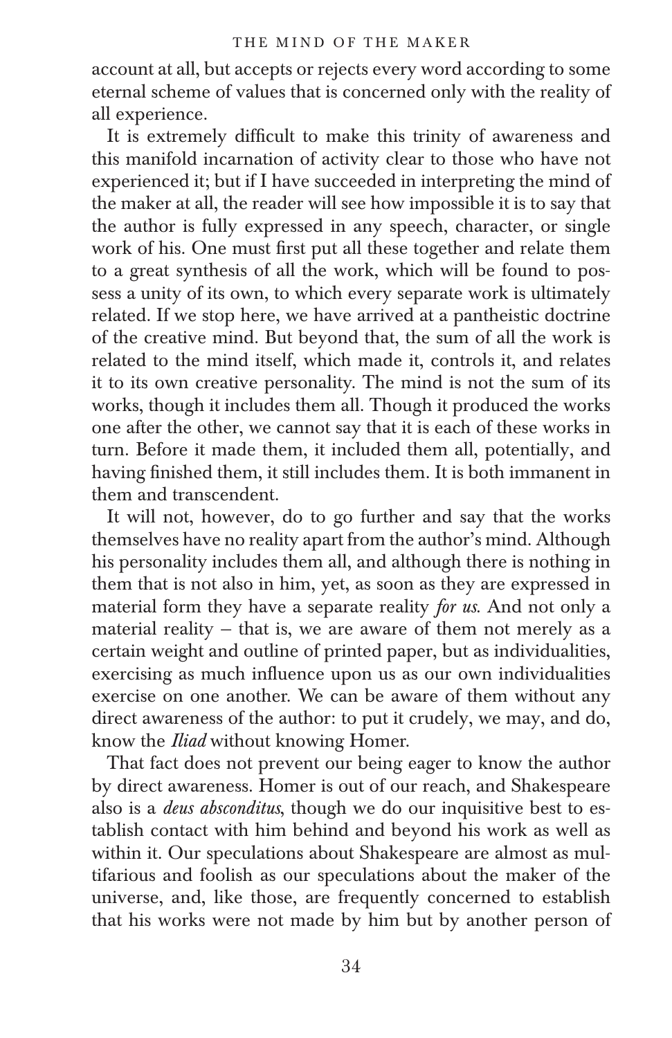account at all, but accepts or rejects every word according to some eternal scheme of values that is concerned only with the reality of all experience.

It is extremely difficult to make this trinity of awareness and this manifold incarnation of activity clear to those who have not experienced it; but if I have succeeded in interpreting the mind of the maker at all, the reader will see how impossible it is to say that the author is fully expressed in any speech, character, or single work of his. One must first put all these together and relate them to a great synthesis of all the work, which will be found to possess a unity of its own, to which every separate work is ultimately related. If we stop here, we have arrived at a pantheistic doctrine of the creative mind. But beyond that, the sum of all the work is related to the mind itself, which made it, controls it, and relates it to its own creative personality. The mind is not the sum of its works, though it includes them all. Though it produced the works one after the other, we cannot say that it is each of these works in turn. Before it made them, it included them all, potentially, and having finished them, it still includes them. It is both immanent in them and transcendent.

It will not, however, do to go further and say that the works themselves have no reality apart from the author's mind. Although his personality includes them all, and although there is nothing in them that is not also in him, yet, as soon as they are expressed in material form they have a separate reality *for us*. And not only a material reality – that is, we are aware of them not merely as a certain weight and outline of printed paper, but as individualities, exercising as much influence upon us as our own individualities exercise on one another. We can be aware of them without any direct awareness of the author: to put it crudely, we may, and do, know the *Iliad* without knowing Homer.

That fact does not prevent our being eager to know the author by direct awareness. Homer is out of our reach, and Shakespeare also is a *deus absconditus*, though we do our inquisitive best to establish contact with him behind and beyond his work as well as within it. Our speculations about Shakespeare are almost as multifarious and foolish as our speculations about the maker of the universe, and, like those, are frequently concerned to establish that his works were not made by him but by another person of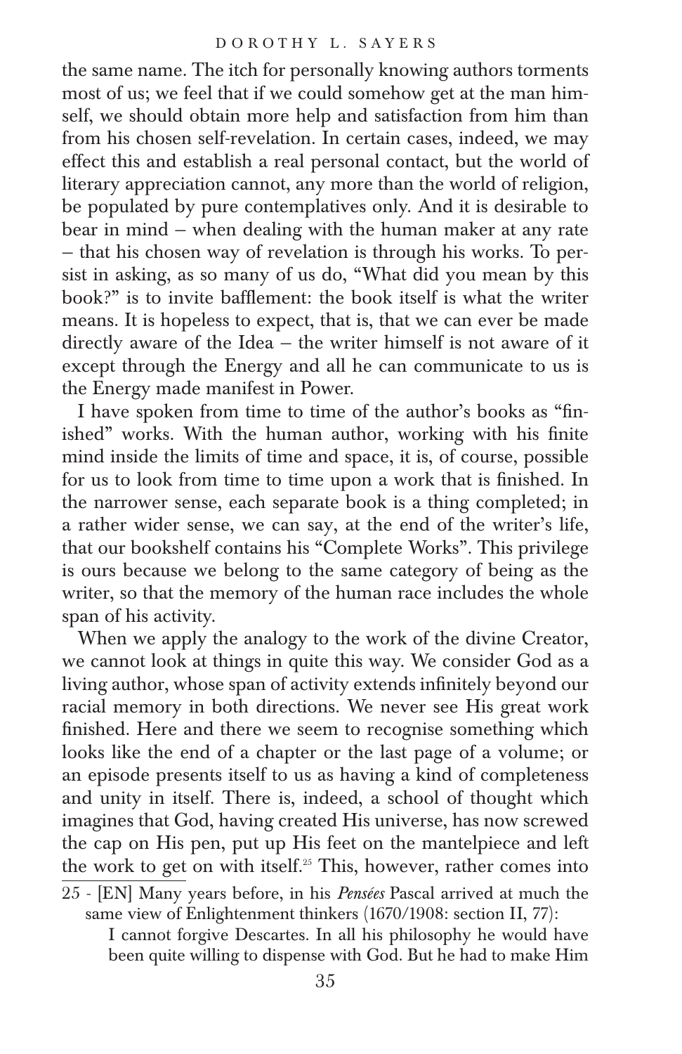the same name. The itch for personally knowing authors torments most of us; we feel that if we could somehow get at the man himself, we should obtain more help and satisfaction from him than from his chosen self-revelation. In certain cases, indeed, we may effect this and establish a real personal contact, but the world of literary appreciation cannot, any more than the world of religion, be populated by pure contemplatives only. And it is desirable to bear in mind – when dealing with the human maker at any rate – that his chosen way of revelation is through his works. To persist in asking, as so many of us do, "What did you mean by this book?" is to invite bafflement: the book itself is what the writer means. It is hopeless to expect, that is, that we can ever be made directly aware of the Idea – the writer himself is not aware of it except through the Energy and all he can communicate to us is the Energy made manifest in Power.

I have spoken from time to time of the author's books as "finished" works. With the human author, working with his finite mind inside the limits of time and space, it is, of course, possible for us to look from time to time upon a work that is finished. In the narrower sense, each separate book is a thing completed; in a rather wider sense, we can say, at the end of the writer's life, that our bookshelf contains his "Complete Works". This privilege is ours because we belong to the same category of being as the writer, so that the memory of the human race includes the whole span of his activity.

When we apply the analogy to the work of the divine Creator, we cannot look at things in quite this way. We consider God as a living author, whose span of activity extends infinitely beyond our racial memory in both directions. We never see His great work finished. Here and there we seem to recognise something which looks like the end of a chapter or the last page of a volume; or an episode presents itself to us as having a kind of completeness and unity in itself. There is, indeed, a school of thought which imagines that God, having created His universe, has now screwed the cap on His pen, put up His feet on the mantelpiece and left the work to get on with itself.[25] This, however, rather comes into

---

25 - [EN] Many years before, in his *Pensées* Pascal arrived at much the same view of Enlightenment thinkers (1670/1908: section II, 77):

> I cannot forgive Descartes. In all his philosophy he would have been quite willing to dispense with God. But he had to make Him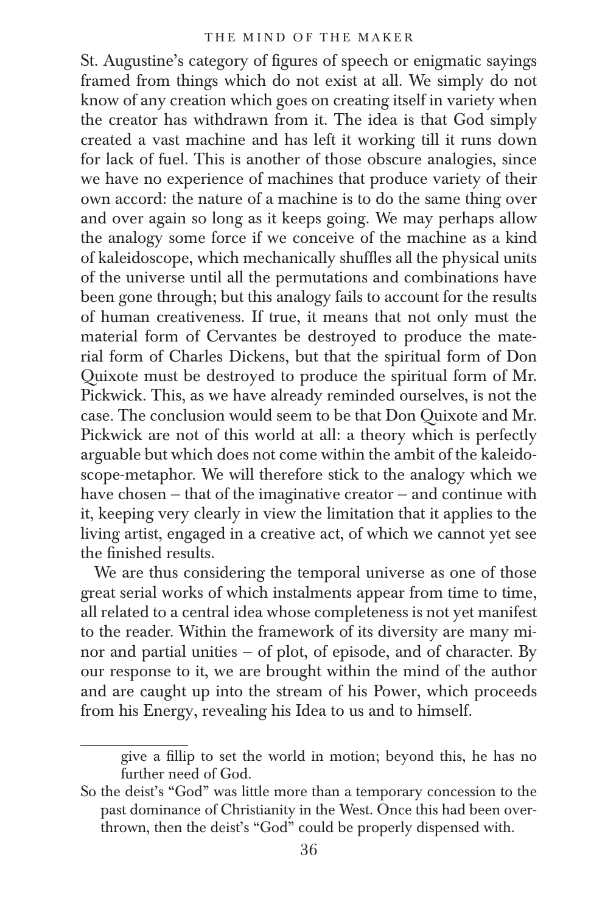St. Augustine's category of figures of speech or enigmatic sayings framed from things which do not exist at all. We simply do not know of any creation which goes on creating itself in variety when the creator has withdrawn from it. The idea is that God simply created a vast machine and has left it working till it runs down for lack of fuel. This is another of those obscure analogies, since we have no experience of machines that produce variety of their own accord: the nature of a machine is to do the same thing over and over again so long as it keeps going. We may perhaps allow the analogy some force if we conceive of the machine as a kind of kaleidoscope, which mechanically shuffles all the physical units of the universe until all the permutations and combinations have been gone through; but this analogy fails to account for the results of human creativeness. If true, it means that not only must the material form of Cervantes be destroyed to produce the material form of Charles Dickens, but that the spiritual form of Don Quixote must be destroyed to produce the spiritual form of Mr. Pickwick. This, as we have already reminded ourselves, is not the case. The conclusion would seem to be that Don Quixote and Mr. Pickwick are not of this world at all: a theory which is perfectly arguable but which does not come within the ambit of the kaleidoscope-metaphor. We will therefore stick to the analogy which we have chosen – that of the imaginative creator – and continue with it, keeping very clearly in view the limitation that it applies to the living artist, engaged in a creative act, of which we cannot yet see the finished results.

We are thus considering the temporal universe as one of those great serial works of which instalments appear from time to time, all related to a central idea whose completeness is not yet manifest to the reader. Within the framework of its diversity are many minor and partial unities – of plot, of episode, and of character. By our response to it, we are brought within the mind of the author and are caught up into the stream of his Power, which proceeds from his Energy, revealing his Idea to us and to himself.

---

give a fillip to set the world in motion; beyond this, he has no further need of God.

So the deist's "God" was little more than a temporary concession to the past dominance of Christianity in the West. Once this had been overthrown, then the deist's "God" could be properly dispensed with.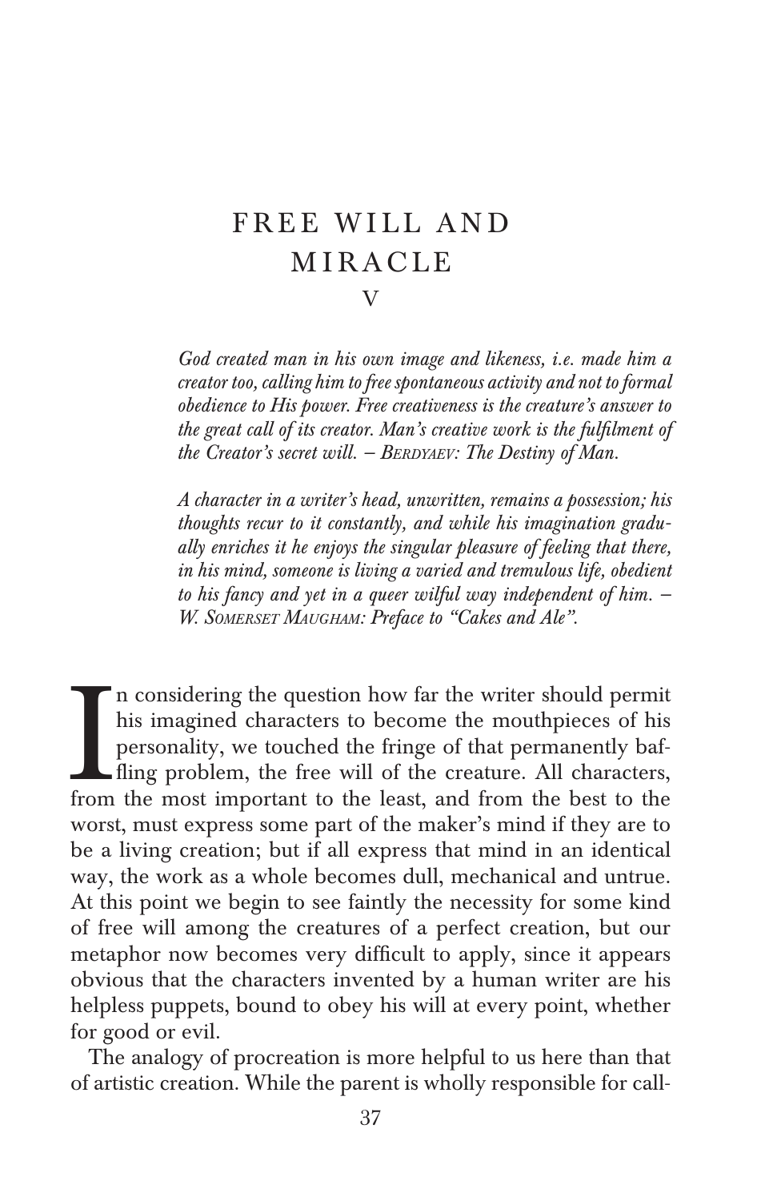# FREE WILL AND MIRACLE

## V

*God created man in his own image and likeness, i.e. made him a creator too, calling him to free spontaneous activity and not to formal obedience to His power. Free creativeness is the creature's answer to the great call of its creator. Man's creative work is the fulfilment of the Creator's secret will. – Berdyaev: The Destiny of Man.*

*A character in a writer's head, unwritten, remains a possession; his thoughts recur to it constantly, and while his imagination gradually enriches it he enjoys the singular pleasure of feeling that there, in his mind, someone is living a varied and tremulous life, obedient to his fancy and yet in a queer wilful way independent of him. – W. Somerset Maugham: Preface to "Cakes and Ale".*

In considering the question how far the writer should permit his imagined characters to become the mouthpieces of his personality, we touched the fringe of that permanently baffling problem, the free will of the creature. All characters, from the most important to the least, and from the best to the worst, must express some part of the maker's mind if they are to be a living creation; but if all express that mind in an identical way, the work as a whole becomes dull, mechanical and untrue. At this point we begin to see faintly the necessity for some kind of free will among the creatures of a perfect creation, but our metaphor now becomes very difficult to apply, since it appears obvious that the characters invented by a human writer are his helpless puppets, bound to obey his will at every point, whether for good or evil.

The analogy of procreation is more helpful to us here than that of artistic creation. While the parent is wholly responsible for call-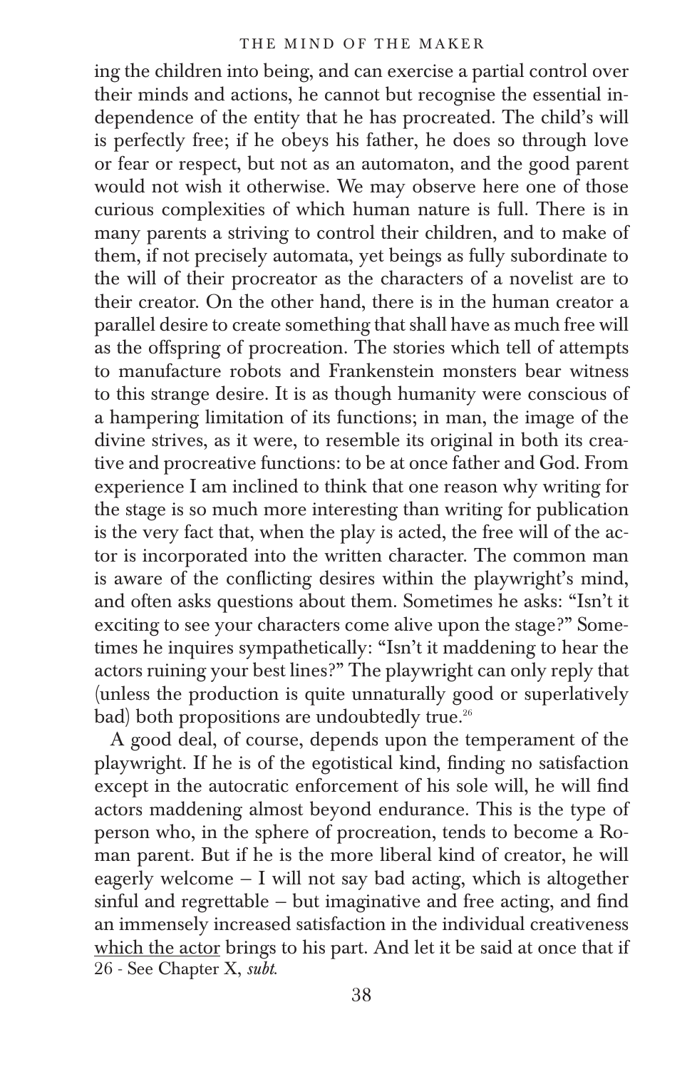ing the children into being, and can exercise a partial control over their minds and actions, he cannot but recognise the essential independence of the entity that he has procreated. The child's will is perfectly free; if he obeys his father, he does so through love or fear or respect, but not as an automaton, and the good parent would not wish it otherwise. We may observe here one of those curious complexities of which human nature is full. There is in many parents a striving to control their children, and to make of them, if not precisely automata, yet beings as fully subordinate to the will of their procreator as the characters of a novelist are to their creator. On the other hand, there is in the human creator a parallel desire to create something that shall have as much free will as the offspring of procreation. The stories which tell of attempts to manufacture robots and Frankenstein monsters bear witness to this strange desire. It is as though humanity were conscious of a hampering limitation of its functions; in man, the image of the divine strives, as it were, to resemble its original in both its creative and procreative functions: to be at once father and God. From experience I am inclined to think that one reason why writing for the stage is so much more interesting than writing for publication is the very fact that, when the play is acted, the free will of the actor is incorporated into the written character. The common man is aware of the conflicting desires within the playwright's mind, and often asks questions about them. Sometimes he asks: "Isn't it exciting to see your characters come alive upon the stage?" Sometimes he inquires sympathetically: "Isn't it maddening to hear the actors ruining your best lines?" The playwright can only reply that (unless the production is quite unnaturally good or superlatively bad) both propositions are undoubtedly true.[26]

A good deal, of course, depends upon the temperament of the playwright. If he is of the egotistical kind, finding no satisfaction except in the autocratic enforcement of his sole will, he will find actors maddening almost beyond endurance. This is the type of person who, in the sphere of procreation, tends to become a Roman parent. But if he is the more liberal kind of creator, he will eagerly welcome – I will not say bad acting, which is altogether sinful and regrettable – but imaginative and free acting, and find an immensely increased satisfaction in the individual creativeness which the actor brings to his part. And let it be said at once that if

26 - See Chapter X, *subt.*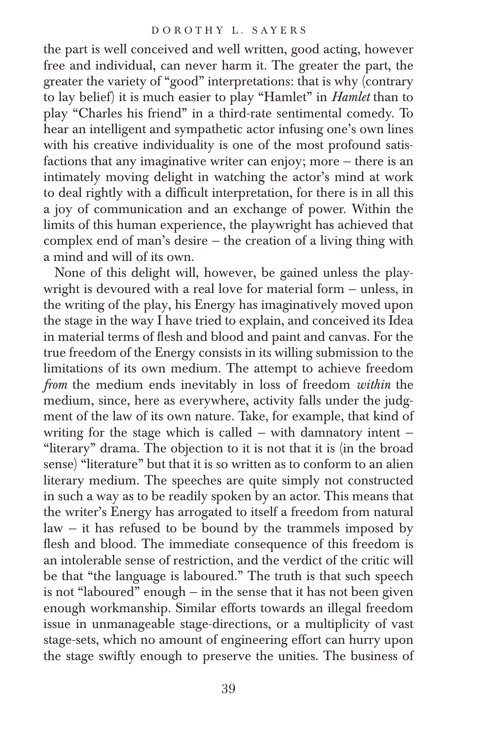the part is well conceived and well written, good acting, however free and individual, can never harm it. The greater the part, the greater the variety of "good" interpretations: that is why (contrary to lay belief) it is much easier to play "Hamlet" in *Hamlet* than to play "Charles his friend" in a third-rate sentimental comedy. To hear an intelligent and sympathetic actor infusing one's own lines with his creative individuality is one of the most profound satisfactions that any imaginative writer can enjoy; more – there is an intimately moving delight in watching the actor's mind at work to deal rightly with a difficult interpretation, for there is in all this a joy of communication and an exchange of power. Within the limits of this human experience, the playwright has achieved that complex end of man's desire – the creation of a living thing with a mind and will of its own.

None of this delight will, however, be gained unless the playwright is devoured with a real love for material form – unless, in the writing of the play, his Energy has imaginatively moved upon the stage in the way I have tried to explain, and conceived its Idea in material terms of flesh and blood and paint and canvas. For the true freedom of the Energy consists in its willing submission to the limitations of its own medium. The attempt to achieve freedom *from* the medium ends inevitably in loss of freedom *within* the medium, since, here as everywhere, activity falls under the judgment of the law of its own nature. Take, for example, that kind of writing for the stage which is called – with damnatory intent – "literary" drama. The objection to it is not that it is (in the broad sense) "literature" but that it is so written as to conform to an alien literary medium. The speeches are quite simply not constructed in such a way as to be readily spoken by an actor. This means that the writer's Energy has arrogated to itself a freedom from natural law – it has refused to be bound by the trammels imposed by flesh and blood. The immediate consequence of this freedom is an intolerable sense of restriction, and the verdict of the critic will be that "the language is laboured." The truth is that such speech is not "laboured" enough – in the sense that it has not been given enough workmanship. Similar efforts towards an illegal freedom issue in unmanageable stage-directions, or a multiplicity of vast stage-sets, which no amount of engineering effort can hurry upon the stage swiftly enough to preserve the unities. The business of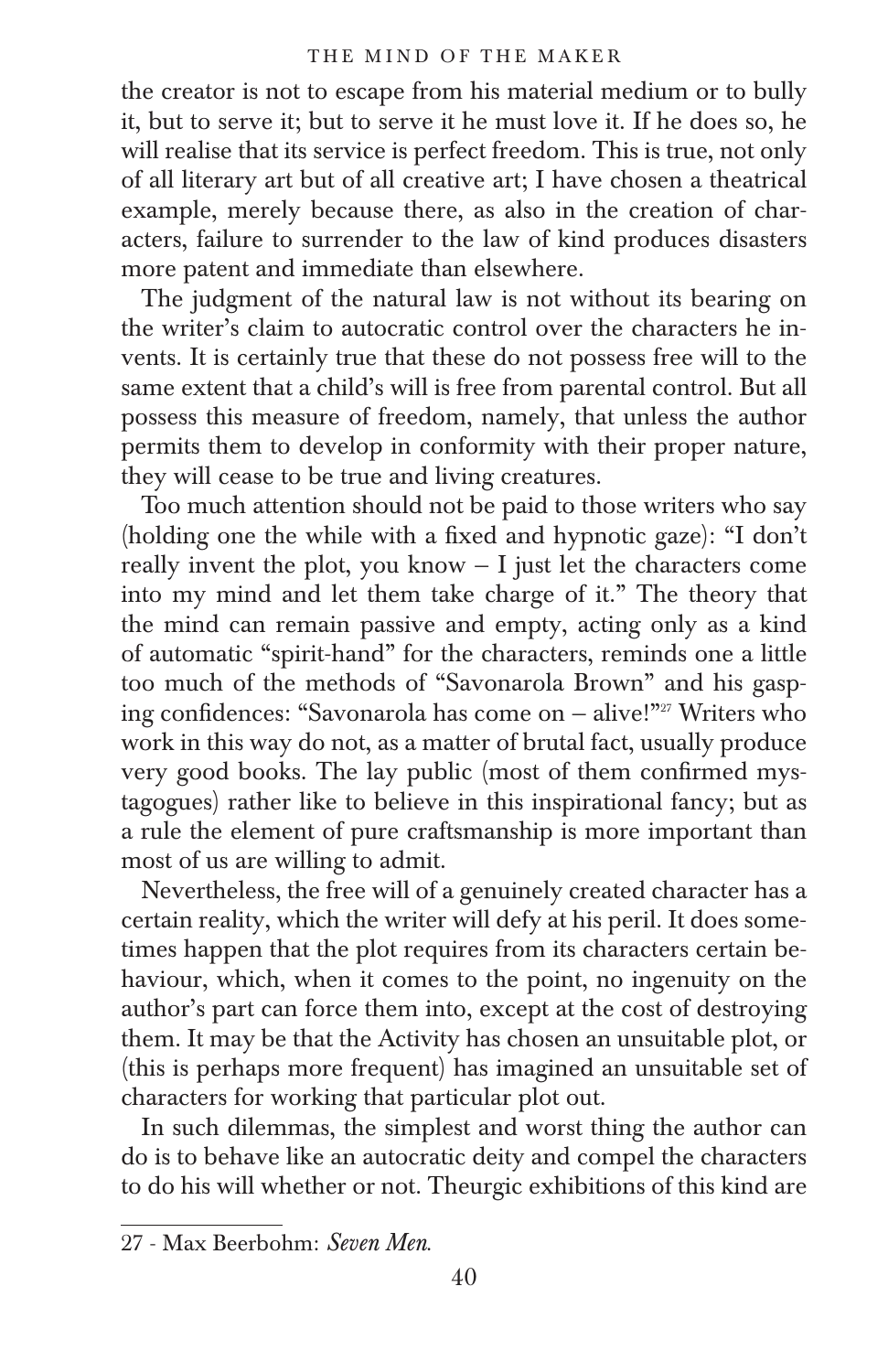the creator is not to escape from his material medium or to bully it, but to serve it; but to serve it he must love it. If he does so, he will realise that its service is perfect freedom. This is true, not only of all literary art but of all creative art; I have chosen a theatrical example, merely because there, as also in the creation of characters, failure to surrender to the law of kind produces disasters more patent and immediate than elsewhere.

The judgment of the natural law is not without its bearing on the writer's claim to autocratic control over the characters he invents. It is certainly true that these do not possess free will to the same extent that a child's will is free from parental control. But all possess this measure of freedom, namely, that unless the author permits them to develop in conformity with their proper nature, they will cease to be true and living creatures.

Too much attention should not be paid to those writers who say (holding one the while with a fixed and hypnotic gaze): "I don't really invent the plot, you know – I just let the characters come into my mind and let them take charge of it." The theory that the mind can remain passive and empty, acting only as a kind of automatic "spirit-hand" for the characters, reminds one a little too much of the methods of "Savonarola Brown" and his gasping confidences: "Savonarola has come on – alive!"[27] Writers who work in this way do not, as a matter of brutal fact, usually produce very good books. The lay public (most of them confirmed mystagogues) rather like to believe in this inspirational fancy; but as a rule the element of pure craftsmanship is more important than most of us are willing to admit.

Nevertheless, the free will of a genuinely created character has a certain reality, which the writer will defy at his peril. It does sometimes happen that the plot requires from its characters certain behaviour, which, when it comes to the point, no ingenuity on the author's part can force them into, except at the cost of destroying them. It may be that the Activity has chosen an unsuitable plot, or (this is perhaps more frequent) has imagined an unsuitable set of characters for working that particular plot out.

In such dilemmas, the simplest and worst thing the author can do is to behave like an autocratic deity and compel the characters to do his will whether or not. Theurgic exhibitions of this kind are

27 - Max Beerbohm: *Seven Men.*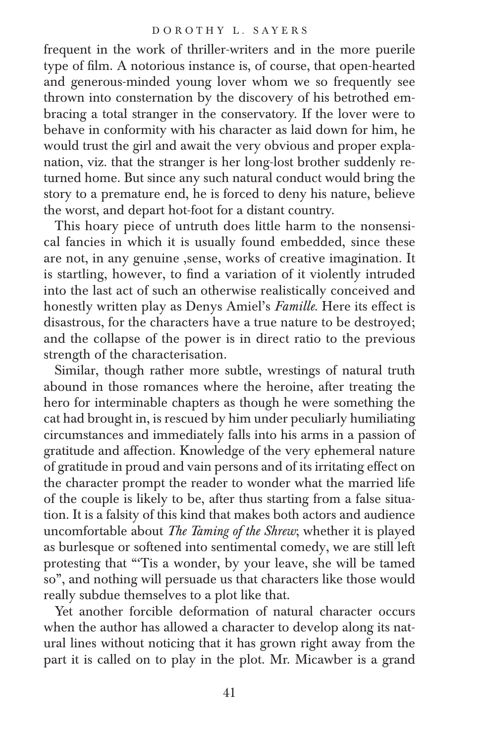frequent in the work of thriller-writers and in the more puerile type of film. A notorious instance is, of course, that open-hearted and generous-minded young lover whom we so frequently see thrown into consternation by the discovery of his betrothed embracing a total stranger in the conservatory. If the lover were to behave in conformity with his character as laid down for him, he would trust the girl and await the very obvious and proper explanation, viz. that the stranger is her long-lost brother suddenly returned home. But since any such natural conduct would bring the story to a premature end, he is forced to deny his nature, believe the worst, and depart hot-foot for a distant country.

This hoary piece of untruth does little harm to the nonsensical fancies in which it is usually found embedded, since these are not, in any genuine ,sense, works of creative imagination. It is startling, however, to find a variation of it violently intruded into the last act of such an otherwise realistically conceived and honestly written play as Denys Amiel's *Famille*. Here its effect is disastrous, for the characters have a true nature to be destroyed; and the collapse of the power is in direct ratio to the previous strength of the characterisation.

Similar, though rather more subtle, wrestings of natural truth abound in those romances where the heroine, after treating the hero for interminable chapters as though he were something the cat had brought in, is rescued by him under peculiarly humiliating circumstances and immediately falls into his arms in a passion of gratitude and affection. Knowledge of the very ephemeral nature of gratitude in proud and vain persons and of its irritating effect on the character prompt the reader to wonder what the married life of the couple is likely to be, after thus starting from a false situation. It is a falsity of this kind that makes both actors and audience uncomfortable about *The Taming of the Shrew*; whether it is played as burlesque or softened into sentimental comedy, we are still left protesting that "'Tis a wonder, by your leave, she will be tamed so", and nothing will persuade us that characters like those would really subdue themselves to a plot like that.

Yet another forcible deformation of natural character occurs when the author has allowed a character to develop along its natural lines without noticing that it has grown right away from the part it is called on to play in the plot. Mr. Micawber is a grand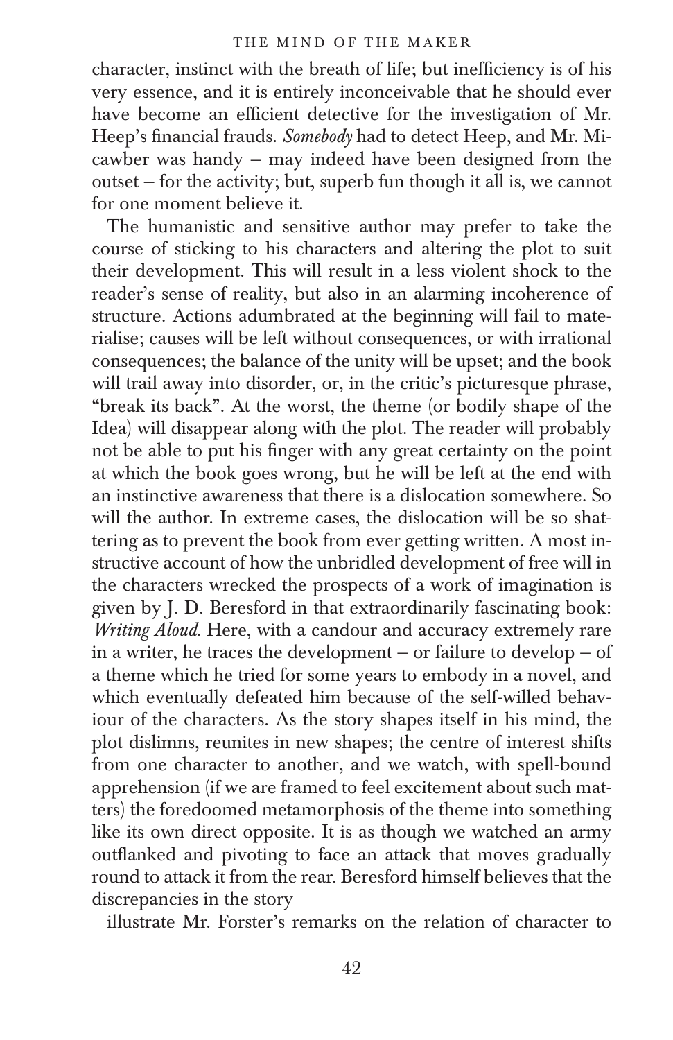character, instinct with the breath of life; but inefficiency is of his very essence, and it is entirely inconceivable that he should ever have become an efficient detective for the investigation of Mr. Heep's financial frauds. *Somebody* had to detect Heep, and Mr. Micawber was handy – may indeed have been designed from the outset – for the activity; but, superb fun though it all is, we cannot for one moment believe it.

The humanistic and sensitive author may prefer to take the course of sticking to his characters and altering the plot to suit their development. This will result in a less violent shock to the reader's sense of reality, but also in an alarming incoherence of structure. Actions adumbrated at the beginning will fail to materialise; causes will be left without consequences, or with irrational consequences; the balance of the unity will be upset; and the book will trail away into disorder, or, in the critic's picturesque phrase, "break its back". At the worst, the theme (or bodily shape of the Idea) will disappear along with the plot. The reader will probably not be able to put his finger with any great certainty on the point at which the book goes wrong, but he will be left at the end with an instinctive awareness that there is a dislocation somewhere. So will the author. In extreme cases, the dislocation will be so shattering as to prevent the book from ever getting written. A most instructive account of how the unbridled development of free will in the characters wrecked the prospects of a work of imagination is given by J. D. Beresford in that extraordinarily fascinating book: *Writing Aloud.* Here, with a candour and accuracy extremely rare in a writer, he traces the development – or failure to develop – of a theme which he tried for some years to embody in a novel, and which eventually defeated him because of the self-willed behaviour of the characters. As the story shapes itself in his mind, the plot dislimns, reunites in new shapes; the centre of interest shifts from one character to another, and we watch, with spell-bound apprehension (if we are framed to feel excitement about such matters) the foredoomed metamorphosis of the theme into something like its own direct opposite. It is as though we watched an army outflanked and pivoting to face an attack that moves gradually round to attack it from the rear. Beresford himself believes that the discrepancies in the story

illustrate Mr. Forster's remarks on the relation of character to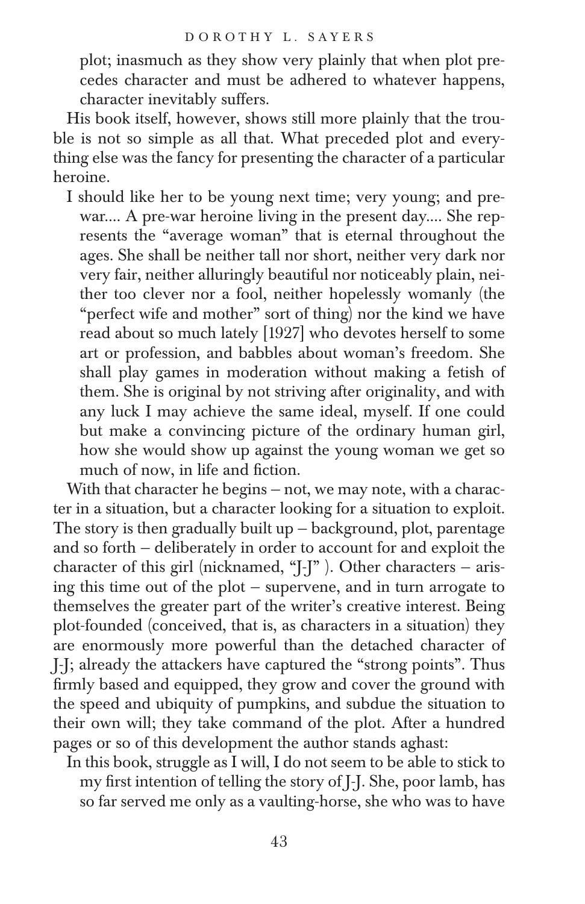plot; inasmuch as they show very plainly that when plot precedes character and must be adhered to whatever happens, character inevitably suffers.

His book itself, however, shows still more plainly that the trouble is not so simple as all that. What preceded plot and everything else was the fancy for presenting the character of a particular heroine.

> I should like her to be young next time; very young; and pre-war.... A pre-war heroine living in the present day.... She represents the "average woman" that is eternal throughout the ages. She shall be neither tall nor short, neither very dark nor very fair, neither alluringly beautiful nor noticeably plain, neither too clever nor a fool, neither hopelessly womanly (the "perfect wife and mother" sort of thing) nor the kind we have read about so much lately [1927] who devotes herself to some art or profession, and babbles about woman's freedom. She shall play games in moderation without making a fetish of them. She is original by not striving after originality, and with any luck I may achieve the same ideal, myself. If one could but make a convincing picture of the ordinary human girl, how she would show up against the young woman we get so much of now, in life and fiction.

With that character he begins – not, we may note, with a character in a situation, but a character looking for a situation to exploit. The story is then gradually built up – background, plot, parentage and so forth – deliberately in order to account for and exploit the character of this girl (nicknamed, "J-J" ). Other characters – arising this time out of the plot – supervene, and in turn arrogate to themselves the greater part of the writer's creative interest. Being plot-founded (conceived, that is, as characters in a situation) they are enormously more powerful than the detached character of J-J; already the attackers have captured the "strong points". Thus firmly based and equipped, they grow and cover the ground with the speed and ubiquity of pumpkins, and subdue the situation to their own will; they take command of the plot. After a hundred pages or so of this development the author stands aghast:

> In this book, struggle as I will, I do not seem to be able to stick to my first intention of telling the story of J-J. She, poor lamb, has so far served me only as a vaulting-horse, she who was to have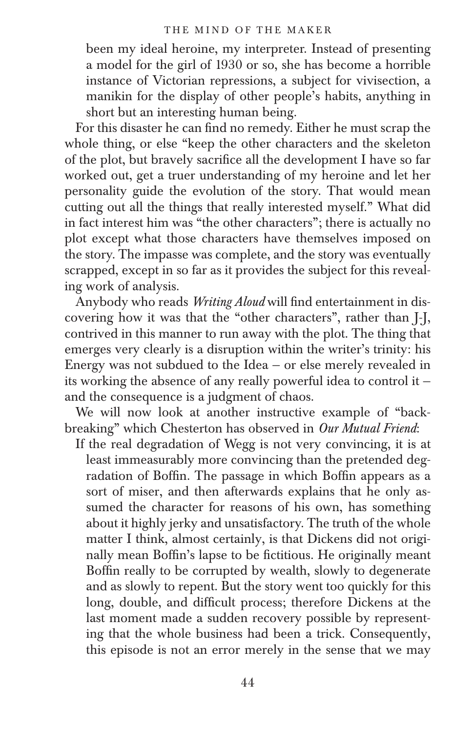been my ideal heroine, my interpreter. Instead of presenting a model for the girl of 1930 or so, she has become a horrible instance of Victorian repressions, a subject for vivisection, a manikin for the display of other people's habits, anything in short but an interesting human being.

For this disaster he can find no remedy. Either he must scrap the whole thing, or else "keep the other characters and the skeleton of the plot, but bravely sacrifice all the development I have so far worked out, get a truer understanding of my heroine and let her personality guide the evolution of the story. That would mean cutting out all the things that really interested myself." What did in fact interest him was "the other characters"; there is actually no plot except what those characters have themselves imposed on the story. The impasse was complete, and the story was eventually scrapped, except in so far as it provides the subject for this revealing work of analysis.

Anybody who reads *Writing Aloud* will find entertainment in discovering how it was that the "other characters", rather than J-J, contrived in this manner to run away with the plot. The thing that emerges very clearly is a disruption within the writer's trinity: his Energy was not subdued to the Idea – or else merely revealed in its working the absence of any really powerful idea to control it – and the consequence is a judgment of chaos.

We will now look at another instructive example of "back-breaking" which Chesterton has observed in *Our Mutual Friend*:

> If the real degradation of Wegg is not very convincing, it is at least immeasurably more convincing than the pretended degradation of Boffin. The passage in which Boffin appears as a sort of miser, and then afterwards explains that he only assumed the character for reasons of his own, has something about it highly jerky and unsatisfactory. The truth of the whole matter I think, almost certainly, is that Dickens did not originally mean Boffin's lapse to be fictitious. He originally meant Boffin really to be corrupted by wealth, slowly to degenerate and as slowly to repent. But the story went too quickly for this long, double, and difficult process; therefore Dickens at the last moment made a sudden recovery possible by representing that the whole business had been a trick. Consequently, this episode is not an error merely in the sense that we may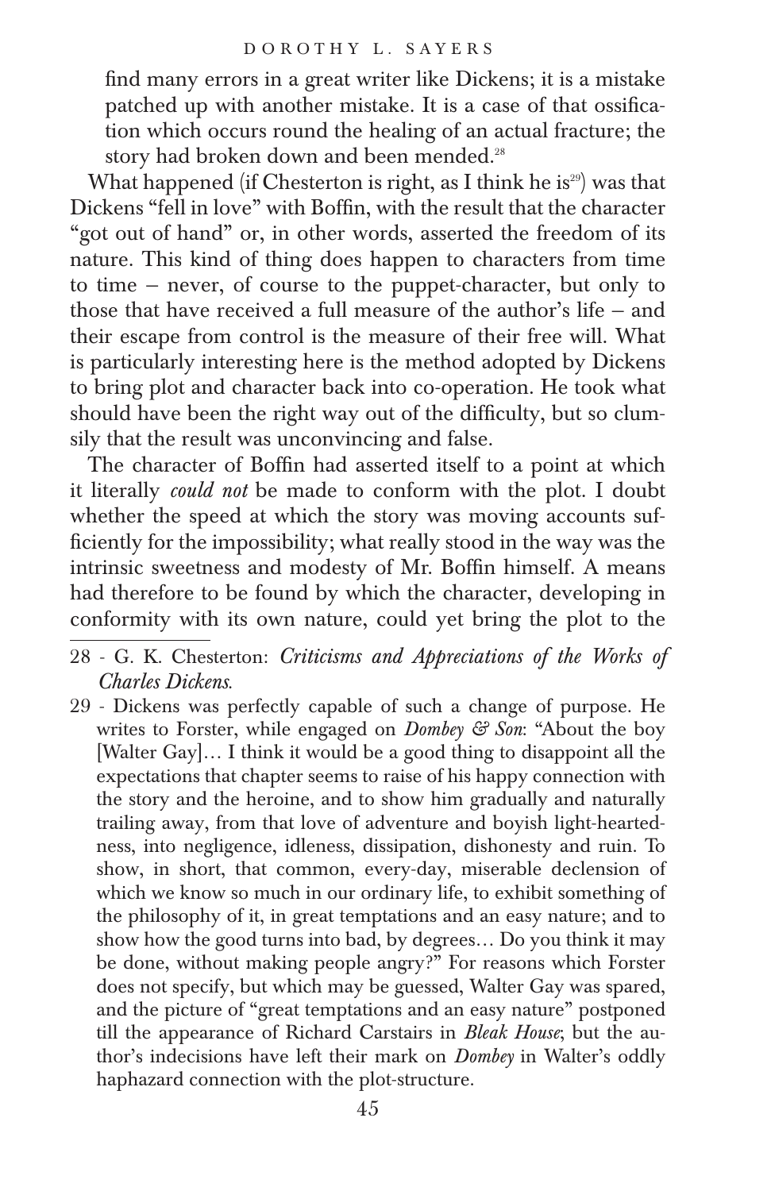find many errors in a great writer like Dickens; it is a mistake patched up with another mistake. It is a case of that ossification which occurs round the healing of an actual fracture; the story had broken down and been mended.[28]

What happened (if Chesterton is right, as I think he is[29]) was that Dickens "fell in love" with Boffin, with the result that the character "got out of hand" or, in other words, asserted the freedom of its nature. This kind of thing does happen to characters from time to time – never, of course to the puppet-character, but only to those that have received a full measure of the author's life – and their escape from control is the measure of their free will. What is particularly interesting here is the method adopted by Dickens to bring plot and character back into co-operation. He took what should have been the right way out of the difficulty, but so clumsily that the result was unconvincing and false.

The character of Boffin had asserted itself to a point at which it literally *could not* be made to conform with the plot. I doubt whether the speed at which the story was moving accounts sufficiently for the impossibility; what really stood in the way was the intrinsic sweetness and modesty of Mr. Boffin himself. A means had therefore to be found by which the character, developing in conformity with its own nature, could yet bring the plot to the

---

28 - G. K. Chesterton: *Criticisms and Appreciations of the Works of Charles Dickens.*

29 - Dickens was perfectly capable of such a change of purpose. He writes to Forster, while engaged on *Dombey & Son*: "About the boy [Walter Gay]… I think it would be a good thing to disappoint all the expectations that chapter seems to raise of his happy connection with the story and the heroine, and to show him gradually and naturally trailing away, from that love of adventure and boyish light-heartedness, into negligence, idleness, dissipation, dishonesty and ruin. To show, in short, that common, every-day, miserable declension of which we know so much in our ordinary life, to exhibit something of the philosophy of it, in great temptations and an easy nature; and to show how the good turns into bad, by degrees… Do you think it may be done, without making people angry?" For reasons which Forster does not specify, but which may be guessed, Walter Gay was spared, and the picture of "great temptations and an easy nature" postponed till the appearance of Richard Carstairs in *Bleak House*; but the author's indecisions have left their mark on *Dombey* in Walter's oddly haphazard connection with the plot-structure.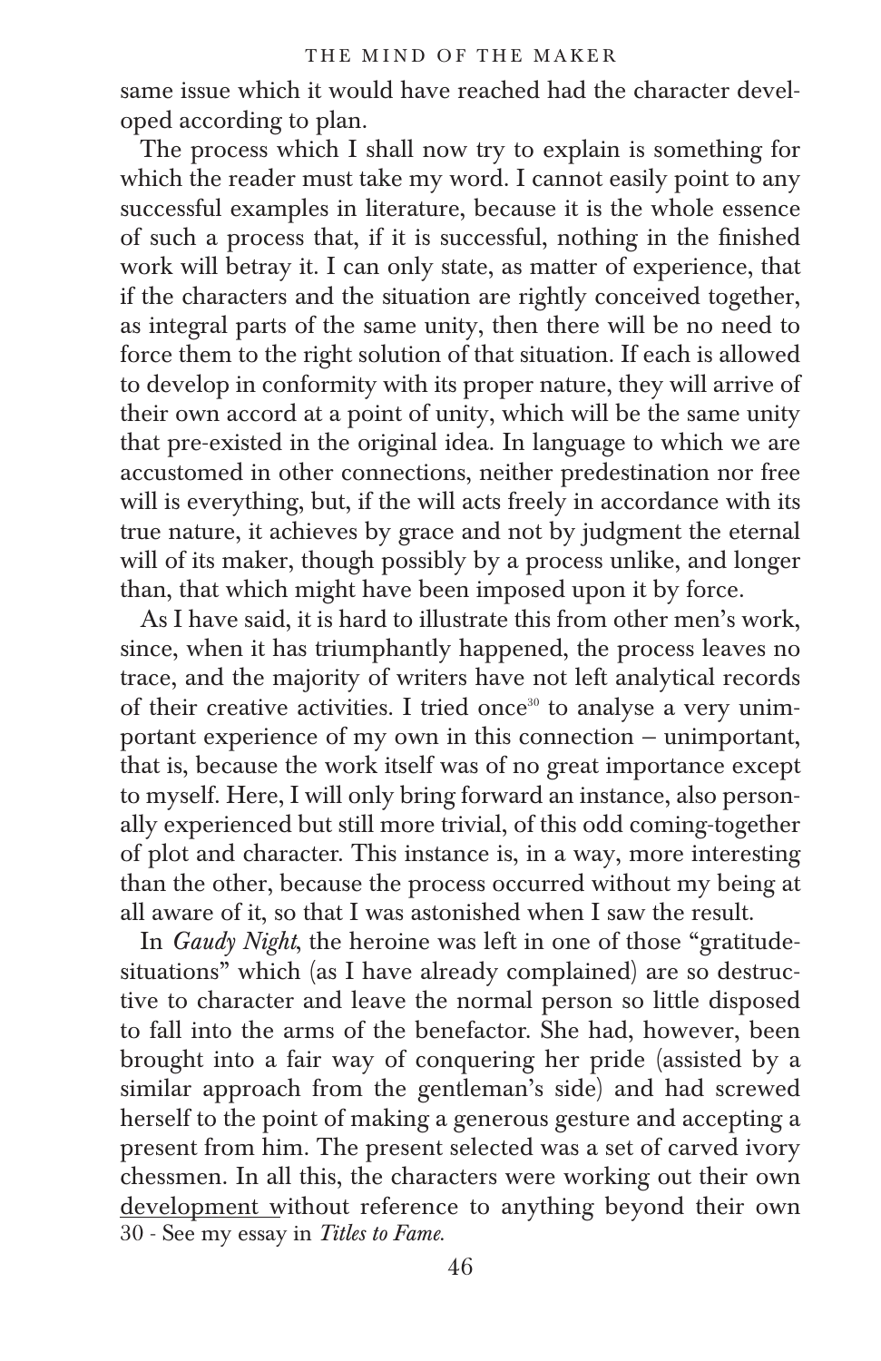same issue which it would have reached had the character developed according to plan.

The process which I shall now try to explain is something for which the reader must take my word. I cannot easily point to any successful examples in literature, because it is the whole essence of such a process that, if it is successful, nothing in the finished work will betray it. I can only state, as matter of experience, that if the characters and the situation are rightly conceived together, as integral parts of the same unity, then there will be no need to force them to the right solution of that situation. If each is allowed to develop in conformity with its proper nature, they will arrive of their own accord at a point of unity, which will be the same unity that pre-existed in the original idea. In language to which we are accustomed in other connections, neither predestination nor free will is everything, but, if the will acts freely in accordance with its true nature, it achieves by grace and not by judgment the eternal will of its maker, though possibly by a process unlike, and longer than, that which might have been imposed upon it by force.

As I have said, it is hard to illustrate this from other men's work, since, when it has triumphantly happened, the process leaves no trace, and the majority of writers have not left analytical records of their creative activities. I tried once[30] to analyse a very unimportant experience of my own in this connection – unimportant, that is, because the work itself was of no great importance except to myself. Here, I will only bring forward an instance, also personally experienced but still more trivial, of this odd coming-together of plot and character. This instance is, in a way, more interesting than the other, because the process occurred without my being at all aware of it, so that I was astonished when I saw the result.

In *Gaudy Night*, the heroine was left in one of those "gratitude-situations" which (as I have already complained) are so destructive to character and leave the normal person so little disposed to fall into the arms of the benefactor. She had, however, been brought into a fair way of conquering her pride (assisted by a similar approach from the gentleman's side) and had screwed herself to the point of making a generous gesture and accepting a present from him. The present selected was a set of carved ivory chessmen. In all this, the characters were working out their own development without reference to anything beyond their own

30 - See my essay in *Titles to Fame*.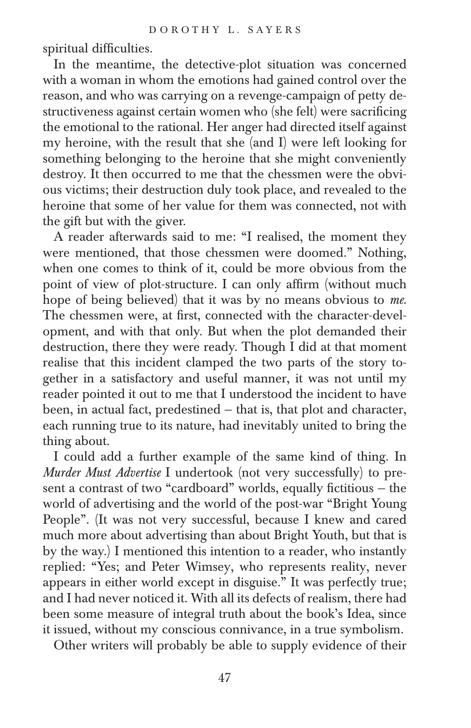spiritual difficulties.

In the meantime, the detective-plot situation was concerned with a woman in whom the emotions had gained control over the reason, and who was carrying on a revenge-campaign of petty destructiveness against certain women who (she felt) were sacrificing the emotional to the rational. Her anger had directed itself against my heroine, with the result that she (and I) were left looking for something belonging to the heroine that she might conveniently destroy. It then occurred to me that the chessmen were the obvious victims; their destruction duly took place, and revealed to the heroine that some of her value for them was connected, not with the gift but with the giver.

A reader afterwards said to me: "I realised, the moment they were mentioned, that those chessmen were doomed." Nothing, when one comes to think of it, could be more obvious from the point of view of plot-structure. I can only affirm (without much hope of being believed) that it was by no means obvious to *me*. The chessmen were, at first, connected with the character-development, and with that only. But when the plot demanded their destruction, there they were ready. Though I did at that moment realise that this incident clamped the two parts of the story together in a satisfactory and useful manner, it was not until my reader pointed it out to me that I understood the incident to have been, in actual fact, predestined – that is, that plot and character, each running true to its nature, had inevitably united to bring the thing about.

I could add a further example of the same kind of thing. In *Murder Must Advertise* I undertook (not very successfully) to present a contrast of two "cardboard" worlds, equally fictitious – the world of advertising and the world of the post-war "Bright Young People". (It was not very successful, because I knew and cared much more about advertising than about Bright Youth, but that is by the way.) I mentioned this intention to a reader, who instantly replied: "Yes; and Peter Wimsey, who represents reality, never appears in either world except in disguise." It was perfectly true; and I had never noticed it. With all its defects of realism, there had been some measure of integral truth about the book's Idea, since it issued, without my conscious connivance, in a true symbolism.

Other writers will probably be able to supply evidence of their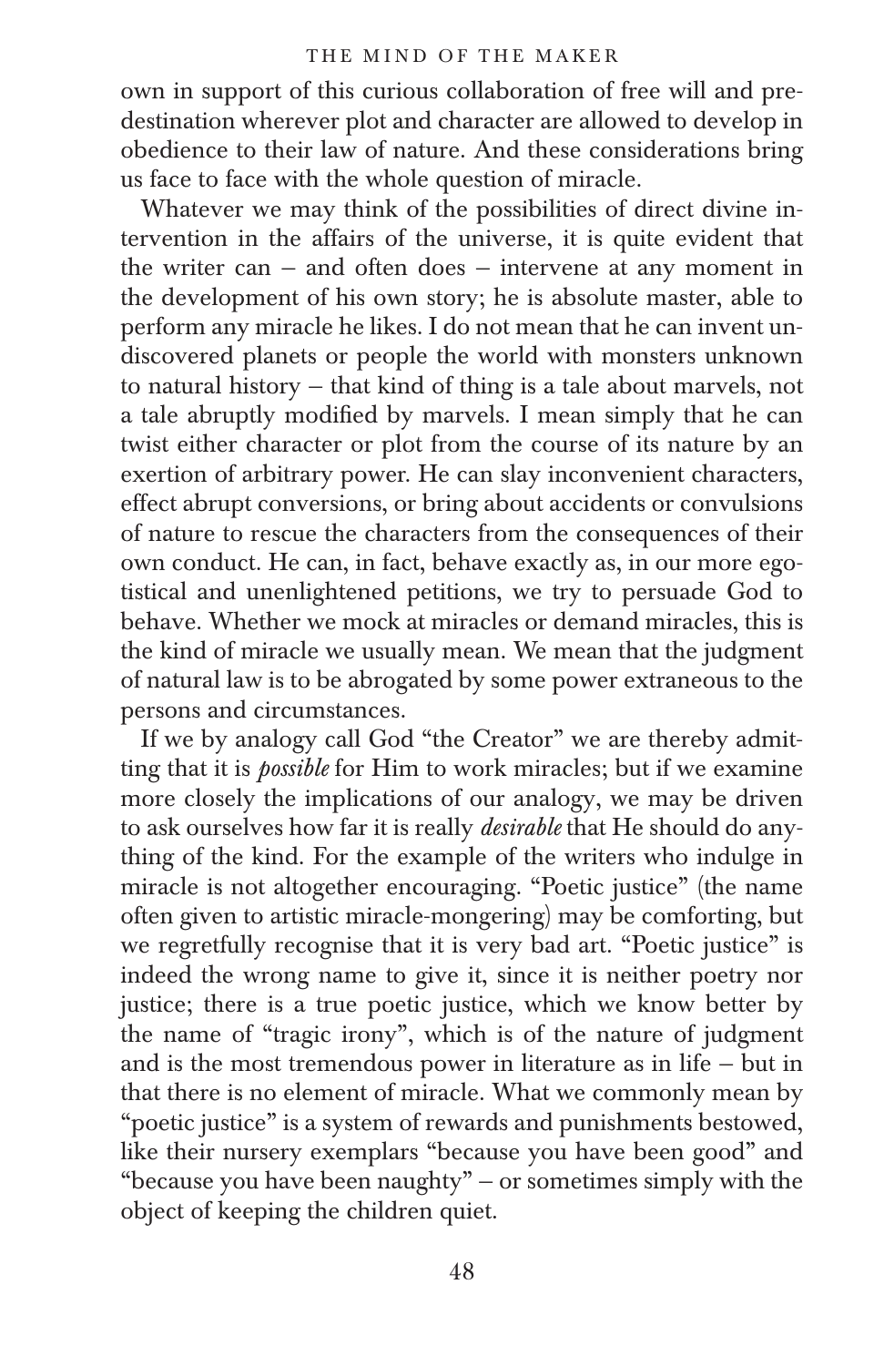own in support of this curious collaboration of free will and predestination wherever plot and character are allowed to develop in obedience to their law of nature. And these considerations bring us face to face with the whole question of miracle.

Whatever we may think of the possibilities of direct divine intervention in the affairs of the universe, it is quite evident that the writer can – and often does – intervene at any moment in the development of his own story; he is absolute master, able to perform any miracle he likes. I do not mean that he can invent undiscovered planets or people the world with monsters unknown to natural history – that kind of thing is a tale about marvels, not a tale abruptly modified by marvels. I mean simply that he can twist either character or plot from the course of its nature by an exertion of arbitrary power. He can slay inconvenient characters, effect abrupt conversions, or bring about accidents or convulsions of nature to rescue the characters from the consequences of their own conduct. He can, in fact, behave exactly as, in our more egotistical and unenlightened petitions, we try to persuade God to behave. Whether we mock at miracles or demand miracles, this is the kind of miracle we usually mean. We mean that the judgment of natural law is to be abrogated by some power extraneous to the persons and circumstances.

If we by analogy call God "the Creator" we are thereby admitting that it is *possible* for Him to work miracles; but if we examine more closely the implications of our analogy, we may be driven to ask ourselves how far it is really *desirable* that He should do anything of the kind. For the example of the writers who indulge in miracle is not altogether encouraging. "Poetic justice" (the name often given to artistic miracle-mongering) may be comforting, but we regretfully recognise that it is very bad art. "Poetic justice" is indeed the wrong name to give it, since it is neither poetry nor justice; there is a true poetic justice, which we know better by the name of "tragic irony", which is of the nature of judgment and is the most tremendous power in literature as in life – but in that there is no element of miracle. What we commonly mean by "poetic justice" is a system of rewards and punishments bestowed, like their nursery exemplars "because you have been good" and "because you have been naughty" – or sometimes simply with the object of keeping the children quiet.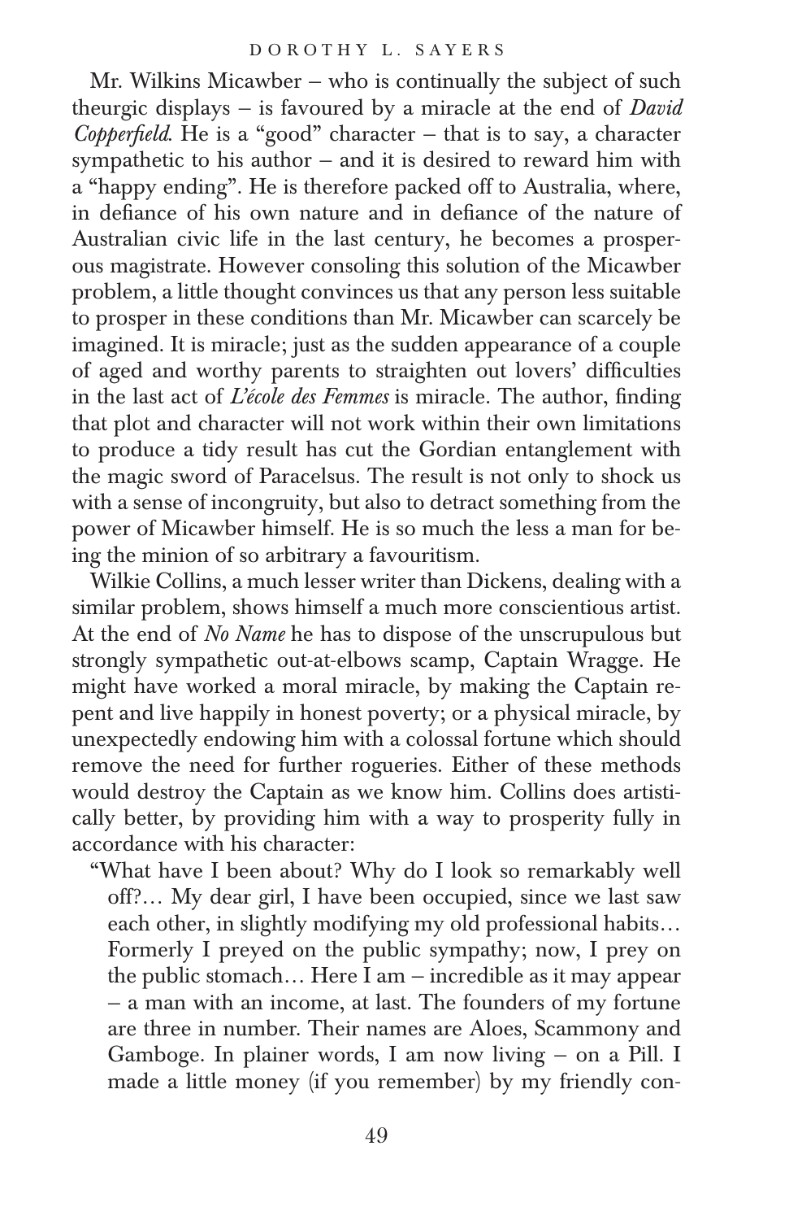Mr. Wilkins Micawber – who is continually the subject of such theurgic displays – is favoured by a miracle at the end of *David Copperfield*. He is a "good" character – that is to say, a character sympathetic to his author – and it is desired to reward him with a "happy ending". He is therefore packed off to Australia, where, in defiance of his own nature and in defiance of the nature of Australian civic life in the last century, he becomes a prosperous magistrate. However consoling this solution of the Micawber problem, a little thought convinces us that any person less suitable to prosper in these conditions than Mr. Micawber can scarcely be imagined. It is miracle; just as the sudden appearance of a couple of aged and worthy parents to straighten out lovers' difficulties in the last act of *L'école des Femmes* is miracle. The author, finding that plot and character will not work within their own limitations to produce a tidy result has cut the Gordian entanglement with the magic sword of Paracelsus. The result is not only to shock us with a sense of incongruity, but also to detract something from the power of Micawber himself. He is so much the less a man for being the minion of so arbitrary a favouritism.

Wilkie Collins, a much lesser writer than Dickens, dealing with a similar problem, shows himself a much more conscientious artist. At the end of *No Name* he has to dispose of the unscrupulous but strongly sympathetic out-at-elbows scamp, Captain Wragge. He might have worked a moral miracle, by making the Captain repent and live happily in honest poverty; or a physical miracle, by unexpectedly endowing him with a colossal fortune which should remove the need for further rogueries. Either of these methods would destroy the Captain as we know him. Collins does artistically better, by providing him with a way to prosperity fully in accordance with his character:

> "What have I been about? Why do I look so remarkably well off?… My dear girl, I have been occupied, since we last saw each other, in slightly modifying my old professional habits… Formerly I preyed on the public sympathy; now, I prey on the public stomach… Here I am – incredible as it may appear – a man with an income, at last. The founders of my fortune are three in number. Their names are Aloes, Scammony and Gamboge. In plainer words, I am now living – on a Pill. I made a little money (if you remember) by my friendly con-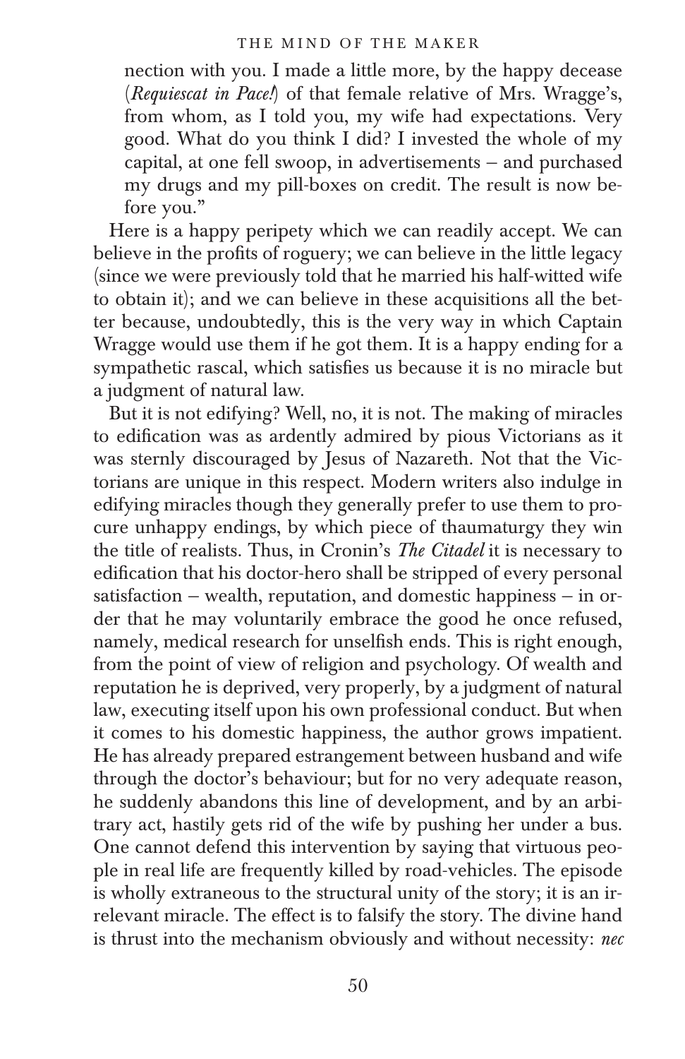nection with you. I made a little more, by the happy decease (*Requiescat in Pace!*) of that female relative of Mrs. Wragge's, from whom, as I told you, my wife had expectations. Very good. What do you think I did? I invested the whole of my capital, at one fell swoop, in advertisements – and purchased my drugs and my pill-boxes on credit. The result is now before you."

Here is a happy peripety which we can readily accept. We can believe in the profits of roguery; we can believe in the little legacy (since we were previously told that he married his half-witted wife to obtain it); and we can believe in these acquisitions all the better because, undoubtedly, this is the very way in which Captain Wragge would use them if he got them. It is a happy ending for a sympathetic rascal, which satisfies us because it is no miracle but a judgment of natural law.

But it is not edifying? Well, no, it is not. The making of miracles to edification was as ardently admired by pious Victorians as it was sternly discouraged by Jesus of Nazareth. Not that the Victorians are unique in this respect. Modern writers also indulge in edifying miracles though they generally prefer to use them to procure unhappy endings, by which piece of thaumaturgy they win the title of realists. Thus, in Cronin's *The Citadel* it is necessary to edification that his doctor-hero shall be stripped of every personal satisfaction – wealth, reputation, and domestic happiness – in order that he may voluntarily embrace the good he once refused, namely, medical research for unselfish ends. This is right enough, from the point of view of religion and psychology. Of wealth and reputation he is deprived, very properly, by a judgment of natural law, executing itself upon his own professional conduct. But when it comes to his domestic happiness, the author grows impatient. He has already prepared estrangement between husband and wife through the doctor's behaviour; but for no very adequate reason, he suddenly abandons this line of development, and by an arbitrary act, hastily gets rid of the wife by pushing her under a bus. One cannot defend this intervention by saying that virtuous people in real life are frequently killed by road-vehicles. The episode is wholly extraneous to the structural unity of the story; it is an irrelevant miracle. The effect is to falsify the story. The divine hand is thrust into the mechanism obviously and without necessity: *nec*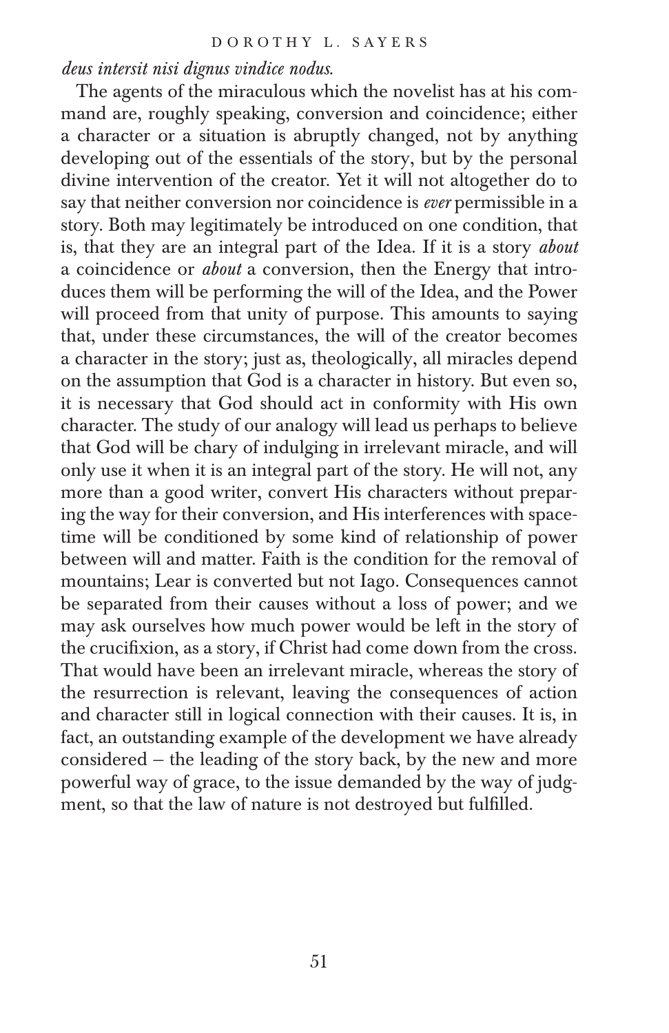*deus intersit nisi dignus vindice nodus.*

The agents of the miraculous which the novelist has at his command are, roughly speaking, conversion and coincidence; either a character or a situation is abruptly changed, not by anything developing out of the essentials of the story, but by the personal divine intervention of the creator. Yet it will not altogether do to say that neither conversion nor coincidence is *ever* permissible in a story. Both may legitimately be introduced on one condition, that is, that they are an integral part of the Idea. If it is a story *about* a coincidence or *about* a conversion, then the Energy that introduces them will be performing the will of the Idea, and the Power will proceed from that unity of purpose. This amounts to saying that, under these circumstances, the will of the creator becomes a character in the story; just as, theologically, all miracles depend on the assumption that God is a character in history. But even so, it is necessary that God should act in conformity with His own character. The study of our analogy will lead us perhaps to believe that God will be chary of indulging in irrelevant miracle, and will only use it when it is an integral part of the story. He will not, any more than a good writer, convert His characters without preparing the way for their conversion, and His interferences with space-time will be conditioned by some kind of relationship of power between will and matter. Faith is the condition for the removal of mountains; Lear is converted but not Iago. Consequences cannot be separated from their causes without a loss of power; and we may ask ourselves how much power would be left in the story of the crucifixion, as a story, if Christ had come down from the cross. That would have been an irrelevant miracle, whereas the story of the resurrection is relevant, leaving the consequences of action and character still in logical connection with their causes. It is, in fact, an outstanding example of the development we have already considered – the leading of the story back, by the new and more powerful way of grace, to the issue demanded by the way of judgment, so that the law of nature is not destroyed but fulfilled.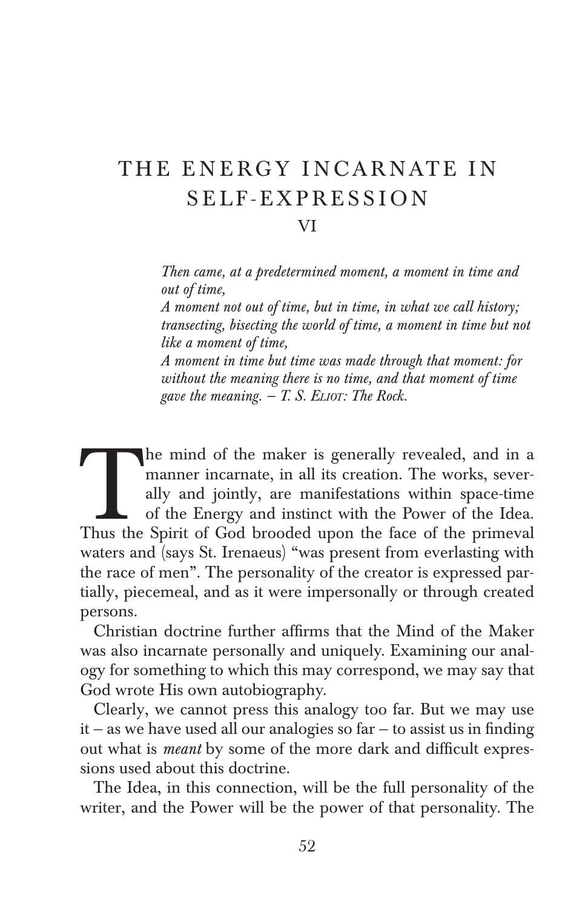# THE ENERGY INCARNATE IN SELF-EXPRESSION

## VI

> *Then came, at a predetermined moment, a moment in time and out of time,*
> *A moment not out of time, but in time, in what we call history; transecting, bisecting the world of time, a moment in time but not like a moment of time,*
> *A moment in time but time was made through that moment: for without the meaning there is no time, and that moment of time gave the meaning. – T. S. Eliot: The Rock.*

The mind of the maker is generally revealed, and in a manner incarnate, in all its creation. The works, severally and jointly, are manifestations within space-time of the Energy and instinct with the Power of the Idea. Thus the Spirit of God brooded upon the face of the primeval waters and (says St. Irenaeus) "was present from everlasting with the race of men". The personality of the creator is expressed partially, piecemeal, and as it were impersonally or through created persons.

Christian doctrine further affirms that the Mind of the Maker was also incarnate personally and uniquely. Examining our analogy for something to which this may correspond, we may say that God wrote His own autobiography.

Clearly, we cannot press this analogy too far. But we may use it – as we have used all our analogies so far – to assist us in finding out what is *meant* by some of the more dark and difficult expressions used about this doctrine.

The Idea, in this connection, will be the full personality of the writer, and the Power will be the power of that personality. The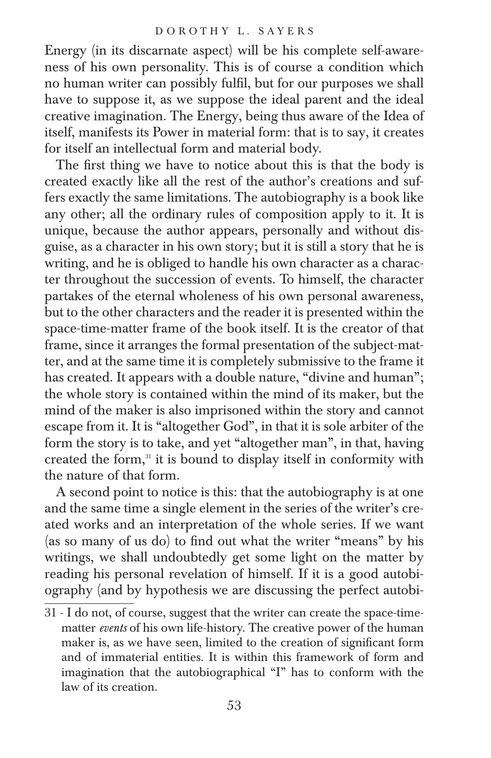Energy (in its discarnate aspect) will be his complete self-awareness of his own personality. This is of course a condition which no human writer can possibly fulfil, but for our purposes we shall have to suppose it, as we suppose the ideal parent and the ideal creative imagination. The Energy, being thus aware of the Idea of itself, manifests its Power in material form: that is to say, it creates for itself an intellectual form and material body.

The first thing we have to notice about this is that the body is created exactly like all the rest of the author's creations and suffers exactly the same limitations. The autobiography is a book like any other; all the ordinary rules of composition apply to it. It is unique, because the author appears, personally and without disguise, as a character in his own story; but it is still a story that he is writing, and he is obliged to handle his own character as a character throughout the succession of events. To himself, the character partakes of the eternal wholeness of his own personal awareness, but to the other characters and the reader it is presented within the space-time-matter frame of the book itself. It is the creator of that frame, since it arranges the formal presentation of the subject-matter, and at the same time it is completely submissive to the frame it has created. It appears with a double nature, "divine and human"; the whole story is contained within the mind of its maker, but the mind of the maker is also imprisoned within the story and cannot escape from it. It is "altogether God", in that it is sole arbiter of the form the story is to take, and yet "altogether man", in that, having created the form,[31] it is bound to display itself in conformity with the nature of that form.

A second point to notice is this: that the autobiography is at one and the same time a single element in the series of the writer's created works and an interpretation of the whole series. If we want (as so many of us do) to find out what the writer "means" by his writings, we shall undoubtedly get some light on the matter by reading his personal revelation of himself. If it is a good autobiography (and by hypothesis we are discussing the perfect autobi-

31 - I do not, of course, suggest that the writer can create the space-time-matter *events* of his own life-history. The creative power of the human maker is, as we have seen, limited to the creation of significant form and of immaterial entities. It is within this framework of form and imagination that the autobiographical "I" has to conform with the law of its creation.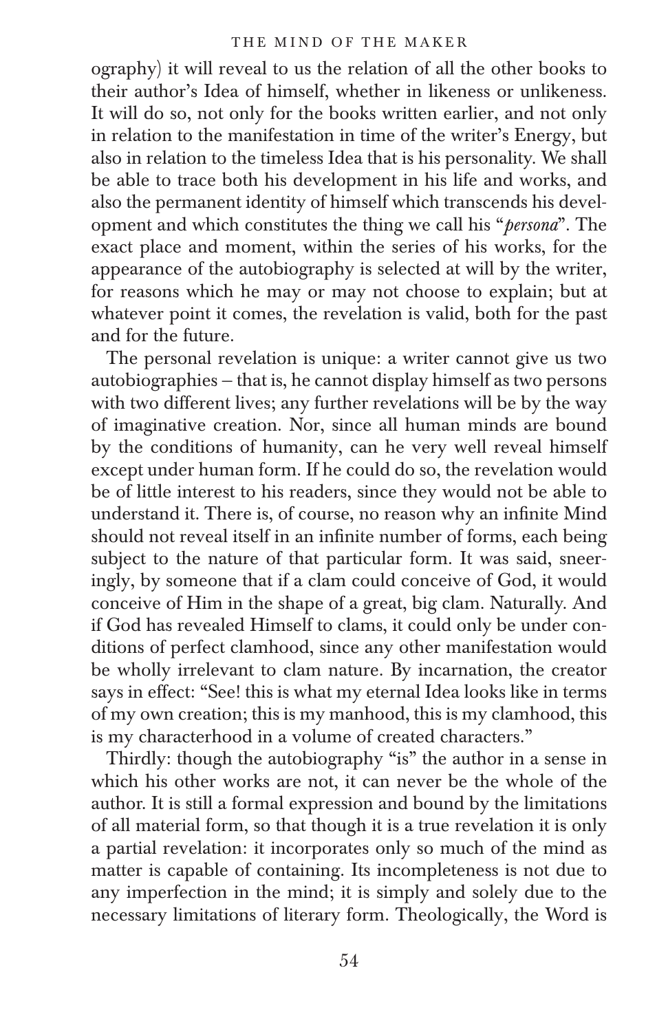ography) it will reveal to us the relation of all the other books to their author's Idea of himself, whether in likeness or unlikeness. It will do so, not only for the books written earlier, and not only in relation to the manifestation in time of the writer's Energy, but also in relation to the timeless Idea that is his personality. We shall be able to trace both his development in his life and works, and also the permanent identity of himself which transcends his development and which constitutes the thing we call his "*persona*". The exact place and moment, within the series of his works, for the appearance of the autobiography is selected at will by the writer, for reasons which he may or may not choose to explain; but at whatever point it comes, the revelation is valid, both for the past and for the future.

The personal revelation is unique: a writer cannot give us two autobiographies – that is, he cannot display himself as two persons with two different lives; any further revelations will be by the way of imaginative creation. Nor, since all human minds are bound by the conditions of humanity, can he very well reveal himself except under human form. If he could do so, the revelation would be of little interest to his readers, since they would not be able to understand it. There is, of course, no reason why an infinite Mind should not reveal itself in an infinite number of forms, each being subject to the nature of that particular form. It was said, sneeringly, by someone that if a clam could conceive of God, it would conceive of Him in the shape of a great, big clam. Naturally. And if God has revealed Himself to clams, it could only be under conditions of perfect clamhood, since any other manifestation would be wholly irrelevant to clam nature. By incarnation, the creator says in effect: "See! this is what my eternal Idea looks like in terms of my own creation; this is my manhood, this is my clamhood, this is my characterhood in a volume of created characters."

Thirdly: though the autobiography "is" the author in a sense in which his other works are not, it can never be the whole of the author. It is still a formal expression and bound by the limitations of all material form, so that though it is a true revelation it is only a partial revelation: it incorporates only so much of the mind as matter is capable of containing. Its incompleteness is not due to any imperfection in the mind; it is simply and solely due to the necessary limitations of literary form. Theologically, the Word is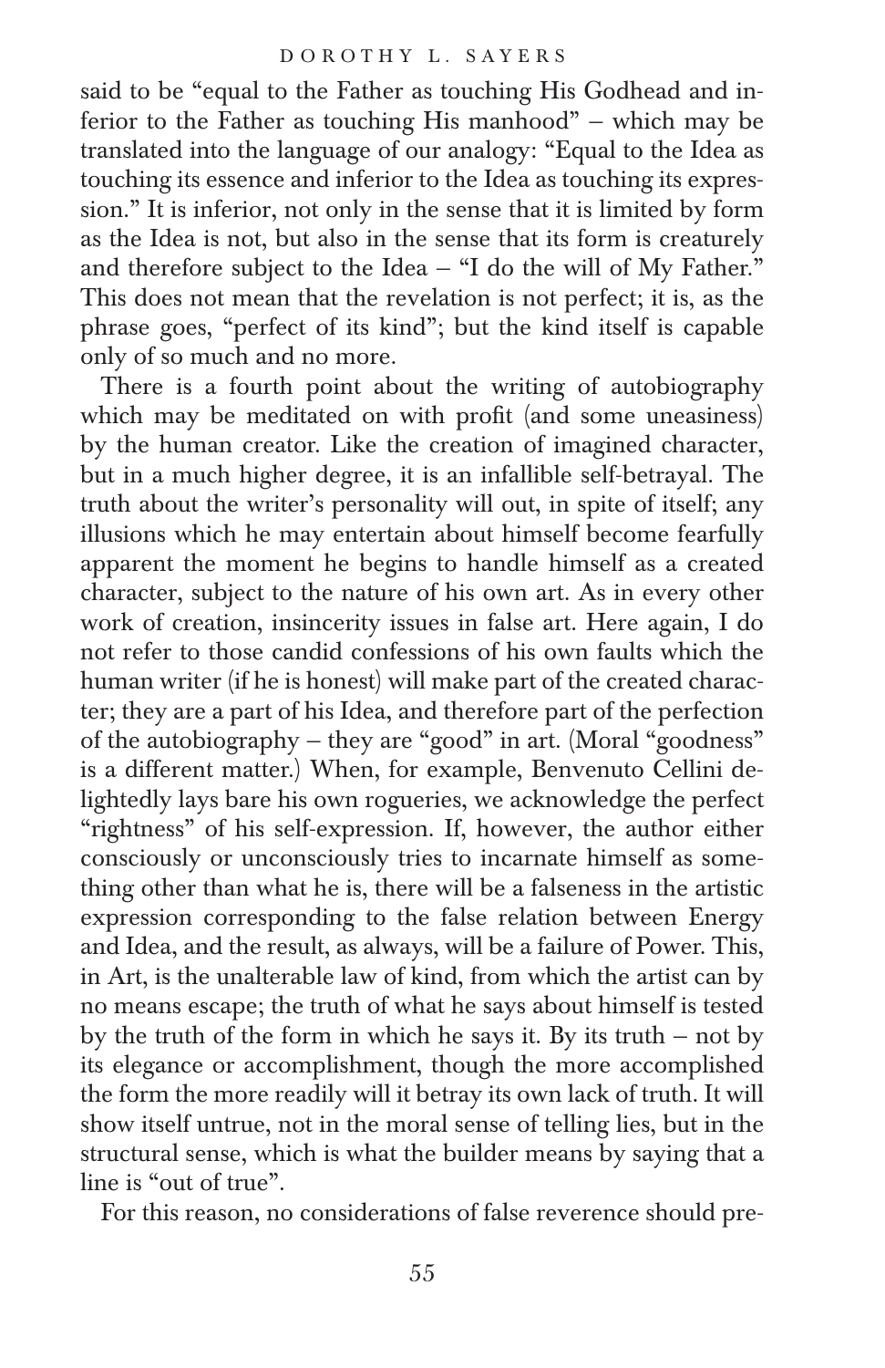said to be "equal to the Father as touching His Godhead and inferior to the Father as touching His manhood" – which may be translated into the language of our analogy: "Equal to the Idea as touching its essence and inferior to the Idea as touching its expression." It is inferior, not only in the sense that it is limited by form as the Idea is not, but also in the sense that its form is creaturely and therefore subject to the Idea – "I do the will of My Father." This does not mean that the revelation is not perfect; it is, as the phrase goes, "perfect of its kind"; but the kind itself is capable only of so much and no more.

There is a fourth point about the writing of autobiography which may be meditated on with profit (and some uneasiness) by the human creator. Like the creation of imagined character, but in a much higher degree, it is an infallible self-betrayal. The truth about the writer's personality will out, in spite of itself; any illusions which he may entertain about himself become fearfully apparent the moment he begins to handle himself as a created character, subject to the nature of his own art. As in every other work of creation, insincerity issues in false art. Here again, I do not refer to those candid confessions of his own faults which the human writer (if he is honest) will make part of the created character; they are a part of his Idea, and therefore part of the perfection of the autobiography – they are "good" in art. (Moral "goodness" is a different matter.) When, for example, Benvenuto Cellini delightedly lays bare his own rogueries, we acknowledge the perfect "rightness" of his self-expression. If, however, the author either consciously or unconsciously tries to incarnate himself as something other than what he is, there will be a falseness in the artistic expression corresponding to the false relation between Energy and Idea, and the result, as always, will be a failure of Power. This, in Art, is the unalterable law of kind, from which the artist can by no means escape; the truth of what he says about himself is tested by the truth of the form in which he says it. By its truth – not by its elegance or accomplishment, though the more accomplished the form the more readily will it betray its own lack of truth. It will show itself untrue, not in the moral sense of telling lies, but in the structural sense, which is what the builder means by saying that a line is "out of true".

For this reason, no considerations of false reverence should pre-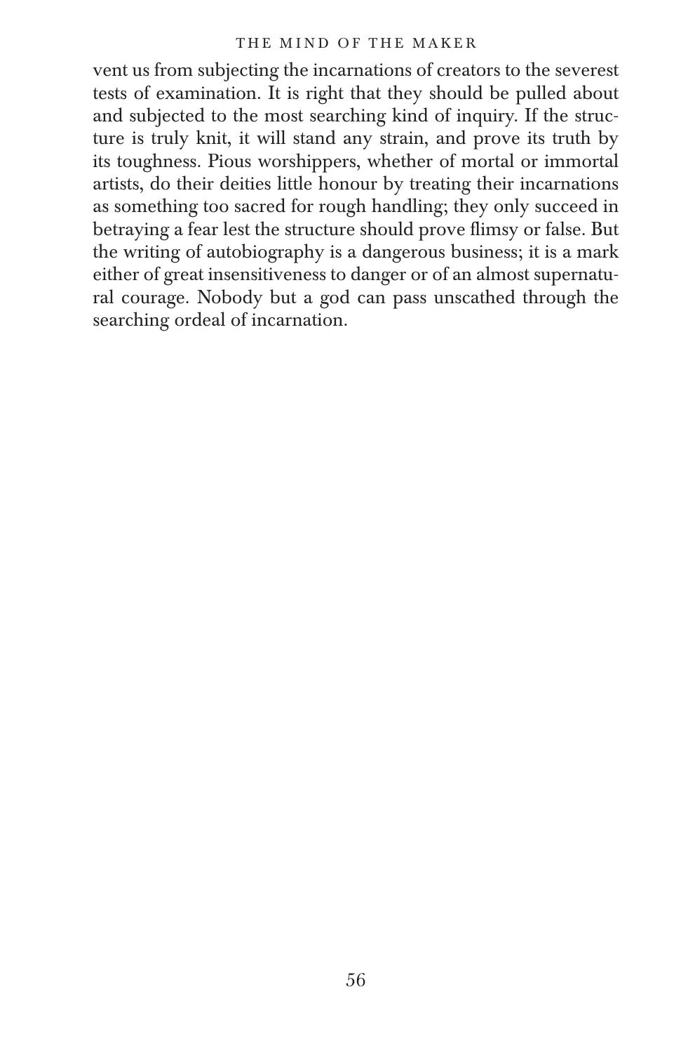vent us from subjecting the incarnations of creators to the severest tests of examination. It is right that they should be pulled about and subjected to the most searching kind of inquiry. If the structure is truly knit, it will stand any strain, and prove its truth by its toughness. Pious worshippers, whether of mortal or immortal artists, do their deities little honour by treating their incarnations as something too sacred for rough handling; they only succeed in betraying a fear lest the structure should prove flimsy or false. But the writing of autobiography is a dangerous business; it is a mark either of great insensitiveness to danger or of an almost supernatural courage. Nobody but a god can pass unscathed through the searching ordeal of incarnation.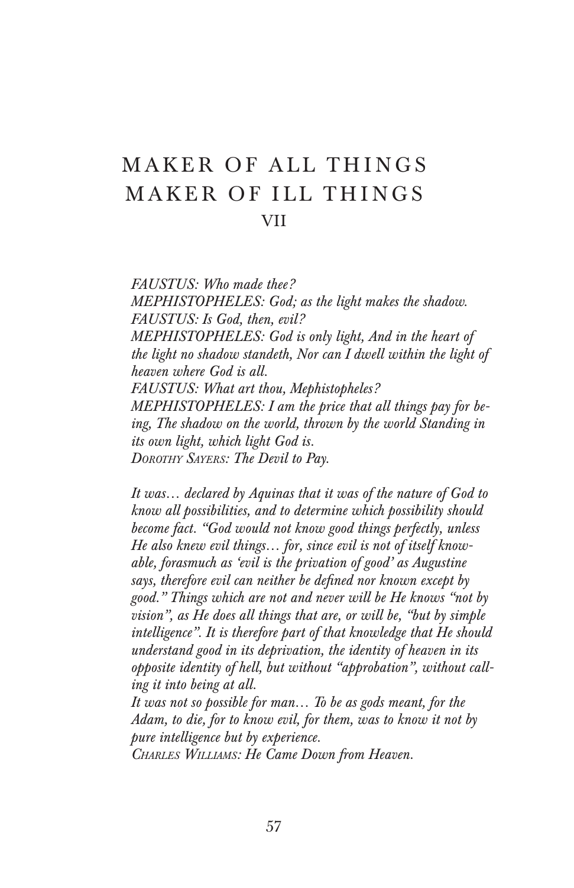# MAKER OF ALL THINGS MAKER OF ILL THINGS

## VII

*FAUSTUS: Who made thee?*
*MEPHISTOPHELES: God; as the light makes the shadow.*
*FAUSTUS: Is God, then, evil?*
*MEPHISTOPHELES: God is only light, And in the heart of the light no shadow standeth, Nor can I dwell within the light of heaven where God is all.*
*FAUSTUS: What art thou, Mephistopheles?*
*MEPHISTOPHELES: I am the price that all things pay for being, The shadow on the world, thrown by the world Standing in its own light, which light God is.*
*DOROTHY SAYERS: The Devil to Pay.*

*It was… declared by Aquinas that it was of the nature of God to know all possibilities, and to determine which possibility should become fact. "God would not know good things perfectly, unless He also knew evil things… for, since evil is not of itself knowable, forasmuch as 'evil is the privation of good' as Augustine says, therefore evil can neither be defined nor known except by good." Things which are not and never will be He knows "not by vision", as He does all things that are, or will be, "but by simple intelligence". It is therefore part of that knowledge that He should understand good in its deprivation, the identity of heaven in its opposite identity of hell, but without "approbation", without calling it into being at all.*
*It was not so possible for man… To be as gods meant, for the Adam, to die, for to know evil, for them, was to know it not by pure intelligence but by experience.*
*CHARLES WILLIAMS: He Came Down from Heaven.*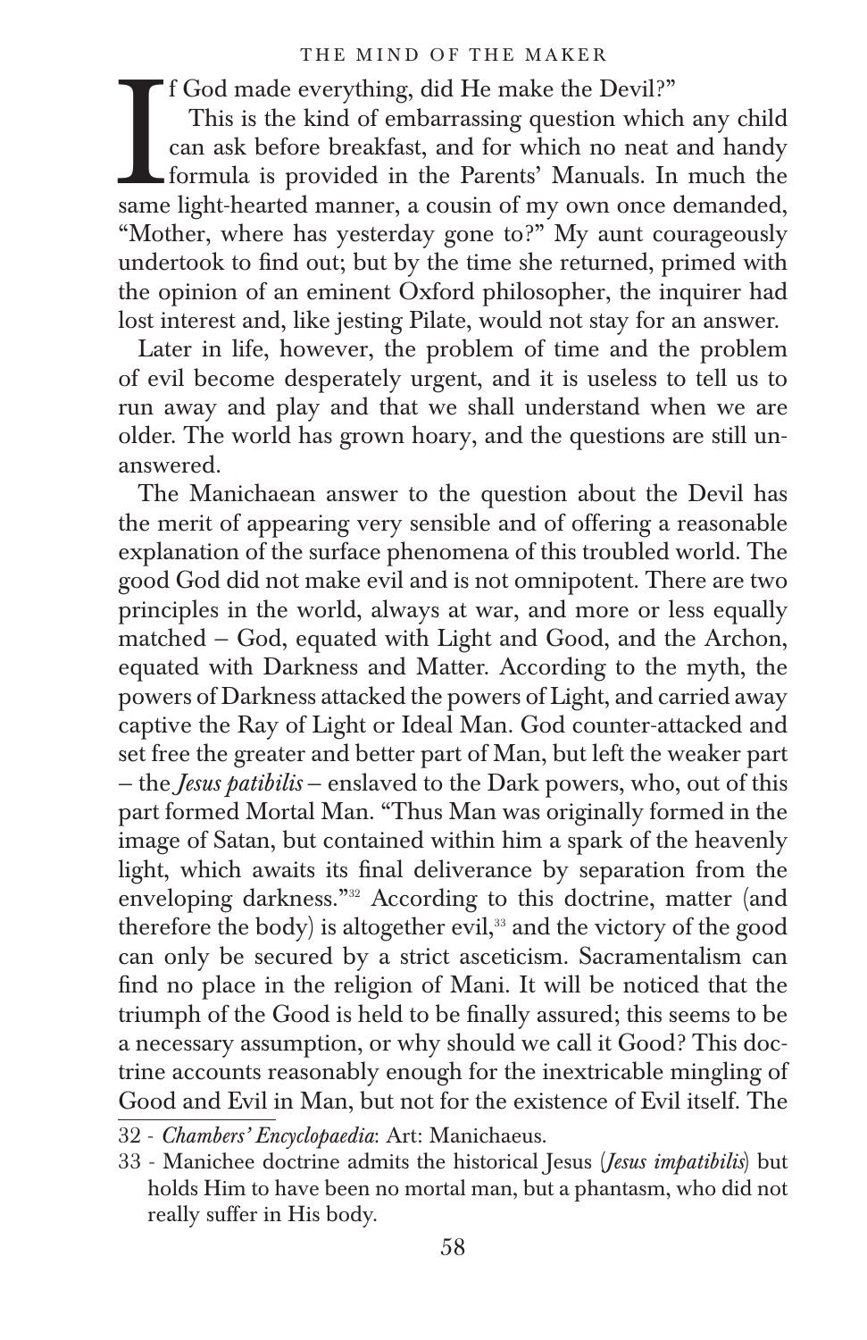If God made everything, did He make the Devil?"

This is the kind of embarrassing question which any child can ask before breakfast, and for which no neat and handy formula is provided in the Parents' Manuals. In much the same light-hearted manner, a cousin of my own once demanded, "Mother, where has yesterday gone to?" My aunt courageously undertook to find out; but by the time she returned, primed with the opinion of an eminent Oxford philosopher, the inquirer had lost interest and, like jesting Pilate, would not stay for an answer.

Later in life, however, the problem of time and the problem of evil become desperately urgent, and it is useless to tell us to run away and play and that we shall understand when we are older. The world has grown hoary, and the questions are still unanswered.

The Manichaean answer to the question about the Devil has the merit of appearing very sensible and of offering a reasonable explanation of the surface phenomena of this troubled world. The good God did not make evil and is not omnipotent. There are two principles in the world, always at war, and more or less equally matched – God, equated with Light and Good, and the Archon, equated with Darkness and Matter. According to the myth, the powers of Darkness attacked the powers of Light, and carried away captive the Ray of Light or Ideal Man. God counter-attacked and set free the greater and better part of Man, but left the weaker part – the *Jesus patibilis* – enslaved to the Dark powers, who, out of this part formed Mortal Man. "Thus Man was originally formed in the image of Satan, but contained within him a spark of the heavenly light, which awaits its final deliverance by separation from the enveloping darkness."[32] According to this doctrine, matter (and therefore the body) is altogether evil,[33] and the victory of the good can only be secured by a strict asceticism. Sacramentalism can find no place in the religion of Mani. It will be noticed that the triumph of the Good is held to be finally assured; this seems to be a necessary assumption, or why should we call it Good? This doctrine accounts reasonably enough for the inextricable mingling of Good and Evil in Man, but not for the existence of Evil itself. The

---

32 - *Chambers' Encyclopaedia*: Art: Manichaeus.

33 - Manichee doctrine admits the historical Jesus (*Jesus impatibilis*) but holds Him to have been no mortal man, but a phantasm, who did not really suffer in His body.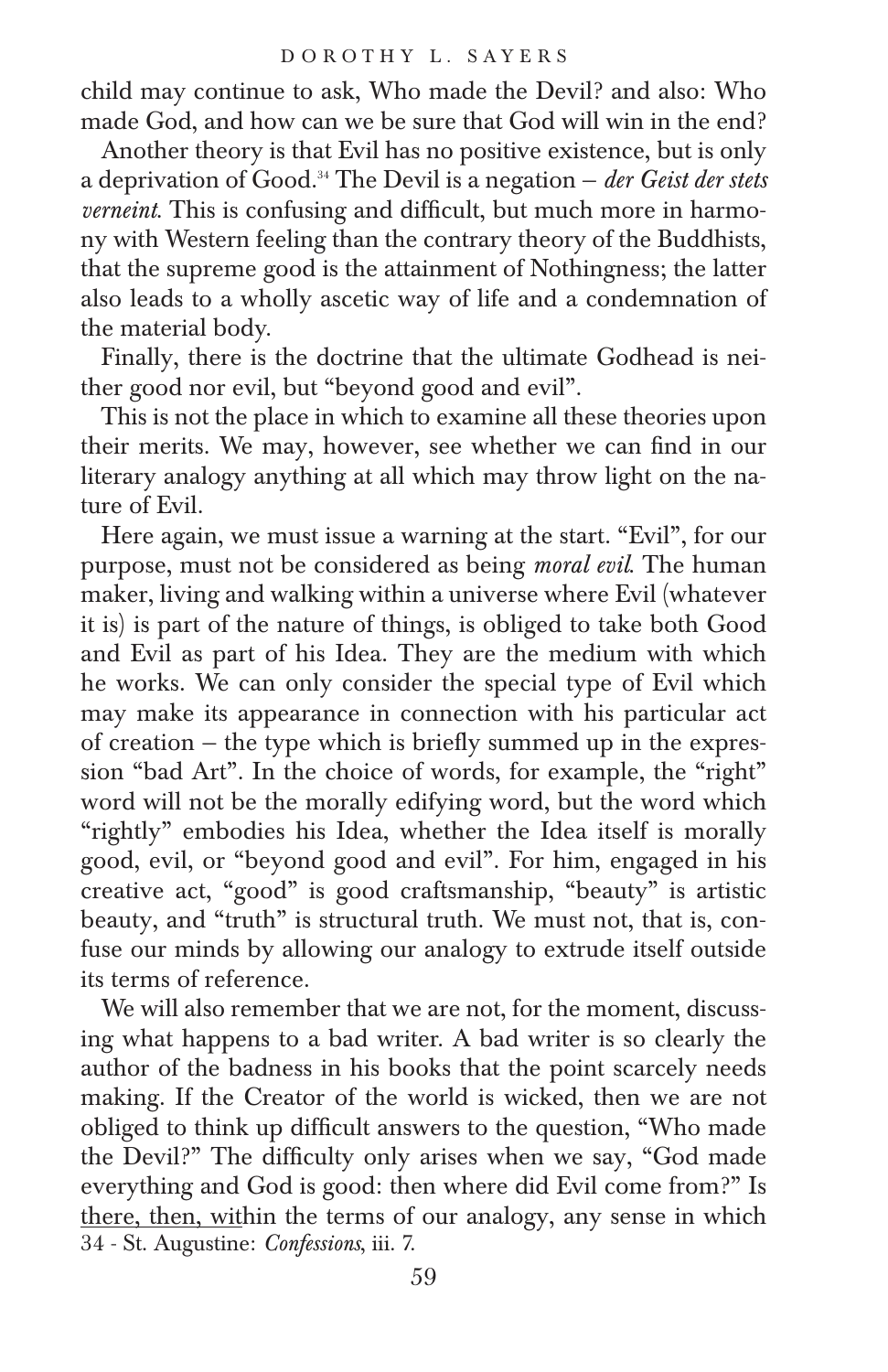child may continue to ask, Who made the Devil? and also: Who made God, and how can we be sure that God will win in the end?

Another theory is that Evil has no positive existence, but is only a deprivation of Good.[34] The Devil is a negation – *der Geist der stets verneint.* This is confusing and difficult, but much more in harmony with Western feeling than the contrary theory of the Buddhists, that the supreme good is the attainment of Nothingness; the latter also leads to a wholly ascetic way of life and a condemnation of the material body.

Finally, there is the doctrine that the ultimate Godhead is neither good nor evil, but "beyond good and evil".

This is not the place in which to examine all these theories upon their merits. We may, however, see whether we can find in our literary analogy anything at all which may throw light on the nature of Evil.

Here again, we must issue a warning at the start. "Evil", for our purpose, must not be considered as being *moral evil.* The human maker, living and walking within a universe where Evil (whatever it is) is part of the nature of things, is obliged to take both Good and Evil as part of his Idea. They are the medium with which he works. We can only consider the special type of Evil which may make its appearance in connection with his particular act of creation – the type which is briefly summed up in the expression "bad Art". In the choice of words, for example, the "right" word will not be the morally edifying word, but the word which "rightly" embodies his Idea, whether the Idea itself is morally good, evil, or "beyond good and evil". For him, engaged in his creative act, "good" is good craftsmanship, "beauty" is artistic beauty, and "truth" is structural truth. We must not, that is, confuse our minds by allowing our analogy to extrude itself outside its terms of reference.

We will also remember that we are not, for the moment, discussing what happens to a bad writer. A bad writer is so clearly the author of the badness in his books that the point scarcely needs making. If the Creator of the world is wicked, then we are not obliged to think up difficult answers to the question, "Who made the Devil?" The difficulty only arises when we say, "God made everything and God is good: then where did Evil come from?" Is there, then, within the terms of our analogy, any sense in which

34 - St. Augustine: *Confessions*, iii. 7.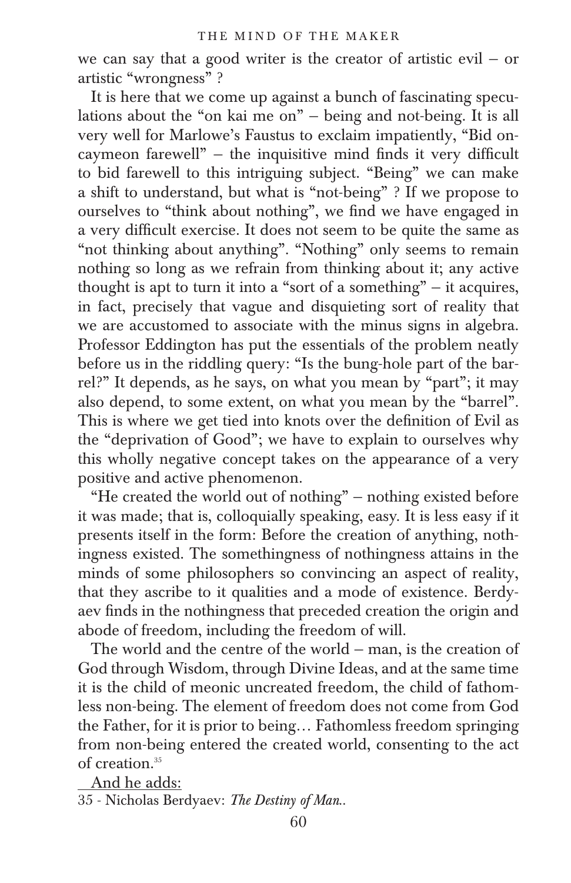we can say that a good writer is the creator of artistic evil – or artistic "wrongness" ?

It is here that we come up against a bunch of fascinating speculations about the "on kai me on" – being and not-being. It is all very well for Marlowe's Faustus to exclaim impatiently, "Bid oncaymeon farewell" – the inquisitive mind finds it very difficult to bid farewell to this intriguing subject. "Being" we can make a shift to understand, but what is "not-being" ? If we propose to ourselves to "think about nothing", we find we have engaged in a very difficult exercise. It does not seem to be quite the same as "not thinking about anything". "Nothing" only seems to remain nothing so long as we refrain from thinking about it; any active thought is apt to turn it into a "sort of a something" – it acquires, in fact, precisely that vague and disquieting sort of reality that we are accustomed to associate with the minus signs in algebra. Professor Eddington has put the essentials of the problem neatly before us in the riddling query: "Is the bung-hole part of the barrel?" It depends, as he says, on what you mean by "part"; it may also depend, to some extent, on what you mean by the "barrel". This is where we get tied into knots over the definition of Evil as the "deprivation of Good"; we have to explain to ourselves why this wholly negative concept takes on the appearance of a very positive and active phenomenon.

"He created the world out of nothing" – nothing existed before it was made; that is, colloquially speaking, easy. It is less easy if it presents itself in the form: Before the creation of anything, nothingness existed. The somethingness of nothingness attains in the minds of some philosophers so convincing an aspect of reality, that they ascribe to it qualities and a mode of existence. Berdyaev finds in the nothingness that preceded creation the origin and abode of freedom, including the freedom of will.

> The world and the centre of the world – man, is the creation of God through Wisdom, through Divine Ideas, and at the same time it is the child of meonic uncreated freedom, the child of fathomless non-being. The element of freedom does not come from God the Father, for it is prior to being… Fathomless freedom springing from non-being entered the created world, consenting to the act of creation.[35]

And he adds:

35 - Nicholas Berdyaev: *The Destiny of Man.*.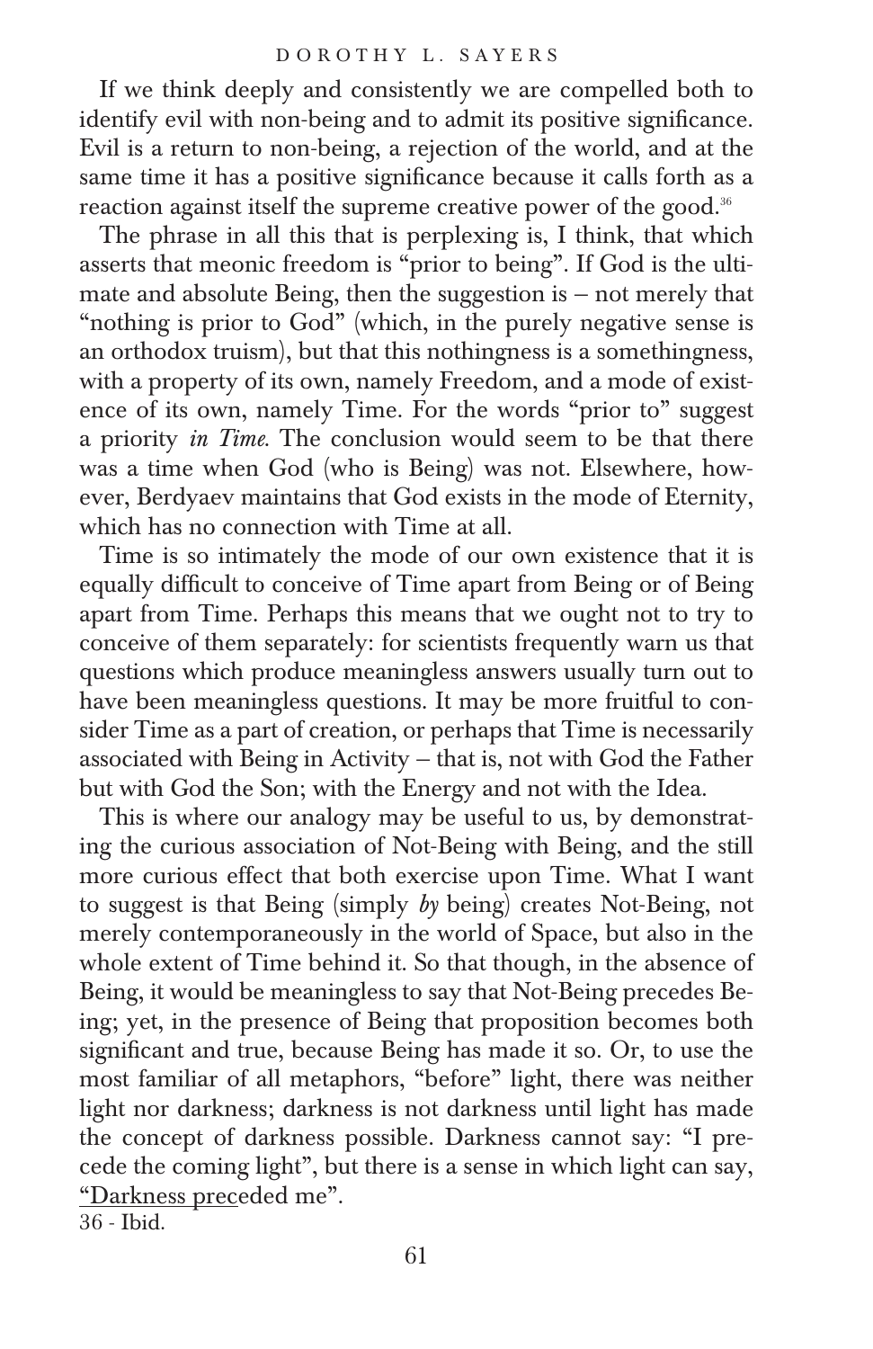If we think deeply and consistently we are compelled both to identify evil with non-being and to admit its positive significance. Evil is a return to non-being, a rejection of the world, and at the same time it has a positive significance because it calls forth as a reaction against itself the supreme creative power of the good.[36]

The phrase in all this that is perplexing is, I think, that which asserts that meonic freedom is "prior to being". If God is the ultimate and absolute Being, then the suggestion is – not merely that "nothing is prior to God" (which, in the purely negative sense is an orthodox truism), but that this nothingness is a somethingness, with a property of its own, namely Freedom, and a mode of existence of its own, namely Time. For the words "prior to" suggest a priority *in Time*. The conclusion would seem to be that there was a time when God (who is Being) was not. Elsewhere, however, Berdyaev maintains that God exists in the mode of Eternity, which has no connection with Time at all.

Time is so intimately the mode of our own existence that it is equally difficult to conceive of Time apart from Being or of Being apart from Time. Perhaps this means that we ought not to try to conceive of them separately: for scientists frequently warn us that questions which produce meaningless answers usually turn out to have been meaningless questions. It may be more fruitful to consider Time as a part of creation, or perhaps that Time is necessarily associated with Being in Activity – that is, not with God the Father but with God the Son; with the Energy and not with the Idea.

This is where our analogy may be useful to us, by demonstrating the curious association of Not-Being with Being, and the still more curious effect that both exercise upon Time. What I want to suggest is that Being (simply *by* being) creates Not-Being, not merely contemporaneously in the world of Space, but also in the whole extent of Time behind it. So that though, in the absence of Being, it would be meaningless to say that Not-Being precedes Being; yet, in the presence of Being that proposition becomes both significant and true, because Being has made it so. Or, to use the most familiar of all metaphors, "before" light, there was neither light nor darkness; darkness is not darkness until light has made the concept of darkness possible. Darkness cannot say: "I precede the coming light", but there is a sense in which light can say, "Darkness preceded me".

36 - Ibid.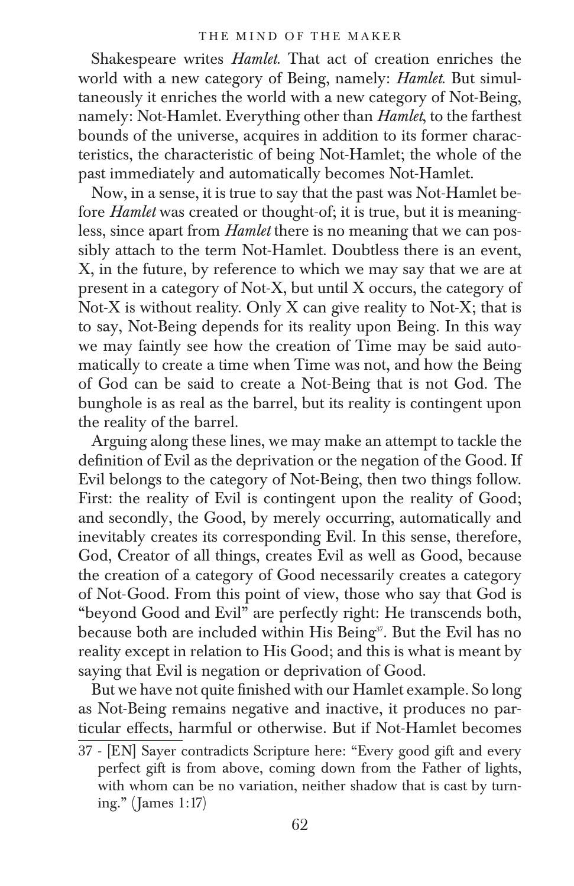Shakespeare writes *Hamlet.* That act of creation enriches the world with a new category of Being, namely: *Hamlet.* But simultaneously it enriches the world with a new category of Not-Being, namely: Not-Hamlet. Everything other than *Hamlet*, to the farthest bounds of the universe, acquires in addition to its former characteristics, the characteristic of being Not-Hamlet; the whole of the past immediately and automatically becomes Not-Hamlet.

Now, in a sense, it is true to say that the past was Not-Hamlet before *Hamlet* was created or thought-of; it is true, but it is meaningless, since apart from *Hamlet* there is no meaning that we can possibly attach to the term Not-Hamlet. Doubtless there is an event, X, in the future, by reference to which we may say that we are at present in a category of Not-X, but until X occurs, the category of Not-X is without reality. Only X can give reality to Not-X; that is to say, Not-Being depends for its reality upon Being. In this way we may faintly see how the creation of Time may be said automatically to create a time when Time was not, and how the Being of God can be said to create a Not-Being that is not God. The bunghole is as real as the barrel, but its reality is contingent upon the reality of the barrel.

Arguing along these lines, we may make an attempt to tackle the definition of Evil as the deprivation or the negation of the Good. If Evil belongs to the category of Not-Being, then two things follow. First: the reality of Evil is contingent upon the reality of Good; and secondly, the Good, by merely occurring, automatically and inevitably creates its corresponding Evil. In this sense, therefore, God, Creator of all things, creates Evil as well as Good, because the creation of a category of Good necessarily creates a category of Not-Good. From this point of view, those who say that God is "beyond Good and Evil" are perfectly right: He transcends both, because both are included within His Being[37]. But the Evil has no reality except in relation to His Good; and this is what is meant by saying that Evil is negation or deprivation of Good.

But we have not quite finished with our Hamlet example. So long as Not-Being remains negative and inactive, it produces no particular effects, harmful or otherwise. But if Not-Hamlet becomes

---

37 - [EN] Sayer contradicts Scripture here: "Every good gift and every perfect gift is from above, coming down from the Father of lights, with whom can be no variation, neither shadow that is cast by turning." (James 1:17)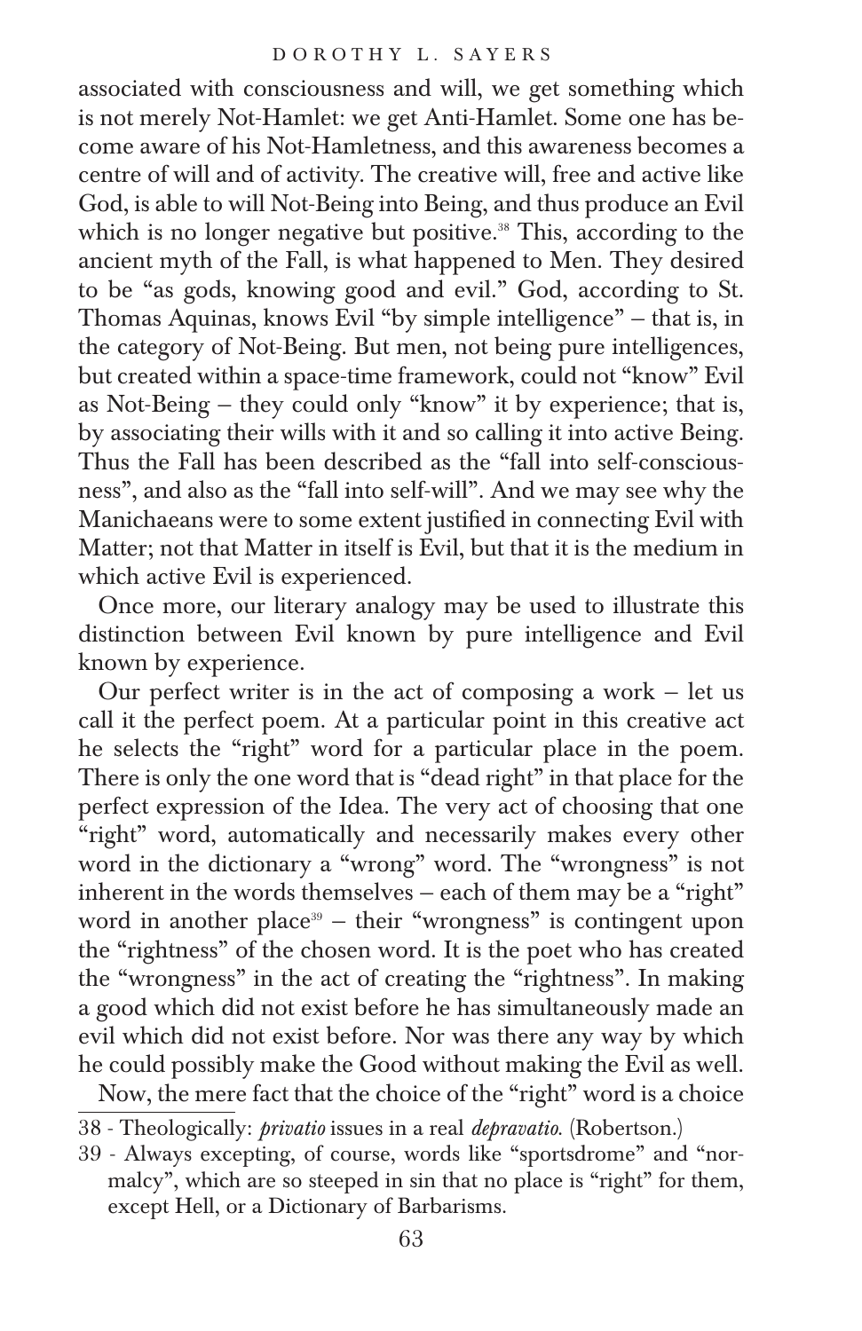associated with consciousness and will, we get something which is not merely Not-Hamlet: we get Anti-Hamlet. Some one has become aware of his Not-Hamletness, and this awareness becomes a centre of will and of activity. The creative will, free and active like God, is able to will Not-Being into Being, and thus produce an Evil which is no longer negative but positive.[38] This, according to the ancient myth of the Fall, is what happened to Men. They desired to be "as gods, knowing good and evil." God, according to St. Thomas Aquinas, knows Evil "by simple intelligence" – that is, in the category of Not-Being. But men, not being pure intelligences, but created within a space-time framework, could not "know" Evil as Not-Being – they could only "know" it by experience; that is, by associating their wills with it and so calling it into active Being. Thus the Fall has been described as the "fall into self-consciousness", and also as the "fall into self-will". And we may see why the Manichaeans were to some extent justified in connecting Evil with Matter; not that Matter in itself is Evil, but that it is the medium in which active Evil is experienced.

Once more, our literary analogy may be used to illustrate this distinction between Evil known by pure intelligence and Evil known by experience.

Our perfect writer is in the act of composing a work – let us call it the perfect poem. At a particular point in this creative act he selects the "right" word for a particular place in the poem. There is only the one word that is "dead right" in that place for the perfect expression of the Idea. The very act of choosing that one "right" word, automatically and necessarily makes every other word in the dictionary a "wrong" word. The "wrongness" is not inherent in the words themselves – each of them may be a "right" word in another place[39] – their "wrongness" is contingent upon the "rightness" of the chosen word. It is the poet who has created the "wrongness" in the act of creating the "rightness". In making a good which did not exist before he has simultaneously made an evil which did not exist before. Nor was there any way by which he could possibly make the Good without making the Evil as well.

Now, the mere fact that the choice of the "right" word is a choice

---

38 - Theologically: *privatio* issues in a real *depravatio*. (Robertson.)

39 - Always excepting, of course, words like "sportsdrome" and "normalcy", which are so steeped in sin that no place is "right" for them, except Hell, or a Dictionary of Barbarisms.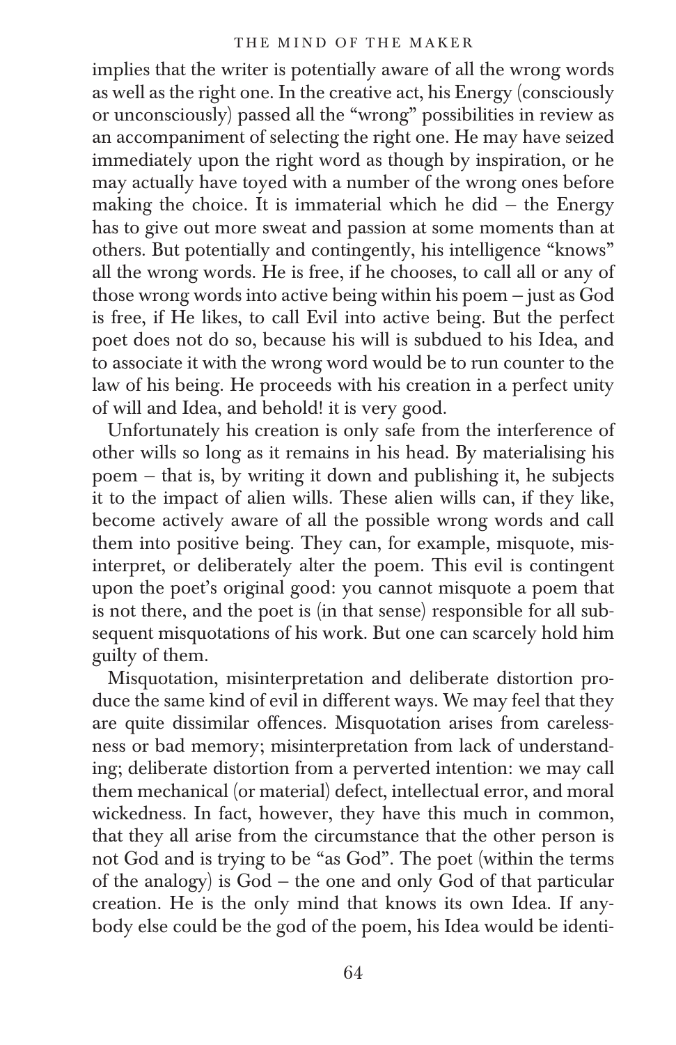implies that the writer is potentially aware of all the wrong words as well as the right one. In the creative act, his Energy (consciously or unconsciously) passed all the "wrong" possibilities in review as an accompaniment of selecting the right one. He may have seized immediately upon the right word as though by inspiration, or he may actually have toyed with a number of the wrong ones before making the choice. It is immaterial which he did – the Energy has to give out more sweat and passion at some moments than at others. But potentially and contingently, his intelligence "knows" all the wrong words. He is free, if he chooses, to call all or any of those wrong words into active being within his poem – just as God is free, if He likes, to call Evil into active being. But the perfect poet does not do so, because his will is subdued to his Idea, and to associate it with the wrong word would be to run counter to the law of his being. He proceeds with his creation in a perfect unity of will and Idea, and behold! it is very good.

Unfortunately his creation is only safe from the interference of other wills so long as it remains in his head. By materialising his poem – that is, by writing it down and publishing it, he subjects it to the impact of alien wills. These alien wills can, if they like, become actively aware of all the possible wrong words and call them into positive being. They can, for example, misquote, misinterpret, or deliberately alter the poem. This evil is contingent upon the poet's original good: you cannot misquote a poem that is not there, and the poet is (in that sense) responsible for all subsequent misquotations of his work. But one can scarcely hold him guilty of them.

Misquotation, misinterpretation and deliberate distortion produce the same kind of evil in different ways. We may feel that they are quite dissimilar offences. Misquotation arises from carelessness or bad memory; misinterpretation from lack of understanding; deliberate distortion from a perverted intention: we may call them mechanical (or material) defect, intellectual error, and moral wickedness. In fact, however, they have this much in common, that they all arise from the circumstance that the other person is not God and is trying to be "as God". The poet (within the terms of the analogy) is God – the one and only God of that particular creation. He is the only mind that knows its own Idea. If anybody else could be the god of the poem, his Idea would be identi-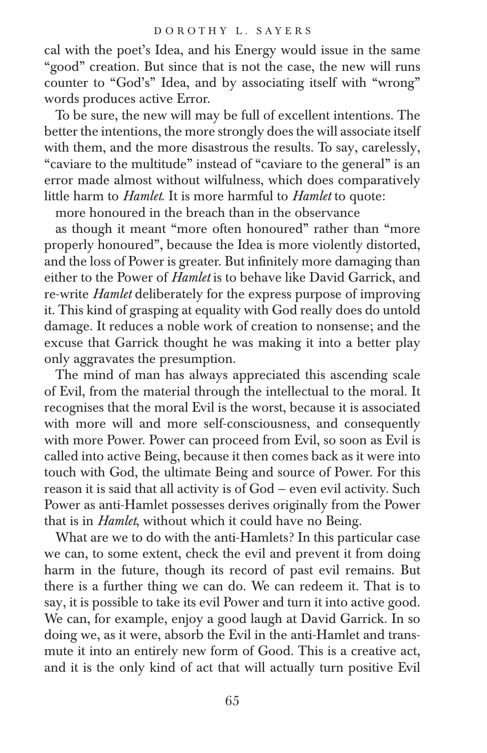cal with the poet's Idea, and his Energy would issue in the same "good" creation. But since that is not the case, the new will runs counter to "God's" Idea, and by associating itself with "wrong" words produces active Error.

To be sure, the new will may be full of excellent intentions. The better the intentions, the more strongly does the will associate itself with them, and the more disastrous the results. To say, carelessly, "caviare to the multitude" instead of "caviare to the general" is an error made almost without wilfulness, which does comparatively little harm to *Hamlet*. It is more harmful to *Hamlet* to quote:

more honoured in the breach than in the observance

as though it meant "more often honoured" rather than "more properly honoured", because the Idea is more violently distorted, and the loss of Power is greater. But infinitely more damaging than either to the Power of *Hamlet* is to behave like David Garrick, and re-write *Hamlet* deliberately for the express purpose of improving it. This kind of grasping at equality with God really does do untold damage. It reduces a noble work of creation to nonsense; and the excuse that Garrick thought he was making it into a better play only aggravates the presumption.

The mind of man has always appreciated this ascending scale of Evil, from the material through the intellectual to the moral. It recognises that the moral Evil is the worst, because it is associated with more will and more self-consciousness, and consequently with more Power. Power can proceed from Evil, so soon as Evil is called into active Being, because it then comes back as it were into touch with God, the ultimate Being and source of Power. For this reason it is said that all activity is of God – even evil activity. Such Power as anti-Hamlet possesses derives originally from the Power that is in *Hamlet*, without which it could have no Being.

What are we to do with the anti-Hamlets? In this particular case we can, to some extent, check the evil and prevent it from doing harm in the future, though its record of past evil remains. But there is a further thing we can do. We can redeem it. That is to say, it is possible to take its evil Power and turn it into active good. We can, for example, enjoy a good laugh at David Garrick. In so doing we, as it were, absorb the Evil in the anti-Hamlet and transmute it into an entirely new form of Good. This is a creative act, and it is the only kind of act that will actually turn positive Evil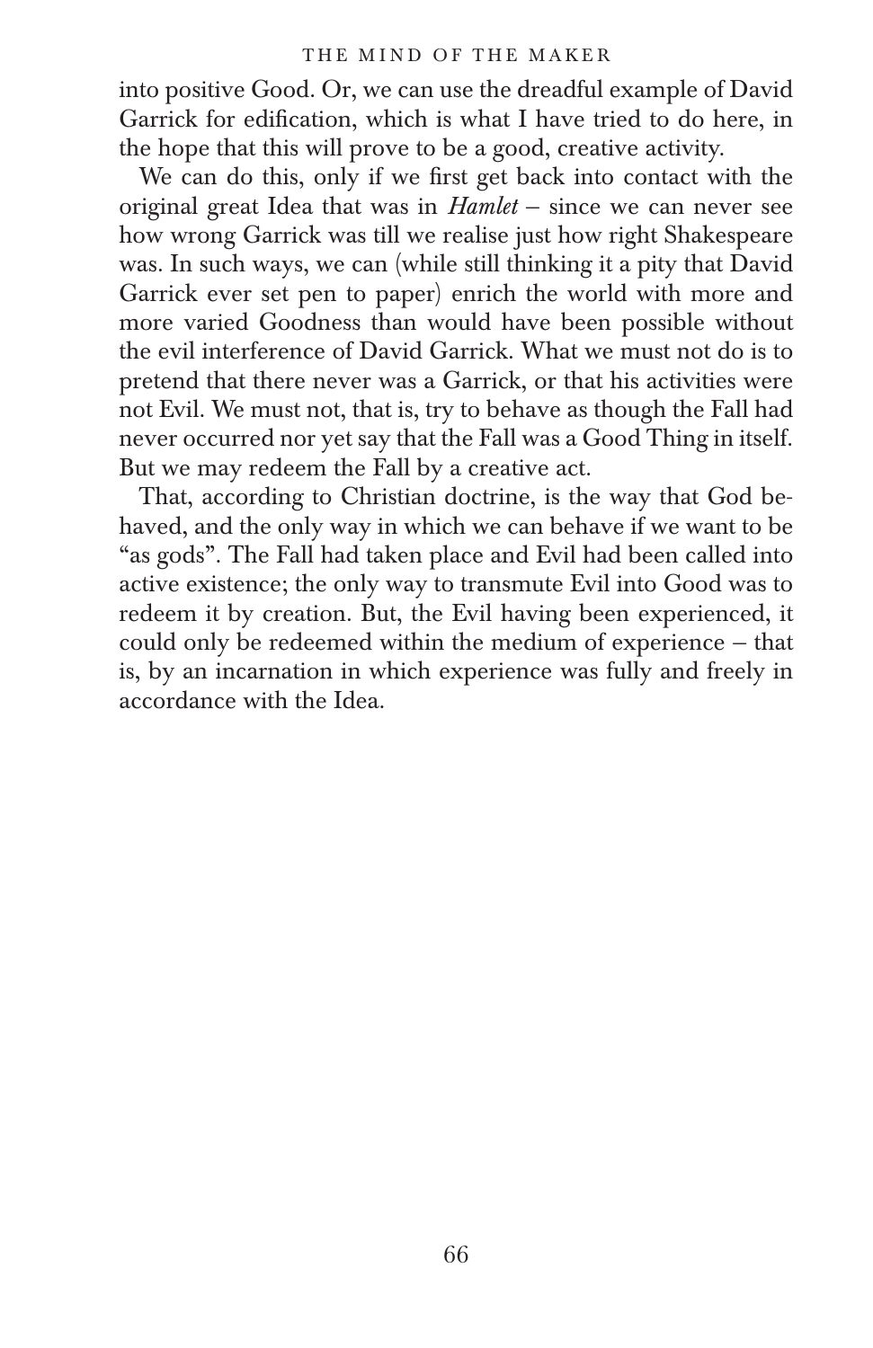into positive Good. Or, we can use the dreadful example of David Garrick for edification, which is what I have tried to do here, in the hope that this will prove to be a good, creative activity.

We can do this, only if we first get back into contact with the original great Idea that was in *Hamlet* – since we can never see how wrong Garrick was till we realise just how right Shakespeare was. In such ways, we can (while still thinking it a pity that David Garrick ever set pen to paper) enrich the world with more and more varied Goodness than would have been possible without the evil interference of David Garrick. What we must not do is to pretend that there never was a Garrick, or that his activities were not Evil. We must not, that is, try to behave as though the Fall had never occurred nor yet say that the Fall was a Good Thing in itself. But we may redeem the Fall by a creative act.

That, according to Christian doctrine, is the way that God behaved, and the only way in which we can behave if we want to be "as gods". The Fall had taken place and Evil had been called into active existence; the only way to transmute Evil into Good was to redeem it by creation. But, the Evil having been experienced, it could only be redeemed within the medium of experience – that is, by an incarnation in which experience was fully and freely in accordance with the Idea.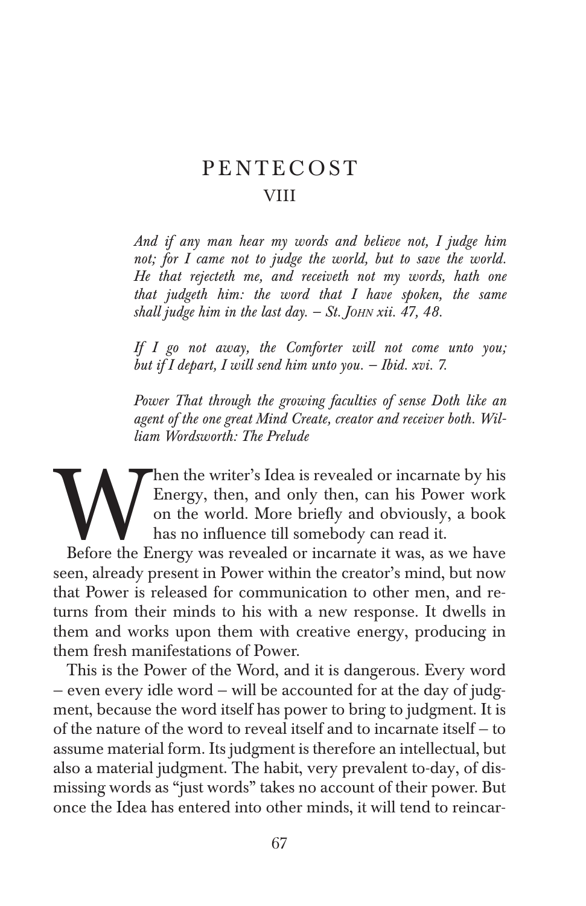# PENTECOST

## VIII

*And if any man hear my words and believe not, I judge him not; for I came not to judge the world, but to save the world. He that rejecteth me, and receiveth not my words, hath one that judgeth him: the word that I have spoken, the same shall judge him in the last day. – St. John xii. 47, 48.*

*If I go not away, the Comforter will not come unto you; but if I depart, I will send him unto you. – Ibid. xvi. 7.*

*Power That through the growing faculties of sense Doth like an agent of the one great Mind Create, creator and receiver both. William Wordsworth: The Prelude*

When the writer's Idea is revealed or incarnate by his Energy, then, and only then, can his Power work on the world. More briefly and obviously, a book has no influence till somebody can read it.

Before the Energy was revealed or incarnate it was, as we have seen, already present in Power within the creator's mind, but now that Power is released for communication to other men, and returns from their minds to his with a new response. It dwells in them and works upon them with creative energy, producing in them fresh manifestations of Power.

This is the Power of the Word, and it is dangerous. Every word – even every idle word – will be accounted for at the day of judgment, because the word itself has power to bring to judgment. It is of the nature of the word to reveal itself and to incarnate itself – to assume material form. Its judgment is therefore an intellectual, but also a material judgment. The habit, very prevalent to-day, of dismissing words as "just words" takes no account of their power. But once the Idea has entered into other minds, it will tend to reincar-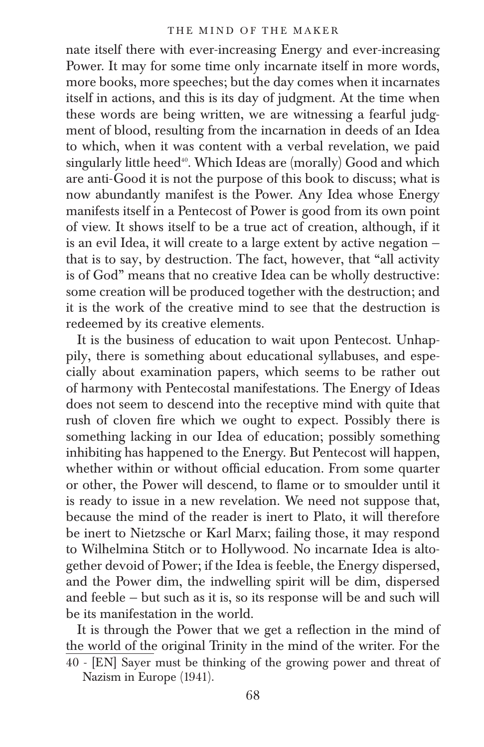nate itself there with ever-increasing Energy and ever-increasing Power. It may for some time only incarnate itself in more words, more books, more speeches; but the day comes when it incarnates itself in actions, and this is its day of judgment. At the time when these words are being written, we are witnessing a fearful judgment of blood, resulting from the incarnation in deeds of an Idea to which, when it was content with a verbal revelation, we paid singularly little heed[40]. Which Ideas are (morally) Good and which are anti-Good it is not the purpose of this book to discuss; what is now abundantly manifest is the Power. Any Idea whose Energy manifests itself in a Pentecost of Power is good from its own point of view. It shows itself to be a true act of creation, although, if it is an evil Idea, it will create to a large extent by active negation – that is to say, by destruction. The fact, however, that "all activity is of God" means that no creative Idea can be wholly destructive: some creation will be produced together with the destruction; and it is the work of the creative mind to see that the destruction is redeemed by its creative elements.

It is the business of education to wait upon Pentecost. Unhappily, there is something about educational syllabuses, and especially about examination papers, which seems to be rather out of harmony with Pentecostal manifestations. The Energy of Ideas does not seem to descend into the receptive mind with quite that rush of cloven fire which we ought to expect. Possibly there is something lacking in our Idea of education; possibly something inhibiting has happened to the Energy. But Pentecost will happen, whether within or without official education. From some quarter or other, the Power will descend, to flame or to smoulder until it is ready to issue in a new revelation. We need not suppose that, because the mind of the reader is inert to Plato, it will therefore be inert to Nietzsche or Karl Marx; failing those, it may respond to Wilhelmina Stitch or to Hollywood. No incarnate Idea is altogether devoid of Power; if the Idea is feeble, the Energy dispersed, and the Power dim, the indwelling spirit will be dim, dispersed and feeble – but such as it is, so its response will be and such will be its manifestation in the world.

It is through the Power that we get a reflection in the mind of the world of the original Trinity in the mind of the writer. For the

40 - [EN] Sayer must be thinking of the growing power and threat of Nazism in Europe (1941).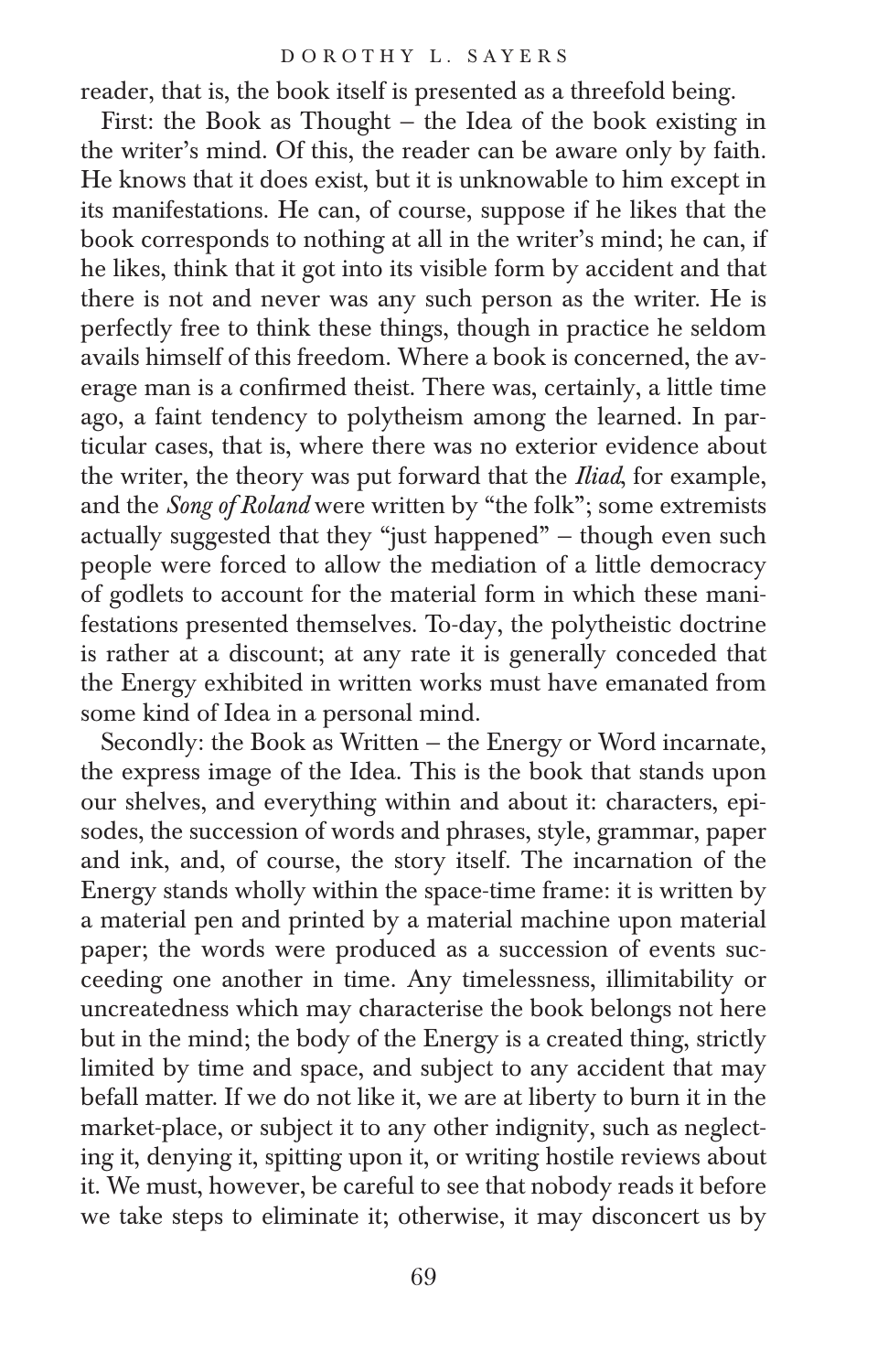reader, that is, the book itself is presented as a threefold being.

First: the Book as Thought – the Idea of the book existing in the writer's mind. Of this, the reader can be aware only by faith. He knows that it does exist, but it is unknowable to him except in its manifestations. He can, of course, suppose if he likes that the book corresponds to nothing at all in the writer's mind; he can, if he likes, think that it got into its visible form by accident and that there is not and never was any such person as the writer. He is perfectly free to think these things, though in practice he seldom avails himself of this freedom. Where a book is concerned, the average man is a confirmed theist. There was, certainly, a little time ago, a faint tendency to polytheism among the learned. In particular cases, that is, where there was no exterior evidence about the writer, the theory was put forward that the *Iliad*, for example, and the *Song of Roland* were written by "the folk"; some extremists actually suggested that they "just happened" – though even such people were forced to allow the mediation of a little democracy of godlets to account for the material form in which these manifestations presented themselves. To-day, the polytheistic doctrine is rather at a discount; at any rate it is generally conceded that the Energy exhibited in written works must have emanated from some kind of Idea in a personal mind.

Secondly: the Book as Written – the Energy or Word incarnate, the express image of the Idea. This is the book that stands upon our shelves, and everything within and about it: characters, episodes, the succession of words and phrases, style, grammar, paper and ink, and, of course, the story itself. The incarnation of the Energy stands wholly within the space-time frame: it is written by a material pen and printed by a material machine upon material paper; the words were produced as a succession of events succeeding one another in time. Any timelessness, illimitability or uncreatedness which may characterise the book belongs not here but in the mind; the body of the Energy is a created thing, strictly limited by time and space, and subject to any accident that may befall matter. If we do not like it, we are at liberty to burn it in the market-place, or subject it to any other indignity, such as neglecting it, denying it, spitting upon it, or writing hostile reviews about it. We must, however, be careful to see that nobody reads it before we take steps to eliminate it; otherwise, it may disconcert us by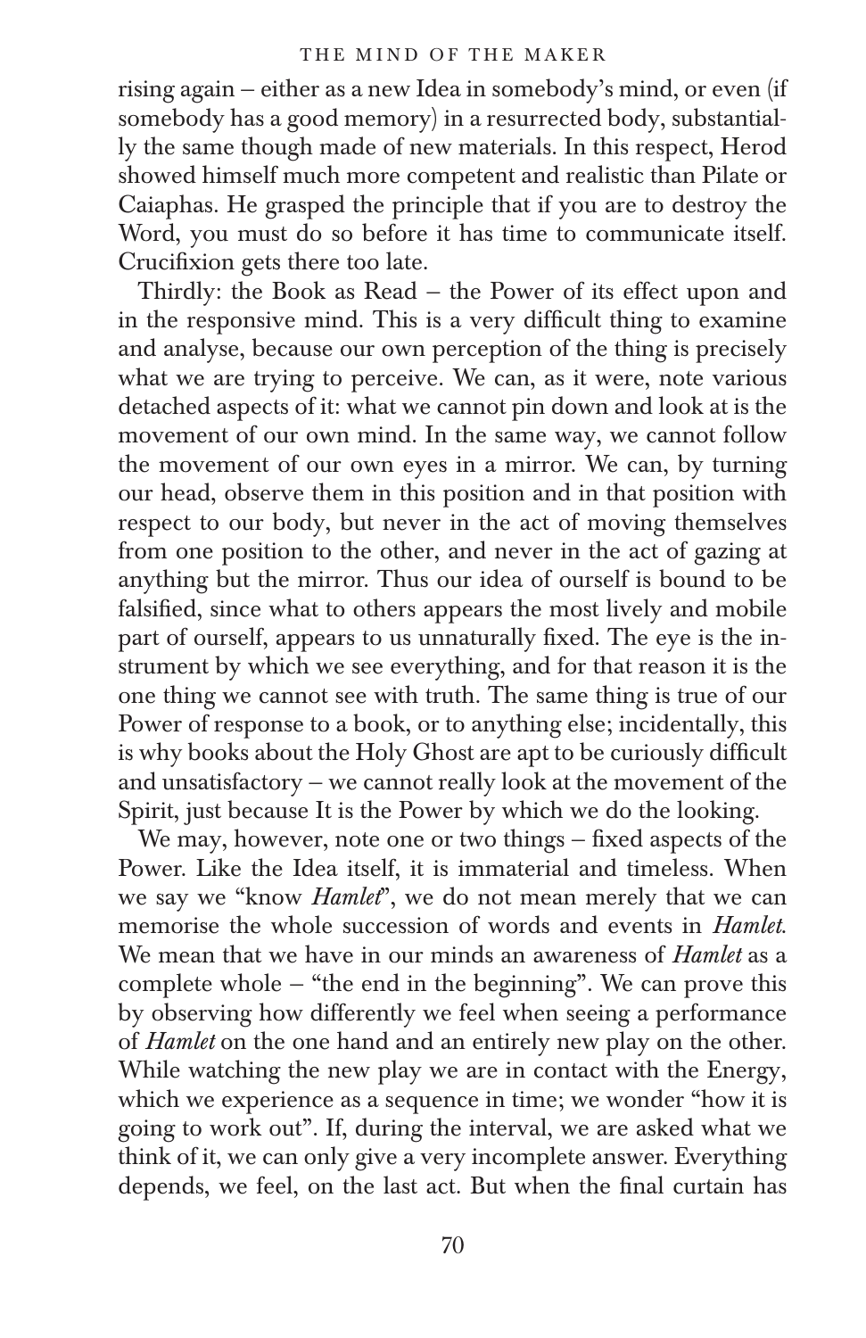rising again – either as a new Idea in somebody's mind, or even (if somebody has a good memory) in a resurrected body, substantially the same though made of new materials. In this respect, Herod showed himself much more competent and realistic than Pilate or Caiaphas. He grasped the principle that if you are to destroy the Word, you must do so before it has time to communicate itself. Crucifixion gets there too late.

Thirdly: the Book as Read – the Power of its effect upon and in the responsive mind. This is a very difficult thing to examine and analyse, because our own perception of the thing is precisely what we are trying to perceive. We can, as it were, note various detached aspects of it: what we cannot pin down and look at is the movement of our own mind. In the same way, we cannot follow the movement of our own eyes in a mirror. We can, by turning our head, observe them in this position and in that position with respect to our body, but never in the act of moving themselves from one position to the other, and never in the act of gazing at anything but the mirror. Thus our idea of ourself is bound to be falsified, since what to others appears the most lively and mobile part of ourself, appears to us unnaturally fixed. The eye is the instrument by which we see everything, and for that reason it is the one thing we cannot see with truth. The same thing is true of our Power of response to a book, or to anything else; incidentally, this is why books about the Holy Ghost are apt to be curiously difficult and unsatisfactory – we cannot really look at the movement of the Spirit, just because It is the Power by which we do the looking.

We may, however, note one or two things – fixed aspects of the Power. Like the Idea itself, it is immaterial and timeless. When we say we "know *Hamlet*", we do not mean merely that we can memorise the whole succession of words and events in *Hamlet.* We mean that we have in our minds an awareness of *Hamlet* as a complete whole – "the end in the beginning". We can prove this by observing how differently we feel when seeing a performance of *Hamlet* on the one hand and an entirely new play on the other. While watching the new play we are in contact with the Energy, which we experience as a sequence in time; we wonder "how it is going to work out". If, during the interval, we are asked what we think of it, we can only give a very incomplete answer. Everything depends, we feel, on the last act. But when the final curtain has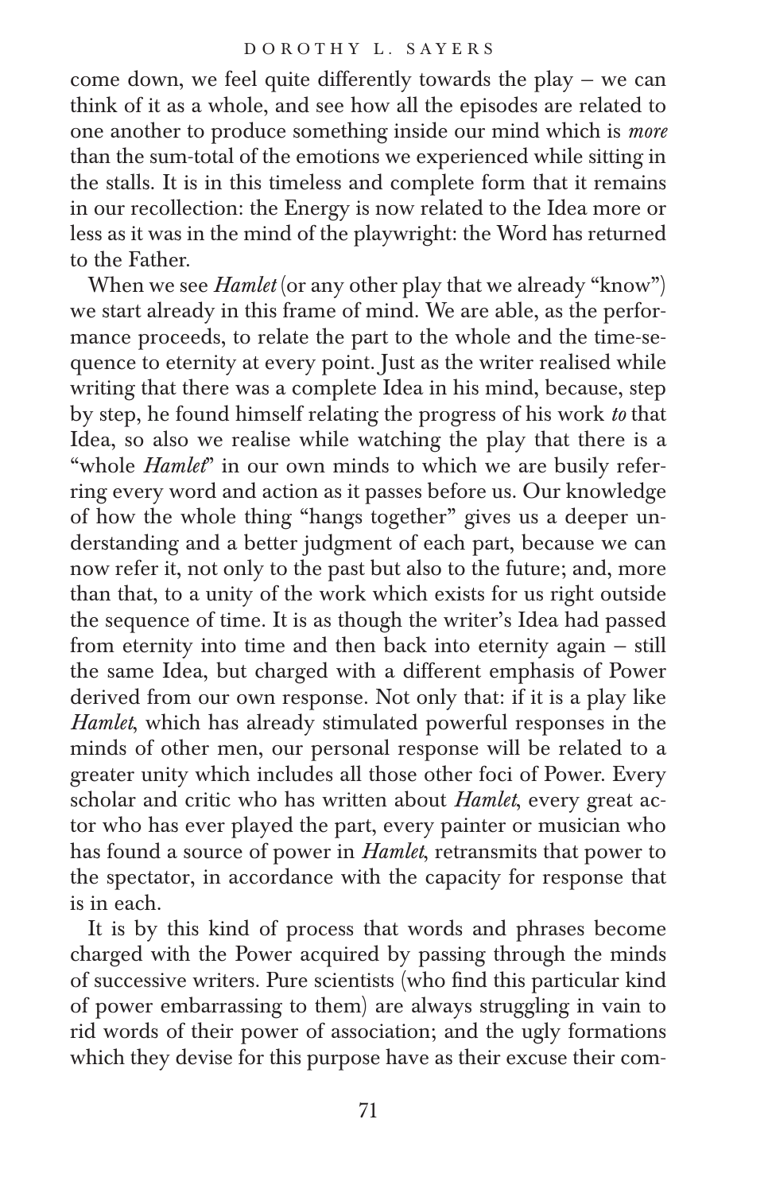come down, we feel quite differently towards the play – we can think of it as a whole, and see how all the episodes are related to one another to produce something inside our mind which is *more* than the sum-total of the emotions we experienced while sitting in the stalls. It is in this timeless and complete form that it remains in our recollection: the Energy is now related to the Idea more or less as it was in the mind of the playwright: the Word has returned to the Father.

When we see *Hamlet* (or any other play that we already "know") we start already in this frame of mind. We are able, as the performance proceeds, to relate the part to the whole and the time-sequence to eternity at every point. Just as the writer realised while writing that there was a complete Idea in his mind, because, step by step, he found himself relating the progress of his work *to* that Idea, so also we realise while watching the play that there is a "whole *Hamlet*" in our own minds to which we are busily referring every word and action as it passes before us. Our knowledge of how the whole thing "hangs together" gives us a deeper understanding and a better judgment of each part, because we can now refer it, not only to the past but also to the future; and, more than that, to a unity of the work which exists for us right outside the sequence of time. It is as though the writer's Idea had passed from eternity into time and then back into eternity again – still the same Idea, but charged with a different emphasis of Power derived from our own response. Not only that: if it is a play like *Hamlet*, which has already stimulated powerful responses in the minds of other men, our personal response will be related to a greater unity which includes all those other foci of Power. Every scholar and critic who has written about *Hamlet*, every great actor who has ever played the part, every painter or musician who has found a source of power in *Hamlet*, retransmits that power to the spectator, in accordance with the capacity for response that is in each.

It is by this kind of process that words and phrases become charged with the Power acquired by passing through the minds of successive writers. Pure scientists (who find this particular kind of power embarrassing to them) are always struggling in vain to rid words of their power of association; and the ugly formations which they devise for this purpose have as their excuse their com-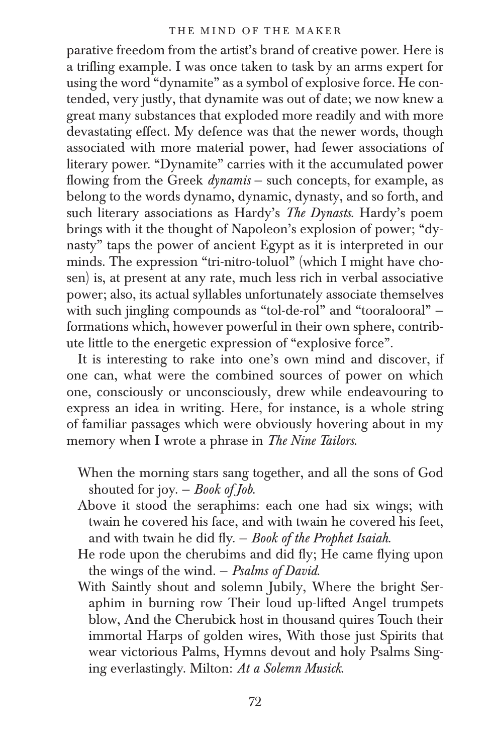parative freedom from the artist's brand of creative power. Here is a trifling example. I was once taken to task by an arms expert for using the word "dynamite" as a symbol of explosive force. He contended, very justly, that dynamite was out of date; we now knew a great many substances that exploded more readily and with more devastating effect. My defence was that the newer words, though associated with more material power, had fewer associations of literary power. "Dynamite" carries with it the accumulated power flowing from the Greek *dynamis* – such concepts, for example, as belong to the words dynamo, dynamic, dynasty, and so forth, and such literary associations as Hardy's *The Dynasts.* Hardy's poem brings with it the thought of Napoleon's explosion of power; "dynasty" taps the power of ancient Egypt as it is interpreted in our minds. The expression "tri-nitro-toluol" (which I might have chosen) is, at present at any rate, much less rich in verbal associative power; also, its actual syllables unfortunately associate themselves with such jingling compounds as "tol-de-rol" and "tooralooral" – formations which, however powerful in their own sphere, contribute little to the energetic expression of "explosive force".

It is interesting to rake into one's own mind and discover, if one can, what were the combined sources of power on which one, consciously or unconsciously, drew while endeavouring to express an idea in writing. Here, for instance, is a whole string of familiar passages which were obviously hovering about in my memory when I wrote a phrase in *The Nine Tailors.*

> When the morning stars sang together, and all the sons of God shouted for joy. – *Book of Job.*
>
> Above it stood the seraphims: each one had six wings; with twain he covered his face, and with twain he covered his feet, and with twain he did fly. – *Book of the Prophet Isaiah.*
>
> He rode upon the cherubims and did fly; He came flying upon the wings of the wind. – *Psalms of David.*
>
> With Saintly shout and solemn Jubily, Where the bright Seraphim in burning row Their loud up-lifted Angel trumpets blow, And the Cherubick host in thousand quires Touch their immortal Harps of golden wires, With those just Spirits that wear victorious Palms, Hymns devout and holy Psalms Singing everlastingly. Milton: *At a Solemn Musick.*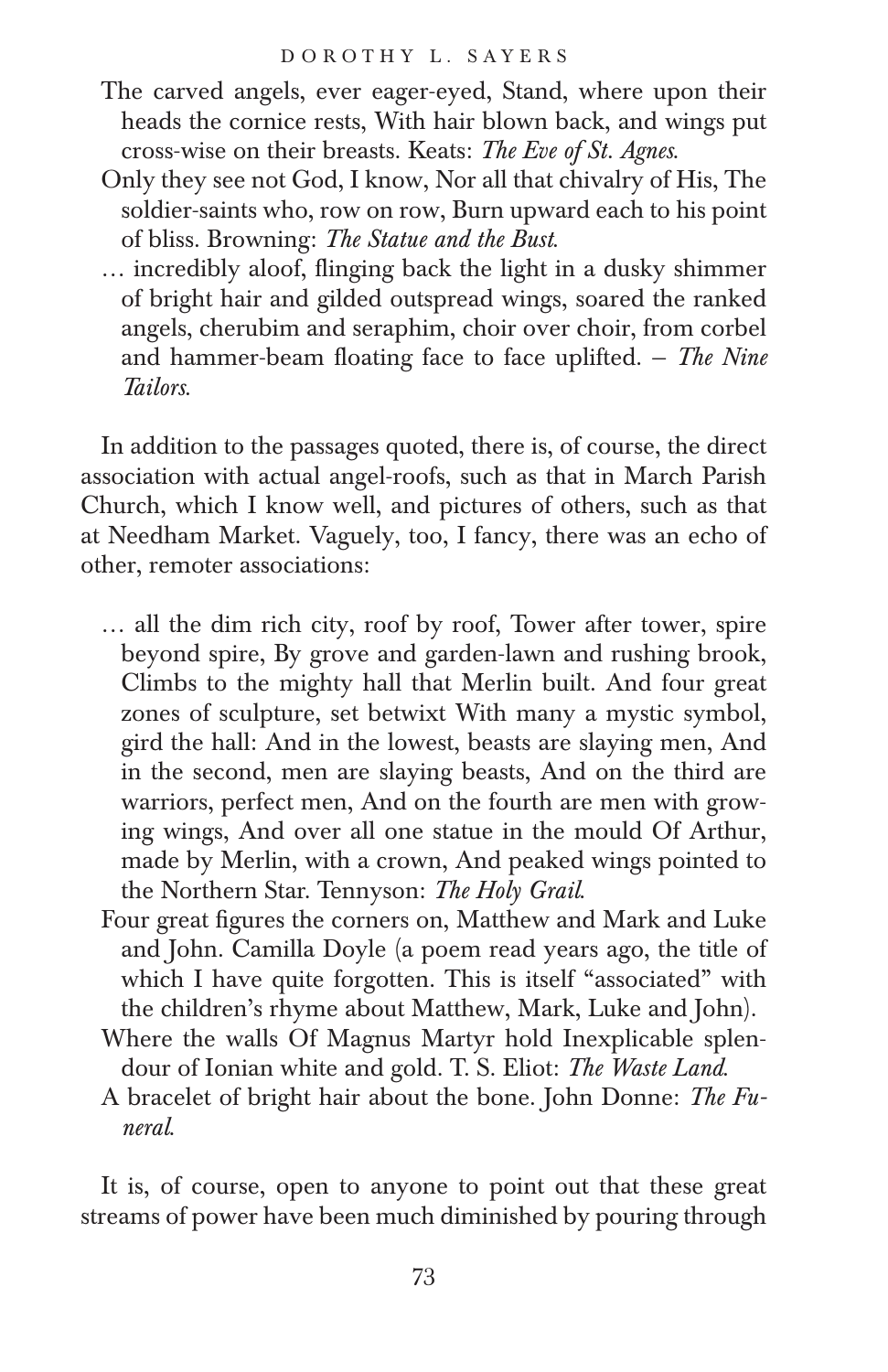The carved angels, ever eager-eyed, Stand, where upon their heads the cornice rests, With hair blown back, and wings put cross-wise on their breasts. Keats: *The Eve of St. Agnes.*

Only they see not God, I know, Nor all that chivalry of His, The soldier-saints who, row on row, Burn upward each to his point of bliss. Browning: *The Statue and the Bust.*

… incredibly aloof, flinging back the light in a dusky shimmer of bright hair and gilded outspread wings, soared the ranked angels, cherubim and seraphim, choir over choir, from corbel and hammer-beam floating face to face uplifted. – *The Nine Tailors.*

In addition to the passages quoted, there is, of course, the direct association with actual angel-roofs, such as that in March Parish Church, which I know well, and pictures of others, such as that at Needham Market. Vaguely, too, I fancy, there was an echo of other, remoter associations:

… all the dim rich city, roof by roof, Tower after tower, spire beyond spire, By grove and garden-lawn and rushing brook, Climbs to the mighty hall that Merlin built. And four great zones of sculpture, set betwixt With many a mystic symbol, gird the hall: And in the lowest, beasts are slaying men, And in the second, men are slaying beasts, And on the third are warriors, perfect men, And on the fourth are men with growing wings, And over all one statue in the mould Of Arthur, made by Merlin, with a crown, And peaked wings pointed to the Northern Star. Tennyson: *The Holy Grail.*

Four great figures the corners on, Matthew and Mark and Luke and John. Camilla Doyle (a poem read years ago, the title of which I have quite forgotten. This is itself "associated" with the children's rhyme about Matthew, Mark, Luke and John).

Where the walls Of Magnus Martyr hold Inexplicable splendour of Ionian white and gold. T. S. Eliot: *The Waste Land.*

A bracelet of bright hair about the bone. John Donne: *The Funeral.*

It is, of course, open to anyone to point out that these great streams of power have been much diminished by pouring through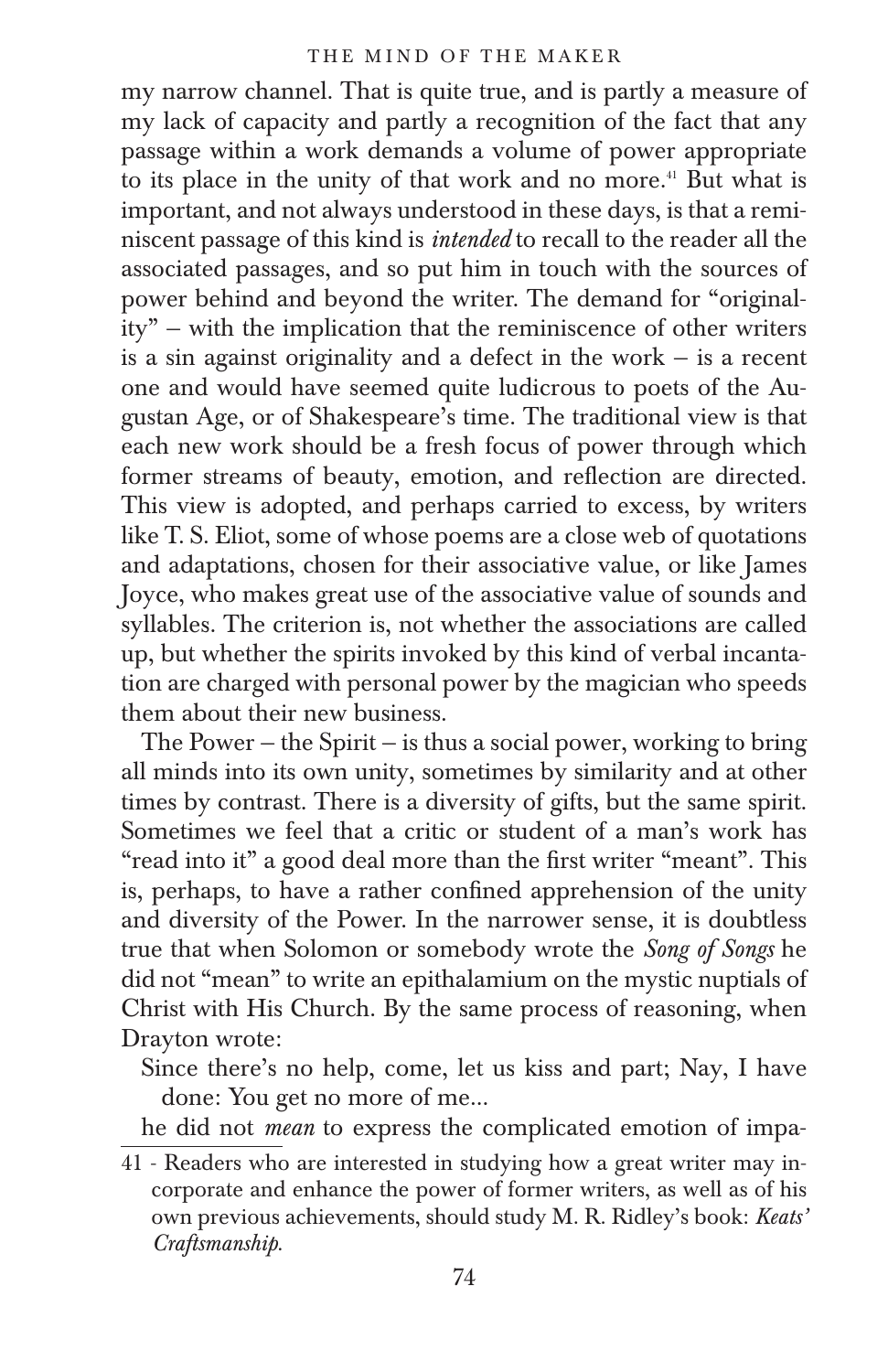my narrow channel. That is quite true, and is partly a measure of my lack of capacity and partly a recognition of the fact that any passage within a work demands a volume of power appropriate to its place in the unity of that work and no more.[41] But what is important, and not always understood in these days, is that a reminiscent passage of this kind is *intended* to recall to the reader all the associated passages, and so put him in touch with the sources of power behind and beyond the writer. The demand for "originality" – with the implication that the reminiscence of other writers is a sin against originality and a defect in the work – is a recent one and would have seemed quite ludicrous to poets of the Augustan Age, or of Shakespeare's time. The traditional view is that each new work should be a fresh focus of power through which former streams of beauty, emotion, and reflection are directed. This view is adopted, and perhaps carried to excess, by writers like T. S. Eliot, some of whose poems are a close web of quotations and adaptations, chosen for their associative value, or like James Joyce, who makes great use of the associative value of sounds and syllables. The criterion is, not whether the associations are called up, but whether the spirits invoked by this kind of verbal incantation are charged with personal power by the magician who speeds them about their new business.

The Power – the Spirit – is thus a social power, working to bring all minds into its own unity, sometimes by similarity and at other times by contrast. There is a diversity of gifts, but the same spirit. Sometimes we feel that a critic or student of a man's work has "read into it" a good deal more than the first writer "meant". This is, perhaps, to have a rather confined apprehension of the unity and diversity of the Power. In the narrower sense, it is doubtless true that when Solomon or somebody wrote the *Song of Songs* he did not "mean" to write an epithalamium on the mystic nuptials of Christ with His Church. By the same process of reasoning, when Drayton wrote:

> Since there's no help, come, let us kiss and part; Nay, I have done: You get no more of me...

he did not *mean* to express the complicated emotion of impa-

---

41 - Readers who are interested in studying how a great writer may incorporate and enhance the power of former writers, as well as of his own previous achievements, should study M. R. Ridley's book: *Keats' Craftsmanship.*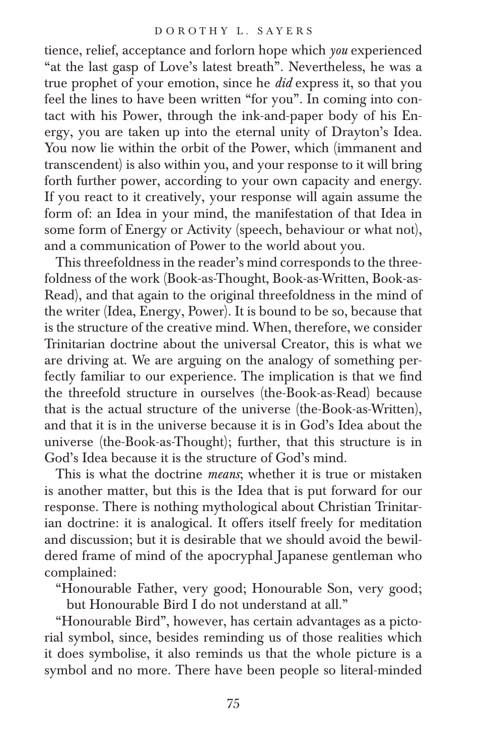tience, relief, acceptance and forlorn hope which *you* experienced "at the last gasp of Love's latest breath". Nevertheless, he was a true prophet of your emotion, since he *did* express it, so that you feel the lines to have been written "for you". In coming into contact with his Power, through the ink-and-paper body of his Energy, you are taken up into the eternal unity of Drayton's Idea. You now lie within the orbit of the Power, which (immanent and transcendent) is also within you, and your response to it will bring forth further power, according to your own capacity and energy. If you react to it creatively, your response will again assume the form of: an Idea in your mind, the manifestation of that Idea in some form of Energy or Activity (speech, behaviour or what not), and a communication of Power to the world about you.

This threefoldness in the reader's mind corresponds to the threefoldness of the work (Book-as-Thought, Book-as-Written, Book-as-Read), and that again to the original threefoldness in the mind of the writer (Idea, Energy, Power). It is bound to be so, because that is the structure of the creative mind. When, therefore, we consider Trinitarian doctrine about the universal Creator, this is what we are driving at. We are arguing on the analogy of something perfectly familiar to our experience. The implication is that we find the threefold structure in ourselves (the-Book-as-Read) because that is the actual structure of the universe (the-Book-as-Written), and that it is in the universe because it is in God's Idea about the universe (the-Book-as-Thought); further, that this structure is in God's Idea because it is the structure of God's mind.

This is what the doctrine *means*; whether it is true or mistaken is another matter, but this is the Idea that is put forward for our response. There is nothing mythological about Christian Trinitarian doctrine: it is analogical. It offers itself freely for meditation and discussion; but it is desirable that we should avoid the bewildered frame of mind of the apocryphal Japanese gentleman who complained:

"Honourable Father, very good; Honourable Son, very good; but Honourable Bird I do not understand at all."

"Honourable Bird", however, has certain advantages as a pictorial symbol, since, besides reminding us of those realities which it does symbolise, it also reminds us that the whole picture is a symbol and no more. There have been people so literal-minded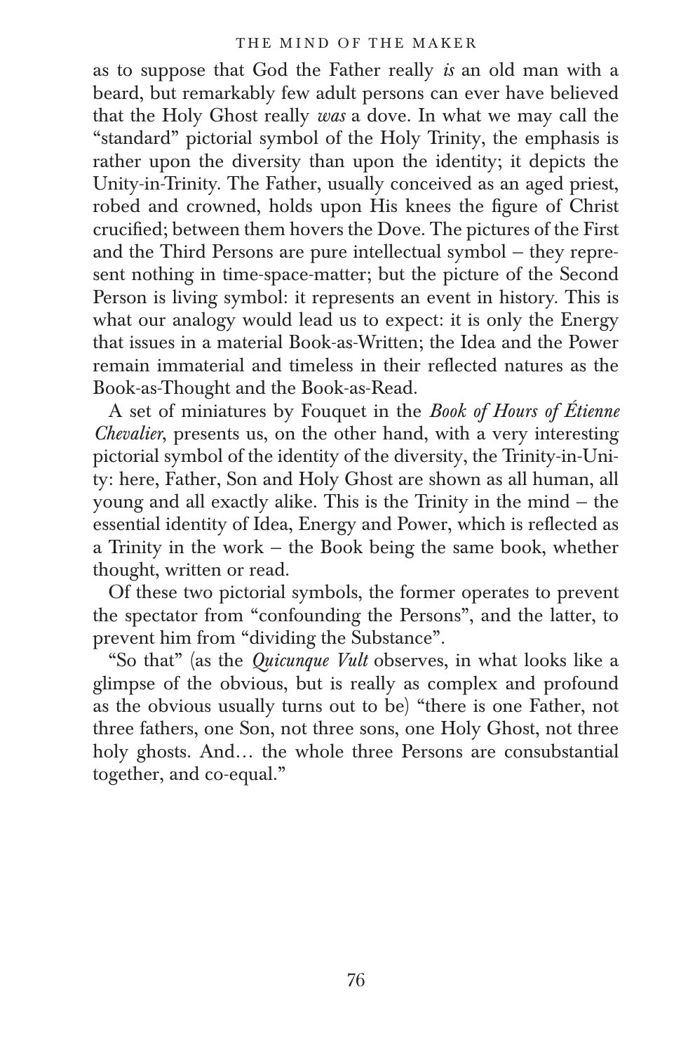as to suppose that God the Father really *is* an old man with a beard, but remarkably few adult persons can ever have believed that the Holy Ghost really *was* a dove. In what we may call the "standard" pictorial symbol of the Holy Trinity, the emphasis is rather upon the diversity than upon the identity; it depicts the Unity-in-Trinity. The Father, usually conceived as an aged priest, robed and crowned, holds upon His knees the figure of Christ crucified; between them hovers the Dove. The pictures of the First and the Third Persons are pure intellectual symbol – they represent nothing in time-space-matter; but the picture of the Second Person is living symbol: it represents an event in history. This is what our analogy would lead us to expect: it is only the Energy that issues in a material Book-as-Written; the Idea and the Power remain immaterial and timeless in their reflected natures as the Book-as-Thought and the Book-as-Read.

A set of miniatures by Fouquet in the *Book of Hours of Étienne Chevalier*, presents us, on the other hand, with a very interesting pictorial symbol of the identity of the diversity, the Trinity-in-Unity: here, Father, Son and Holy Ghost are shown as all human, all young and all exactly alike. This is the Trinity in the mind – the essential identity of Idea, Energy and Power, which is reflected as a Trinity in the work – the Book being the same book, whether thought, written or read.

Of these two pictorial symbols, the former operates to prevent the spectator from "confounding the Persons", and the latter, to prevent him from "dividing the Substance".

"So that" (as the *Quicunque Vult* observes, in what looks like a glimpse of the obvious, but is really as complex and profound as the obvious usually turns out to be) "there is one Father, not three fathers, one Son, not three sons, one Holy Ghost, not three holy ghosts. And… the whole three Persons are consubstantial together, and co-equal."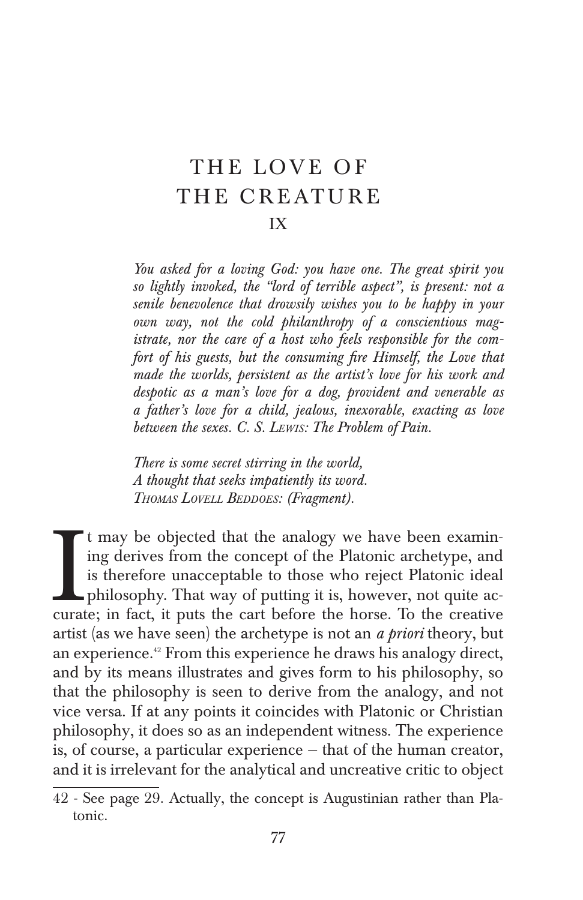# THE LOVE OF THE CREATURE

## IX

*You asked for a loving God: you have one. The great spirit you so lightly invoked, the "lord of terrible aspect", is present: not a senile benevolence that drowsily wishes you to be happy in your own way, not the cold philanthropy of a conscientious magistrate, nor the care of a host who feels responsible for the comfort of his guests, but the consuming fire Himself, the Love that made the worlds, persistent as the artist's love for his work and despotic as a man's love for a dog, provident and venerable as a father's love for a child, jealous, inexorable, exacting as love between the sexes. C. S. Lewis: The Problem of Pain.*

*There is some secret stirring in the world,*
*A thought that seeks impatiently its word.*
*Thomas Lovell Beddoes: (Fragment).*

It may be objected that the analogy we have been examining derives from the concept of the Platonic archetype, and is therefore unacceptable to those who reject Platonic ideal philosophy. That way of putting it is, however, not quite accurate; in fact, it puts the cart before the horse. To the creative artist (as we have seen) the archetype is not an *a priori* theory, but an experience.[42] From this experience he draws his analogy direct, and by its means illustrates and gives form to his philosophy, so that the philosophy is seen to derive from the analogy, and not vice versa. If at any points it coincides with Platonic or Christian philosophy, it does so as an independent witness. The experience is, of course, a particular experience – that of the human creator, and it is irrelevant for the analytical and uncreative critic to object

42 - See page 29. Actually, the concept is Augustinian rather than Platonic.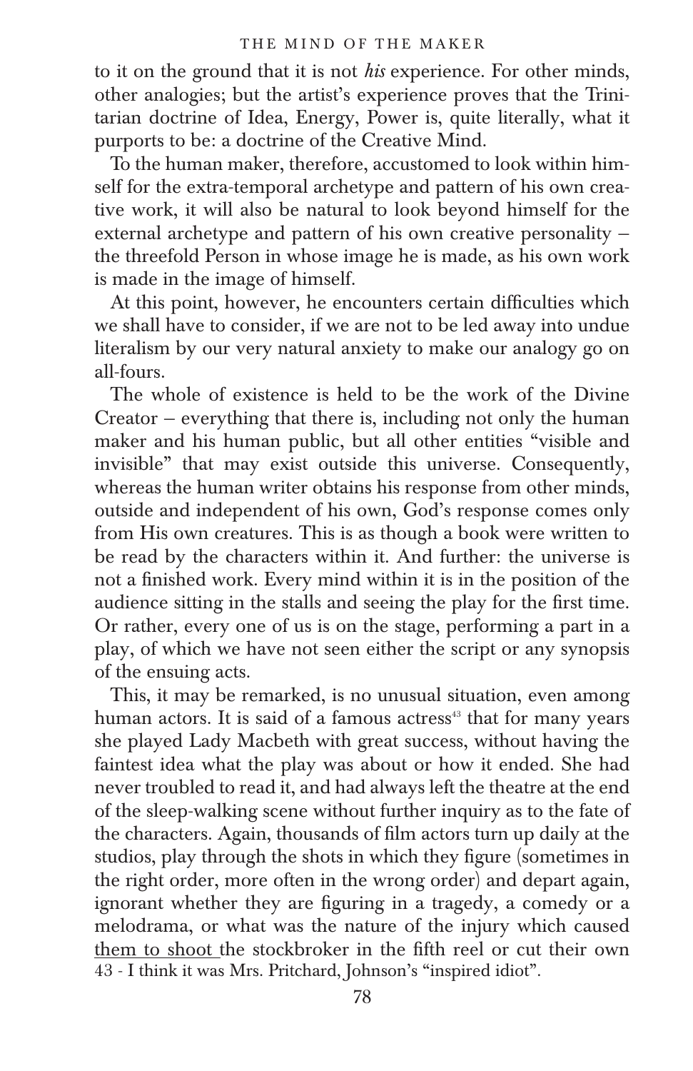to it on the ground that it is not *his* experience. For other minds, other analogies; but the artist's experience proves that the Trinitarian doctrine of Idea, Energy, Power is, quite literally, what it purports to be: a doctrine of the Creative Mind.

To the human maker, therefore, accustomed to look within himself for the extra-temporal archetype and pattern of his own creative work, it will also be natural to look beyond himself for the external archetype and pattern of his own creative personality – the threefold Person in whose image he is made, as his own work is made in the image of himself.

At this point, however, he encounters certain difficulties which we shall have to consider, if we are not to be led away into undue literalism by our very natural anxiety to make our analogy go on all-fours.

The whole of existence is held to be the work of the Divine Creator – everything that there is, including not only the human maker and his human public, but all other entities "visible and invisible" that may exist outside this universe. Consequently, whereas the human writer obtains his response from other minds, outside and independent of his own, God's response comes only from His own creatures. This is as though a book were written to be read by the characters within it. And further: the universe is not a finished work. Every mind within it is in the position of the audience sitting in the stalls and seeing the play for the first time. Or rather, every one of us is on the stage, performing a part in a play, of which we have not seen either the script or any synopsis of the ensuing acts.

This, it may be remarked, is no unusual situation, even among human actors. It is said of a famous actress[43] that for many years she played Lady Macbeth with great success, without having the faintest idea what the play was about or how it ended. She had never troubled to read it, and had always left the theatre at the end of the sleep-walking scene without further inquiry as to the fate of the characters. Again, thousands of film actors turn up daily at the studios, play through the shots in which they figure (sometimes in the right order, more often in the wrong order) and depart again, ignorant whether they are figuring in a tragedy, a comedy or a melodrama, or what was the nature of the injury which caused them to shoot the stockbroker in the fifth reel or cut their own

43 - I think it was Mrs. Pritchard, Johnson's "inspired idiot".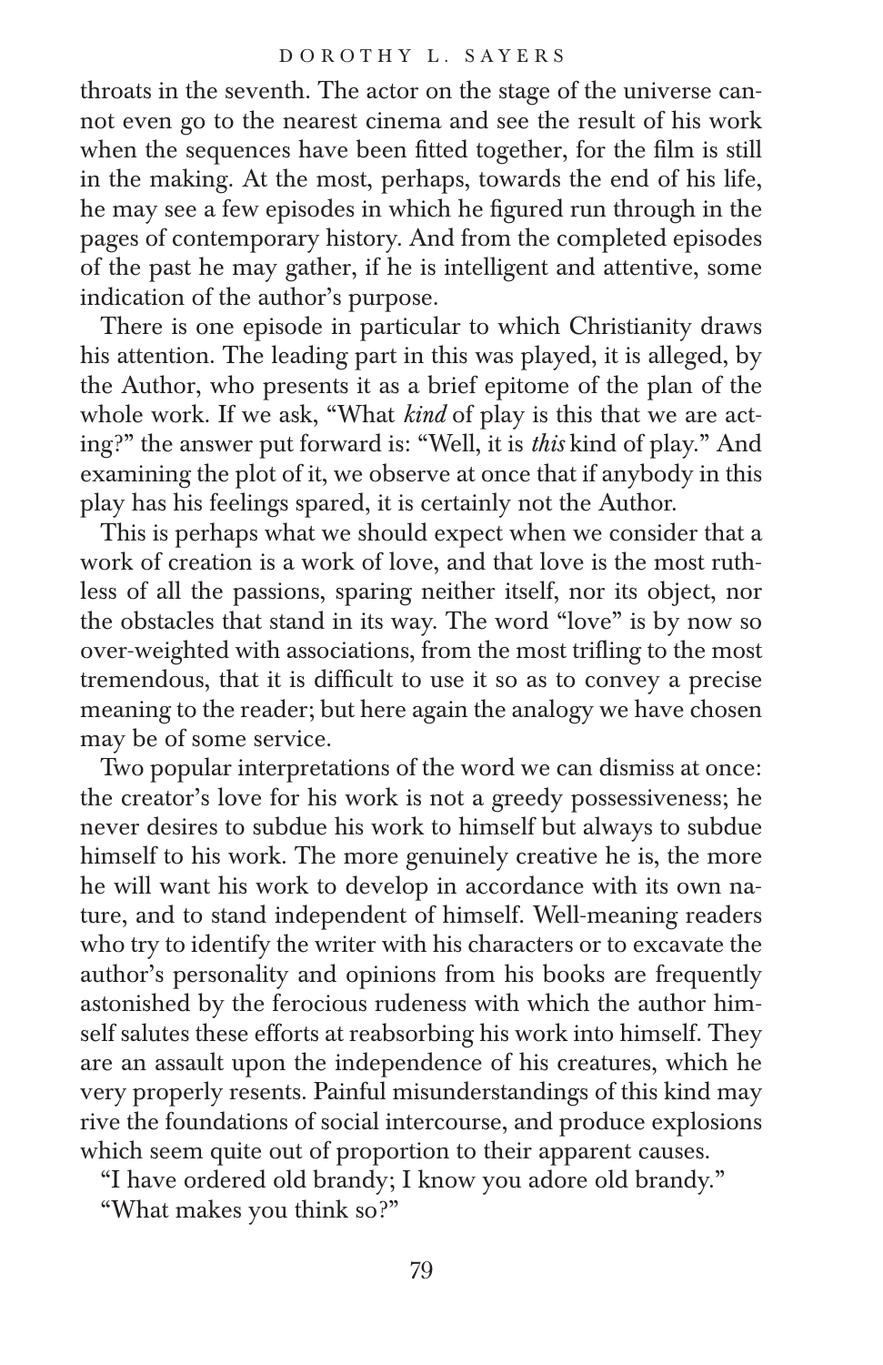throats in the seventh. The actor on the stage of the universe cannot even go to the nearest cinema and see the result of his work when the sequences have been fitted together, for the film is still in the making. At the most, perhaps, towards the end of his life, he may see a few episodes in which he figured run through in the pages of contemporary history. And from the completed episodes of the past he may gather, if he is intelligent and attentive, some indication of the author's purpose.

There is one episode in particular to which Christianity draws his attention. The leading part in this was played, it is alleged, by the Author, who presents it as a brief epitome of the plan of the whole work. If we ask, "What *kind* of play is this that we are acting?" the answer put forward is: "Well, it is *this* kind of play." And examining the plot of it, we observe at once that if anybody in this play has his feelings spared, it is certainly not the Author.

This is perhaps what we should expect when we consider that a work of creation is a work of love, and that love is the most ruthless of all the passions, sparing neither itself, nor its object, nor the obstacles that stand in its way. The word "love" is by now so over-weighted with associations, from the most trifling to the most tremendous, that it is difficult to use it so as to convey a precise meaning to the reader; but here again the analogy we have chosen may be of some service.

Two popular interpretations of the word we can dismiss at once: the creator's love for his work is not a greedy possessiveness; he never desires to subdue his work to himself but always to subdue himself to his work. The more genuinely creative he is, the more he will want his work to develop in accordance with its own nature, and to stand independent of himself. Well-meaning readers who try to identify the writer with his characters or to excavate the author's personality and opinions from his books are frequently astonished by the ferocious rudeness with which the author himself salutes these efforts at reabsorbing his work into himself. They are an assault upon the independence of his creatures, which he very properly resents. Painful misunderstandings of this kind may rive the foundations of social intercourse, and produce explosions which seem quite out of proportion to their apparent causes.

"I have ordered old brandy; I know you adore old brandy."

"What makes you think so?"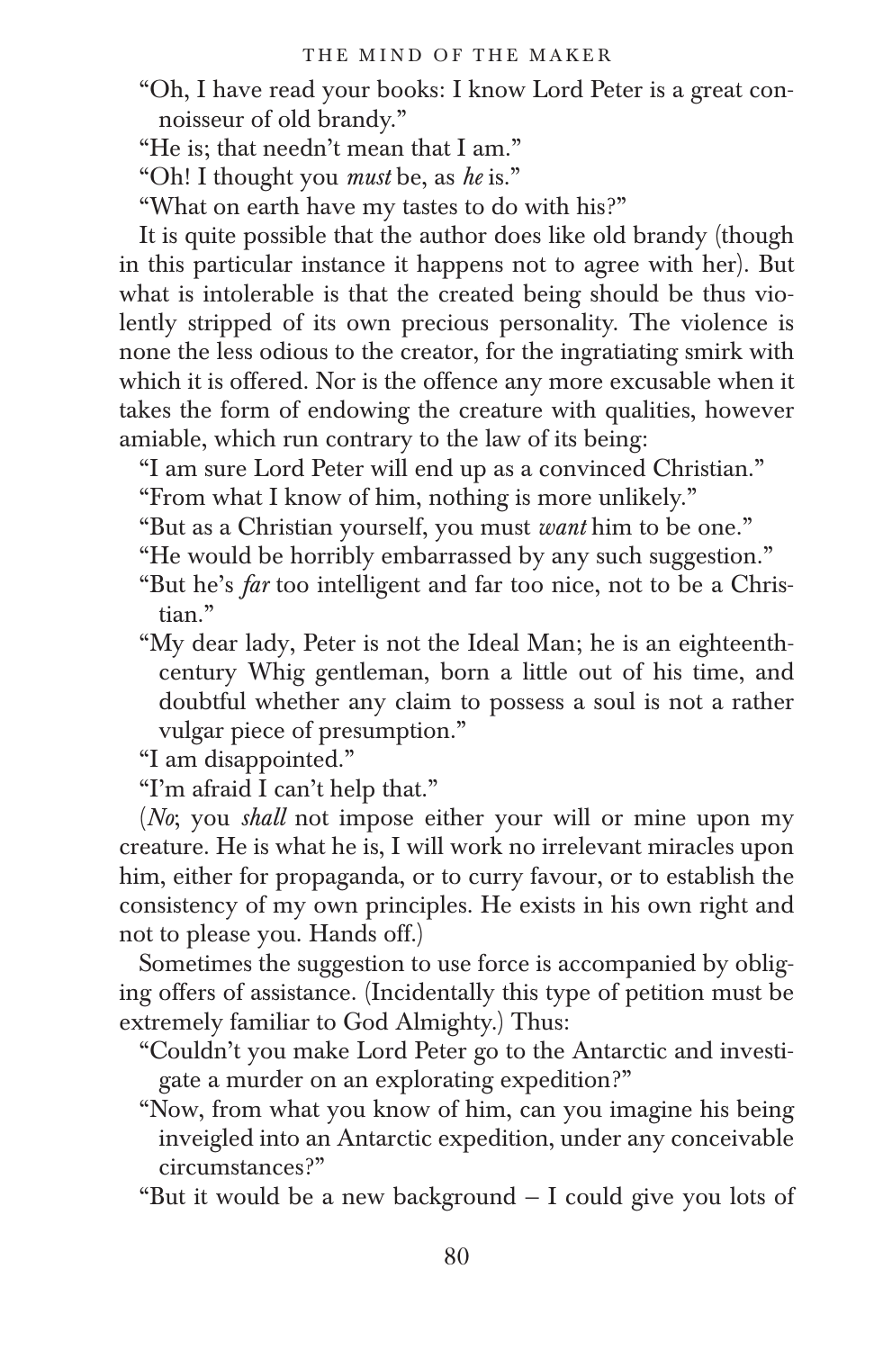"Oh, I have read your books: I know Lord Peter is a great connoisseur of old brandy."

"He is; that needn't mean that I am."

"Oh! I thought you *must* be, as *he* is."

"What on earth have my tastes to do with his?"

It is quite possible that the author does like old brandy (though in this particular instance it happens not to agree with her). But what is intolerable is that the created being should be thus violently stripped of its own precious personality. The violence is none the less odious to the creator, for the ingratiating smirk with which it is offered. Nor is the offence any more excusable when it takes the form of endowing the creature with qualities, however amiable, which run contrary to the law of its being:

"I am sure Lord Peter will end up as a convinced Christian."

"From what I know of him, nothing is more unlikely."

"But as a Christian yourself, you must *want* him to be one."

"He would be horribly embarrassed by any such suggestion."

"But he's *far* too intelligent and far too nice, not to be a Christian."

"My dear lady, Peter is not the Ideal Man; he is an eighteenth-century Whig gentleman, born a little out of his time, and doubtful whether any claim to possess a soul is not a rather vulgar piece of presumption."

"I am disappointed."

"I'm afraid I can't help that."

(*No*; you *shall* not impose either your will or mine upon my creature. He is what he is, I will work no irrelevant miracles upon him, either for propaganda, or to curry favour, or to establish the consistency of my own principles. He exists in his own right and not to please you. Hands off.)

Sometimes the suggestion to use force is accompanied by obliging offers of assistance. (Incidentally this type of petition must be extremely familiar to God Almighty.) Thus:

"Couldn't you make Lord Peter go to the Antarctic and investigate a murder on an exploring expedition?"

"Now, from what you know of him, can you imagine his being inveigled into an Antarctic expedition, under any conceivable circumstances?"

"But it would be a new background – I could give you lots of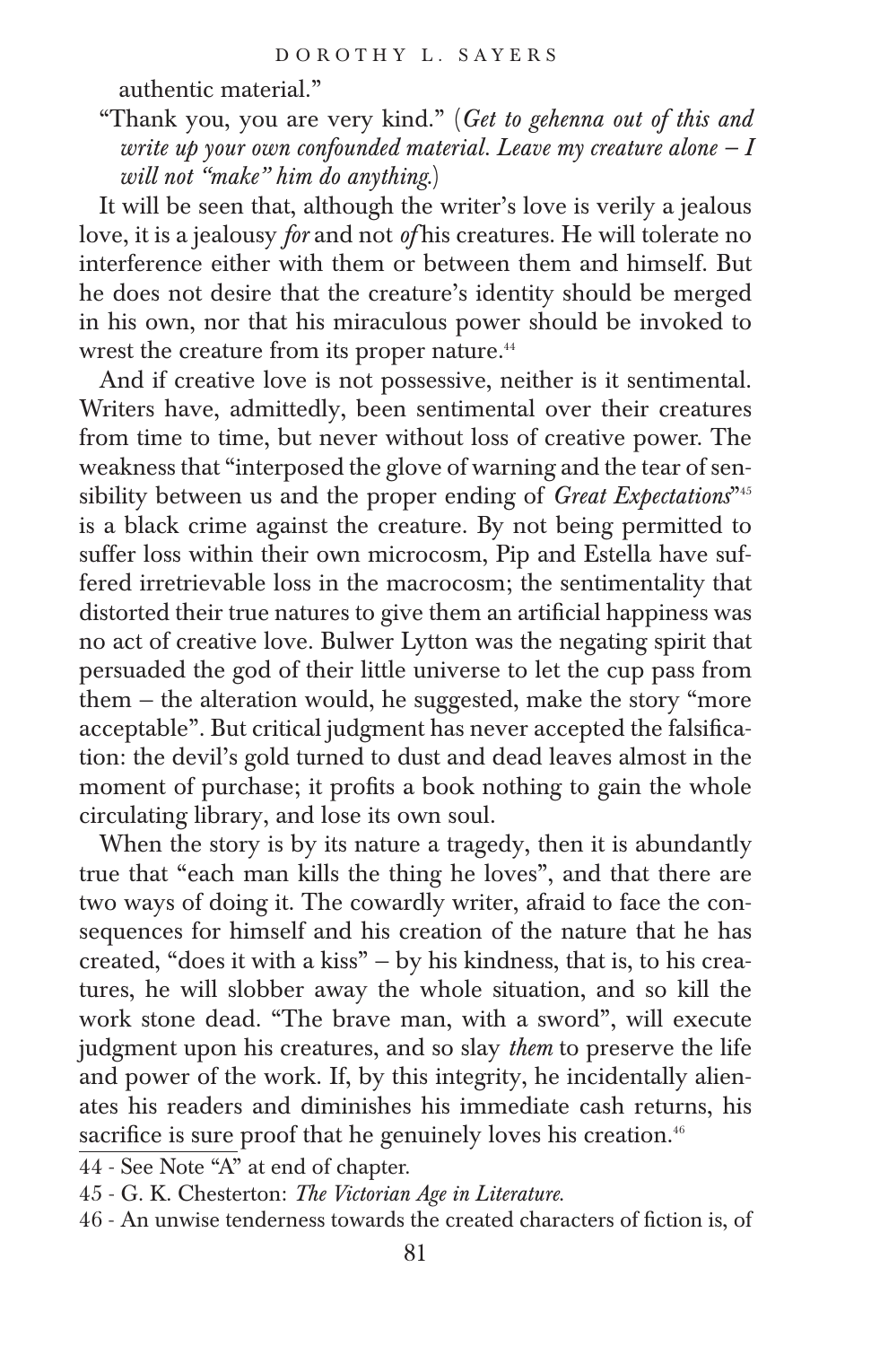authentic material."

"Thank you, you are very kind." (*Get to gehenna out of this and write up your own confounded material. Leave my creature alone – I will not "make" him do anything.*)

It will be seen that, although the writer's love is verily a jealous love, it is a jealousy *for* and not *of* his creatures. He will tolerate no interference either with them or between them and himself. But he does not desire that the creature's identity should be merged in his own, nor that his miraculous power should be invoked to wrest the creature from its proper nature.[44]

And if creative love is not possessive, neither is it sentimental. Writers have, admittedly, been sentimental over their creatures from time to time, but never without loss of creative power. The weakness that "interposed the glove of warning and the tear of sensibility between us and the proper ending of *Great Expectations*"[45] is a black crime against the creature. By not being permitted to suffer loss within their own microcosm, Pip and Estella have suffered irretrievable loss in the macrocosm; the sentimentality that distorted their true natures to give them an artificial happiness was no act of creative love. Bulwer Lytton was the negating spirit that persuaded the god of their little universe to let the cup pass from them – the alteration would, he suggested, make the story "more acceptable". But critical judgment has never accepted the falsification: the devil's gold turned to dust and dead leaves almost in the moment of purchase; it profits a book nothing to gain the whole circulating library, and lose its own soul.

When the story is by its nature a tragedy, then it is abundantly true that "each man kills the thing he loves", and that there are two ways of doing it. The cowardly writer, afraid to face the consequences for himself and his creation of the nature that he has created, "does it with a kiss" – by his kindness, that is, to his creatures, he will slobber away the whole situation, and so kill the work stone dead. "The brave man, with a sword", will execute judgment upon his creatures, and so slay *them* to preserve the life and power of the work. If, by this integrity, he incidentally alienates his readers and diminishes his immediate cash returns, his sacrifice is sure proof that he genuinely loves his creation.[46]

---

44 - See Note "A" at end of chapter.

45 - G. K. Chesterton: *The Victorian Age in Literature.*

46 - An unwise tenderness towards the created characters of fiction is, of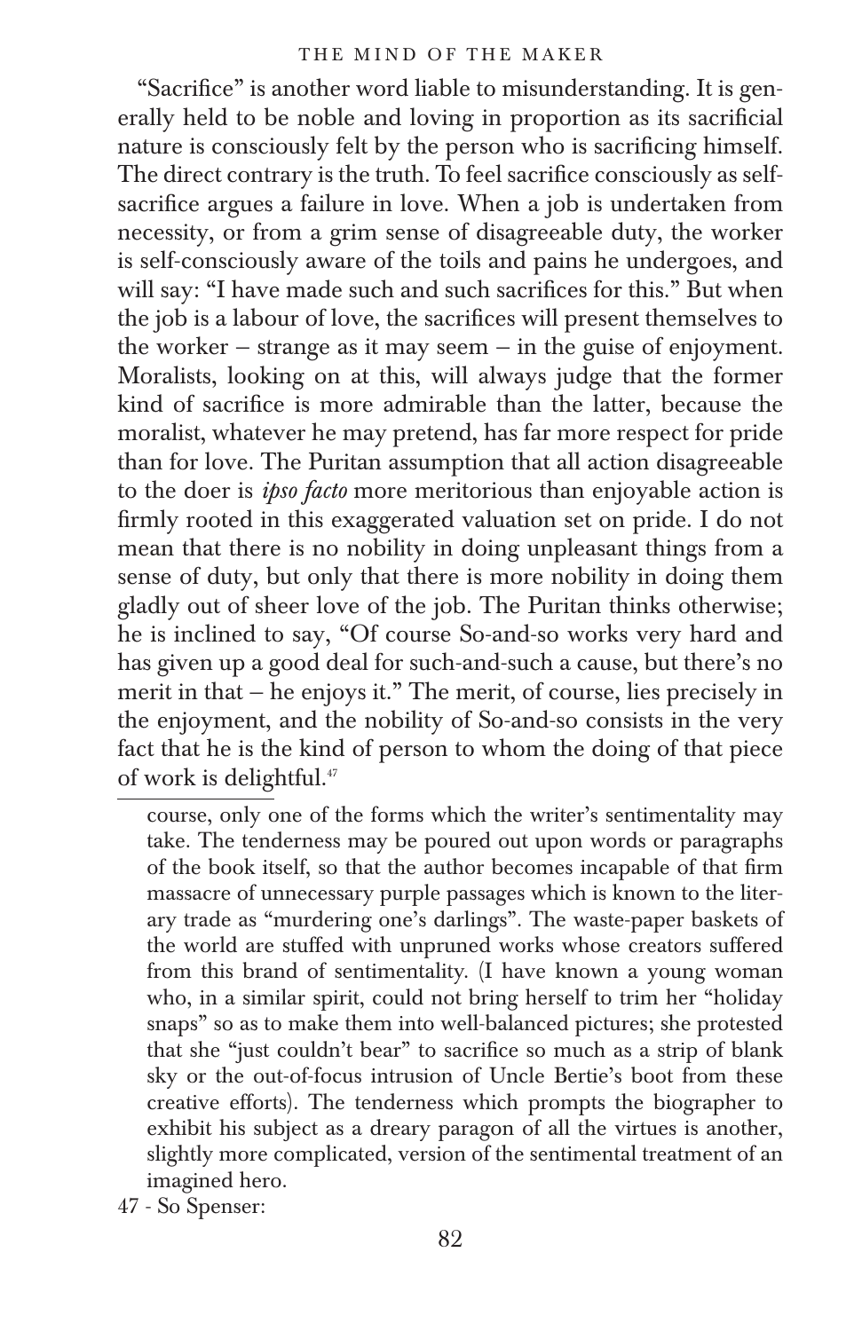"Sacrifice" is another word liable to misunderstanding. It is generally held to be noble and loving in proportion as its sacrificial nature is consciously felt by the person who is sacrificing himself. The direct contrary is the truth. To feel sacrifice consciously as self-sacrifice argues a failure in love. When a job is undertaken from necessity, or from a grim sense of disagreeable duty, the worker is self-consciously aware of the toils and pains he undergoes, and will say: "I have made such and such sacrifices for this." But when the job is a labour of love, the sacrifices will present themselves to the worker – strange as it may seem – in the guise of enjoyment. Moralists, looking on at this, will always judge that the former kind of sacrifice is more admirable than the latter, because the moralist, whatever he may pretend, has far more respect for pride than for love. The Puritan assumption that all action disagreeable to the doer is *ipso facto* more meritorious than enjoyable action is firmly rooted in this exaggerated valuation set on pride. I do not mean that there is no nobility in doing unpleasant things from a sense of duty, but only that there is more nobility in doing them gladly out of sheer love of the job. The Puritan thinks otherwise; he is inclined to say, "Of course So-and-so works very hard and has given up a good deal for such-and-such a cause, but there's no merit in that – he enjoys it." The merit, of course, lies precisely in the enjoyment, and the nobility of So-and-so consists in the very fact that he is the kind of person to whom the doing of that piece of work is delightful.[47]

---

course, only one of the forms which the writer's sentimentality may take. The tenderness may be poured out upon words or paragraphs of the book itself, so that the author becomes incapable of that firm massacre of unnecessary purple passages which is known to the literary trade as "murdering one's darlings". The waste-paper baskets of the world are stuffed with unpruned works whose creators suffered from this brand of sentimentality. (I have known a young woman who, in a similar spirit, could not bring herself to trim her "holiday snaps" so as to make them into well-balanced pictures; she protested that she "just couldn't bear" to sacrifice so much as a strip of blank sky or the out-of-focus intrusion of Uncle Bertie's boot from these creative efforts). The tenderness which prompts the biographer to exhibit his subject as a dreary paragon of all the virtues is another, slightly more complicated, version of the sentimental treatment of an imagined hero.

47 - So Spenser: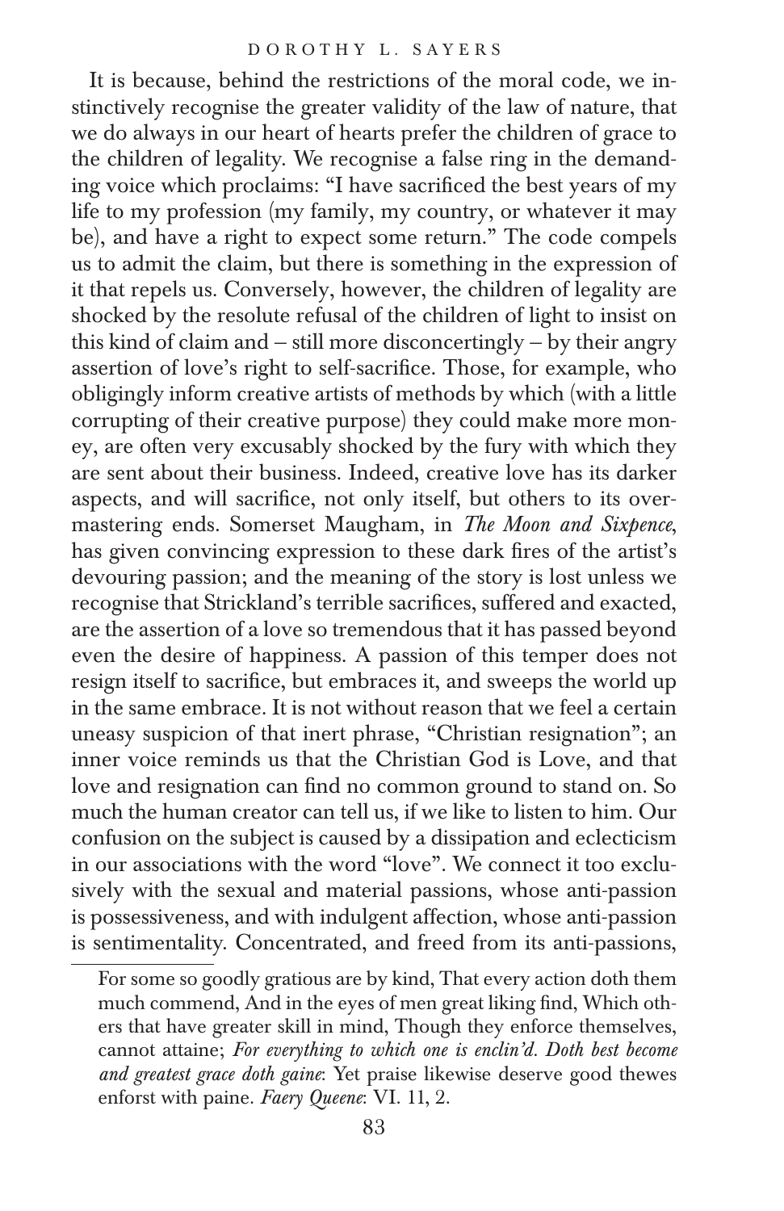It is because, behind the restrictions of the moral code, we instinctively recognise the greater validity of the law of nature, that we do always in our heart of hearts prefer the children of grace to the children of legality. We recognise a false ring in the demanding voice which proclaims: "I have sacrificed the best years of my life to my profession (my family, my country, or whatever it may be), and have a right to expect some return." The code compels us to admit the claim, but there is something in the expression of it that repels us. Conversely, however, the children of legality are shocked by the resolute refusal of the children of light to insist on this kind of claim and – still more disconcertingly – by their angry assertion of love's right to self-sacrifice. Those, for example, who obligingly inform creative artists of methods by which (with a little corrupting of their creative purpose) they could make more money, are often very excusably shocked by the fury with which they are sent about their business. Indeed, creative love has its darker aspects, and will sacrifice, not only itself, but others to its overmastering ends. Somerset Maugham, in *The Moon and Sixpence*, has given convincing expression to these dark fires of the artist's devouring passion; and the meaning of the story is lost unless we recognise that Strickland's terrible sacrifices, suffered and exacted, are the assertion of a love so tremendous that it has passed beyond even the desire of happiness. A passion of this temper does not resign itself to sacrifice, but embraces it, and sweeps the world up in the same embrace. It is not without reason that we feel a certain uneasy suspicion of that inert phrase, "Christian resignation"; an inner voice reminds us that the Christian God is Love, and that love and resignation can find no common ground to stand on. So much the human creator can tell us, if we like to listen to him. Our confusion on the subject is caused by a dissipation and eclecticism in our associations with the word "love". We connect it too exclusively with the sexual and material passions, whose anti-passion is possessiveness, and with indulgent affection, whose anti-passion is sentimentality. Concentrated, and freed from its anti-passions,

For some so goodly gratious are by kind, That every action doth them much commend, And in the eyes of men great liking find, Which others that have greater skill in mind, Though they enforce themselves, cannot attaine; *For everything to which one is enclin'd. Doth best become and greatest grace doth gaine*: Yet praise likewise deserve good thewes enforst with paine. *Faery Queene*: VI. 11, 2.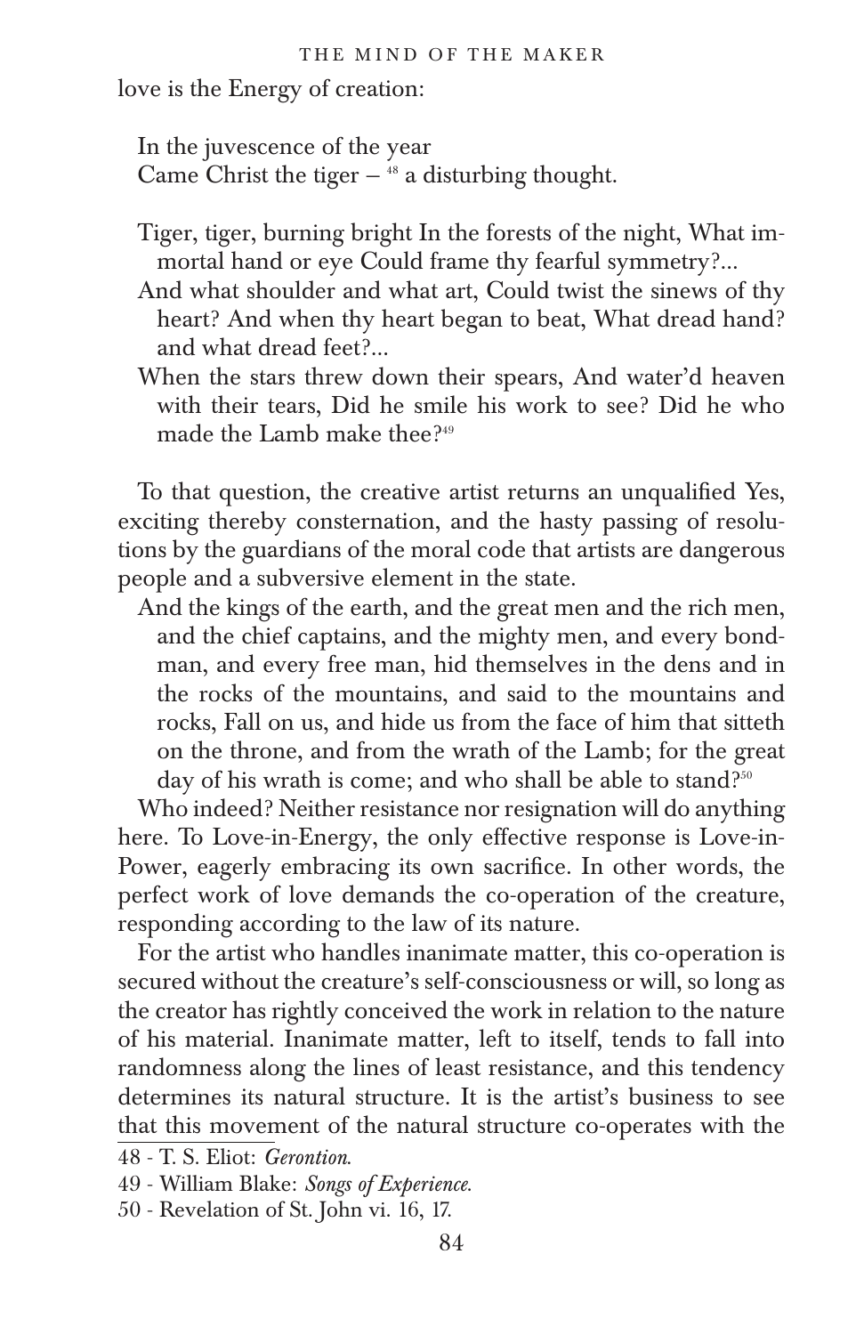love is the Energy of creation:

> In the juvescence of the year
> Came Christ the tiger – [48] a disturbing thought.

> Tiger, tiger, burning bright In the forests of the night, What immortal hand or eye Could frame thy fearful symmetry?...
>
> And what shoulder and what art, Could twist the sinews of thy heart? And when thy heart began to beat, What dread hand? and what dread feet?...
>
> When the stars threw down their spears, And water'd heaven with their tears, Did he smile his work to see? Did he who made the Lamb make thee?[49]

To that question, the creative artist returns an unqualified Yes, exciting thereby consternation, and the hasty passing of resolutions by the guardians of the moral code that artists are dangerous people and a subversive element in the state.

> And the kings of the earth, and the great men and the rich men, and the chief captains, and the mighty men, and every bondman, and every free man, hid themselves in the dens and in the rocks of the mountains, and said to the mountains and rocks, Fall on us, and hide us from the face of him that sitteth on the throne, and from the wrath of the Lamb; for the great day of his wrath is come; and who shall be able to stand?[50]

Who indeed? Neither resistance nor resignation will do anything here. To Love-in-Energy, the only effective response is Love-in-Power, eagerly embracing its own sacrifice. In other words, the perfect work of love demands the co-operation of the creature, responding according to the law of its nature.

For the artist who handles inanimate matter, this co-operation is secured without the creature's self-consciousness or will, so long as the creator has rightly conceived the work in relation to the nature of his material. Inanimate matter, left to itself, tends to fall into randomness along the lines of least resistance, and this tendency determines its natural structure. It is the artist's business to see that this movement of the natural structure co-operates with the

---

48 - T. S. Eliot: *Gerontion.*

49 - William Blake: *Songs of Experience.*

50 - Revelation of St. John vi. 16, 17.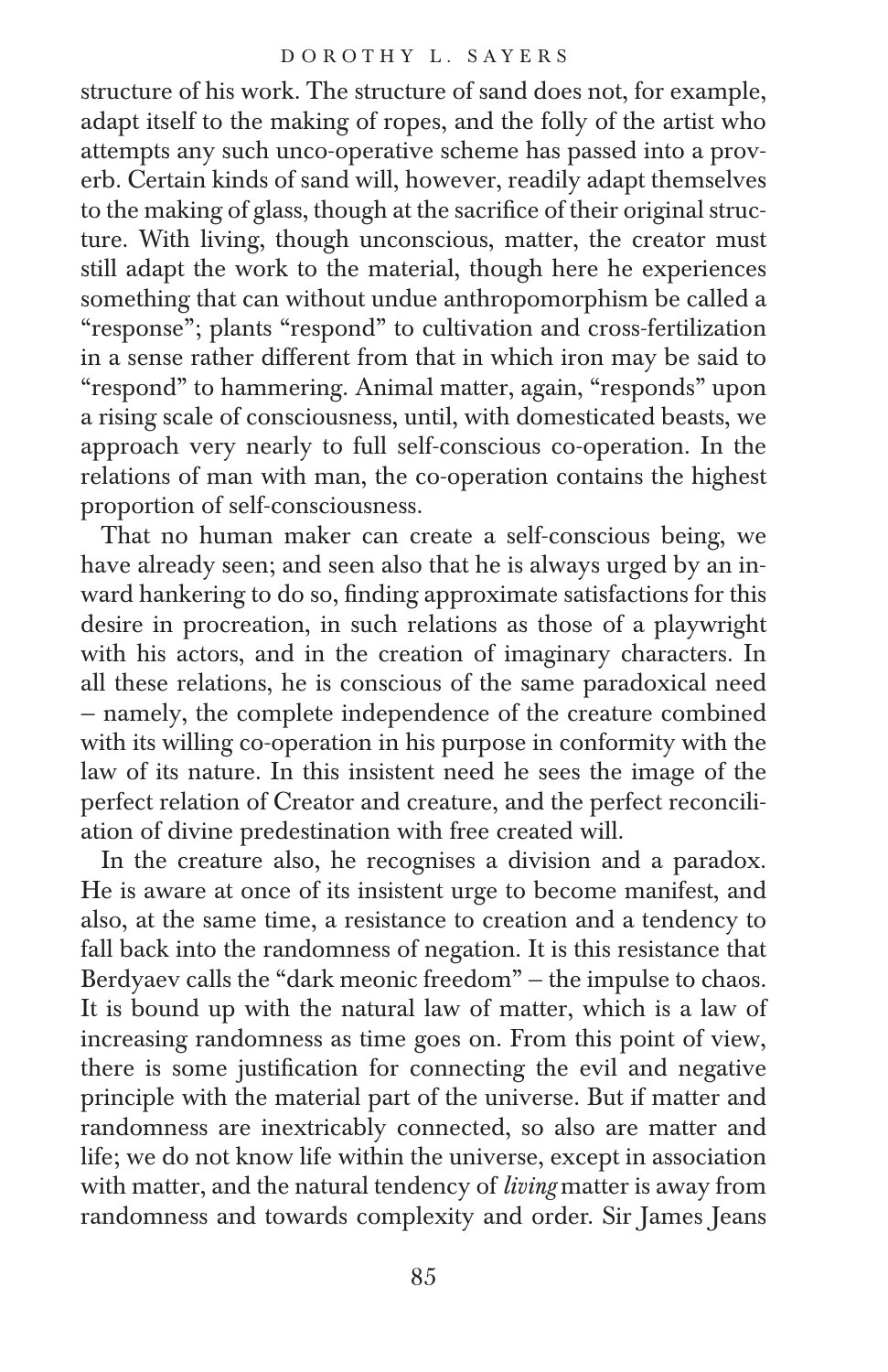structure of his work. The structure of sand does not, for example, adapt itself to the making of ropes, and the folly of the artist who attempts any such unco-operative scheme has passed into a proverb. Certain kinds of sand will, however, readily adapt themselves to the making of glass, though at the sacrifice of their original structure. With living, though unconscious, matter, the creator must still adapt the work to the material, though here he experiences something that can without undue anthropomorphism be called a "response"; plants "respond" to cultivation and cross-fertilization in a sense rather different from that in which iron may be said to "respond" to hammering. Animal matter, again, "responds" upon a rising scale of consciousness, until, with domesticated beasts, we approach very nearly to full self-conscious co-operation. In the relations of man with man, the co-operation contains the highest proportion of self-consciousness.

That no human maker can create a self-conscious being, we have already seen; and seen also that he is always urged by an inward hankering to do so, finding approximate satisfactions for this desire in procreation, in such relations as those of a playwright with his actors, and in the creation of imaginary characters. In all these relations, he is conscious of the same paradoxical need – namely, the complete independence of the creature combined with its willing co-operation in his purpose in conformity with the law of its nature. In this insistent need he sees the image of the perfect relation of Creator and creature, and the perfect reconciliation of divine predestination with free created will.

In the creature also, he recognises a division and a paradox. He is aware at once of its insistent urge to become manifest, and also, at the same time, a resistance to creation and a tendency to fall back into the randomness of negation. It is this resistance that Berdyaev calls the "dark meonic freedom" – the impulse to chaos. It is bound up with the natural law of matter, which is a law of increasing randomness as time goes on. From this point of view, there is some justification for connecting the evil and negative principle with the material part of the universe. But if matter and randomness are inextricably connected, so also are matter and life; we do not know life within the universe, except in association with matter, and the natural tendency of *living* matter is away from randomness and towards complexity and order. Sir James Jeans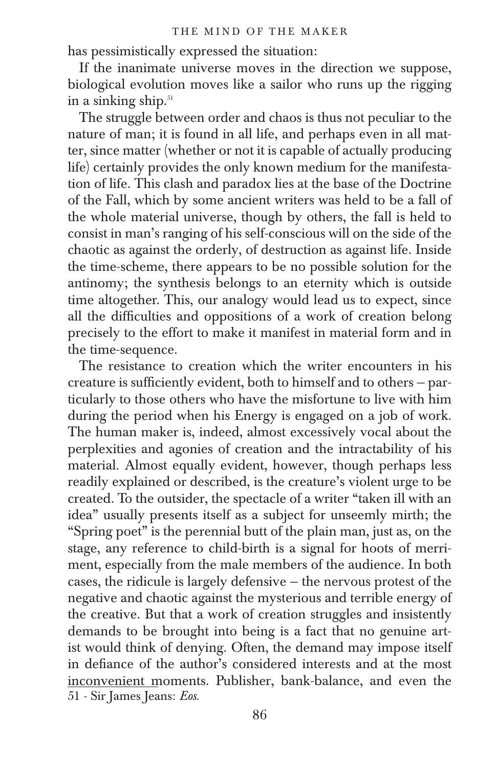has pessimistically expressed the situation:

If the inanimate universe moves in the direction we suppose, biological evolution moves like a sailor who runs up the rigging in a sinking ship.[51]

The struggle between order and chaos is thus not peculiar to the nature of man; it is found in all life, and perhaps even in all matter, since matter (whether or not it is capable of actually producing life) certainly provides the only known medium for the manifestation of life. This clash and paradox lies at the base of the Doctrine of the Fall, which by some ancient writers was held to be a fall of the whole material universe, though by others, the fall is held to consist in man's ranging of his self-conscious will on the side of the chaotic as against the orderly, of destruction as against life. Inside the time-scheme, there appears to be no possible solution for the antinomy; the synthesis belongs to an eternity which is outside time altogether. This, our analogy would lead us to expect, since all the difficulties and oppositions of a work of creation belong precisely to the effort to make it manifest in material form and in the time-sequence.

The resistance to creation which the writer encounters in his creature is sufficiently evident, both to himself and to others – particularly to those others who have the misfortune to live with him during the period when his Energy is engaged on a job of work. The human maker is, indeed, almost excessively vocal about the perplexities and agonies of creation and the intractability of his material. Almost equally evident, however, though perhaps less readily explained or described, is the creature's violent urge to be created. To the outsider, the spectacle of a writer "taken ill with an idea" usually presents itself as a subject for unseemly mirth; the "Spring poet" is the perennial butt of the plain man, just as, on the stage, any reference to child-birth is a signal for hoots of merriment, especially from the male members of the audience. In both cases, the ridicule is largely defensive – the nervous protest of the negative and chaotic against the mysterious and terrible energy of the creative. But that a work of creation struggles and insistently demands to be brought into being is a fact that no genuine artist would think of denying. Often, the demand may impose itself in defiance of the author's considered interests and at the most inconvenient moments. Publisher, bank-balance, and even the

51 - Sir James Jeans: *Eos.*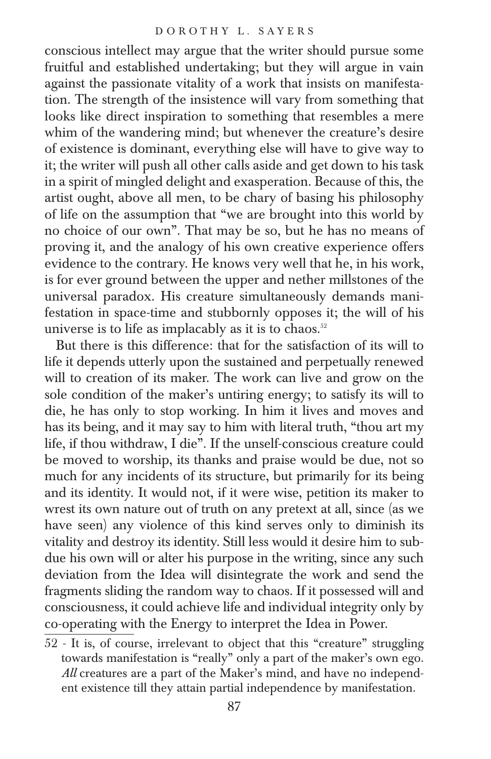conscious intellect may argue that the writer should pursue some fruitful and established undertaking; but they will argue in vain against the passionate vitality of a work that insists on manifestation. The strength of the insistence will vary from something that looks like direct inspiration to something that resembles a mere whim of the wandering mind; but whenever the creature's desire of existence is dominant, everything else will have to give way to it; the writer will push all other calls aside and get down to his task in a spirit of mingled delight and exasperation. Because of this, the artist ought, above all men, to be chary of basing his philosophy of life on the assumption that "we are brought into this world by no choice of our own". That may be so, but he has no means of proving it, and the analogy of his own creative experience offers evidence to the contrary. He knows very well that he, in his work, is for ever ground between the upper and nether millstones of the universal paradox. His creature simultaneously demands manifestation in space-time and stubbornly opposes it; the will of his universe is to life as implacably as it is to chaos.[52]

But there is this difference: that for the satisfaction of its will to life it depends utterly upon the sustained and perpetually renewed will to creation of its maker. The work can live and grow on the sole condition of the maker's untiring energy; to satisfy its will to die, he has only to stop working. In him it lives and moves and has its being, and it may say to him with literal truth, "thou art my life, if thou withdraw, I die". If the unself-conscious creature could be moved to worship, its thanks and praise would be due, not so much for any incidents of its structure, but primarily for its being and its identity. It would not, if it were wise, petition its maker to wrest its own nature out of truth on any pretext at all, since (as we have seen) any violence of this kind serves only to diminish its vitality and destroy its identity. Still less would it desire him to subdue his own will or alter his purpose in the writing, since any such deviation from the Idea will disintegrate the work and send the fragments sliding the random way to chaos. If it possessed will and consciousness, it could achieve life and individual integrity only by co-operating with the Energy to interpret the Idea in Power.

---

52 - It is, of course, irrelevant to object that this "creature" struggling towards manifestation is "really" only a part of the maker's own ego. *All* creatures are a part of the Maker's mind, and have no independent existence till they attain partial independence by manifestation.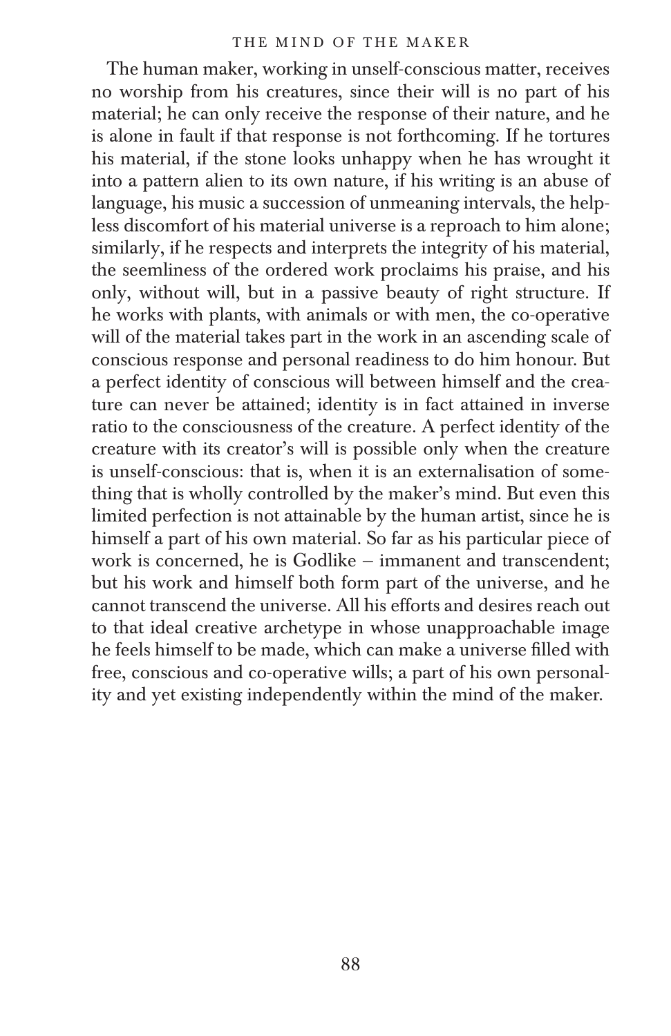The human maker, working in unself-conscious matter, receives no worship from his creatures, since their will is no part of his material; he can only receive the response of their nature, and he is alone in fault if that response is not forthcoming. If he tortures his material, if the stone looks unhappy when he has wrought it into a pattern alien to its own nature, if his writing is an abuse of language, his music a succession of unmeaning intervals, the helpless discomfort of his material universe is a reproach to him alone; similarly, if he respects and interprets the integrity of his material, the seemliness of the ordered work proclaims his praise, and his only, without will, but in a passive beauty of right structure. If he works with plants, with animals or with men, the co-operative will of the material takes part in the work in an ascending scale of conscious response and personal readiness to do him honour. But a perfect identity of conscious will between himself and the creature can never be attained; identity is in fact attained in inverse ratio to the consciousness of the creature. A perfect identity of the creature with its creator's will is possible only when the creature is unself-conscious: that is, when it is an externalisation of something that is wholly controlled by the maker's mind. But even this limited perfection is not attainable by the human artist, since he is himself a part of his own material. So far as his particular piece of work is concerned, he is Godlike – immanent and transcendent; but his work and himself both form part of the universe, and he cannot transcend the universe. All his efforts and desires reach out to that ideal creative archetype in whose unapproachable image he feels himself to be made, which can make a universe filled with free, conscious and co-operative wills; a part of his own personality and yet existing independently within the mind of the maker.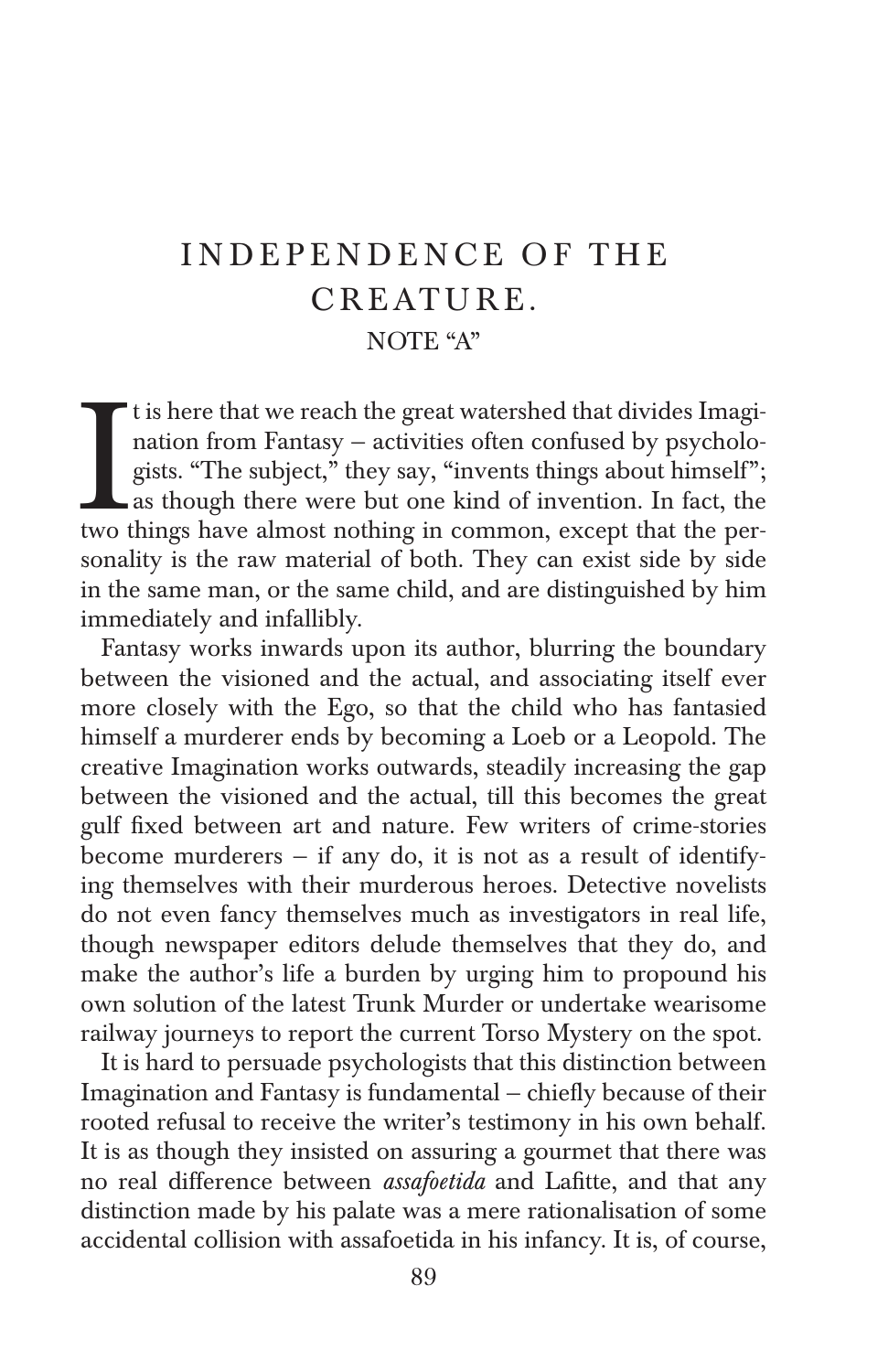# INDEPENDENCE OF THE CREATURE.

NOTE "A"

It is here that we reach the great watershed that divides Imagination from Fantasy – activities often confused by psychologists. "The subject," they say, "invents things about himself"; as though there were but one kind of invention. In fact, the two things have almost nothing in common, except that the personality is the raw material of both. They can exist side by side in the same man, or the same child, and are distinguished by him immediately and infallibly.

Fantasy works inwards upon its author, blurring the boundary between the visioned and the actual, and associating itself ever more closely with the Ego, so that the child who has fantasied himself a murderer ends by becoming a Loeb or a Leopold. The creative Imagination works outwards, steadily increasing the gap between the visioned and the actual, till this becomes the great gulf fixed between art and nature. Few writers of crime-stories become murderers – if any do, it is not as a result of identifying themselves with their murderous heroes. Detective novelists do not even fancy themselves much as investigators in real life, though newspaper editors delude themselves that they do, and make the author's life a burden by urging him to propound his own solution of the latest Trunk Murder or undertake wearisome railway journeys to report the current Torso Mystery on the spot.

It is hard to persuade psychologists that this distinction between Imagination and Fantasy is fundamental – chiefly because of their rooted refusal to receive the writer's testimony in his own behalf. It is as though they insisted on assuring a gourmet that there was no real difference between *assafoetida* and Lafitte, and that any distinction made by his palate was a mere rationalisation of some accidental collision with assafoetida in his infancy. It is, of course,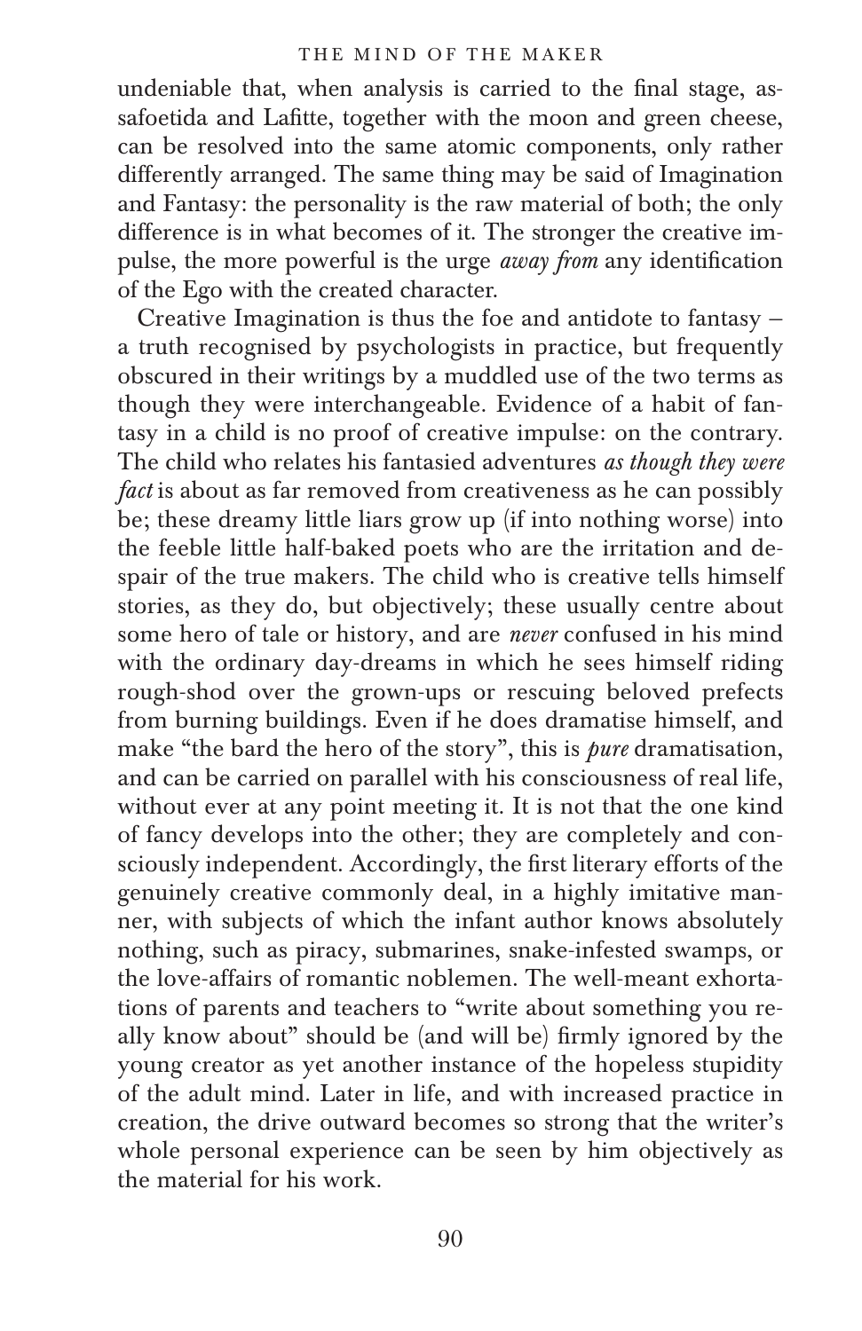undeniable that, when analysis is carried to the final stage, assafoetida and Lafitte, together with the moon and green cheese, can be resolved into the same atomic components, only rather differently arranged. The same thing may be said of Imagination and Fantasy: the personality is the raw material of both; the only difference is in what becomes of it. The stronger the creative impulse, the more powerful is the urge *away from* any identification of the Ego with the created character.

Creative Imagination is thus the foe and antidote to fantasy – a truth recognised by psychologists in practice, but frequently obscured in their writings by a muddled use of the two terms as though they were interchangeable. Evidence of a habit of fantasy in a child is no proof of creative impulse: on the contrary. The child who relates his fantasied adventures *as though they were fact* is about as far removed from creativeness as he can possibly be; these dreamy little liars grow up (if into nothing worse) into the feeble little half-baked poets who are the irritation and despair of the true makers. The child who is creative tells himself stories, as they do, but objectively; these usually centre about some hero of tale or history, and are *never* confused in his mind with the ordinary day-dreams in which he sees himself riding rough-shod over the grown-ups or rescuing beloved prefects from burning buildings. Even if he does dramatise himself, and make "the bard the hero of the story", this is *pure* dramatisation, and can be carried on parallel with his consciousness of real life, without ever at any point meeting it. It is not that the one kind of fancy develops into the other; they are completely and consciously independent. Accordingly, the first literary efforts of the genuinely creative commonly deal, in a highly imitative manner, with subjects of which the infant author knows absolutely nothing, such as piracy, submarines, snake-infested swamps, or the love-affairs of romantic noblemen. The well-meant exhortations of parents and teachers to "write about something you really know about" should be (and will be) firmly ignored by the young creator as yet another instance of the hopeless stupidity of the adult mind. Later in life, and with increased practice in creation, the drive outward becomes so strong that the writer's whole personal experience can be seen by him objectively as the material for his work.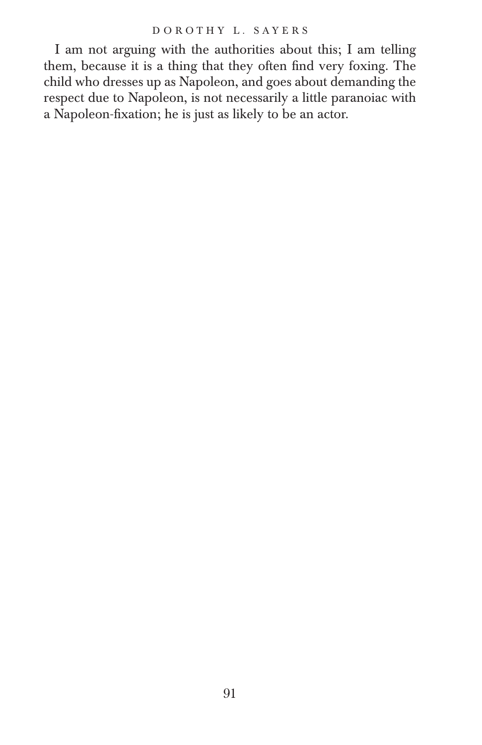I am not arguing with the authorities about this; I am telling them, because it is a thing that they often find very foxing. The child who dresses up as Napoleon, and goes about demanding the respect due to Napoleon, is not necessarily a little paranoiac with a Napoleon-fixation; he is just as likely to be an actor.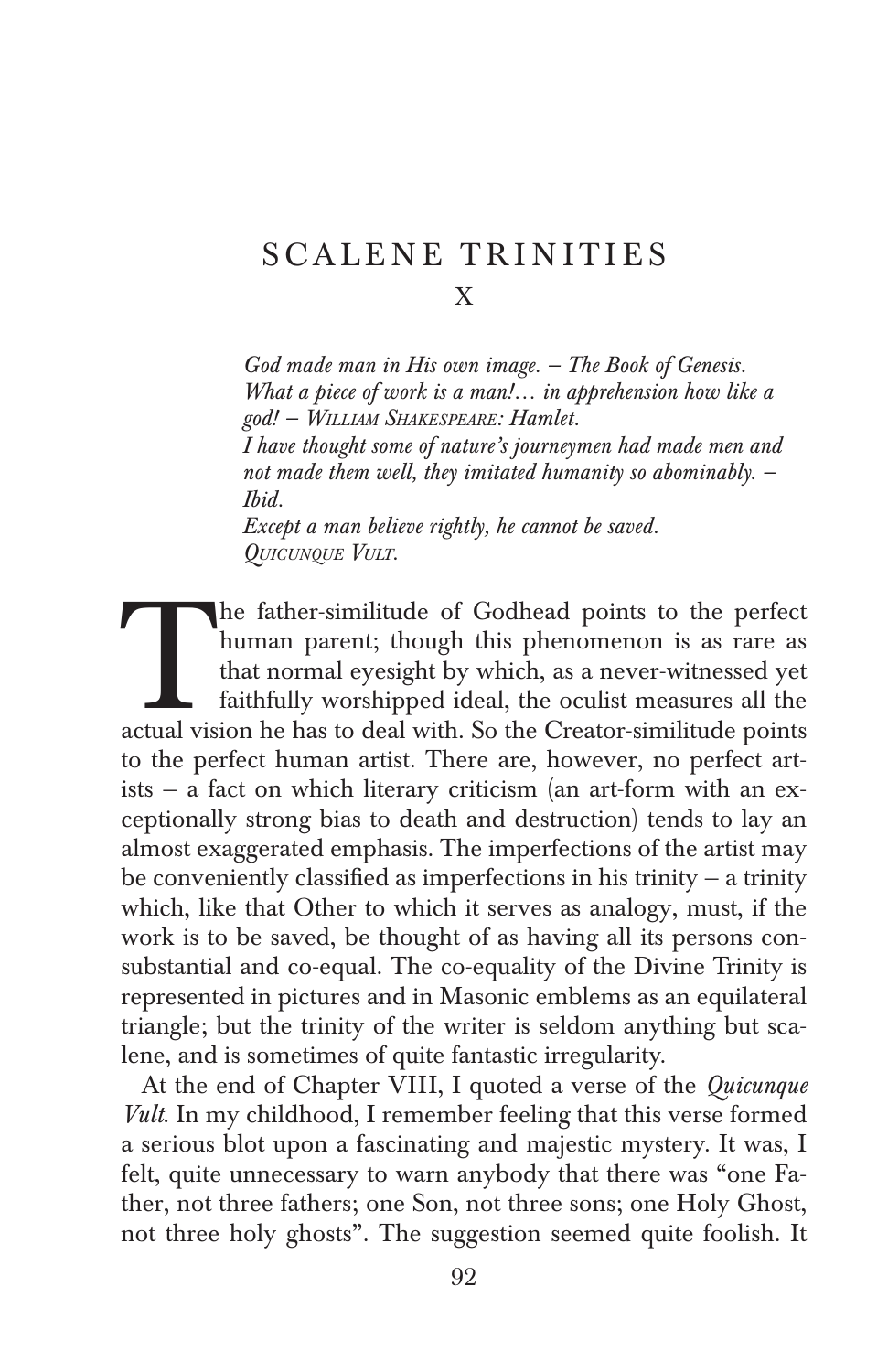# SCALENE TRINITIES

## X

*God made man in His own image. – The Book of Genesis.*
*What a piece of work is a man!… in apprehension how like a god! – William Shakespeare: Hamlet.*
*I have thought some of nature's journeymen had made men and not made them well, they imitated humanity so abominably. – Ibid.*
*Except a man believe rightly, he cannot be saved. Quicunque Vult.*

The father-similitude of Godhead points to the perfect human parent; though this phenomenon is as rare as that normal eyesight by which, as a never-witnessed yet faithfully worshipped ideal, the oculist measures all the actual vision he has to deal with. So the Creator-similitude points to the perfect human artist. There are, however, no perfect artists – a fact on which literary criticism (an art-form with an exceptionally strong bias to death and destruction) tends to lay an almost exaggerated emphasis. The imperfections of the artist may be conveniently classified as imperfections in his trinity – a trinity which, like that Other to which it serves as analogy, must, if the work is to be saved, be thought of as having all its persons consubstantial and co-equal. The co-equality of the Divine Trinity is represented in pictures and in Masonic emblems as an equilateral triangle; but the trinity of the writer is seldom anything but scalene, and is sometimes of quite fantastic irregularity.

At the end of Chapter VIII, I quoted a verse of the *Quicunque Vult*. In my childhood, I remember feeling that this verse formed a serious blot upon a fascinating and majestic mystery. It was, I felt, quite unnecessary to warn anybody that there was "one Father, not three fathers; one Son, not three sons; one Holy Ghost, not three holy ghosts". The suggestion seemed quite foolish. It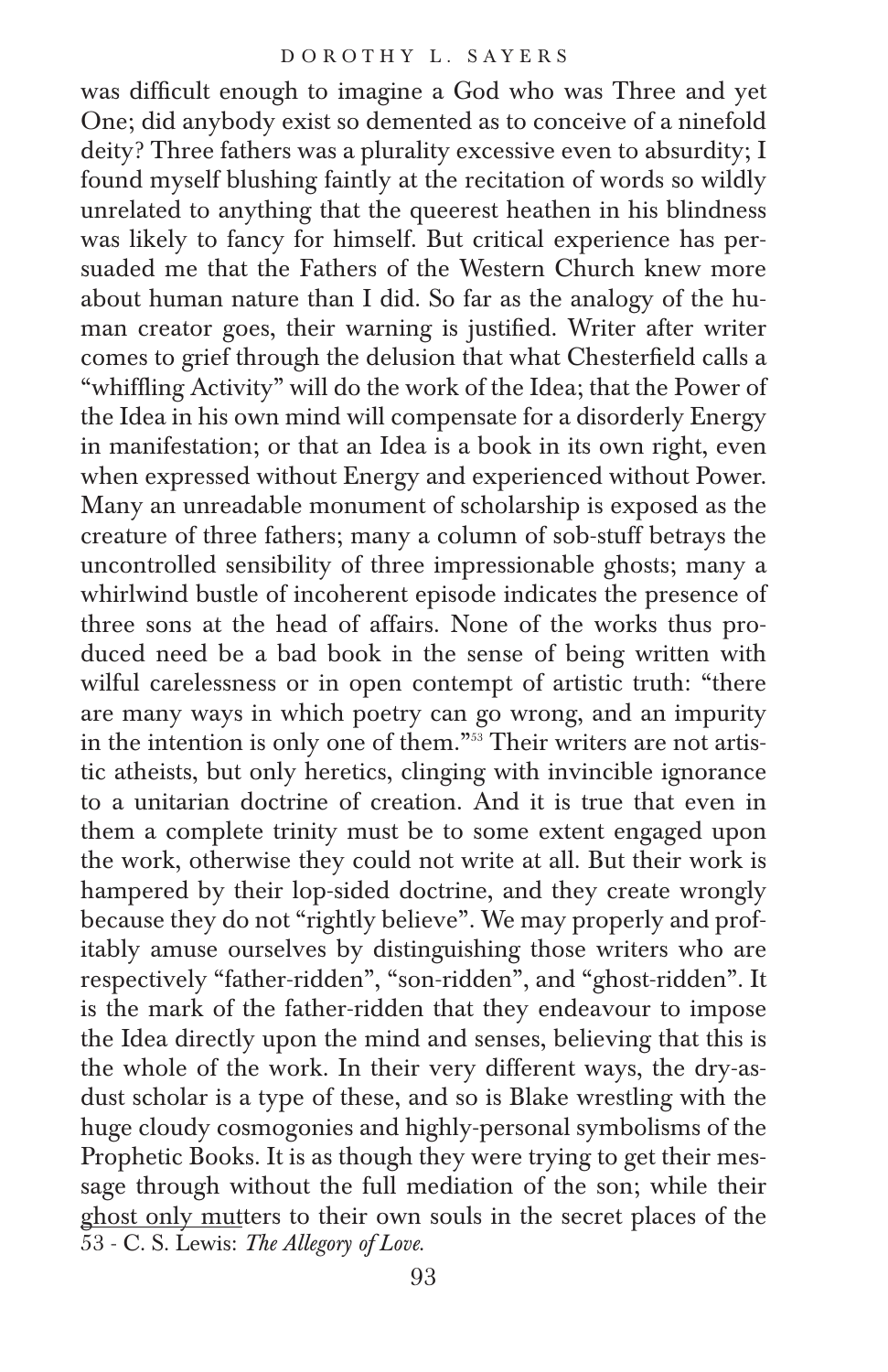was difficult enough to imagine a God who was Three and yet One; did anybody exist so demented as to conceive of a ninefold deity? Three fathers was a plurality excessive even to absurdity; I found myself blushing faintly at the recitation of words so wildly unrelated to anything that the queerest heathen in his blindness was likely to fancy for himself. But critical experience has persuaded me that the Fathers of the Western Church knew more about human nature than I did. So far as the analogy of the human creator goes, their warning is justified. Writer after writer comes to grief through the delusion that what Chesterfield calls a "whiffling Activity" will do the work of the Idea; that the Power of the Idea in his own mind will compensate for a disorderly Energy in manifestation; or that an Idea is a book in its own right, even when expressed without Energy and experienced without Power. Many an unreadable monument of scholarship is exposed as the creature of three fathers; many a column of sob-stuff betrays the uncontrolled sensibility of three impressionable ghosts; many a whirlwind bustle of incoherent episode indicates the presence of three sons at the head of affairs. None of the works thus produced need be a bad book in the sense of being written with wilful carelessness or in open contempt of artistic truth: "there are many ways in which poetry can go wrong, and an impurity in the intention is only one of them."[53] Their writers are not artistic atheists, but only heretics, clinging with invincible ignorance to a unitarian doctrine of creation. And it is true that even in them a complete trinity must be to some extent engaged upon the work, otherwise they could not write at all. But their work is hampered by their lop-sided doctrine, and they create wrongly because they do not "rightly believe". We may properly and profitably amuse ourselves by distinguishing those writers who are respectively "father-ridden", "son-ridden", and "ghost-ridden". It is the mark of the father-ridden that they endeavour to impose the Idea directly upon the mind and senses, believing that this is the whole of the work. In their very different ways, the dry-as-dust scholar is a type of these, and so is Blake wrestling with the huge cloudy cosmogonies and highly-personal symbolisms of the Prophetic Books. It is as though they were trying to get their message through without the full mediation of the son; while their ghost only mutters to their own souls in the secret places of the

53 - C. S. Lewis: *The Allegory of Love.*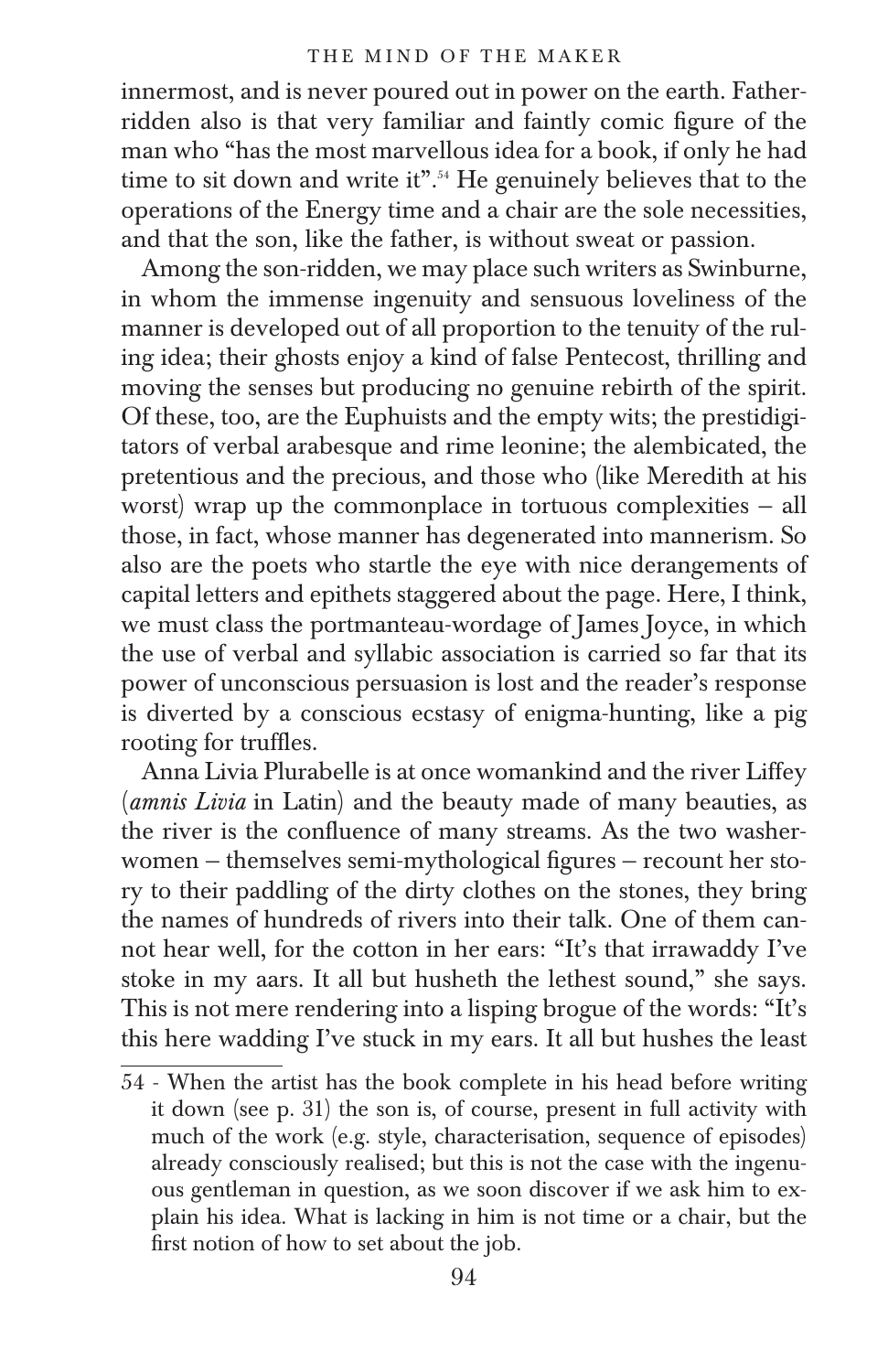innermost, and is never poured out in power on the earth. Father-ridden also is that very familiar and faintly comic figure of the man who "has the most marvellous idea for a book, if only he had time to sit down and write it".[54] He genuinely believes that to the operations of the Energy time and a chair are the sole necessities, and that the son, like the father, is without sweat or passion.

Among the son-ridden, we may place such writers as Swinburne, in whom the immense ingenuity and sensuous loveliness of the manner is developed out of all proportion to the tenuity of the ruling idea; their ghosts enjoy a kind of false Pentecost, thrilling and moving the senses but producing no genuine rebirth of the spirit. Of these, too, are the Euphuists and the empty wits; the prestidigitators of verbal arabesque and rime leonine; the alembicated, the pretentious and the precious, and those who (like Meredith at his worst) wrap up the commonplace in tortuous complexities – all those, in fact, whose manner has degenerated into mannerism. So also are the poets who startle the eye with nice derangements of capital letters and epithets staggered about the page. Here, I think, we must class the portmanteau-wordage of James Joyce, in which the use of verbal and syllabic association is carried so far that its power of unconscious persuasion is lost and the reader's response is diverted by a conscious ecstasy of enigma-hunting, like a pig rooting for truffles.

Anna Livia Plurabelle is at once womankind and the river Liffey (*amnis Livia* in Latin) and the beauty made of many beauties, as the river is the confluence of many streams. As the two washerwomen – themselves semi-mythological figures – recount her story to their paddling of the dirty clothes on the stones, they bring the names of hundreds of rivers into their talk. One of them cannot hear well, for the cotton in her ears: "It's that irrawaddy I've stoke in my aars. It all but husheth the lethest sound," she says. This is not mere rendering into a lisping brogue of the words: "It's this here wadding I've stuck in my ears. It all but hushes the least

---

54 - When the artist has the book complete in his head before writing it down (see p. 31) the son is, of course, present in full activity with much of the work (e.g. style, characterisation, sequence of episodes) already consciously realised; but this is not the case with the ingenuous gentleman in question, as we soon discover if we ask him to explain his idea. What is lacking in him is not time or a chair, but the first notion of how to set about the job.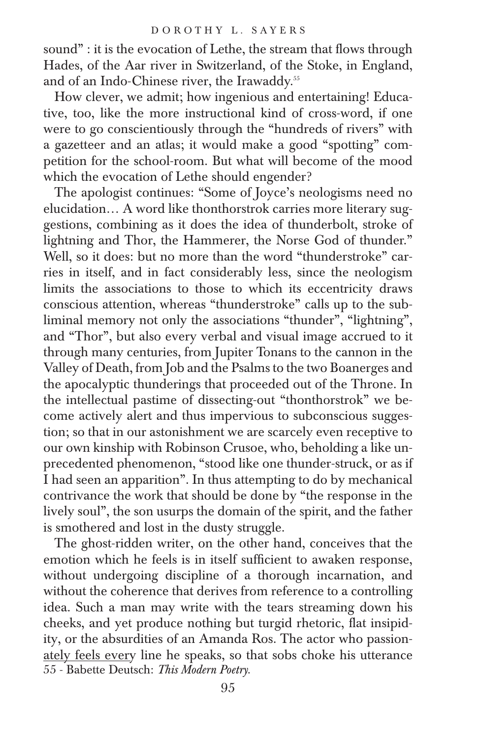sound" : it is the evocation of Lethe, the stream that flows through Hades, of the Aar river in Switzerland, of the Stoke, in England, and of an Indo-Chinese river, the Irawaddy.[55]

How clever, we admit; how ingenious and entertaining! Educative, too, like the more instructional kind of cross-word, if one were to go conscientiously through the "hundreds of rivers" with a gazetteer and an atlas; it would make a good "spotting" competition for the school-room. But what will become of the mood which the evocation of Lethe should engender?

The apologist continues: "Some of Joyce's neologisms need no elucidation… A word like thonthorstrok carries more literary suggestions, combining as it does the idea of thunderbolt, stroke of lightning and Thor, the Hammerer, the Norse God of thunder." Well, so it does: but no more than the word "thunderstroke" carries in itself, and in fact considerably less, since the neologism limits the associations to those to which its eccentricity draws conscious attention, whereas "thunderstroke" calls up to the subliminal memory not only the associations "thunder", "lightning", and "Thor", but also every verbal and visual image accrued to it through many centuries, from Jupiter Tonans to the cannon in the Valley of Death, from Job and the Psalms to the two Boanerges and the apocalyptic thunderings that proceeded out of the Throne. In the intellectual pastime of dissecting-out "thonthorstrok" we become actively alert and thus impervious to subconscious suggestion; so that in our astonishment we are scarcely even receptive to our own kinship with Robinson Crusoe, who, beholding a like unprecedented phenomenon, "stood like one thunder-struck, or as if I had seen an apparition". In thus attempting to do by mechanical contrivance the work that should be done by "the response in the lively soul", the son usurps the domain of the spirit, and the father is smothered and lost in the dusty struggle.

The ghost-ridden writer, on the other hand, conceives that the emotion which he feels is in itself sufficient to awaken response, without undergoing discipline of a thorough incarnation, and without the coherence that derives from reference to a controlling idea. Such a man may write with the tears streaming down his cheeks, and yet produce nothing but turgid rhetoric, flat insipidity, or the absurdities of an Amanda Ros. The actor who passionately feels every line he speaks, so that sobs choke his utterance

55 - Babette Deutsch: *This Modern Poetry.*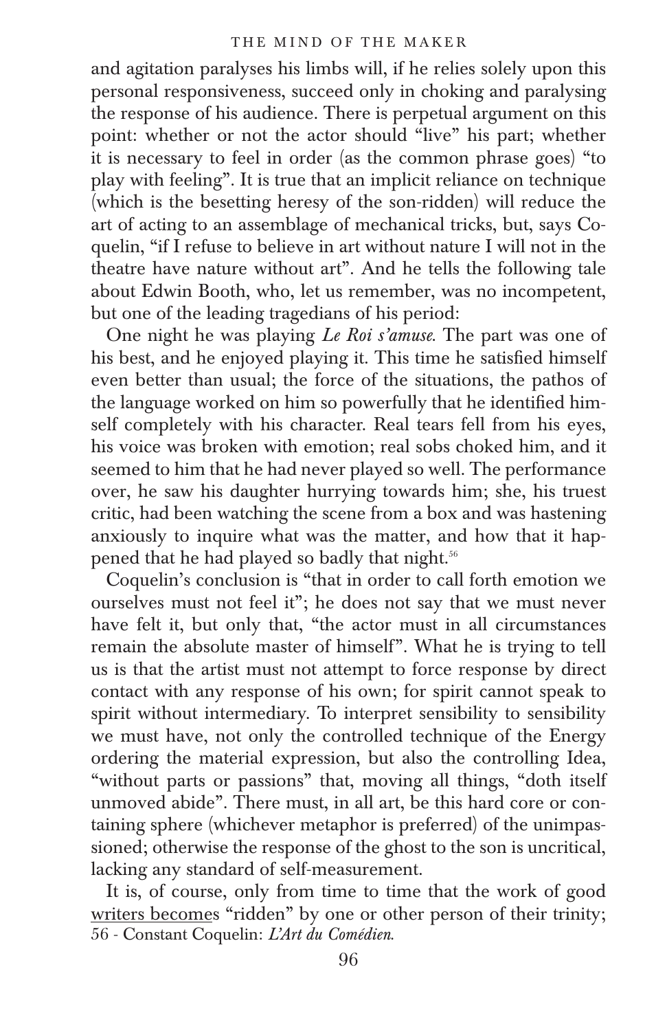and agitation paralyses his limbs will, if he relies solely upon this personal responsiveness, succeed only in choking and paralysing the response of his audience. There is perpetual argument on this point: whether or not the actor should "live" his part; whether it is necessary to feel in order (as the common phrase goes) "to play with feeling". It is true that an implicit reliance on technique (which is the besetting heresy of the son-ridden) will reduce the art of acting to an assemblage of mechanical tricks, but, says Coquelin, "if I refuse to believe in art without nature I will not in the theatre have nature without art". And he tells the following tale about Edwin Booth, who, let us remember, was no incompetent, but one of the leading tragedians of his period:

One night he was playing *Le Roi s'amuse*. The part was one of his best, and he enjoyed playing it. This time he satisfied himself even better than usual; the force of the situations, the pathos of the language worked on him so powerfully that he identified himself completely with his character. Real tears fell from his eyes, his voice was broken with emotion; real sobs choked him, and it seemed to him that he had never played so well. The performance over, he saw his daughter hurrying towards him; she, his truest critic, had been watching the scene from a box and was hastening anxiously to inquire what was the matter, and how that it happened that he had played so badly that night.[56]

Coquelin's conclusion is "that in order to call forth emotion we ourselves must not feel it"; he does not say that we must never have felt it, but only that, "the actor must in all circumstances remain the absolute master of himself". What he is trying to tell us is that the artist must not attempt to force response by direct contact with any response of his own; for spirit cannot speak to spirit without intermediary. To interpret sensibility to sensibility we must have, not only the controlled technique of the Energy ordering the material expression, but also the controlling Idea, "without parts or passions" that, moving all things, "doth itself unmoved abide". There must, in all art, be this hard core or containing sphere (whichever metaphor is preferred) of the unimpassioned; otherwise the response of the ghost to the son is uncritical, lacking any standard of self-measurement.

It is, of course, only from time to time that the work of good writers becomes "ridden" by one or other person of their trinity;

56 - Constant Coquelin: *L'Art du Comédien*.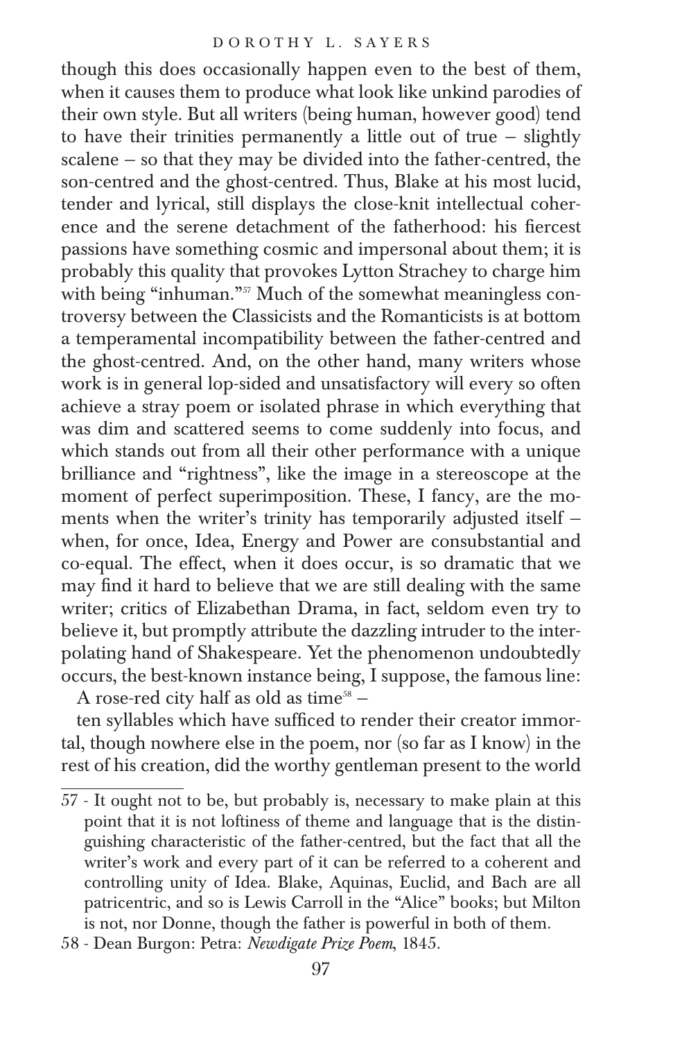though this does occasionally happen even to the best of them, when it causes them to produce what look like unkind parodies of their own style. But all writers (being human, however good) tend to have their trinities permanently a little out of true – slightly scalene – so that they may be divided into the father-centred, the son-centred and the ghost-centred. Thus, Blake at his most lucid, tender and lyrical, still displays the close-knit intellectual coherence and the serene detachment of the fatherhood: his fiercest passions have something cosmic and impersonal about them; it is probably this quality that provokes Lytton Strachey to charge him with being "inhuman."[57] Much of the somewhat meaningless controversy between the Classicists and the Romanticists is at bottom a temperamental incompatibility between the father-centred and the ghost-centred. And, on the other hand, many writers whose work is in general lop-sided and unsatisfactory will every so often achieve a stray poem or isolated phrase in which everything that was dim and scattered seems to come suddenly into focus, and which stands out from all their other performance with a unique brilliance and "rightness", like the image in a stereoscope at the moment of perfect superimposition. These, I fancy, are the moments when the writer's trinity has temporarily adjusted itself – when, for once, Idea, Energy and Power are consubstantial and co-equal. The effect, when it does occur, is so dramatic that we may find it hard to believe that we are still dealing with the same writer; critics of Elizabethan Drama, in fact, seldom even try to believe it, but promptly attribute the dazzling intruder to the interpolating hand of Shakespeare. Yet the phenomenon undoubtedly occurs, the best-known instance being, I suppose, the famous line:

A rose-red city half as old as time[58] –

ten syllables which have sufficed to render their creator immortal, though nowhere else in the poem, nor (so far as I know) in the rest of his creation, did the worthy gentleman present to the world

---

57 - It ought not to be, but probably is, necessary to make plain at this point that it is not loftiness of theme and language that is the distinguishing characteristic of the father-centred, but the fact that all the writer's work and every part of it can be referred to a coherent and controlling unity of Idea. Blake, Aquinas, Euclid, and Bach are all patricentric, and so is Lewis Carroll in the "Alice" books; but Milton is not, nor Donne, though the father is powerful in both of them.

58 - Dean Burgon: Petra: *Newdigate Prize Poem*, 1845.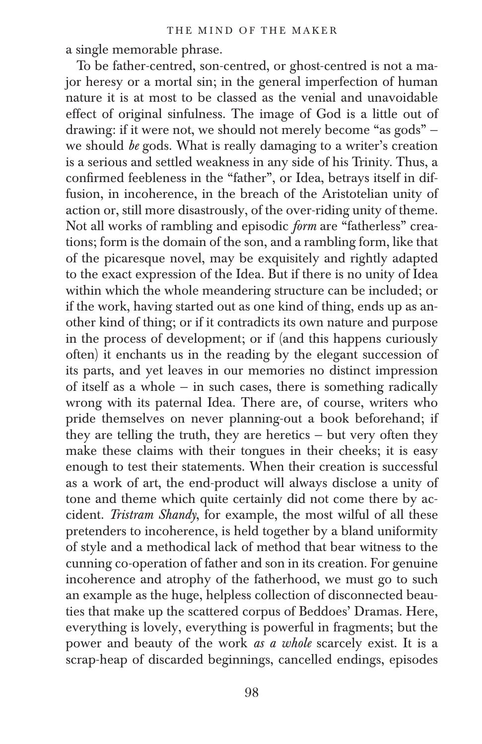a single memorable phrase.

To be father-centred, son-centred, or ghost-centred is not a major heresy or a mortal sin; in the general imperfection of human nature it is at most to be classed as the venial and unavoidable effect of original sinfulness. The image of God is a little out of drawing: if it were not, we should not merely become "as gods" – we should *be* gods. What is really damaging to a writer's creation is a serious and settled weakness in any side of his Trinity. Thus, a confirmed feebleness in the "father", or Idea, betrays itself in diffusion, in incoherence, in the breach of the Aristotelian unity of action or, still more disastrously, of the over-riding unity of theme. Not all works of rambling and episodic *form* are "fatherless" creations; form is the domain of the son, and a rambling form, like that of the picaresque novel, may be exquisitely and rightly adapted to the exact expression of the Idea. But if there is no unity of Idea within which the whole meandering structure can be included; or if the work, having started out as one kind of thing, ends up as another kind of thing; or if it contradicts its own nature and purpose in the process of development; or if (and this happens curiously often) it enchants us in the reading by the elegant succession of its parts, and yet leaves in our memories no distinct impression of itself as a whole – in such cases, there is something radically wrong with its paternal Idea. There are, of course, writers who pride themselves on never planning-out a book beforehand; if they are telling the truth, they are heretics – but very often they make these claims with their tongues in their cheeks; it is easy enough to test their statements. When their creation is successful as a work of art, the end-product will always disclose a unity of tone and theme which quite certainly did not come there by accident. *Tristram Shandy*, for example, the most wilful of all these pretenders to incoherence, is held together by a bland uniformity of style and a methodical lack of method that bear witness to the cunning co-operation of father and son in its creation. For genuine incoherence and atrophy of the fatherhood, we must go to such an example as the huge, helpless collection of disconnected beauties that make up the scattered corpus of Beddoes' Dramas. Here, everything is lovely, everything is powerful in fragments; but the power and beauty of the work *as a whole* scarcely exist. It is a scrap-heap of discarded beginnings, cancelled endings, episodes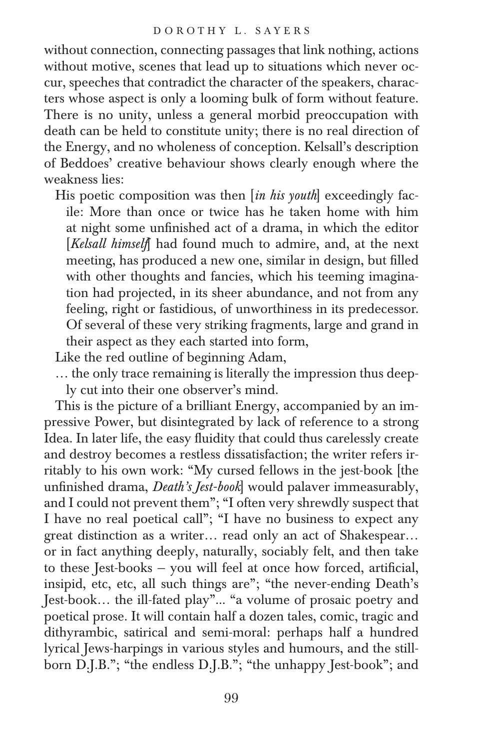without connection, connecting passages that link nothing, actions without motive, scenes that lead up to situations which never occur, speeches that contradict the character of the speakers, characters whose aspect is only a looming bulk of form without feature. There is no unity, unless a general morbid preoccupation with death can be held to constitute unity; there is no real direction of the Energy, and no wholeness of conception. Kelsall's description of Beddoes' creative behaviour shows clearly enough where the weakness lies:

> His poetic composition was then [*in his youth*] exceedingly facile: More than once or twice has he taken home with him at night some unfinished act of a drama, in which the editor [*Kelsall himself*] had found much to admire, and, at the next meeting, has produced a new one, similar in design, but filled with other thoughts and fancies, which his teeming imagination had projected, in its sheer abundance, and not from any feeling, right or fastidious, of unworthiness in its predecessor. Of several of these very striking fragments, large and grand in their aspect as they each started into form,
>
> Like the red outline of beginning Adam,
>
> … the only trace remaining is literally the impression thus deeply cut into their one observer's mind.

This is the picture of a brilliant Energy, accompanied by an impressive Power, but disintegrated by lack of reference to a strong Idea. In later life, the easy fluidity that could thus carelessly create and destroy becomes a restless dissatisfaction; the writer refers irritably to his own work: "My cursed fellows in the jest-book [the unfinished drama, *Death's Jest-book*] would palaver immeasurably, and I could not prevent them"; "I often very shrewdly suspect that I have no real poetical call"; "I have no business to expect any great distinction as a writer… read only an act of Shakespear… or in fact anything deeply, naturally, sociably felt, and then take to these Jest-books – you will feel at once how forced, artificial, insipid, etc, etc, all such things are"; "the never-ending Death's Jest-book… the ill-fated play"... "a volume of prosaic poetry and poetical prose. It will contain half a dozen tales, comic, tragic and dithyrambic, satirical and semi-moral: perhaps half a hundred lyrical Jews-harpings in various styles and humours, and the still-born D.J.B."; "the endless D.J.B."; "the unhappy Jest-book"; and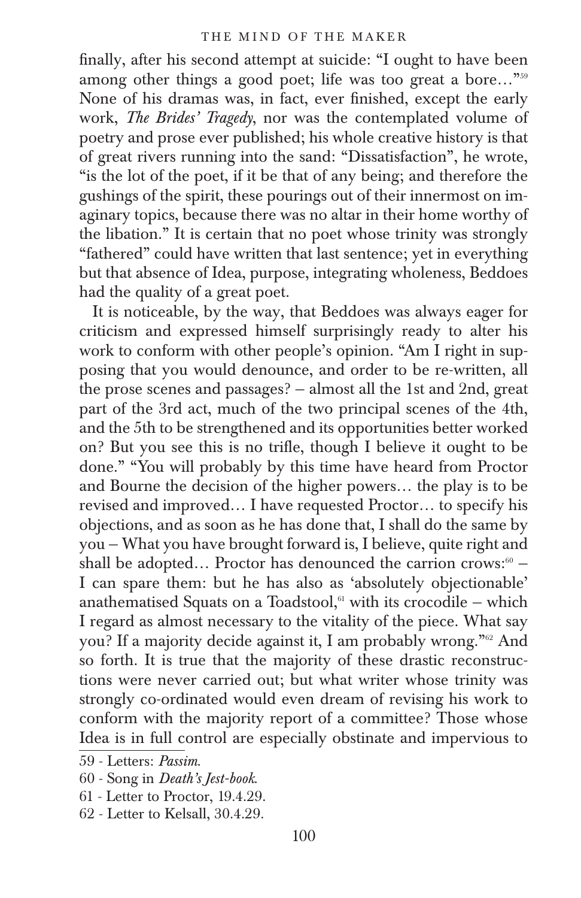finally, after his second attempt at suicide: "I ought to have been among other things a good poet; life was too great a bore…"[59] None of his dramas was, in fact, ever finished, except the early work, *The Brides' Tragedy*, nor was the contemplated volume of poetry and prose ever published; his whole creative history is that of great rivers running into the sand: "Dissatisfaction", he wrote, "is the lot of the poet, if it be that of any being; and therefore the gushings of the spirit, these pourings out of their innermost on imaginary topics, because there was no altar in their home worthy of the libation." It is certain that no poet whose trinity was strongly "fathered" could have written that last sentence; yet in everything but that absence of Idea, purpose, integrating wholeness, Beddoes had the quality of a great poet.

It is noticeable, by the way, that Beddoes was always eager for criticism and expressed himself surprisingly ready to alter his work to conform with other people's opinion. "Am I right in supposing that you would denounce, and order to be re-written, all the prose scenes and passages? – almost all the 1st and 2nd, great part of the 3rd act, much of the two principal scenes of the 4th, and the 5th to be strengthened and its opportunities better worked on? But you see this is no trifle, though I believe it ought to be done." "You will probably by this time have heard from Proctor and Bourne the decision of the higher powers… the play is to be revised and improved… I have requested Proctor… to specify his objections, and as soon as he has done that, I shall do the same by you – What you have brought forward is, I believe, quite right and shall be adopted… Proctor has denounced the carrion crows:[60] – I can spare them: but he has also as 'absolutely objectionable' anathematised Squats on a Toadstool,[61] with its crocodile – which I regard as almost necessary to the vitality of the piece. What say you? If a majority decide against it, I am probably wrong."[62] And so forth. It is true that the majority of these drastic reconstructions were never carried out; but what writer whose trinity was strongly co-ordinated would even dream of revising his work to conform with the majority report of a committee? Those whose Idea is in full control are especially obstinate and impervious to

---

59 - Letters: *Passim.*

60 - Song in *Death's Jest-book.*

61 - Letter to Proctor, 19.4.29.

62 - Letter to Kelsall, 30.4.29.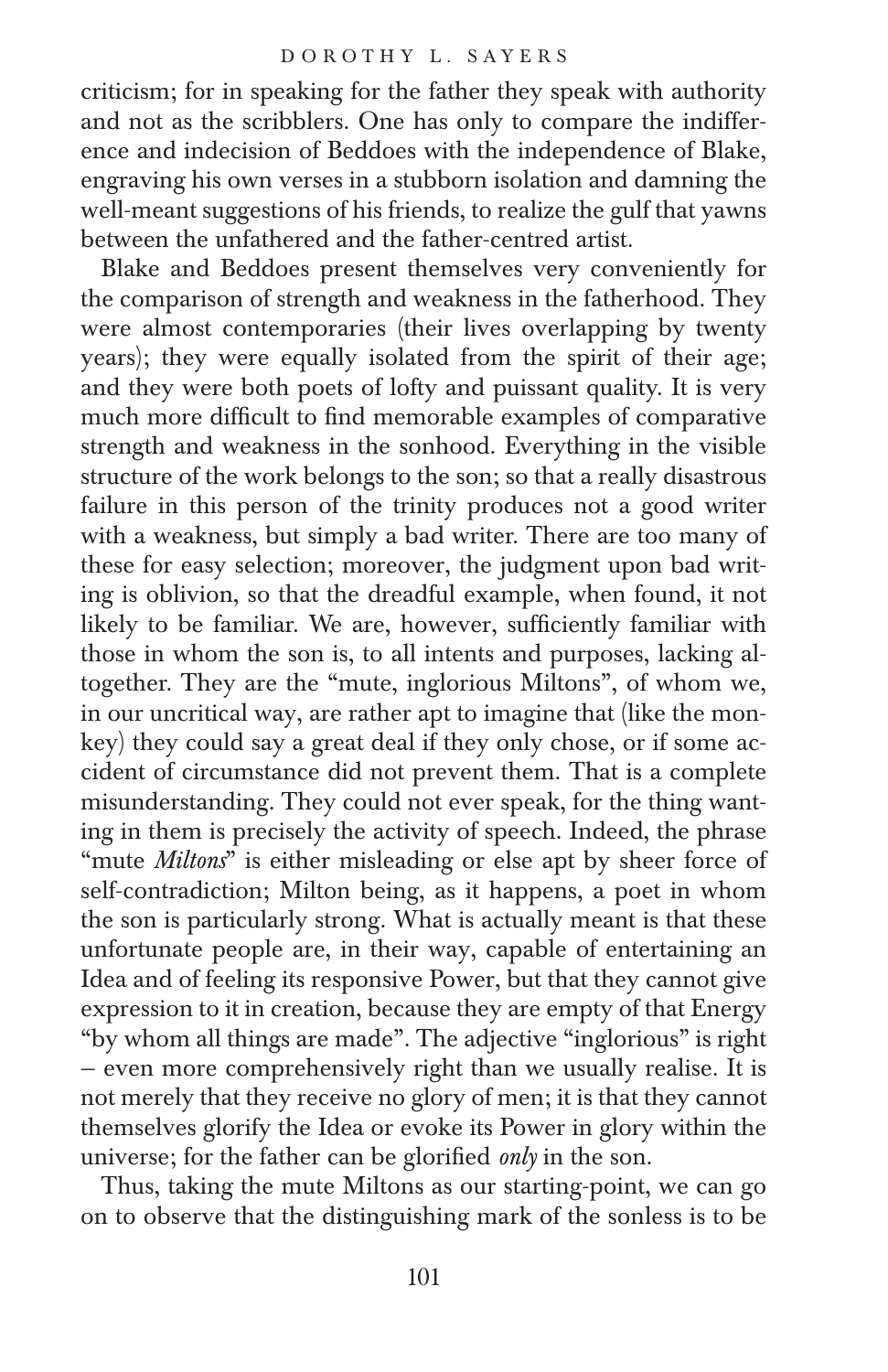criticism; for in speaking for the father they speak with authority and not as the scribblers. One has only to compare the indifference and indecision of Beddoes with the independence of Blake, engraving his own verses in a stubborn isolation and damning the well-meant suggestions of his friends, to realize the gulf that yawns between the unfathered and the father-centred artist.

Blake and Beddoes present themselves very conveniently for the comparison of strength and weakness in the fatherhood. They were almost contemporaries (their lives overlapping by twenty years); they were equally isolated from the spirit of their age; and they were both poets of lofty and puissant quality. It is very much more difficult to find memorable examples of comparative strength and weakness in the sonhood. Everything in the visible structure of the work belongs to the son; so that a really disastrous failure in this person of the trinity produces not a good writer with a weakness, but simply a bad writer. There are too many of these for easy selection; moreover, the judgment upon bad writing is oblivion, so that the dreadful example, when found, it not likely to be familiar. We are, however, sufficiently familiar with those in whom the son is, to all intents and purposes, lacking altogether. They are the "mute, inglorious Miltons", of whom we, in our uncritical way, are rather apt to imagine that (like the monkey) they could say a great deal if they only chose, or if some accident of circumstance did not prevent them. That is a complete misunderstanding. They could not ever speak, for the thing wanting in them is precisely the activity of speech. Indeed, the phrase "mute *Miltons*" is either misleading or else apt by sheer force of self-contradiction; Milton being, as it happens, a poet in whom the son is particularly strong. What is actually meant is that these unfortunate people are, in their way, capable of entertaining an Idea and of feeling its responsive Power, but that they cannot give expression to it in creation, because they are empty of that Energy "by whom all things are made". The adjective "inglorious" is right – even more comprehensively right than we usually realise. It is not merely that they receive no glory of men; it is that they cannot themselves glorify the Idea or evoke its Power in glory within the universe; for the father can be glorified *only* in the son.

Thus, taking the mute Miltons as our starting-point, we can go on to observe that the distinguishing mark of the sonless is to be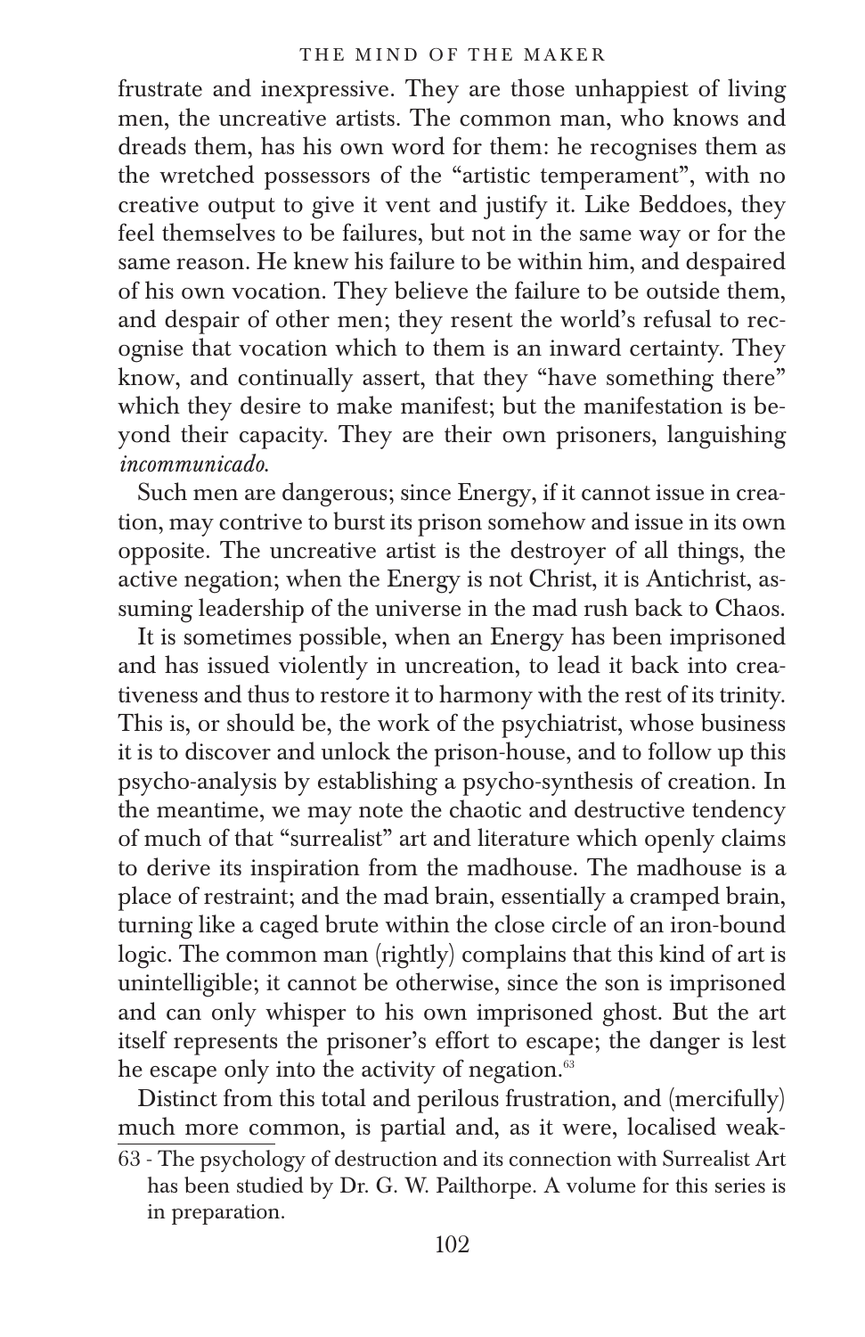frustrate and inexpressive. They are those unhappiest of living men, the uncreative artists. The common man, who knows and dreads them, has his own word for them: he recognises them as the wretched possessors of the "artistic temperament", with no creative output to give it vent and justify it. Like Beddoes, they feel themselves to be failures, but not in the same way or for the same reason. He knew his failure to be within him, and despaired of his own vocation. They believe the failure to be outside them, and despair of other men; they resent the world's refusal to recognise that vocation which to them is an inward certainty. They know, and continually assert, that they "have something there" which they desire to make manifest; but the manifestation is beyond their capacity. They are their own prisoners, languishing *incommunicado*.

Such men are dangerous; since Energy, if it cannot issue in creation, may contrive to burst its prison somehow and issue in its own opposite. The uncreative artist is the destroyer of all things, the active negation; when the Energy is not Christ, it is Antichrist, assuming leadership of the universe in the mad rush back to Chaos.

It is sometimes possible, when an Energy has been imprisoned and has issued violently in uncreation, to lead it back into creativeness and thus to restore it to harmony with the rest of its trinity. This is, or should be, the work of the psychiatrist, whose business it is to discover and unlock the prison-house, and to follow up this psycho-analysis by establishing a psycho-synthesis of creation. In the meantime, we may note the chaotic and destructive tendency of much of that "surrealist" art and literature which openly claims to derive its inspiration from the madhouse. The madhouse is a place of restraint; and the mad brain, essentially a cramped brain, turning like a caged brute within the close circle of an iron-bound logic. The common man (rightly) complains that this kind of art is unintelligible; it cannot be otherwise, since the son is imprisoned and can only whisper to his own imprisoned ghost. But the art itself represents the prisoner's effort to escape; the danger is lest he escape only into the activity of negation.[63]

Distinct from this total and perilous frustration, and (mercifully) much more common, is partial and, as it were, localised weak-

63 - The psychology of destruction and its connection with Surrealist Art has been studied by Dr. G. W. Pailthorpe. A volume for this series is in preparation.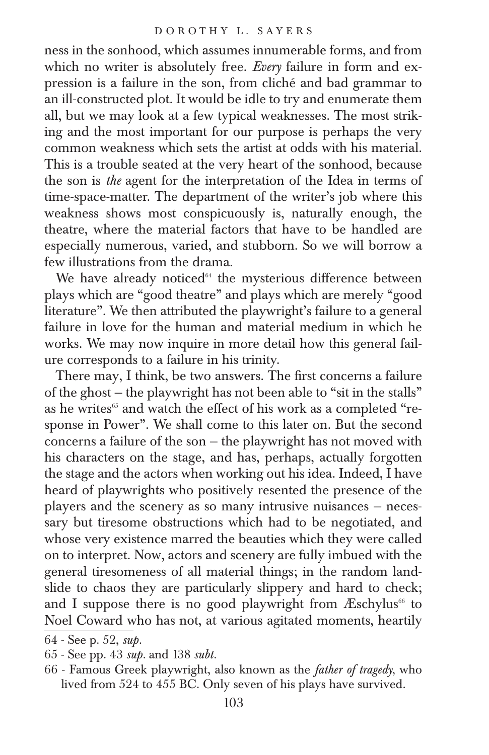ness in the sonhood, which assumes innumerable forms, and from which no writer is absolutely free. *Every* failure in form and expression is a failure in the son, from cliché and bad grammar to an ill-constructed plot. It would be idle to try and enumerate them all, but we may look at a few typical weaknesses. The most striking and the most important for our purpose is perhaps the very common weakness which sets the artist at odds with his material. This is a trouble seated at the very heart of the sonhood, because the son is *the* agent for the interpretation of the Idea in terms of time-space-matter. The department of the writer's job where this weakness shows most conspicuously is, naturally enough, the theatre, where the material factors that have to be handled are especially numerous, varied, and stubborn. So we will borrow a few illustrations from the drama.

We have already noticed[64] the mysterious difference between plays which are "good theatre" and plays which are merely "good literature". We then attributed the playwright's failure to a general failure in love for the human and material medium in which he works. We may now inquire in more detail how this general failure corresponds to a failure in his trinity.

There may, I think, be two answers. The first concerns a failure of the ghost – the playwright has not been able to "sit in the stalls" as he writes[65] and watch the effect of his work as a completed "response in Power". We shall come to this later on. But the second concerns a failure of the son – the playwright has not moved with his characters on the stage, and has, perhaps, actually forgotten the stage and the actors when working out his idea. Indeed, I have heard of playwrights who positively resented the presence of the players and the scenery as so many intrusive nuisances – necessary but tiresome obstructions which had to be negotiated, and whose very existence marred the beauties which they were called on to interpret. Now, actors and scenery are fully imbued with the general tiresomeness of all material things; in the random landslide to chaos they are particularly slippery and hard to check; and I suppose there is no good playwright from Æschylus[66] to Noel Coward who has not, at various agitated moments, heartily

---

64 - See p. 52, *sup*.

65 - See pp. 43 *sup*. and 138 *subt*.

66 - Famous Greek playwright, also known as the *father of tragedy*, who lived from 524 to 455 BC. Only seven of his plays have survived.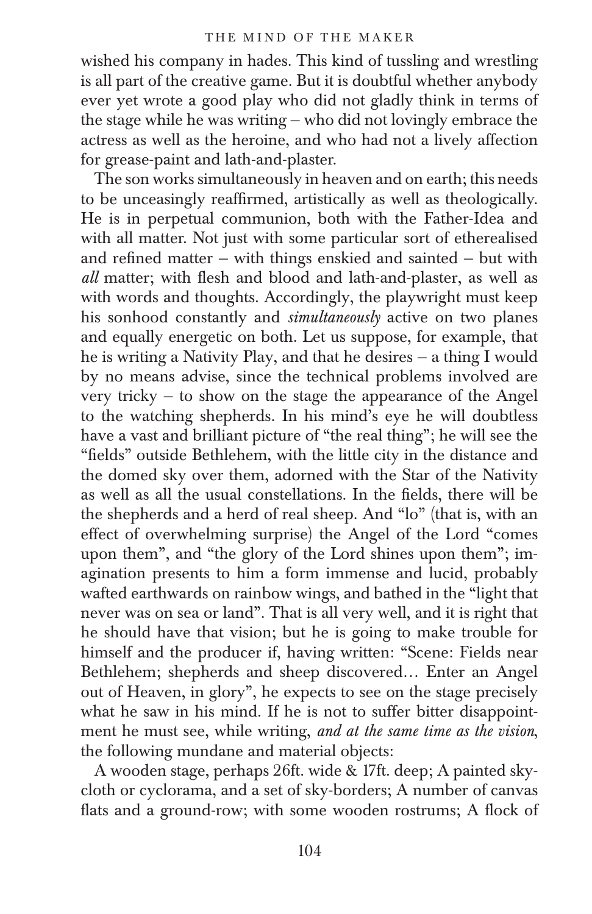wished his company in hades. This kind of tussling and wrestling is all part of the creative game. But it is doubtful whether anybody ever yet wrote a good play who did not gladly think in terms of the stage while he was writing – who did not lovingly embrace the actress as well as the heroine, and who had not a lively affection for grease-paint and lath-and-plaster.

The son works simultaneously in heaven and on earth; this needs to be unceasingly reaffirmed, artistically as well as theologically. He is in perpetual communion, both with the Father-Idea and with all matter. Not just with some particular sort of etherealised and refined matter – with things enskied and sainted – but with *all* matter; with flesh and blood and lath-and-plaster, as well as with words and thoughts. Accordingly, the playwright must keep his sonhood constantly and *simultaneously* active on two planes and equally energetic on both. Let us suppose, for example, that he is writing a Nativity Play, and that he desires – a thing I would by no means advise, since the technical problems involved are very tricky – to show on the stage the appearance of the Angel to the watching shepherds. In his mind's eye he will doubtless have a vast and brilliant picture of "the real thing"; he will see the "fields" outside Bethlehem, with the little city in the distance and the domed sky over them, adorned with the Star of the Nativity as well as all the usual constellations. In the fields, there will be the shepherds and a herd of real sheep. And "lo" (that is, with an effect of overwhelming surprise) the Angel of the Lord "comes upon them", and "the glory of the Lord shines upon them"; imagination presents to him a form immense and lucid, probably wafted earthwards on rainbow wings, and bathed in the "light that never was on sea or land". That is all very well, and it is right that he should have that vision; but he is going to make trouble for himself and the producer if, having written: "Scene: Fields near Bethlehem; shepherds and sheep discovered… Enter an Angel out of Heaven, in glory", he expects to see on the stage precisely what he saw in his mind. If he is not to suffer bitter disappointment he must see, while writing, *and at the same time as the vision*, the following mundane and material objects:

A wooden stage, perhaps 26ft. wide & 17ft. deep; A painted sky-cloth or cyclorama, and a set of sky-borders; A number of canvas flats and a ground-row; with some wooden rostrums; A flock of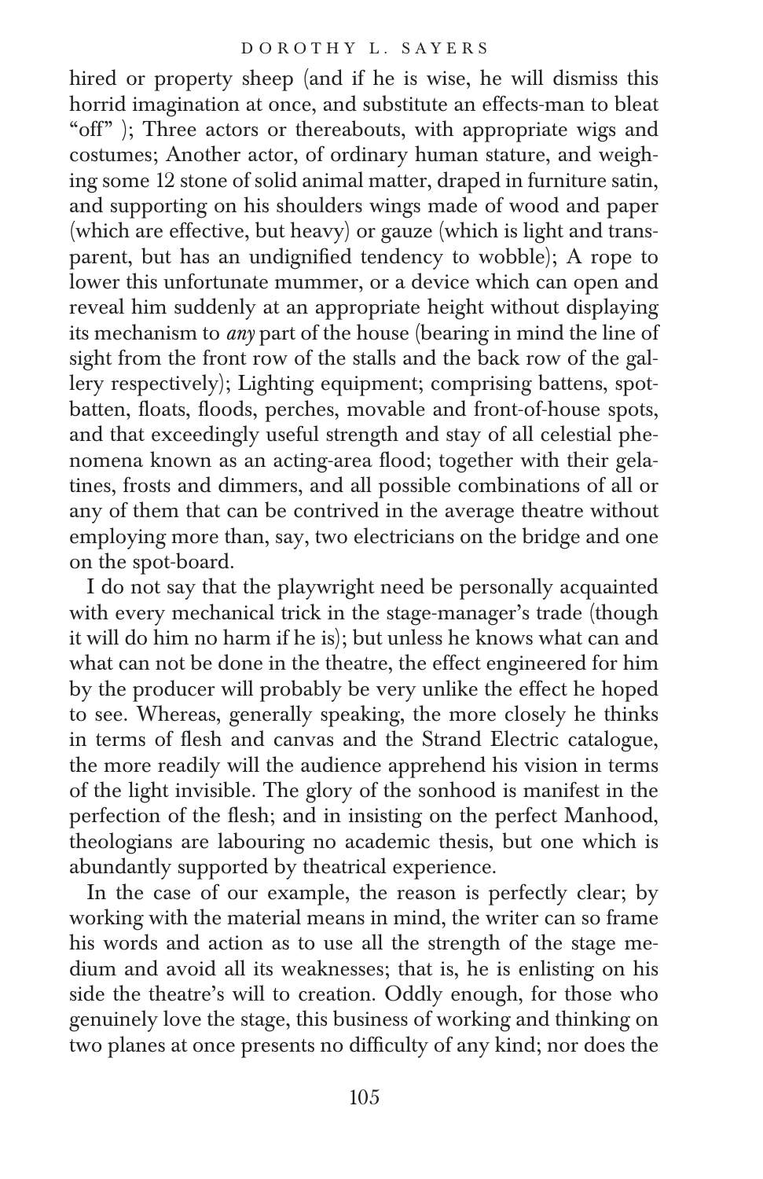hired or property sheep (and if he is wise, he will dismiss this horrid imagination at once, and substitute an effects-man to bleat "off" ); Three actors or thereabouts, with appropriate wigs and costumes; Another actor, of ordinary human stature, and weighing some 12 stone of solid animal matter, draped in furniture satin, and supporting on his shoulders wings made of wood and paper (which are effective, but heavy) or gauze (which is light and transparent, but has an undignified tendency to wobble); A rope to lower this unfortunate mummer, or a device which can open and reveal him suddenly at an appropriate height without displaying its mechanism to *any* part of the house (bearing in mind the line of sight from the front row of the stalls and the back row of the gallery respectively); Lighting equipment; comprising battens, spot-batten, floats, floods, perches, movable and front-of-house spots, and that exceedingly useful strength and stay of all celestial phenomena known as an acting-area flood; together with their gelatines, frosts and dimmers, and all possible combinations of all or any of them that can be contrived in the average theatre without employing more than, say, two electricians on the bridge and one on the spot-board.

I do not say that the playwright need be personally acquainted with every mechanical trick in the stage-manager's trade (though it will do him no harm if he is); but unless he knows what can and what can not be done in the theatre, the effect engineered for him by the producer will probably be very unlike the effect he hoped to see. Whereas, generally speaking, the more closely he thinks in terms of flesh and canvas and the Strand Electric catalogue, the more readily will the audience apprehend his vision in terms of the light invisible. The glory of the sonhood is manifest in the perfection of the flesh; and in insisting on the perfect Manhood, theologians are labouring no academic thesis, but one which is abundantly supported by theatrical experience.

In the case of our example, the reason is perfectly clear; by working with the material means in mind, the writer can so frame his words and action as to use all the strength of the stage medium and avoid all its weaknesses; that is, he is enlisting on his side the theatre's will to creation. Oddly enough, for those who genuinely love the stage, this business of working and thinking on two planes at once presents no difficulty of any kind; nor does the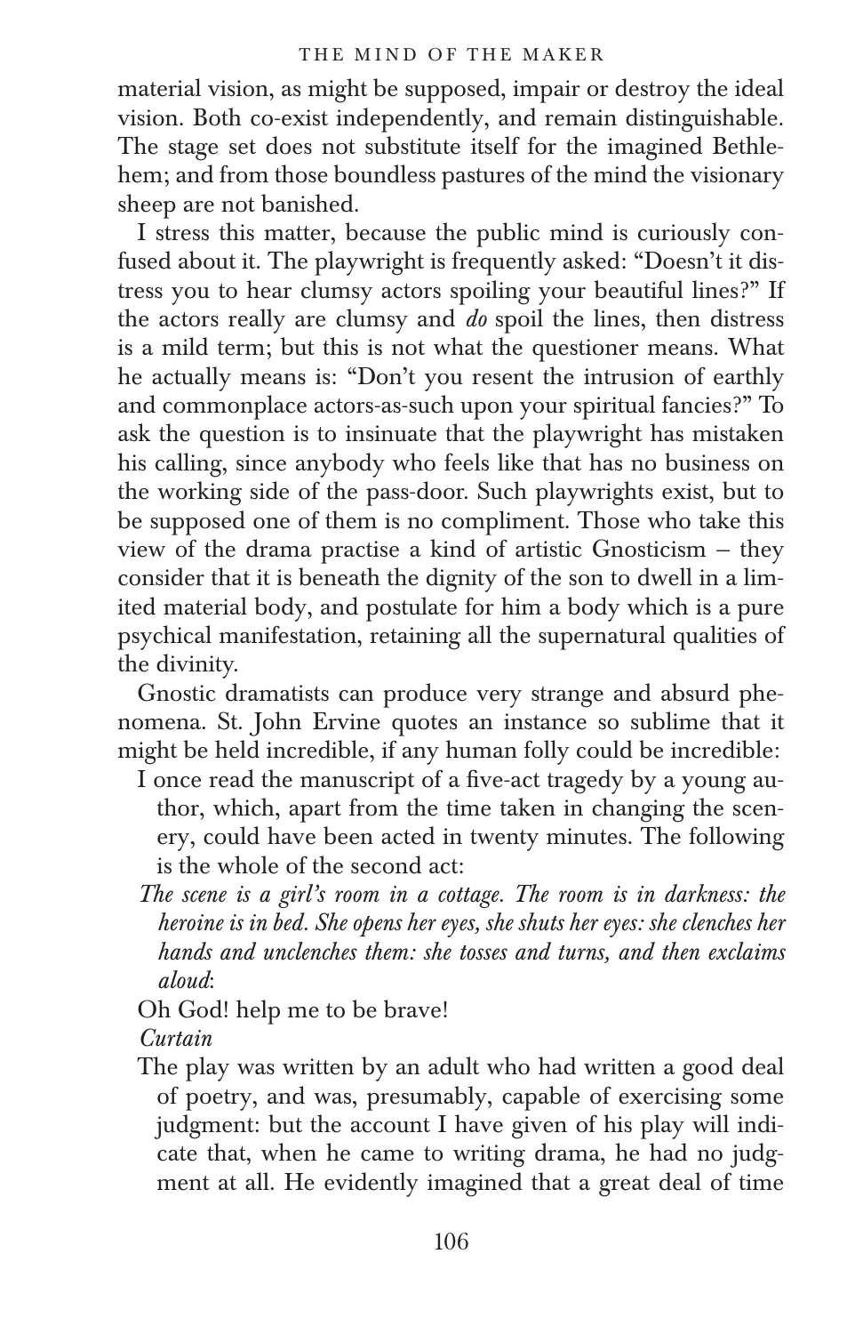material vision, as might be supposed, impair or destroy the ideal vision. Both co-exist independently, and remain distinguishable. The stage set does not substitute itself for the imagined Bethlehem; and from those boundless pastures of the mind the visionary sheep are not banished.

I stress this matter, because the public mind is curiously confused about it. The playwright is frequently asked: "Doesn't it distress you to hear clumsy actors spoiling your beautiful lines?" If the actors really are clumsy and *do* spoil the lines, then distress is a mild term; but this is not what the questioner means. What he actually means is: "Don't you resent the intrusion of earthly and commonplace actors-as-such upon your spiritual fancies?" To ask the question is to insinuate that the playwright has mistaken his calling, since anybody who feels like that has no business on the working side of the pass-door. Such playwrights exist, but to be supposed one of them is no compliment. Those who take this view of the drama practise a kind of artistic Gnosticism – they consider that it is beneath the dignity of the son to dwell in a limited material body, and postulate for him a body which is a pure psychical manifestation, retaining all the supernatural qualities of the divinity.

Gnostic dramatists can produce very strange and absurd phenomena. St. John Ervine quotes an instance so sublime that it might be held incredible, if any human folly could be incredible:

> I once read the manuscript of a five-act tragedy by a young author, which, apart from the time taken in changing the scenery, could have been acted in twenty minutes. The following is the whole of the second act:
>
> *The scene is a girl's room in a cottage. The room is in darkness: the heroine is in bed. She opens her eyes, she shuts her eyes: she clenches her hands and unclenches them: she tosses and turns, and then exclaims aloud*:
>
> Oh God! help me to be brave!
>
> *Curtain*
>
> The play was written by an adult who had written a good deal of poetry, and was, presumably, capable of exercising some judgment: but the account I have given of his play will indicate that, when he came to writing drama, he had no judgment at all. He evidently imagined that a great deal of time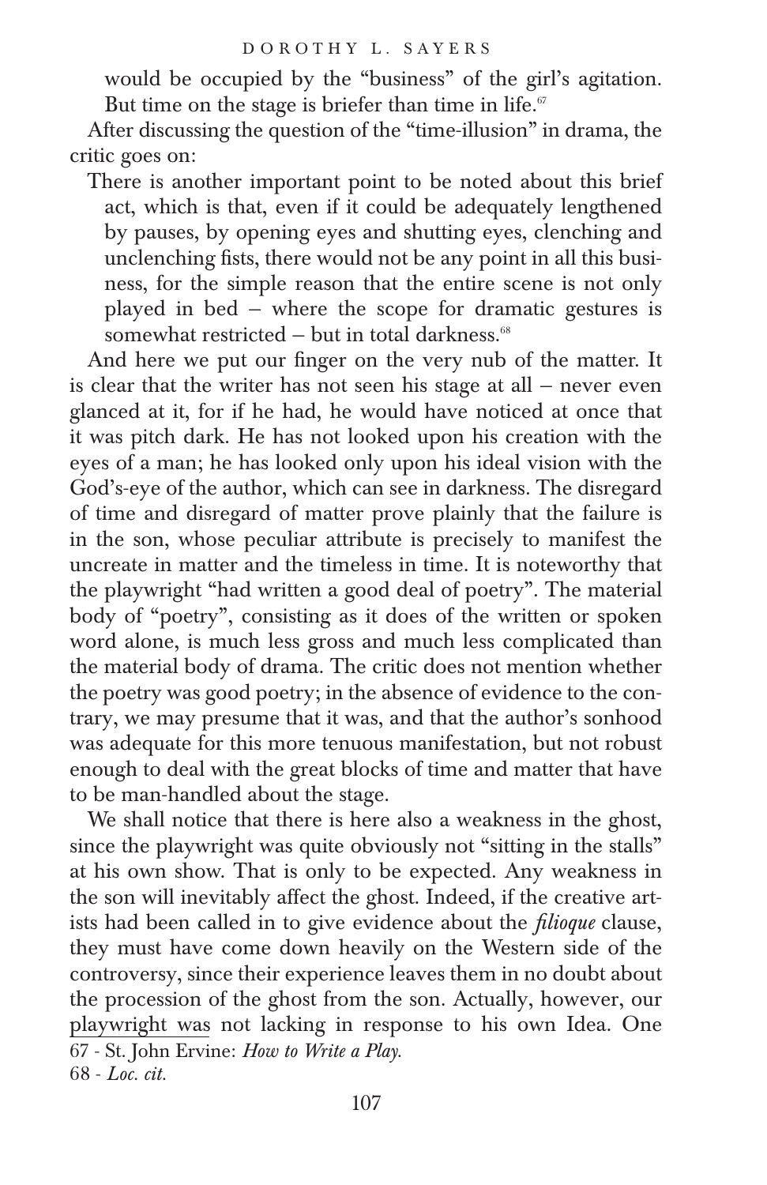would be occupied by the "business" of the girl's agitation. But time on the stage is briefer than time in life.[67]

After discussing the question of the "time-illusion" in drama, the critic goes on:

> There is another important point to be noted about this brief act, which is that, even if it could be adequately lengthened by pauses, by opening eyes and shutting eyes, clenching and unclenching fists, there would not be any point in all this business, for the simple reason that the entire scene is not only played in bed – where the scope for dramatic gestures is somewhat restricted – but in total darkness.[68]

And here we put our finger on the very nub of the matter. It is clear that the writer has not seen his stage at all – never even glanced at it, for if he had, he would have noticed at once that it was pitch dark. He has not looked upon his creation with the eyes of a man; he has looked only upon his ideal vision with the God's-eye of the author, which can see in darkness. The disregard of time and disregard of matter prove plainly that the failure is in the son, whose peculiar attribute is precisely to manifest the uncreate in matter and the timeless in time. It is noteworthy that the playwright "had written a good deal of poetry". The material body of "poetry", consisting as it does of the written or spoken word alone, is much less gross and much less complicated than the material body of drama. The critic does not mention whether the poetry was good poetry; in the absence of evidence to the contrary, we may presume that it was, and that the author's sonhood was adequate for this more tenuous manifestation, but not robust enough to deal with the great blocks of time and matter that have to be man-handled about the stage.

We shall notice that there is here also a weakness in the ghost, since the playwright was quite obviously not "sitting in the stalls" at his own show. That is only to be expected. Any weakness in the son will inevitably affect the ghost. Indeed, if the creative artists had been called in to give evidence about the *filioque* clause, they must have come down heavily on the Western side of the controversy, since their experience leaves them in no doubt about the procession of the ghost from the son. Actually, however, our playwright was not lacking in response to his own Idea. One

67 - St. John Ervine: *How to Write a Play.*

68 - *Loc. cit.*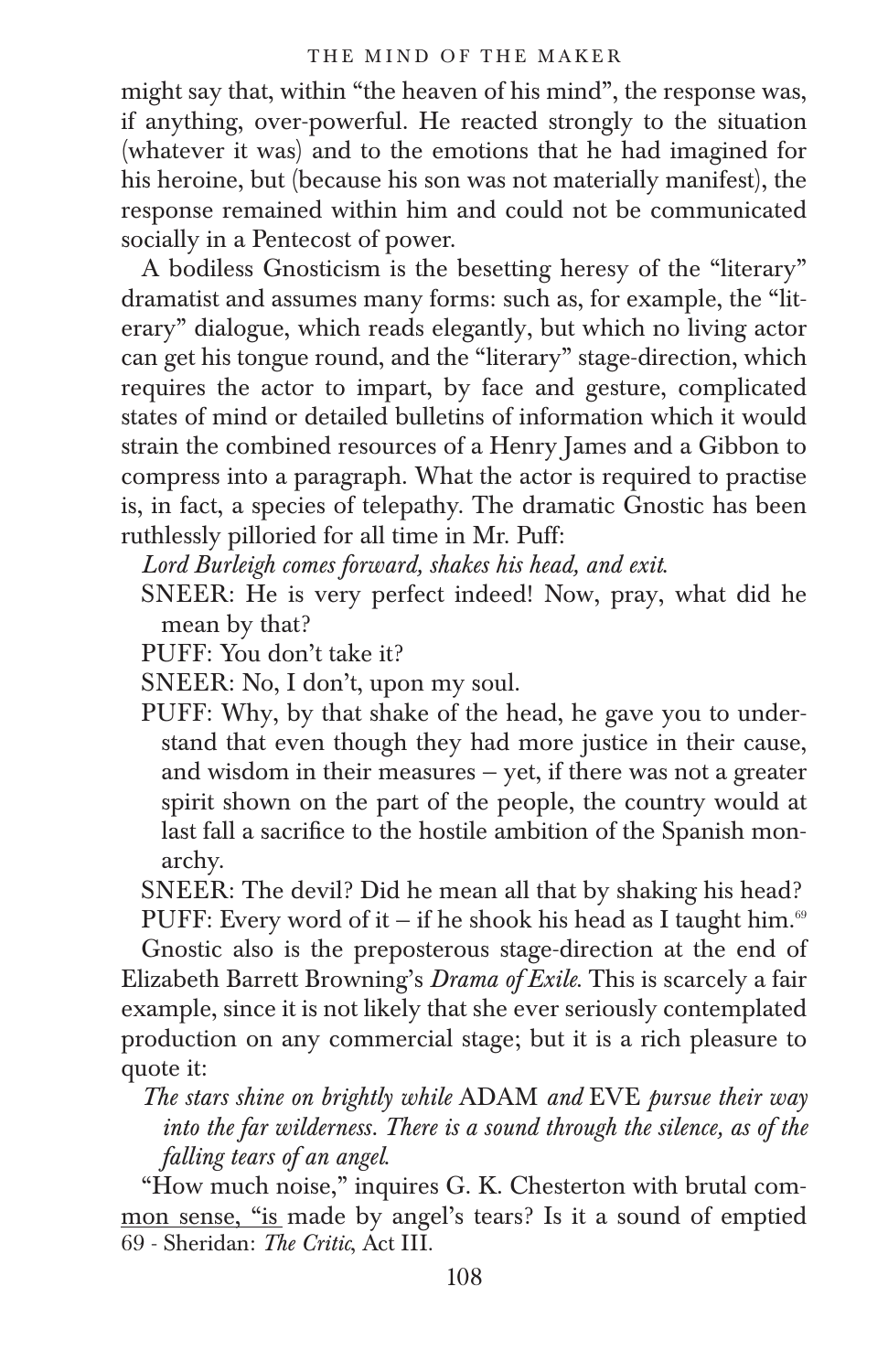might say that, within "the heaven of his mind", the response was, if anything, over-powerful. He reacted strongly to the situation (whatever it was) and to the emotions that he had imagined for his heroine, but (because his son was not materially manifest), the response remained within him and could not be communicated socially in a Pentecost of power.

A bodiless Gnosticism is the besetting heresy of the "literary" dramatist and assumes many forms: such as, for example, the "literary" dialogue, which reads elegantly, but which no living actor can get his tongue round, and the "literary" stage-direction, which requires the actor to impart, by face and gesture, complicated states of mind or detailed bulletins of information which it would strain the combined resources of a Henry James and a Gibbon to compress into a paragraph. What the actor is required to practise is, in fact, a species of telepathy. The dramatic Gnostic has been ruthlessly pilloried for all time in Mr. Puff:

*Lord Burleigh comes forward, shakes his head, and exit.*

> SNEER: He is very perfect indeed! Now, pray, what did he mean by that?
>
> PUFF: You don't take it?
>
> SNEER: No, I don't, upon my soul.
>
> PUFF: Why, by that shake of the head, he gave you to understand that even though they had more justice in their cause, and wisdom in their measures – yet, if there was not a greater spirit shown on the part of the people, the country would at last fall a sacrifice to the hostile ambition of the Spanish monarchy.
>
> SNEER: The devil? Did he mean all that by shaking his head?
>
> PUFF: Every word of it – if he shook his head as I taught him.[69]

Gnostic also is the preposterous stage-direction at the end of Elizabeth Barrett Browning's *Drama of Exile.* This is scarcely a fair example, since it is not likely that she ever seriously contemplated production on any commercial stage; but it is a rich pleasure to quote it:

> *The stars shine on brightly while* ADAM *and* EVE *pursue their way into the far wilderness. There is a sound through the silence, as of the falling tears of an angel.*

"How much noise," inquires G. K. Chesterton with brutal common sense, "is made by angel's tears? Is it a sound of emptied

69 - Sheridan: *The Critic*, Act III.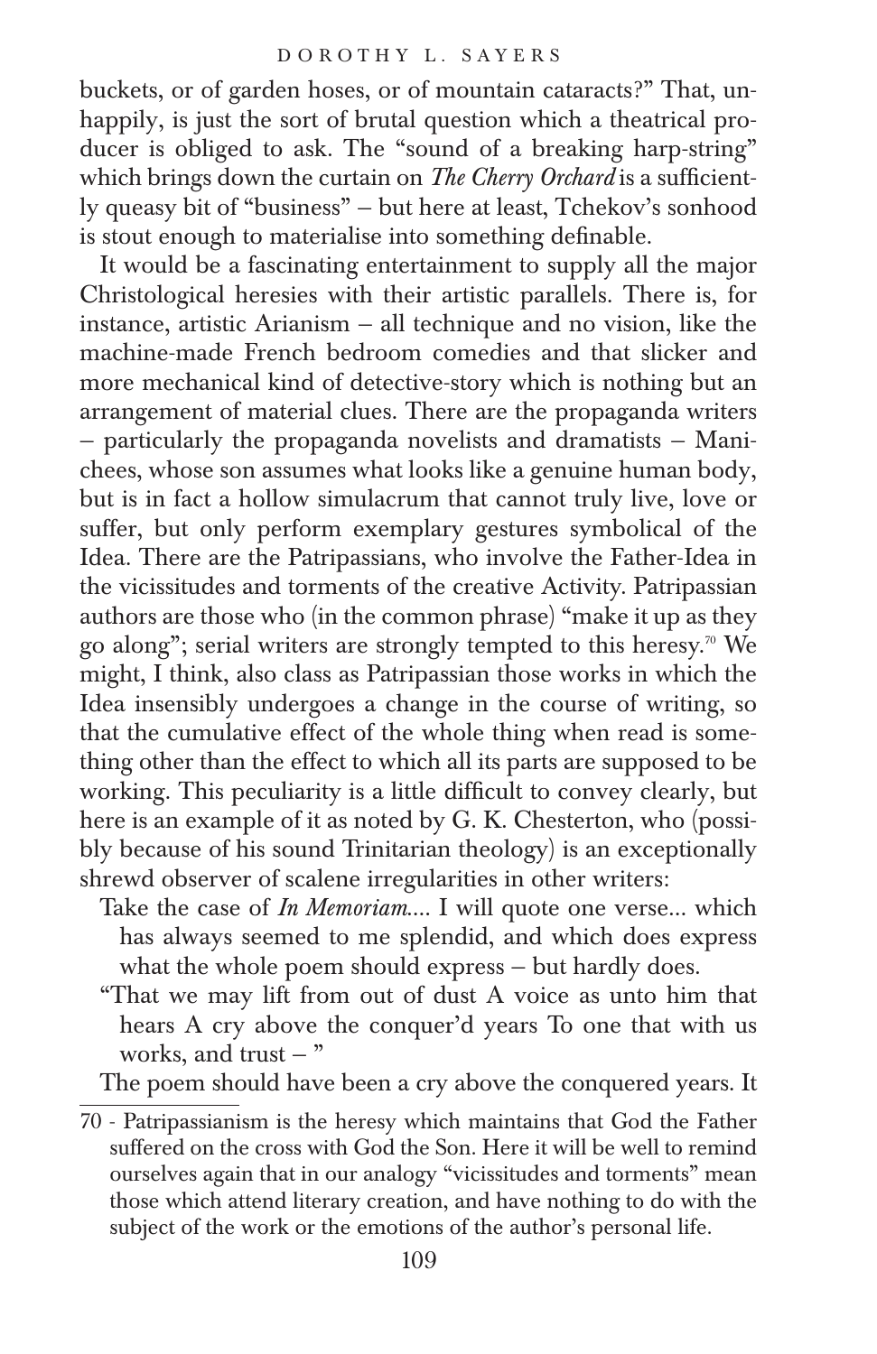buckets, or of garden hoses, or of mountain cataracts?" That, unhappily, is just the sort of brutal question which a theatrical producer is obliged to ask. The "sound of a breaking harp-string" which brings down the curtain on *The Cherry Orchard* is a sufficiently queasy bit of "business" – but here at least, Tchekov's sonhood is stout enough to materialise into something definable.

It would be a fascinating entertainment to supply all the major Christological heresies with their artistic parallels. There is, for instance, artistic Arianism – all technique and no vision, like the machine-made French bedroom comedies and that slicker and more mechanical kind of detective-story which is nothing but an arrangement of material clues. There are the propaganda writers – particularly the propaganda novelists and dramatists – Manichees, whose son assumes what looks like a genuine human body, but is in fact a hollow simulacrum that cannot truly live, love or suffer, but only perform exemplary gestures symbolical of the Idea. There are the Patripassians, who involve the Father-Idea in the vicissitudes and torments of the creative Activity. Patripassian authors are those who (in the common phrase) "make it up as they go along"; serial writers are strongly tempted to this heresy.[70] We might, I think, also class as Patripassian those works in which the Idea insensibly undergoes a change in the course of writing, so that the cumulative effect of the whole thing when read is something other than the effect to which all its parts are supposed to be working. This peculiarity is a little difficult to convey clearly, but here is an example of it as noted by G. K. Chesterton, who (possibly because of his sound Trinitarian theology) is an exceptionally shrewd observer of scalene irregularities in other writers:

> Take the case of *In Memoriam*.... I will quote one verse... which has always seemed to me splendid, and which does express what the whole poem should express – but hardly does.
>
> "That we may lift from out of dust A voice as unto him that hears A cry above the conquer'd years To one that with us works, and trust – "
>
> The poem should have been a cry above the conquered years. It

70 - Patripassianism is the heresy which maintains that God the Father suffered on the cross with God the Son. Here it will be well to remind ourselves again that in our analogy "vicissitudes and torments" mean those which attend literary creation, and have nothing to do with the subject of the work or the emotions of the author's personal life.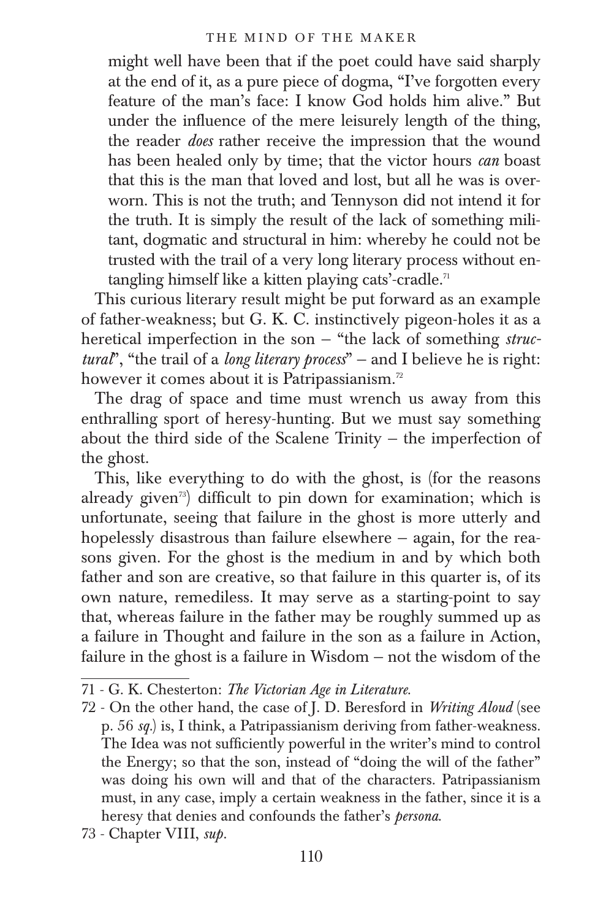> might well have been that if the poet could have said sharply at the end of it, as a pure piece of dogma, "I've forgotten every feature of the man's face: I know God holds him alive." But under the influence of the mere leisurely length of the thing, the reader *does* rather receive the impression that the wound has been healed only by time; that the victor hours *can* boast that this is the man that loved and lost, but all he was is overworn. This is not the truth; and Tennyson did not intend it for the truth. It is simply the result of the lack of something militant, dogmatic and structural in him: whereby he could not be trusted with the trail of a very long literary process without entangling himself like a kitten playing cats'-cradle.[71]

This curious literary result might be put forward as an example of father-weakness; but G. K. C. instinctively pigeon-holes it as a heretical imperfection in the son – "the lack of something *structural*", "the trail of a *long literary process*" – and I believe he is right: however it comes about it is Patripassianism.[72]

The drag of space and time must wrench us away from this enthralling sport of heresy-hunting. But we must say something about the third side of the Scalene Trinity – the imperfection of the ghost.

This, like everything to do with the ghost, is (for the reasons already given[73]) difficult to pin down for examination; which is unfortunate, seeing that failure in the ghost is more utterly and hopelessly disastrous than failure elsewhere – again, for the reasons given. For the ghost is the medium in and by which both father and son are creative, so that failure in this quarter is, of its own nature, remediless. It may serve as a starting-point to say that, whereas failure in the father may be roughly summed up as a failure in Thought and failure in the son as a failure in Action, failure in the ghost is a failure in Wisdom – not the wisdom of the

---

71 - G. K. Chesterton: *The Victorian Age in Literature.*

72 - On the other hand, the case of J. D. Beresford in *Writing Aloud* (see p. 56 *sq.*) is, I think, a Patripassianism deriving from father-weakness. The Idea was not sufficiently powerful in the writer's mind to control the Energy; so that the son, instead of "doing the will of the father" was doing his own will and that of the characters. Patripassianism must, in any case, imply a certain weakness in the father, since it is a heresy that denies and confounds the father's *persona.*

73 - Chapter VIII, *sup.*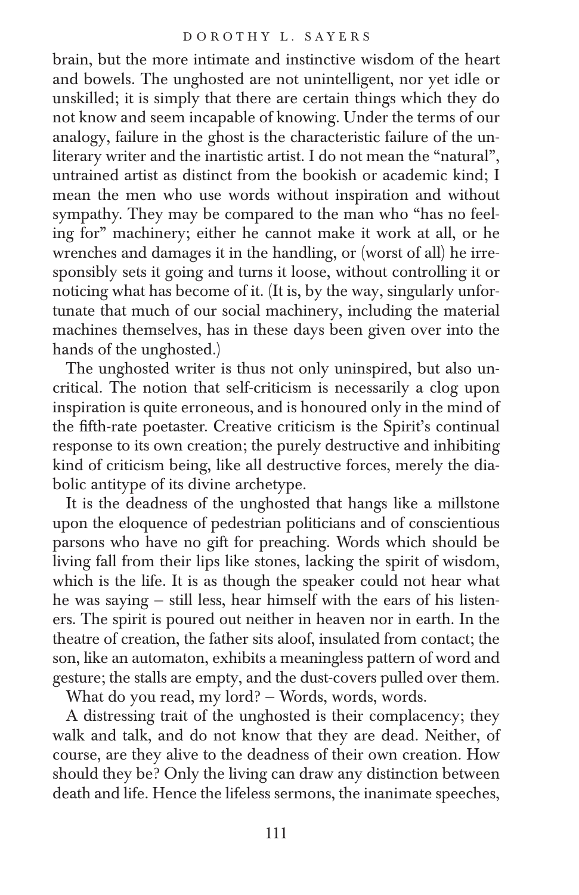brain, but the more intimate and instinctive wisdom of the heart and bowels. The unghosted are not unintelligent, nor yet idle or unskilled; it is simply that there are certain things which they do not know and seem incapable of knowing. Under the terms of our analogy, failure in the ghost is the characteristic failure of the unliterary writer and the inartistic artist. I do not mean the "natural", untrained artist as distinct from the bookish or academic kind; I mean the men who use words without inspiration and without sympathy. They may be compared to the man who "has no feeling for" machinery; either he cannot make it work at all, or he wrenches and damages it in the handling, or (worst of all) he irresponsibly sets it going and turns it loose, without controlling it or noticing what has become of it. (It is, by the way, singularly unfortunate that much of our social machinery, including the material machines themselves, has in these days been given over into the hands of the unghosted.)

The unghosted writer is thus not only uninspired, but also uncritical. The notion that self-criticism is necessarily a clog upon inspiration is quite erroneous, and is honoured only in the mind of the fifth-rate poetaster. Creative criticism is the Spirit's continual response to its own creation; the purely destructive and inhibiting kind of criticism being, like all destructive forces, merely the diabolic antitype of its divine archetype.

It is the deadness of the unghosted that hangs like a millstone upon the eloquence of pedestrian politicians and of conscientious parsons who have no gift for preaching. Words which should be living fall from their lips like stones, lacking the spirit of wisdom, which is the life. It is as though the speaker could not hear what he was saying – still less, hear himself with the ears of his listeners. The spirit is poured out neither in heaven nor in earth. In the theatre of creation, the father sits aloof, insulated from contact; the son, like an automaton, exhibits a meaningless pattern of word and gesture; the stalls are empty, and the dust-covers pulled over them.

What do you read, my lord? – Words, words, words.

A distressing trait of the unghosted is their complacency; they walk and talk, and do not know that they are dead. Neither, of course, are they alive to the deadness of their own creation. How should they be? Only the living can draw any distinction between death and life. Hence the lifeless sermons, the inanimate speeches,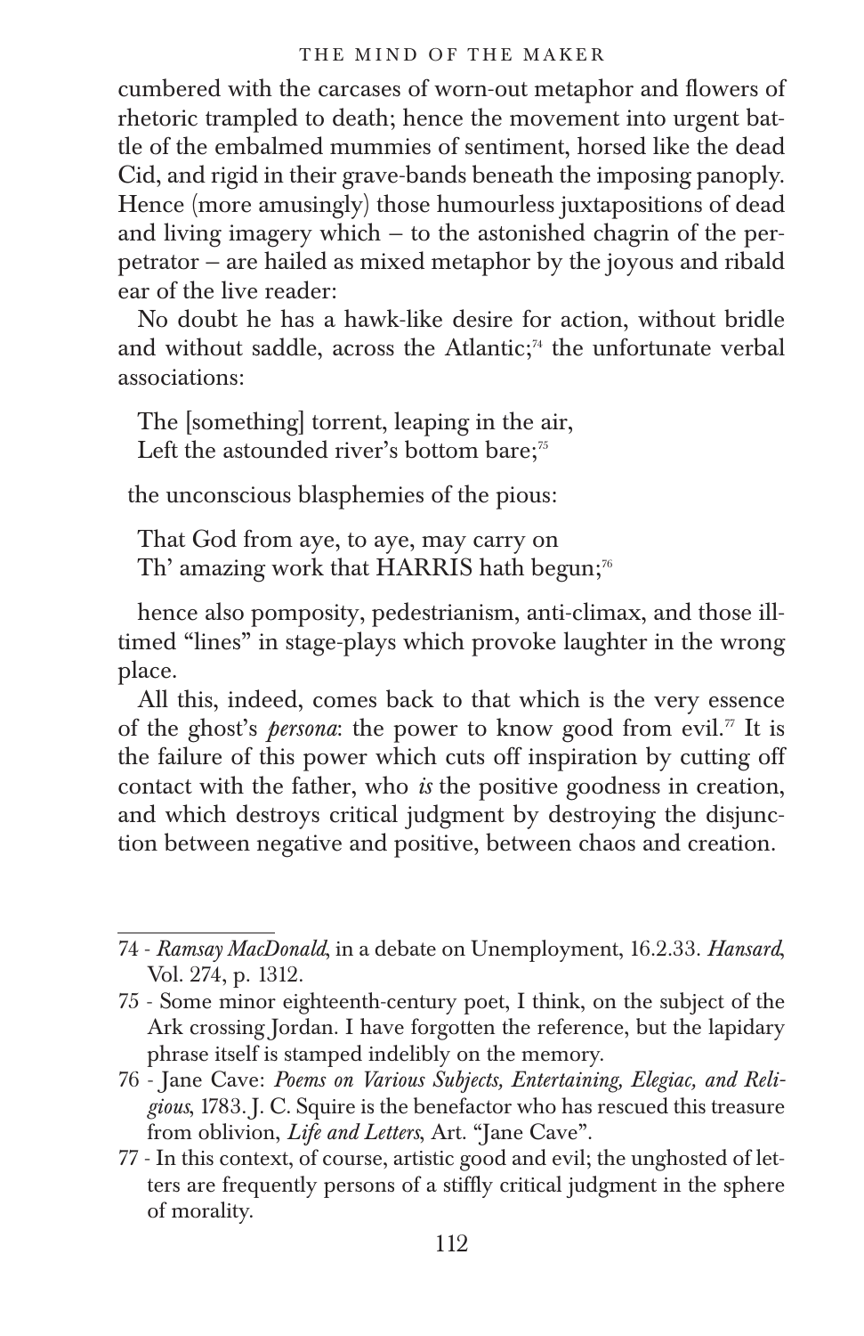cumbered with the carcases of worn-out metaphor and flowers of rhetoric trampled to death; hence the movement into urgent battle of the embalmed mummies of sentiment, horsed like the dead Cid, and rigid in their grave-bands beneath the imposing panoply. Hence (more amusingly) those humourless juxtapositions of dead and living imagery which – to the astonished chagrin of the perpetrator – are hailed as mixed metaphor by the joyous and ribald ear of the live reader:

No doubt he has a hawk-like desire for action, without bridle and without saddle, across the Atlantic;[74] the unfortunate verbal associations:

> The [something] torrent, leaping in the air,
> Left the astounded river's bottom bare;[75]

the unconscious blasphemies of the pious:

> That God from aye, to aye, may carry on
> Th' amazing work that HARRIS hath begun;[76]

hence also pomposity, pedestrianism, anti-climax, and those ill-timed "lines" in stage-plays which provoke laughter in the wrong place.

All this, indeed, comes back to that which is the very essence of the ghost's *persona*: the power to know good from evil.[77] It is the failure of this power which cuts off inspiration by cutting off contact with the father, who *is* the positive goodness in creation, and which destroys critical judgment by destroying the disjunction between negative and positive, between chaos and creation.

---

74 - *Ramsay MacDonald*, in a debate on Unemployment, 16.2.33. *Hansard*, Vol. 274, p. 1312.

75 - Some minor eighteenth-century poet, I think, on the subject of the Ark crossing Jordan. I have forgotten the reference, but the lapidary phrase itself is stamped indelibly on the memory.

76 - Jane Cave: *Poems on Various Subjects, Entertaining, Elegiac, and Religious*, 1783. J. C. Squire is the benefactor who has rescued this treasure from oblivion, *Life and Letters*, Art. "Jane Cave".

77 - In this context, of course, artistic good and evil; the unghosted of letters are frequently persons of a stiffly critical judgment in the sphere of morality.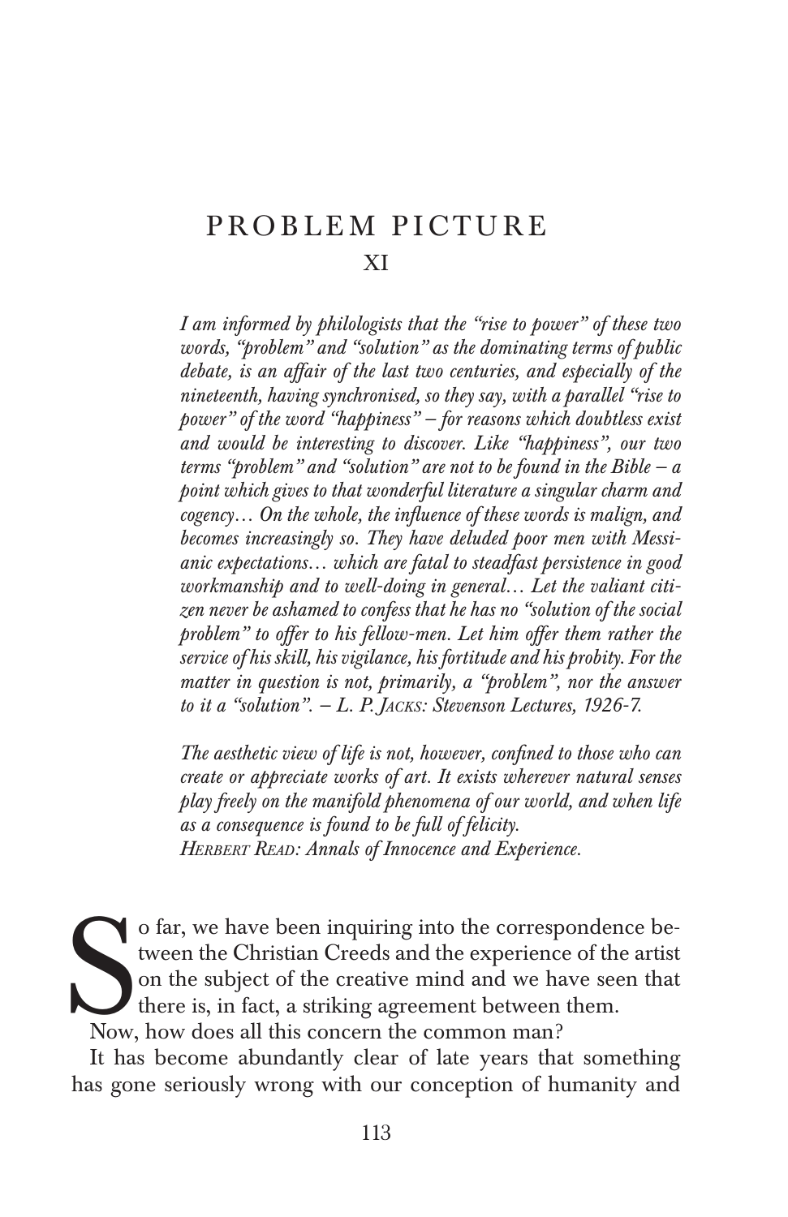# PROBLEM PICTURE

## XI

*I am informed by philologists that the "rise to power" of these two words, "problem" and "solution" as the dominating terms of public debate, is an affair of the last two centuries, and especially of the nineteenth, having synchronised, so they say, with a parallel "rise to power" of the word "happiness" – for reasons which doubtless exist and would be interesting to discover. Like "happiness", our two terms "problem" and "solution" are not to be found in the Bible – a point which gives to that wonderful literature a singular charm and cogency… On the whole, the influence of these words is malign, and becomes increasingly so. They have deluded poor men with Messianic expectations… which are fatal to steadfast persistence in good workmanship and to well-doing in general… Let the valiant citizen never be ashamed to confess that he has no "solution of the social problem" to offer to his fellow-men. Let him offer them rather the service of his skill, his vigilance, his fortitude and his probity. For the matter in question is not, primarily, a "problem", nor the answer to it a "solution". – L. P. Jacks: Stevenson Lectures, 1926-7.*

*The aesthetic view of life is not, however, confined to those who can create or appreciate works of art. It exists wherever natural senses play freely on the manifold phenomena of our world, and when life as a consequence is found to be full of felicity.*
*Herbert Read: Annals of Innocence and Experience.*

So far, we have been inquiring into the correspondence between the Christian Creeds and the experience of the artist on the subject of the creative mind and we have seen that there is, in fact, a striking agreement between them.

Now, how does all this concern the common man?

It has become abundantly clear of late years that something has gone seriously wrong with our conception of humanity and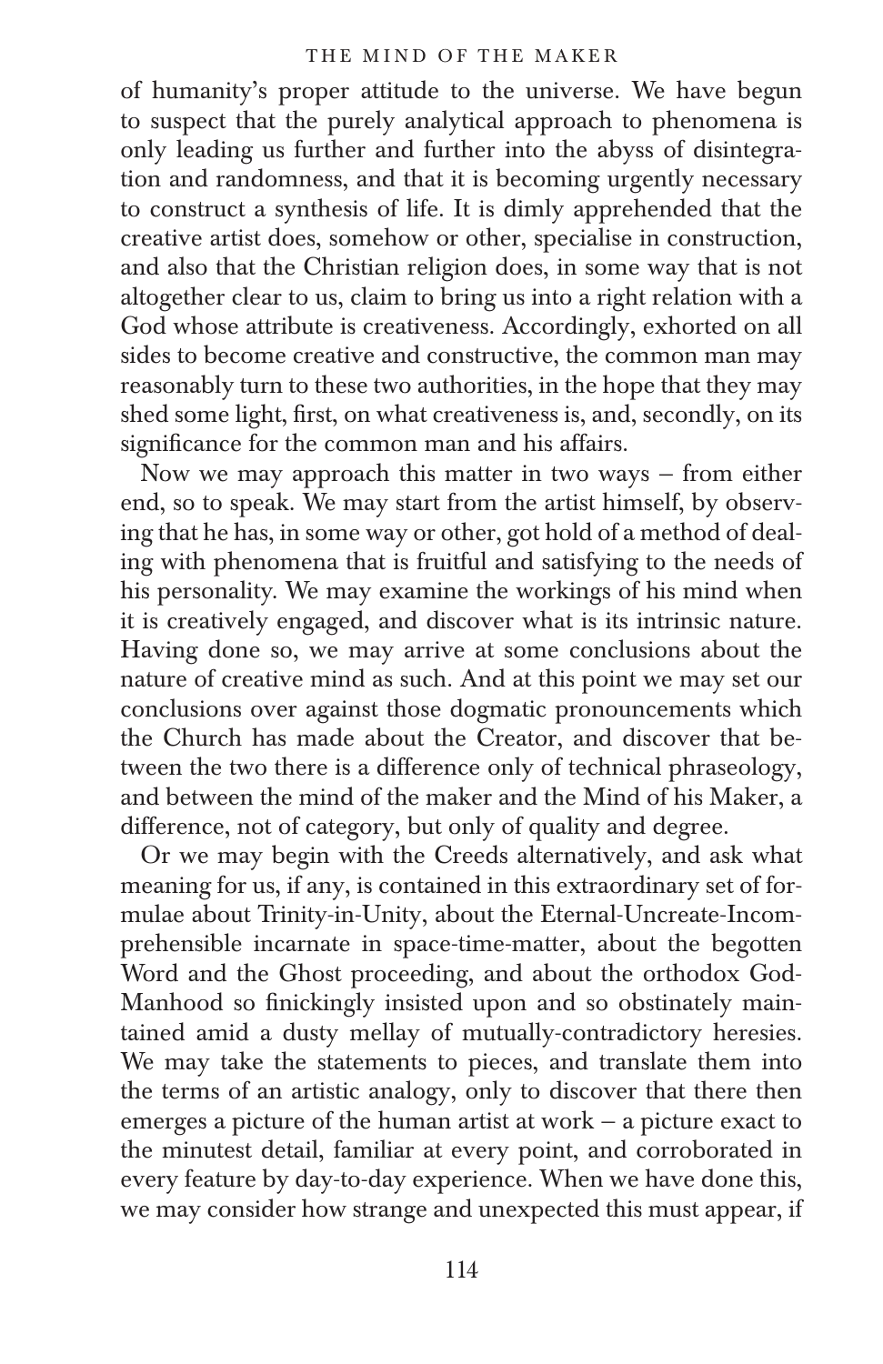of humanity's proper attitude to the universe. We have begun to suspect that the purely analytical approach to phenomena is only leading us further and further into the abyss of disintegration and randomness, and that it is becoming urgently necessary to construct a synthesis of life. It is dimly apprehended that the creative artist does, somehow or other, specialise in construction, and also that the Christian religion does, in some way that is not altogether clear to us, claim to bring us into a right relation with a God whose attribute is creativeness. Accordingly, exhorted on all sides to become creative and constructive, the common man may reasonably turn to these two authorities, in the hope that they may shed some light, first, on what creativeness is, and, secondly, on its significance for the common man and his affairs.

Now we may approach this matter in two ways – from either end, so to speak. We may start from the artist himself, by observing that he has, in some way or other, got hold of a method of dealing with phenomena that is fruitful and satisfying to the needs of his personality. We may examine the workings of his mind when it is creatively engaged, and discover what is its intrinsic nature. Having done so, we may arrive at some conclusions about the nature of creative mind as such. And at this point we may set our conclusions over against those dogmatic pronouncements which the Church has made about the Creator, and discover that between the two there is a difference only of technical phraseology, and between the mind of the maker and the Mind of his Maker, a difference, not of category, but only of quality and degree.

Or we may begin with the Creeds alternatively, and ask what meaning for us, if any, is contained in this extraordinary set of formulae about Trinity-in-Unity, about the Eternal-Uncreate-Incomprehensible incarnate in space-time-matter, about the begotten Word and the Ghost proceeding, and about the orthodox God-Manhood so finickingly insisted upon and so obstinately maintained amid a dusty mellay of mutually-contradictory heresies. We may take the statements to pieces, and translate them into the terms of an artistic analogy, only to discover that there then emerges a picture of the human artist at work – a picture exact to the minutest detail, familiar at every point, and corroborated in every feature by day-to-day experience. When we have done this, we may consider how strange and unexpected this must appear, if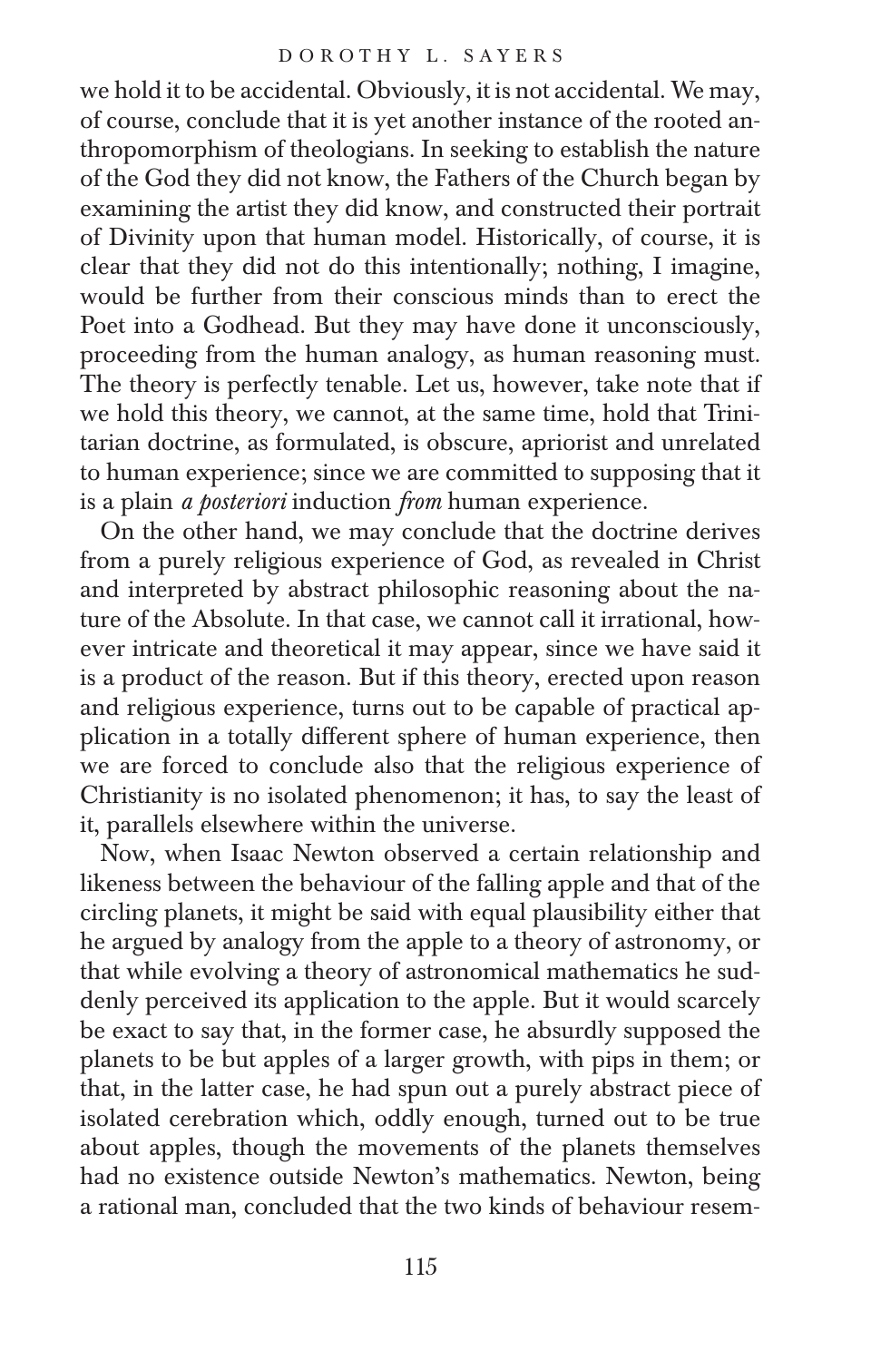we hold it to be accidental. Obviously, it is not accidental. We may, of course, conclude that it is yet another instance of the rooted anthropomorphism of theologians. In seeking to establish the nature of the God they did not know, the Fathers of the Church began by examining the artist they did know, and constructed their portrait of Divinity upon that human model. Historically, of course, it is clear that they did not do this intentionally; nothing, I imagine, would be further from their conscious minds than to erect the Poet into a Godhead. But they may have done it unconsciously, proceeding from the human analogy, as human reasoning must. The theory is perfectly tenable. Let us, however, take note that if we hold this theory, we cannot, at the same time, hold that Trinitarian doctrine, as formulated, is obscure, apriorist and unrelated to human experience; since we are committed to supposing that it is a plain *a posteriori* induction *from* human experience.

On the other hand, we may conclude that the doctrine derives from a purely religious experience of God, as revealed in Christ and interpreted by abstract philosophic reasoning about the nature of the Absolute. In that case, we cannot call it irrational, however intricate and theoretical it may appear, since we have said it is a product of the reason. But if this theory, erected upon reason and religious experience, turns out to be capable of practical application in a totally different sphere of human experience, then we are forced to conclude also that the religious experience of Christianity is no isolated phenomenon; it has, to say the least of it, parallels elsewhere within the universe.

Now, when Isaac Newton observed a certain relationship and likeness between the behaviour of the falling apple and that of the circling planets, it might be said with equal plausibility either that he argued by analogy from the apple to a theory of astronomy, or that while evolving a theory of astronomical mathematics he suddenly perceived its application to the apple. But it would scarcely be exact to say that, in the former case, he absurdly supposed the planets to be but apples of a larger growth, with pips in them; or that, in the latter case, he had spun out a purely abstract piece of isolated cerebration which, oddly enough, turned out to be true about apples, though the movements of the planets themselves had no existence outside Newton's mathematics. Newton, being a rational man, concluded that the two kinds of behaviour resem-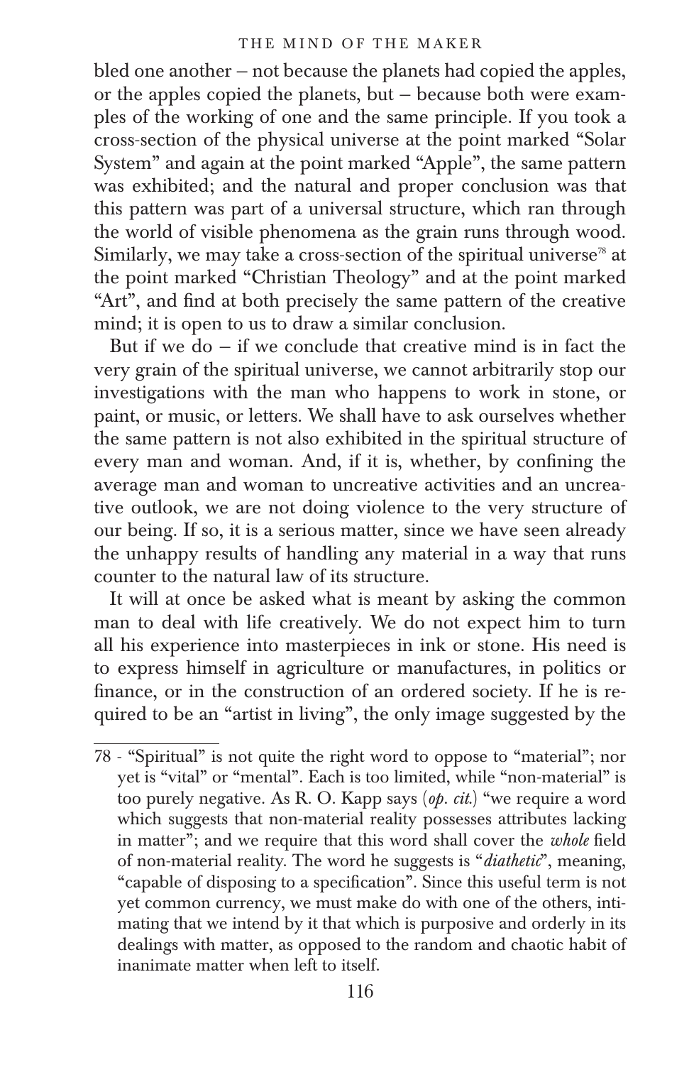bled one another – not because the planets had copied the apples, or the apples copied the planets, but – because both were examples of the working of one and the same principle. If you took a cross-section of the physical universe at the point marked "Solar System" and again at the point marked "Apple", the same pattern was exhibited; and the natural and proper conclusion was that this pattern was part of a universal structure, which ran through the world of visible phenomena as the grain runs through wood. Similarly, we may take a cross-section of the spiritual universe[78] at the point marked "Christian Theology" and at the point marked "Art", and find at both precisely the same pattern of the creative mind; it is open to us to draw a similar conclusion.

But if we do – if we conclude that creative mind is in fact the very grain of the spiritual universe, we cannot arbitrarily stop our investigations with the man who happens to work in stone, or paint, or music, or letters. We shall have to ask ourselves whether the same pattern is not also exhibited in the spiritual structure of every man and woman. And, if it is, whether, by confining the average man and woman to uncreative activities and an uncreative outlook, we are not doing violence to the very structure of our being. If so, it is a serious matter, since we have seen already the unhappy results of handling any material in a way that runs counter to the natural law of its structure.

It will at once be asked what is meant by asking the common man to deal with life creatively. We do not expect him to turn all his experience into masterpieces in ink or stone. His need is to express himself in agriculture or manufactures, in politics or finance, or in the construction of an ordered society. If he is required to be an "artist in living", the only image suggested by the

---

78 - "Spiritual" is not quite the right word to oppose to "material"; nor yet is "vital" or "mental". Each is too limited, while "non-material" is too purely negative. As R. O. Kapp says (*op. cit.*) "we require a word which suggests that non-material reality possesses attributes lacking in matter"; and we require that this word shall cover the *whole* field of non-material reality. The word he suggests is "*diathetic*", meaning, "capable of disposing to a specification". Since this useful term is not yet common currency, we must make do with one of the others, intimating that we intend by it that which is purposive and orderly in its dealings with matter, as opposed to the random and chaotic habit of inanimate matter when left to itself.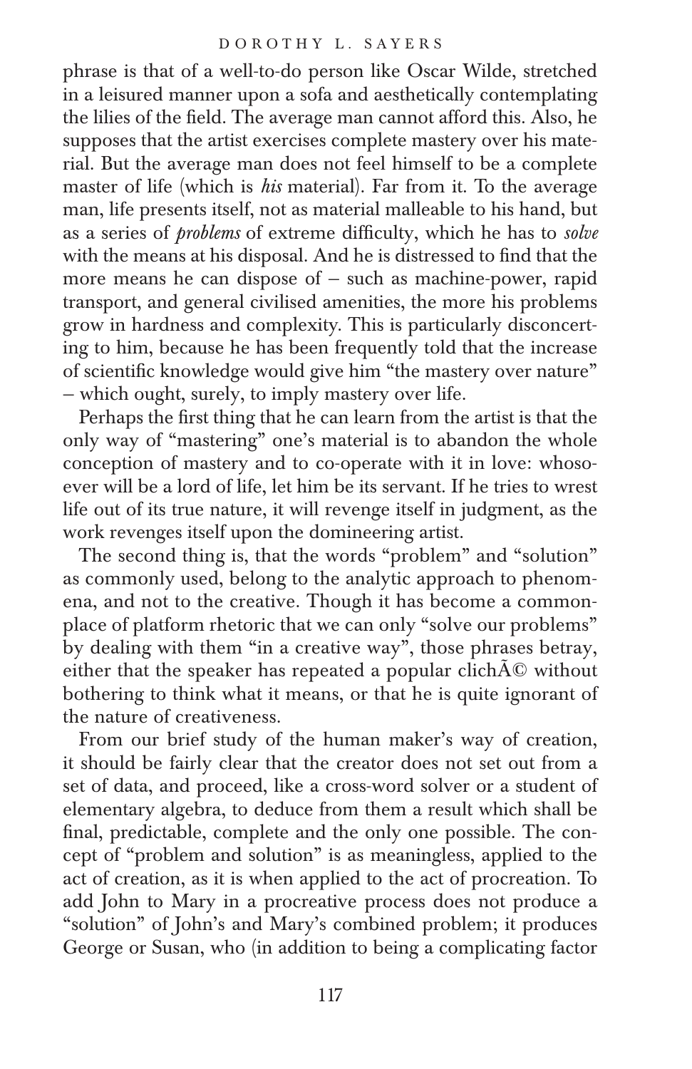phrase is that of a well-to-do person like Oscar Wilde, stretched in a leisured manner upon a sofa and aesthetically contemplating the lilies of the field. The average man cannot afford this. Also, he supposes that the artist exercises complete mastery over his material. But the average man does not feel himself to be a complete master of life (which is *his* material). Far from it. To the average man, life presents itself, not as material malleable to his hand, but as a series of *problems* of extreme difficulty, which he has to *solve* with the means at his disposal. And he is distressed to find that the more means he can dispose of – such as machine-power, rapid transport, and general civilised amenities, the more his problems grow in hardness and complexity. This is particularly disconcerting to him, because he has been frequently told that the increase of scientific knowledge would give him "the mastery over nature" – which ought, surely, to imply mastery over life.

Perhaps the first thing that he can learn from the artist is that the only way of "mastering" one's material is to abandon the whole conception of mastery and to co-operate with it in love: whosoever will be a lord of life, let him be its servant. If he tries to wrest life out of its true nature, it will revenge itself in judgment, as the work revenges itself upon the domineering artist.

The second thing is, that the words "problem" and "solution" as commonly used, belong to the analytic approach to phenomena, and not to the creative. Though it has become a commonplace of platform rhetoric that we can only "solve our problems" by dealing with them "in a creative way", those phrases betray, either that the speaker has repeated a popular clichÃ© without bothering to think what it means, or that he is quite ignorant of the nature of creativeness.

From our brief study of the human maker's way of creation, it should be fairly clear that the creator does not set out from a set of data, and proceed, like a cross-word solver or a student of elementary algebra, to deduce from them a result which shall be final, predictable, complete and the only one possible. The concept of "problem and solution" is as meaningless, applied to the act of creation, as it is when applied to the act of procreation. To add John to Mary in a procreative process does not produce a "solution" of John's and Mary's combined problem; it produces George or Susan, who (in addition to being a complicating factor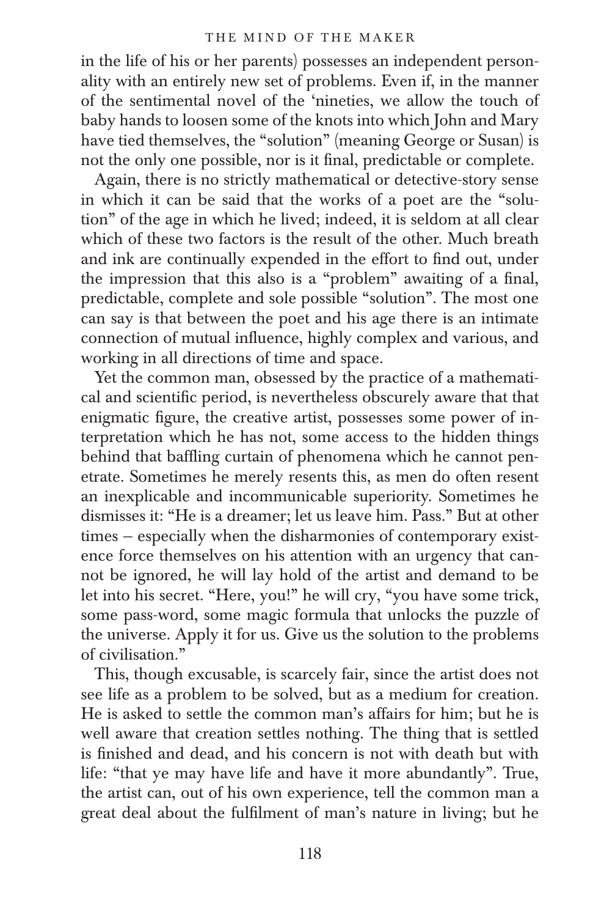in the life of his or her parents) possesses an independent personality with an entirely new set of problems. Even if, in the manner of the sentimental novel of the 'nineties, we allow the touch of baby hands to loosen some of the knots into which John and Mary have tied themselves, the "solution" (meaning George or Susan) is not the only one possible, nor is it final, predictable or complete.

Again, there is no strictly mathematical or detective-story sense in which it can be said that the works of a poet are the "solution" of the age in which he lived; indeed, it is seldom at all clear which of these two factors is the result of the other. Much breath and ink are continually expended in the effort to find out, under the impression that this also is a "problem" awaiting of a final, predictable, complete and sole possible "solution". The most one can say is that between the poet and his age there is an intimate connection of mutual influence, highly complex and various, and working in all directions of time and space.

Yet the common man, obsessed by the practice of a mathematical and scientific period, is nevertheless obscurely aware that that enigmatic figure, the creative artist, possesses some power of interpretation which he has not, some access to the hidden things behind that baffling curtain of phenomena which he cannot penetrate. Sometimes he merely resents this, as men do often resent an inexplicable and incommunicable superiority. Sometimes he dismisses it: "He is a dreamer; let us leave him. Pass." But at other times – especially when the disharmonies of contemporary existence force themselves on his attention with an urgency that cannot be ignored, he will lay hold of the artist and demand to be let into his secret. "Here, you!" he will cry, "you have some trick, some pass-word, some magic formula that unlocks the puzzle of the universe. Apply it for us. Give us the solution to the problems of civilisation."

This, though excusable, is scarcely fair, since the artist does not see life as a problem to be solved, but as a medium for creation. He is asked to settle the common man's affairs for him; but he is well aware that creation settles nothing. The thing that is settled is finished and dead, and his concern is not with death but with life: "that ye may have life and have it more abundantly". True, the artist can, out of his own experience, tell the common man a great deal about the fulfilment of man's nature in living; but he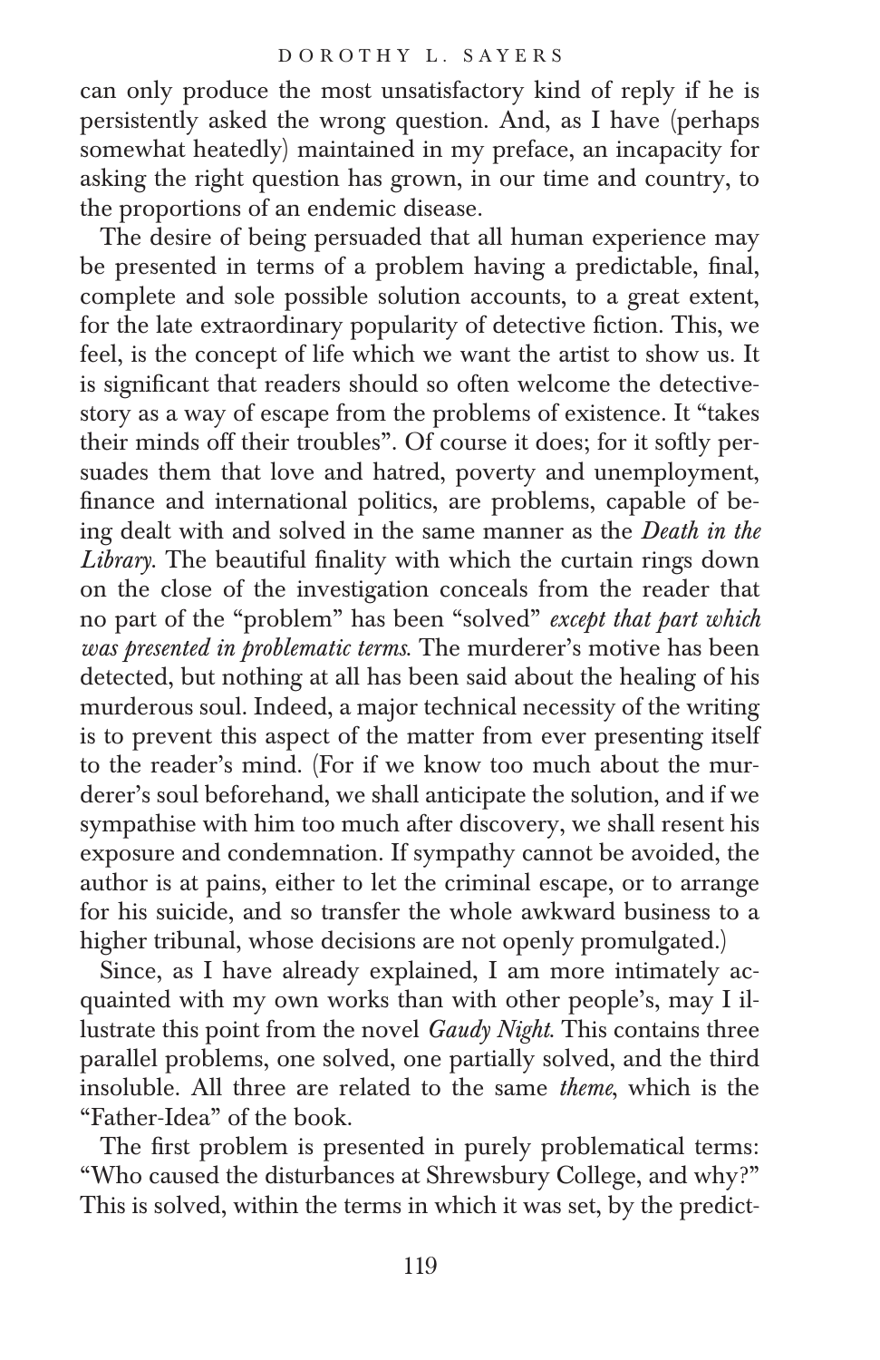can only produce the most unsatisfactory kind of reply if he is persistently asked the wrong question. And, as I have (perhaps somewhat heatedly) maintained in my preface, an incapacity for asking the right question has grown, in our time and country, to the proportions of an endemic disease.

The desire of being persuaded that all human experience may be presented in terms of a problem having a predictable, final, complete and sole possible solution accounts, to a great extent, for the late extraordinary popularity of detective fiction. This, we feel, is the concept of life which we want the artist to show us. It is significant that readers should so often welcome the detective-story as a way of escape from the problems of existence. It "takes their minds off their troubles". Of course it does; for it softly persuades them that love and hatred, poverty and unemployment, finance and international politics, are problems, capable of being dealt with and solved in the same manner as the *Death in the Library*. The beautiful finality with which the curtain rings down on the close of the investigation conceals from the reader that no part of the "problem" has been "solved" *except that part which was presented in problematic terms*. The murderer's motive has been detected, but nothing at all has been said about the healing of his murderous soul. Indeed, a major technical necessity of the writing is to prevent this aspect of the matter from ever presenting itself to the reader's mind. (For if we know too much about the murderer's soul beforehand, we shall anticipate the solution, and if we sympathise with him too much after discovery, we shall resent his exposure and condemnation. If sympathy cannot be avoided, the author is at pains, either to let the criminal escape, or to arrange for his suicide, and so transfer the whole awkward business to a higher tribunal, whose decisions are not openly promulgated.)

Since, as I have already explained, I am more intimately acquainted with my own works than with other people's, may I illustrate this point from the novel *Gaudy Night*. This contains three parallel problems, one solved, one partially solved, and the third insoluble. All three are related to the same *theme*, which is the "Father-Idea" of the book.

The first problem is presented in purely problematical terms: "Who caused the disturbances at Shrewsbury College, and why?" This is solved, within the terms in which it was set, by the predict-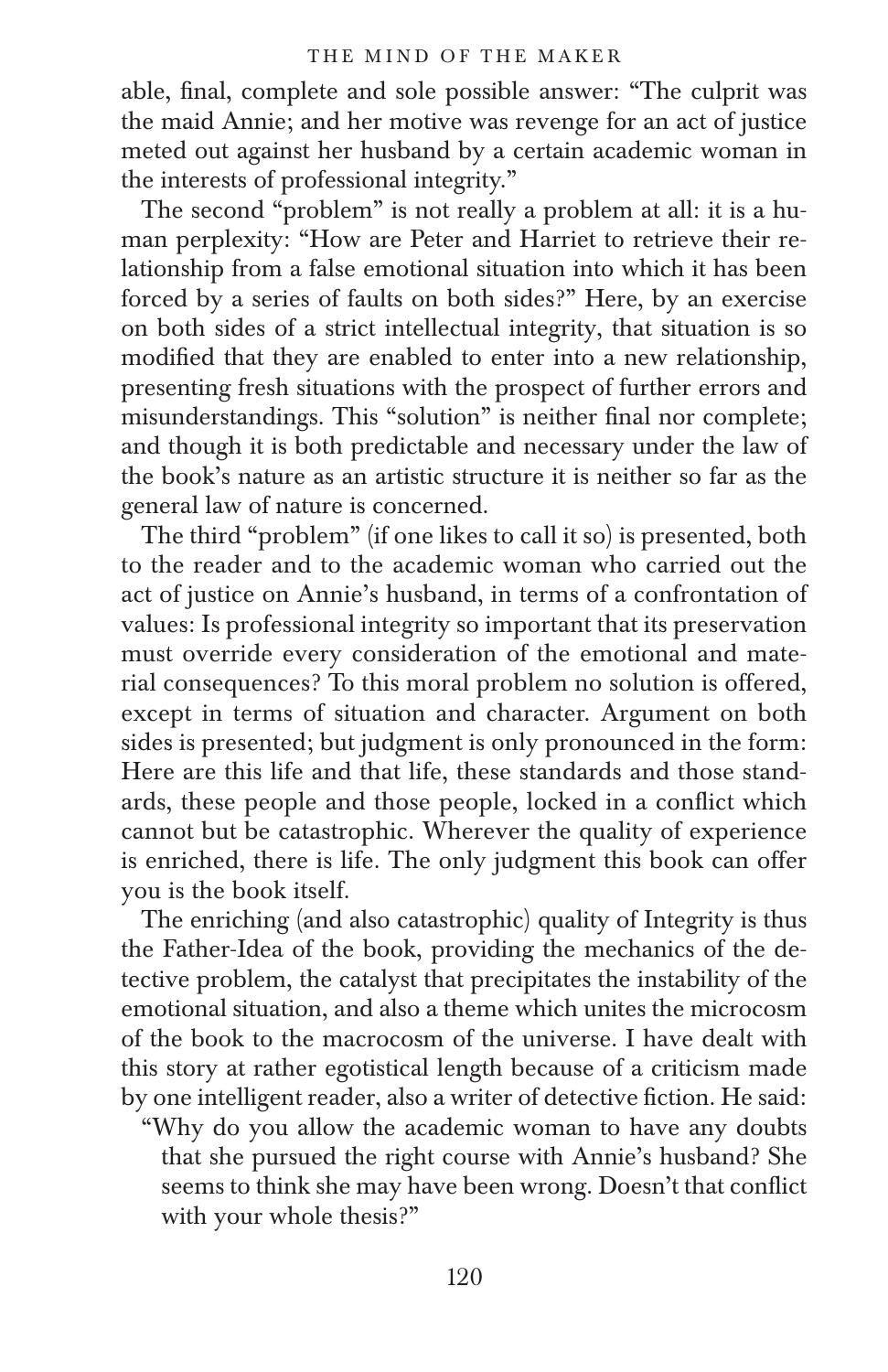able, final, complete and sole possible answer: "The culprit was the maid Annie; and her motive was revenge for an act of justice meted out against her husband by a certain academic woman in the interests of professional integrity."

The second "problem" is not really a problem at all: it is a human perplexity: "How are Peter and Harriet to retrieve their relationship from a false emotional situation into which it has been forced by a series of faults on both sides?" Here, by an exercise on both sides of a strict intellectual integrity, that situation is so modified that they are enabled to enter into a new relationship, presenting fresh situations with the prospect of further errors and misunderstandings. This "solution" is neither final nor complete; and though it is both predictable and necessary under the law of the book's nature as an artistic structure it is neither so far as the general law of nature is concerned.

The third "problem" (if one likes to call it so) is presented, both to the reader and to the academic woman who carried out the act of justice on Annie's husband, in terms of a confrontation of values: Is professional integrity so important that its preservation must override every consideration of the emotional and material consequences? To this moral problem no solution is offered, except in terms of situation and character. Argument on both sides is presented; but judgment is only pronounced in the form: Here are this life and that life, these standards and those standards, these people and those people, locked in a conflict which cannot but be catastrophic. Wherever the quality of experience is enriched, there is life. The only judgment this book can offer you is the book itself.

The enriching (and also catastrophic) quality of Integrity is thus the Father-Idea of the book, providing the mechanics of the detective problem, the catalyst that precipitates the instability of the emotional situation, and also a theme which unites the microcosm of the book to the macrocosm of the universe. I have dealt with this story at rather egotistical length because of a criticism made by one intelligent reader, also a writer of detective fiction. He said:

> "Why do you allow the academic woman to have any doubts that she pursued the right course with Annie's husband? She seems to think she may have been wrong. Doesn't that conflict with your whole thesis?"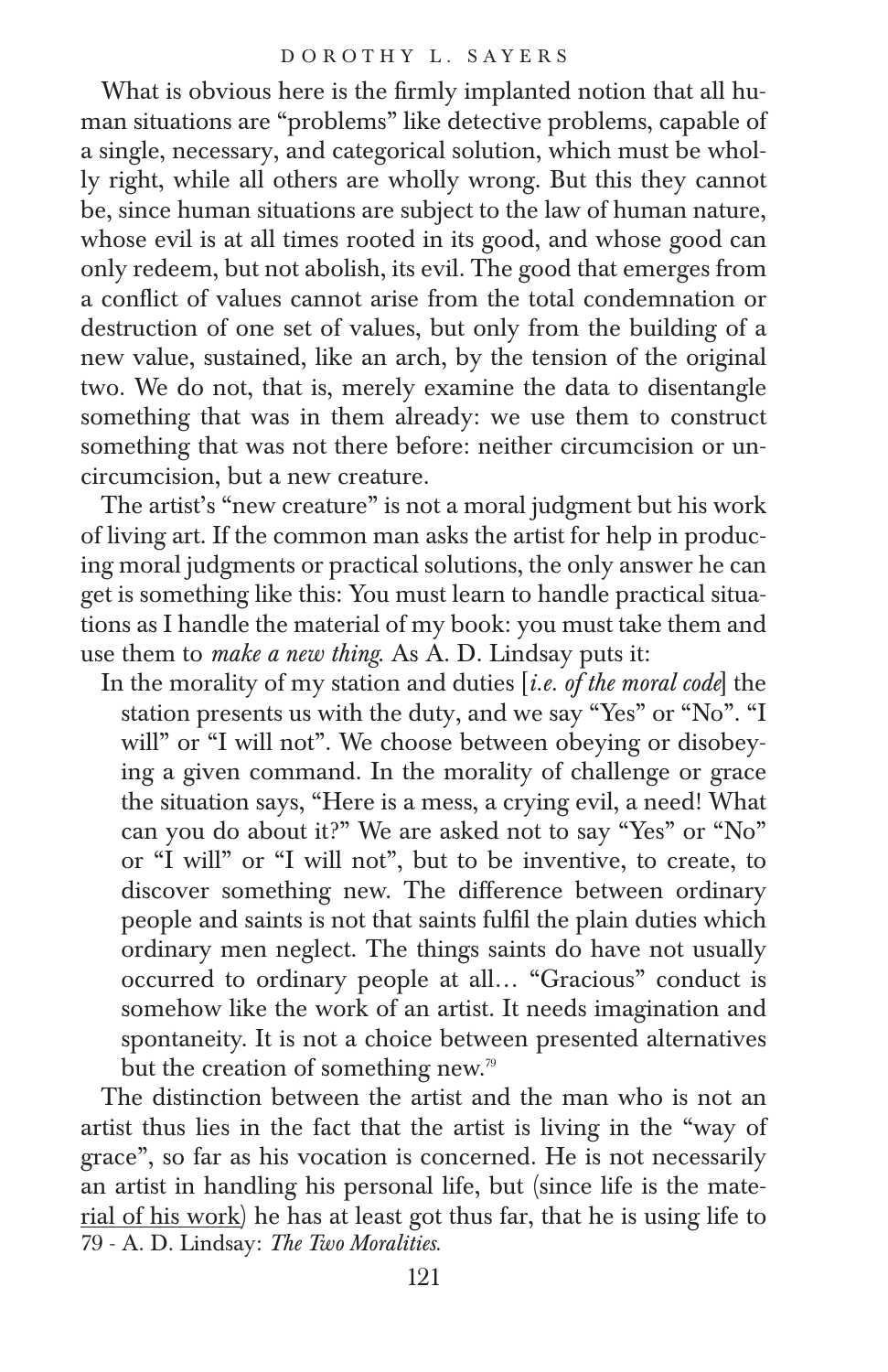What is obvious here is the firmly implanted notion that all human situations are "problems" like detective problems, capable of a single, necessary, and categorical solution, which must be wholly right, while all others are wholly wrong. But this they cannot be, since human situations are subject to the law of human nature, whose evil is at all times rooted in its good, and whose good can only redeem, but not abolish, its evil. The good that emerges from a conflict of values cannot arise from the total condemnation or destruction of one set of values, but only from the building of a new value, sustained, like an arch, by the tension of the original two. We do not, that is, merely examine the data to disentangle something that was in them already: we use them to construct something that was not there before: neither circumcision or uncircumcision, but a new creature.

The artist's "new creature" is not a moral judgment but his work of living art. If the common man asks the artist for help in producing moral judgments or practical solutions, the only answer he can get is something like this: You must learn to handle practical situations as I handle the material of my book: you must take them and use them to *make a new thing*. As A. D. Lindsay puts it:

> In the morality of my station and duties [*i.e. of the moral code*] the station presents us with the duty, and we say "Yes" or "No". "I will" or "I will not". We choose between obeying or disobeying a given command. In the morality of challenge or grace the situation says, "Here is a mess, a crying evil, a need! What can you do about it?" We are asked not to say "Yes" or "No" or "I will" or "I will not", but to be inventive, to create, to discover something new. The difference between ordinary people and saints is not that saints fulfil the plain duties which ordinary men neglect. The things saints do have not usually occurred to ordinary people at all… "Gracious" conduct is somehow like the work of an artist. It needs imagination and spontaneity. It is not a choice between presented alternatives but the creation of something new.[79]

The distinction between the artist and the man who is not an artist thus lies in the fact that the artist is living in the "way of grace", so far as his vocation is concerned. He is not necessarily an artist in handling his personal life, but (since life is the material of his work) he has at least got thus far, that he is using life to

79 - A. D. Lindsay: *The Two Moralities*.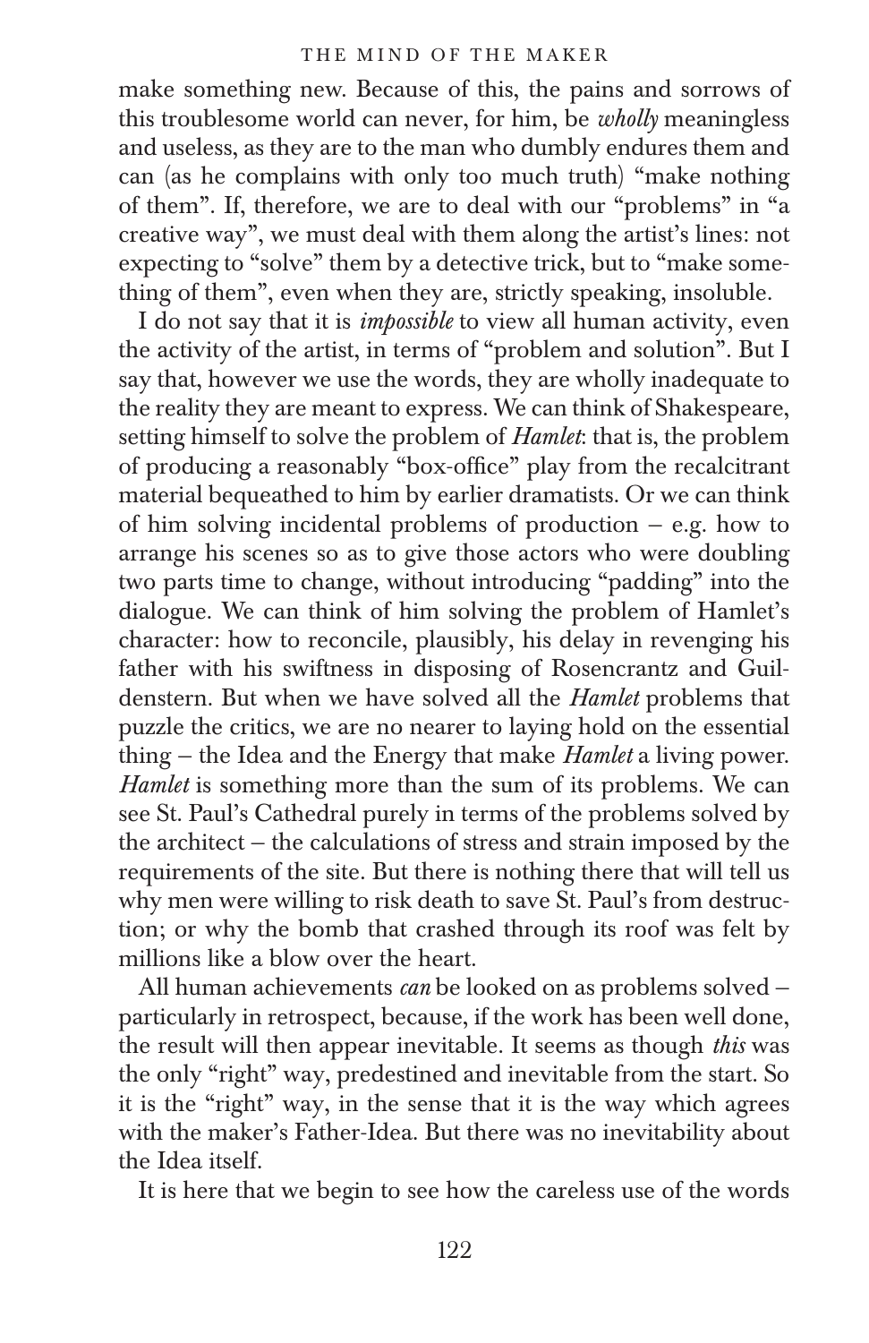make something new. Because of this, the pains and sorrows of this troublesome world can never, for him, be *wholly* meaningless and useless, as they are to the man who dumbly endures them and can (as he complains with only too much truth) "make nothing of them". If, therefore, we are to deal with our "problems" in "a creative way", we must deal with them along the artist's lines: not expecting to "solve" them by a detective trick, but to "make something of them", even when they are, strictly speaking, insoluble.

I do not say that it is *impossible* to view all human activity, even the activity of the artist, in terms of "problem and solution". But I say that, however we use the words, they are wholly inadequate to the reality they are meant to express. We can think of Shakespeare, setting himself to solve the problem of *Hamlet*: that is, the problem of producing a reasonably "box-office" play from the recalcitrant material bequeathed to him by earlier dramatists. Or we can think of him solving incidental problems of production – e.g. how to arrange his scenes so as to give those actors who were doubling two parts time to change, without introducing "padding" into the dialogue. We can think of him solving the problem of Hamlet's character: how to reconcile, plausibly, his delay in revenging his father with his swiftness in disposing of Rosencrantz and Guildenstern. But when we have solved all the *Hamlet* problems that puzzle the critics, we are no nearer to laying hold on the essential thing – the Idea and the Energy that make *Hamlet* a living power. *Hamlet* is something more than the sum of its problems. We can see St. Paul's Cathedral purely in terms of the problems solved by the architect – the calculations of stress and strain imposed by the requirements of the site. But there is nothing there that will tell us why men were willing to risk death to save St. Paul's from destruction; or why the bomb that crashed through its roof was felt by millions like a blow over the heart.

All human achievements *can* be looked on as problems solved – particularly in retrospect, because, if the work has been well done, the result will then appear inevitable. It seems as though *this* was the only "right" way, predestined and inevitable from the start. So it is the "right" way, in the sense that it is the way which agrees with the maker's Father-Idea. But there was no inevitability about the Idea itself.

It is here that we begin to see how the careless use of the words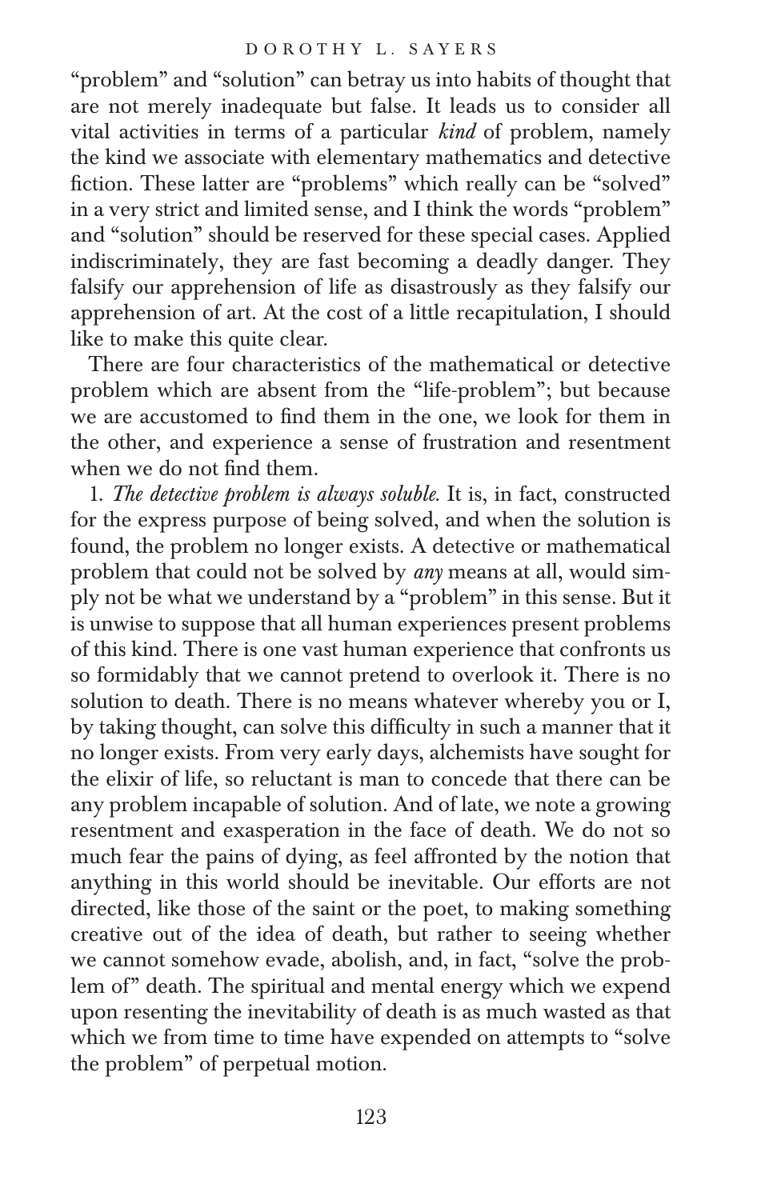"problem" and "solution" can betray us into habits of thought that are not merely inadequate but false. It leads us to consider all vital activities in terms of a particular *kind* of problem, namely the kind we associate with elementary mathematics and detective fiction. These latter are "problems" which really can be "solved" in a very strict and limited sense, and I think the words "problem" and "solution" should be reserved for these special cases. Applied indiscriminately, they are fast becoming a deadly danger. They falsify our apprehension of life as disastrously as they falsify our apprehension of art. At the cost of a little recapitulation, I should like to make this quite clear.

There are four characteristics of the mathematical or detective problem which are absent from the "life-problem"; but because we are accustomed to find them in the one, we look for them in the other, and experience a sense of frustration and resentment when we do not find them.

1. *The detective problem is always soluble.* It is, in fact, constructed for the express purpose of being solved, and when the solution is found, the problem no longer exists. A detective or mathematical problem that could not be solved by *any* means at all, would simply not be what we understand by a "problem" in this sense. But it is unwise to suppose that all human experiences present problems of this kind. There is one vast human experience that confronts us so formidably that we cannot pretend to overlook it. There is no solution to death. There is no means whatever whereby you or I, by taking thought, can solve this difficulty in such a manner that it no longer exists. From very early days, alchemists have sought for the elixir of life, so reluctant is man to concede that there can be any problem incapable of solution. And of late, we note a growing resentment and exasperation in the face of death. We do not so much fear the pains of dying, as feel affronted by the notion that anything in this world should be inevitable. Our efforts are not directed, like those of the saint or the poet, to making something creative out of the idea of death, but rather to seeing whether we cannot somehow evade, abolish, and, in fact, "solve the problem of" death. The spiritual and mental energy which we expend upon resenting the inevitability of death is as much wasted as that which we from time to time have expended on attempts to "solve the problem" of perpetual motion.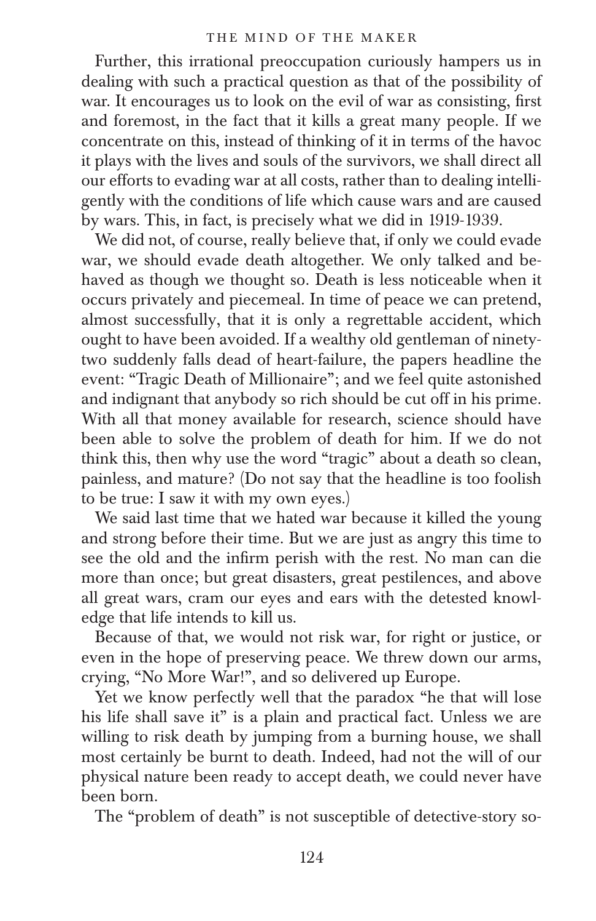Further, this irrational preoccupation curiously hampers us in dealing with such a practical question as that of the possibility of war. It encourages us to look on the evil of war as consisting, first and foremost, in the fact that it kills a great many people. If we concentrate on this, instead of thinking of it in terms of the havoc it plays with the lives and souls of the survivors, we shall direct all our efforts to evading war at all costs, rather than to dealing intelligently with the conditions of life which cause wars and are caused by wars. This, in fact, is precisely what we did in 1919-1939.

We did not, of course, really believe that, if only we could evade war, we should evade death altogether. We only talked and behaved as though we thought so. Death is less noticeable when it occurs privately and piecemeal. In time of peace we can pretend, almost successfully, that it is only a regrettable accident, which ought to have been avoided. If a wealthy old gentleman of ninety-two suddenly falls dead of heart-failure, the papers headline the event: "Tragic Death of Millionaire"; and we feel quite astonished and indignant that anybody so rich should be cut off in his prime. With all that money available for research, science should have been able to solve the problem of death for him. If we do not think this, then why use the word "tragic" about a death so clean, painless, and mature? (Do not say that the headline is too foolish to be true: I saw it with my own eyes.)

We said last time that we hated war because it killed the young and strong before their time. But we are just as angry this time to see the old and the infirm perish with the rest. No man can die more than once; but great disasters, great pestilences, and above all great wars, cram our eyes and ears with the detested knowledge that life intends to kill us.

Because of that, we would not risk war, for right or justice, or even in the hope of preserving peace. We threw down our arms, crying, "No More War!", and so delivered up Europe.

Yet we know perfectly well that the paradox "he that will lose his life shall save it" is a plain and practical fact. Unless we are willing to risk death by jumping from a burning house, we shall most certainly be burnt to death. Indeed, had not the will of our physical nature been ready to accept death, we could never have been born.

The "problem of death" is not susceptible of detective-story so-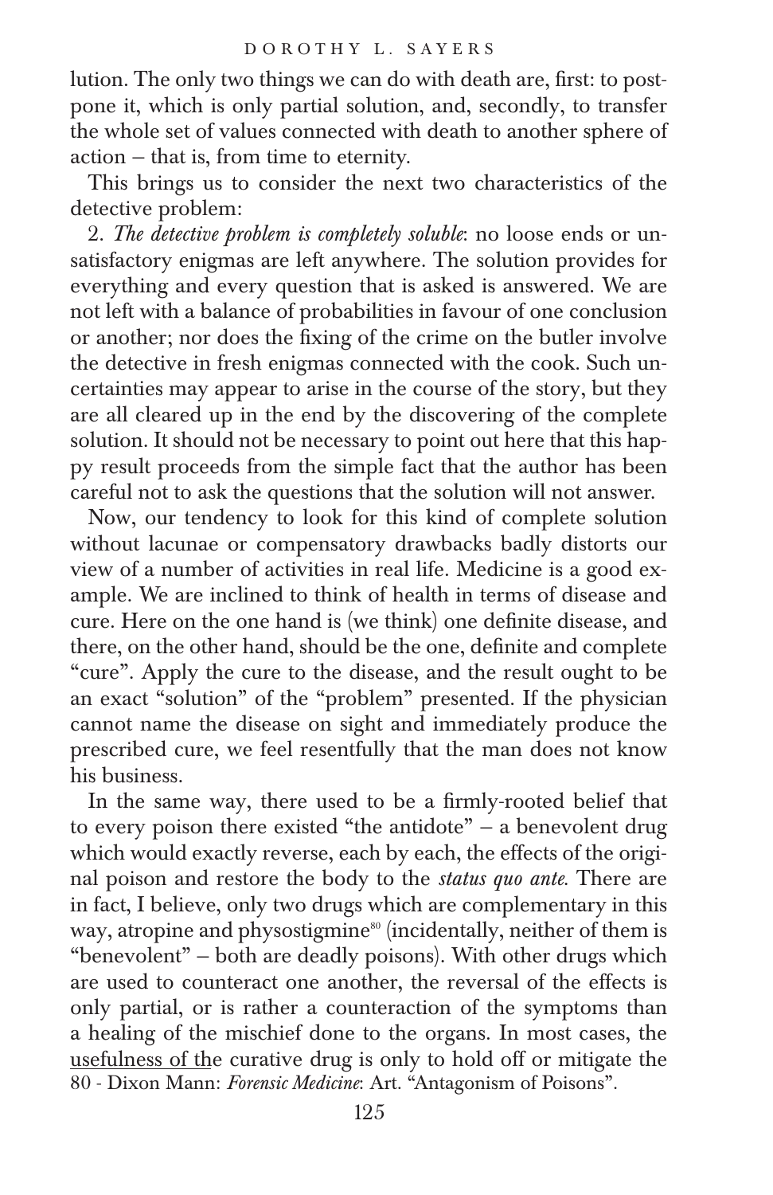lution. The only two things we can do with death are, first: to postpone it, which is only partial solution, and, secondly, to transfer the whole set of values connected with death to another sphere of action – that is, from time to eternity.

This brings us to consider the next two characteristics of the detective problem:

2. *The detective problem is completely soluble*: no loose ends or unsatisfactory enigmas are left anywhere. The solution provides for everything and every question that is asked is answered. We are not left with a balance of probabilities in favour of one conclusion or another; nor does the fixing of the crime on the butler involve the detective in fresh enigmas connected with the cook. Such uncertainties may appear to arise in the course of the story, but they are all cleared up in the end by the discovering of the complete solution. It should not be necessary to point out here that this happy result proceeds from the simple fact that the author has been careful not to ask the questions that the solution will not answer.

Now, our tendency to look for this kind of complete solution without lacunae or compensatory drawbacks badly distorts our view of a number of activities in real life. Medicine is a good example. We are inclined to think of health in terms of disease and cure. Here on the one hand is (we think) one definite disease, and there, on the other hand, should be the one, definite and complete "cure". Apply the cure to the disease, and the result ought to be an exact "solution" of the "problem" presented. If the physician cannot name the disease on sight and immediately produce the prescribed cure, we feel resentfully that the man does not know his business.

In the same way, there used to be a firmly-rooted belief that to every poison there existed "the antidote" – a benevolent drug which would exactly reverse, each by each, the effects of the original poison and restore the body to the *status quo ante.* There are in fact, I believe, only two drugs which are complementary in this way, atropine and physostigmine[80] (incidentally, neither of them is "benevolent" – both are deadly poisons). With other drugs which are used to counteract one another, the reversal of the effects is only partial, or is rather a counteraction of the symptoms than a healing of the mischief done to the organs. In most cases, the usefulness of the curative drug is only to hold off or mitigate the

80 - Dixon Mann: *Forensic Medicine*: Art. "Antagonism of Poisons".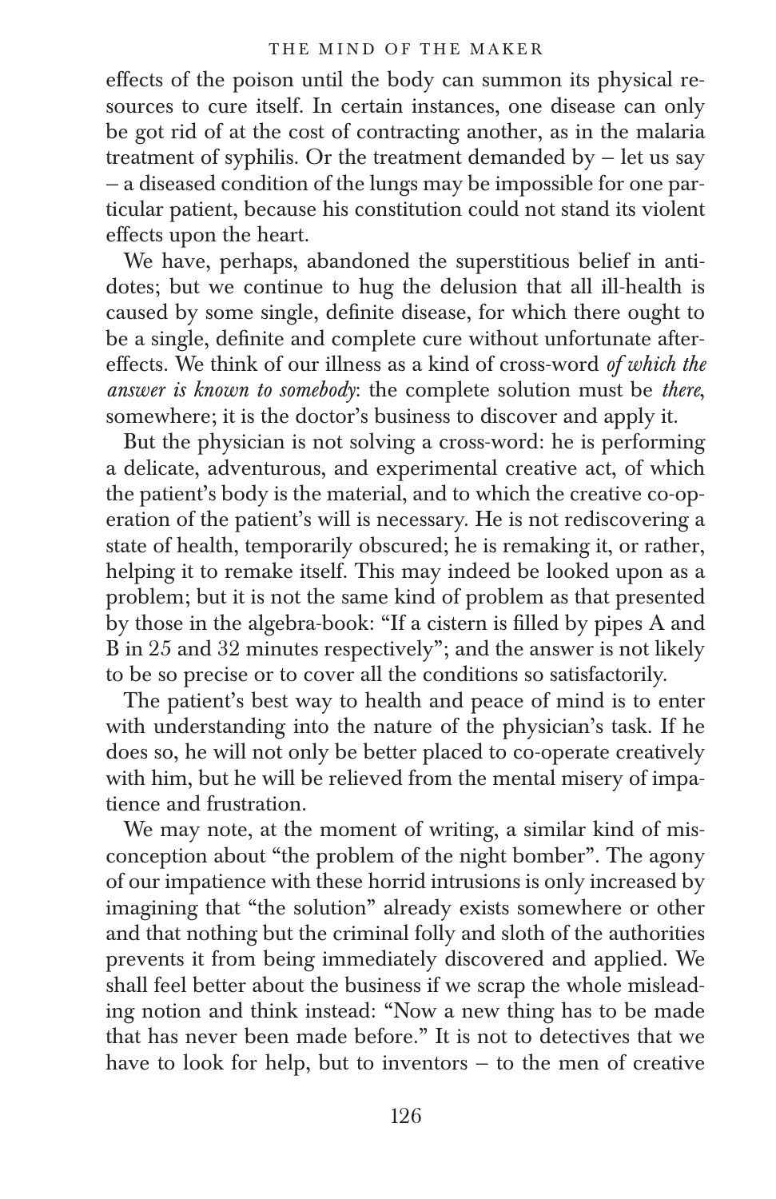effects of the poison until the body can summon its physical resources to cure itself. In certain instances, one disease can only be got rid of at the cost of contracting another, as in the malaria treatment of syphilis. Or the treatment demanded by – let us say – a diseased condition of the lungs may be impossible for one particular patient, because his constitution could not stand its violent effects upon the heart.

We have, perhaps, abandoned the superstitious belief in antidotes; but we continue to hug the delusion that all ill-health is caused by some single, definite disease, for which there ought to be a single, definite and complete cure without unfortunate after-effects. We think of our illness as a kind of cross-word *of which the answer is known to somebody*: the complete solution must be *there*, somewhere; it is the doctor's business to discover and apply it.

But the physician is not solving a cross-word: he is performing a delicate, adventurous, and experimental creative act, of which the patient's body is the material, and to which the creative co-operation of the patient's will is necessary. He is not rediscovering a state of health, temporarily obscured; he is remaking it, or rather, helping it to remake itself. This may indeed be looked upon as a problem; but it is not the same kind of problem as that presented by those in the algebra-book: "If a cistern is filled by pipes A and B in 25 and 32 minutes respectively"; and the answer is not likely to be so precise or to cover all the conditions so satisfactorily.

The patient's best way to health and peace of mind is to enter with understanding into the nature of the physician's task. If he does so, he will not only be better placed to co-operate creatively with him, but he will be relieved from the mental misery of impatience and frustration.

We may note, at the moment of writing, a similar kind of misconception about "the problem of the night bomber". The agony of our impatience with these horrid intrusions is only increased by imagining that "the solution" already exists somewhere or other and that nothing but the criminal folly and sloth of the authorities prevents it from being immediately discovered and applied. We shall feel better about the business if we scrap the whole misleading notion and think instead: "Now a new thing has to be made that has never been made before." It is not to detectives that we have to look for help, but to inventors – to the men of creative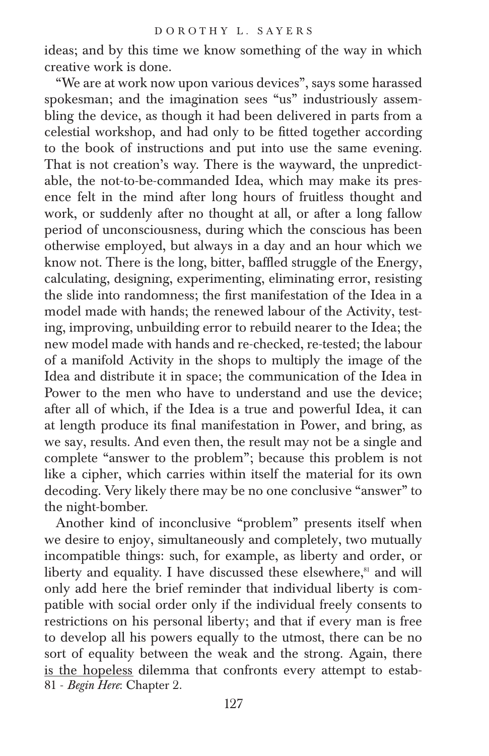ideas; and by this time we know something of the way in which creative work is done.

"We are at work now upon various devices", says some harassed spokesman; and the imagination sees "us" industriously assembling the device, as though it had been delivered in parts from a celestial workshop, and had only to be fitted together according to the book of instructions and put into use the same evening. That is not creation's way. There is the wayward, the unpredictable, the not-to-be-commanded Idea, which may make its presence felt in the mind after long hours of fruitless thought and work, or suddenly after no thought at all, or after a long fallow period of unconsciousness, during which the conscious has been otherwise employed, but always in a day and an hour which we know not. There is the long, bitter, baffled struggle of the Energy, calculating, designing, experimenting, eliminating error, resisting the slide into randomness; the first manifestation of the Idea in a model made with hands; the renewed labour of the Activity, testing, improving, unbuilding error to rebuild nearer to the Idea; the new model made with hands and re-checked, re-tested; the labour of a manifold Activity in the shops to multiply the image of the Idea and distribute it in space; the communication of the Idea in Power to the men who have to understand and use the device; after all of which, if the Idea is a true and powerful Idea, it can at length produce its final manifestation in Power, and bring, as we say, results. And even then, the result may not be a single and complete "answer to the problem"; because this problem is not like a cipher, which carries within itself the material for its own decoding. Very likely there may be no one conclusive "answer" to the night-bomber.

Another kind of inconclusive "problem" presents itself when we desire to enjoy, simultaneously and completely, two mutually incompatible things: such, for example, as liberty and order, or liberty and equality. I have discussed these elsewhere,[81] and will only add here the brief reminder that individual liberty is compatible with social order only if the individual freely consents to restrictions on his personal liberty; and that if every man is free to develop all his powers equally to the utmost, there can be no sort of equality between the weak and the strong. Again, there is the hopeless dilemma that confronts every attempt to estab-

81 - *Begin Here*: Chapter 2.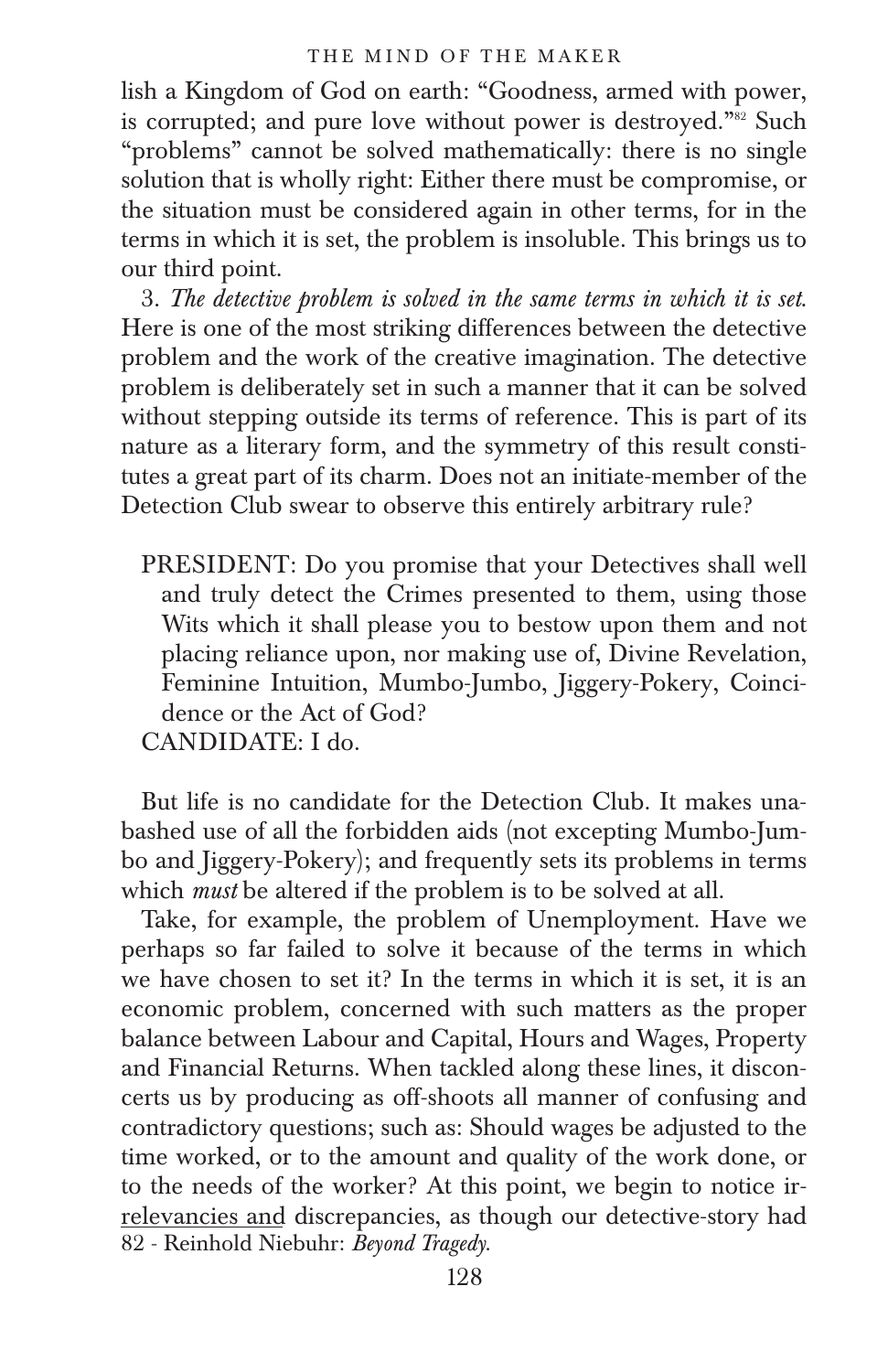lish a Kingdom of God on earth: "Goodness, armed with power, is corrupted; and pure love without power is destroyed."[82] Such "problems" cannot be solved mathematically: there is no single solution that is wholly right: Either there must be compromise, or the situation must be considered again in other terms, for in the terms in which it is set, the problem is insoluble. This brings us to our third point.

3. *The detective problem is solved in the same terms in which it is set.* Here is one of the most striking differences between the detective problem and the work of the creative imagination. The detective problem is deliberately set in such a manner that it can be solved without stepping outside its terms of reference. This is part of its nature as a literary form, and the symmetry of this result constitutes a great part of its charm. Does not an initiate-member of the Detection Club swear to observe this entirely arbitrary rule?

> PRESIDENT: Do you promise that your Detectives shall well and truly detect the Crimes presented to them, using those Wits which it shall please you to bestow upon them and not placing reliance upon, nor making use of, Divine Revelation, Feminine Intuition, Mumbo-Jumbo, Jiggery-Pokery, Coincidence or the Act of God?
>
> CANDIDATE: I do.

But life is no candidate for the Detection Club. It makes unabashed use of all the forbidden aids (not excepting Mumbo-Jumbo and Jiggery-Pokery); and frequently sets its problems in terms which *must* be altered if the problem is to be solved at all.

Take, for example, the problem of Unemployment. Have we perhaps so far failed to solve it because of the terms in which we have chosen to set it? In the terms in which it is set, it is an economic problem, concerned with such matters as the proper balance between Labour and Capital, Hours and Wages, Property and Financial Returns. When tackled along these lines, it disconcerts us by producing as off-shoots all manner of confusing and contradictory questions; such as: Should wages be adjusted to the time worked, or to the amount and quality of the work done, or to the needs of the worker? At this point, we begin to notice irrelevancies and discrepancies, as though our detective-story had

82 - Reinhold Niebuhr: *Beyond Tragedy.*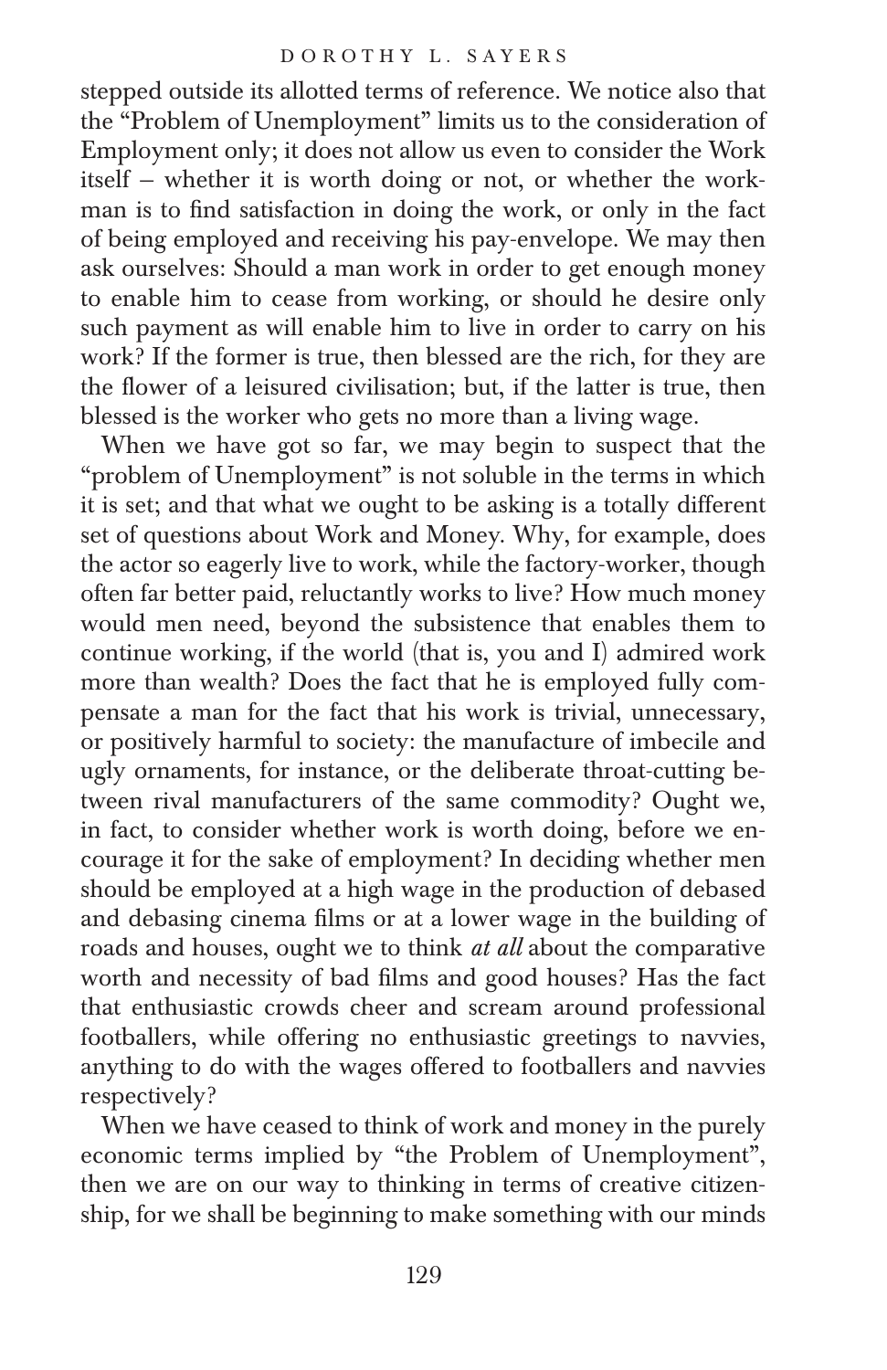stepped outside its allotted terms of reference. We notice also that the "Problem of Unemployment" limits us to the consideration of Employment only; it does not allow us even to consider the Work itself – whether it is worth doing or not, or whether the workman is to find satisfaction in doing the work, or only in the fact of being employed and receiving his pay-envelope. We may then ask ourselves: Should a man work in order to get enough money to enable him to cease from working, or should he desire only such payment as will enable him to live in order to carry on his work? If the former is true, then blessed are the rich, for they are the flower of a leisured civilisation; but, if the latter is true, then blessed is the worker who gets no more than a living wage.

When we have got so far, we may begin to suspect that the "problem of Unemployment" is not soluble in the terms in which it is set; and that what we ought to be asking is a totally different set of questions about Work and Money. Why, for example, does the actor so eagerly live to work, while the factory-worker, though often far better paid, reluctantly works to live? How much money would men need, beyond the subsistence that enables them to continue working, if the world (that is, you and I) admired work more than wealth? Does the fact that he is employed fully compensate a man for the fact that his work is trivial, unnecessary, or positively harmful to society: the manufacture of imbecile and ugly ornaments, for instance, or the deliberate throat-cutting between rival manufacturers of the same commodity? Ought we, in fact, to consider whether work is worth doing, before we encourage it for the sake of employment? In deciding whether men should be employed at a high wage in the production of debased and debasing cinema films or at a lower wage in the building of roads and houses, ought we to think *at all* about the comparative worth and necessity of bad films and good houses? Has the fact that enthusiastic crowds cheer and scream around professional footballers, while offering no enthusiastic greetings to navvies, anything to do with the wages offered to footballers and navvies respectively?

When we have ceased to think of work and money in the purely economic terms implied by "the Problem of Unemployment", then we are on our way to thinking in terms of creative citizenship, for we shall be beginning to make something with our minds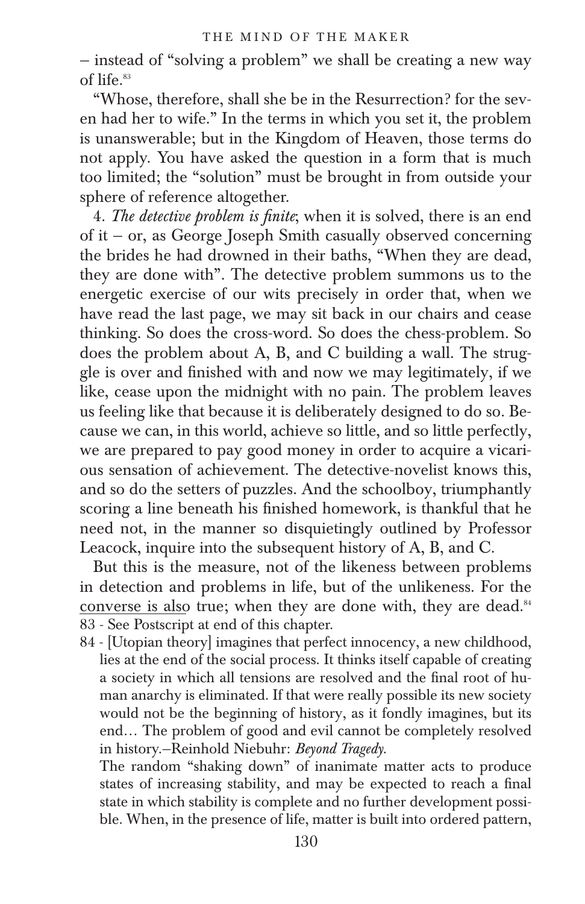– instead of "solving a problem" we shall be creating a new way of life.[83]

"Whose, therefore, shall she be in the Resurrection? for the seven had her to wife." In the terms in which you set it, the problem is unanswerable; but in the Kingdom of Heaven, those terms do not apply. You have asked the question in a form that is much too limited; the "solution" must be brought in from outside your sphere of reference altogether.

4. *The detective problem is finite*; when it is solved, there is an end of it – or, as George Joseph Smith casually observed concerning the brides he had drowned in their baths, "When they are dead, they are done with". The detective problem summons us to the energetic exercise of our wits precisely in order that, when we have read the last page, we may sit back in our chairs and cease thinking. So does the cross-word. So does the chess-problem. So does the problem about A, B, and C building a wall. The struggle is over and finished with and now we may legitimately, if we like, cease upon the midnight with no pain. The problem leaves us feeling like that because it is deliberately designed to do so. Because we can, in this world, achieve so little, and so little perfectly, we are prepared to pay good money in order to acquire a vicarious sensation of achievement. The detective-novelist knows this, and so do the setters of puzzles. And the schoolboy, triumphantly scoring a line beneath his finished homework, is thankful that he need not, in the manner so disquietingly outlined by Professor Leacock, inquire into the subsequent history of A, B, and C.

But this is the measure, not of the likeness between problems in detection and problems in life, but of the unlikeness. For the converse is also true; when they are done with, they are dead.[84]

83 - See Postscript at end of this chapter.

84 - [Utopian theory] imagines that perfect innocency, a new childhood, lies at the end of the social process. It thinks itself capable of creating a society in which all tensions are resolved and the final root of human anarchy is eliminated. If that were really possible its new society would not be the beginning of history, as it fondly imagines, but its end… The problem of good and evil cannot be completely resolved in history.–Reinhold Niebuhr: *Beyond Tragedy.*

The random "shaking down" of inanimate matter acts to produce states of increasing stability, and may be expected to reach a final state in which stability is complete and no further development possible. When, in the presence of life, matter is built into ordered pattern,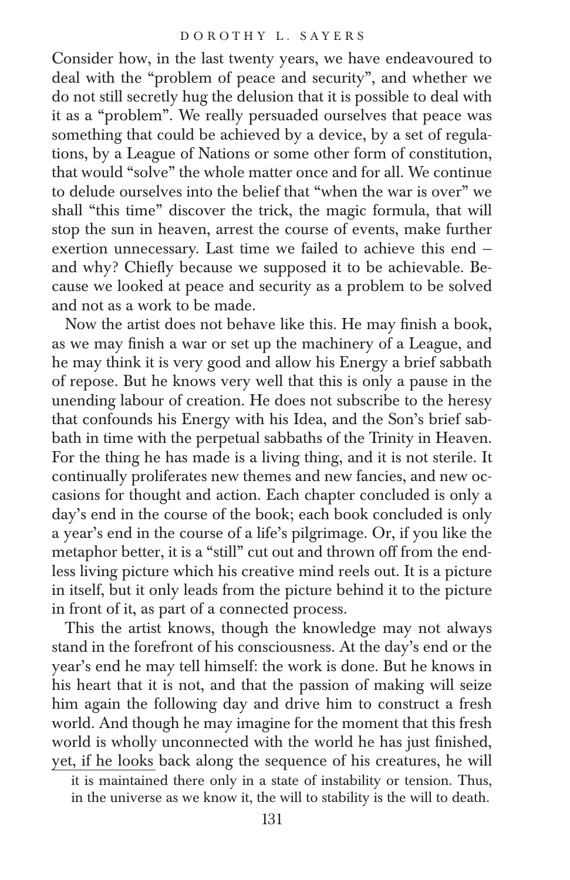Consider how, in the last twenty years, we have endeavoured to deal with the "problem of peace and security", and whether we do not still secretly hug the delusion that it is possible to deal with it as a "problem". We really persuaded ourselves that peace was something that could be achieved by a device, by a set of regulations, by a League of Nations or some other form of constitution, that would "solve" the whole matter once and for all. We continue to delude ourselves into the belief that "when the war is over" we shall "this time" discover the trick, the magic formula, that will stop the sun in heaven, arrest the course of events, make further exertion unnecessary. Last time we failed to achieve this end – and why? Chiefly because we supposed it to be achievable. Because we looked at peace and security as a problem to be solved and not as a work to be made.

Now the artist does not behave like this. He may finish a book, as we may finish a war or set up the machinery of a League, and he may think it is very good and allow his Energy a brief sabbath of repose. But he knows very well that this is only a pause in the unending labour of creation. He does not subscribe to the heresy that confounds his Energy with his Idea, and the Son's brief sabbath in time with the perpetual sabbaths of the Trinity in Heaven. For the thing he has made is a living thing, and it is not sterile. It continually proliferates new themes and new fancies, and new occasions for thought and action. Each chapter concluded is only a day's end in the course of the book; each book concluded is only a year's end in the course of a life's pilgrimage. Or, if you like the metaphor better, it is a "still" cut out and thrown off from the endless living picture which his creative mind reels out. It is a picture in itself, but it only leads from the picture behind it to the picture in front of it, as part of a connected process.

This the artist knows, though the knowledge may not always stand in the forefront of his consciousness. At the day's end or the year's end he may tell himself: the work is done. But he knows in his heart that it is not, and that the passion of making will seize him again the following day and drive him to construct a fresh world. And though he may imagine for the moment that this fresh world is wholly unconnected with the world he has just finished, yet, if he looks back along the sequence of his creatures, he will

it is maintained there only in a state of instability or tension. Thus, in the universe as we know it, the will to stability is the will to death.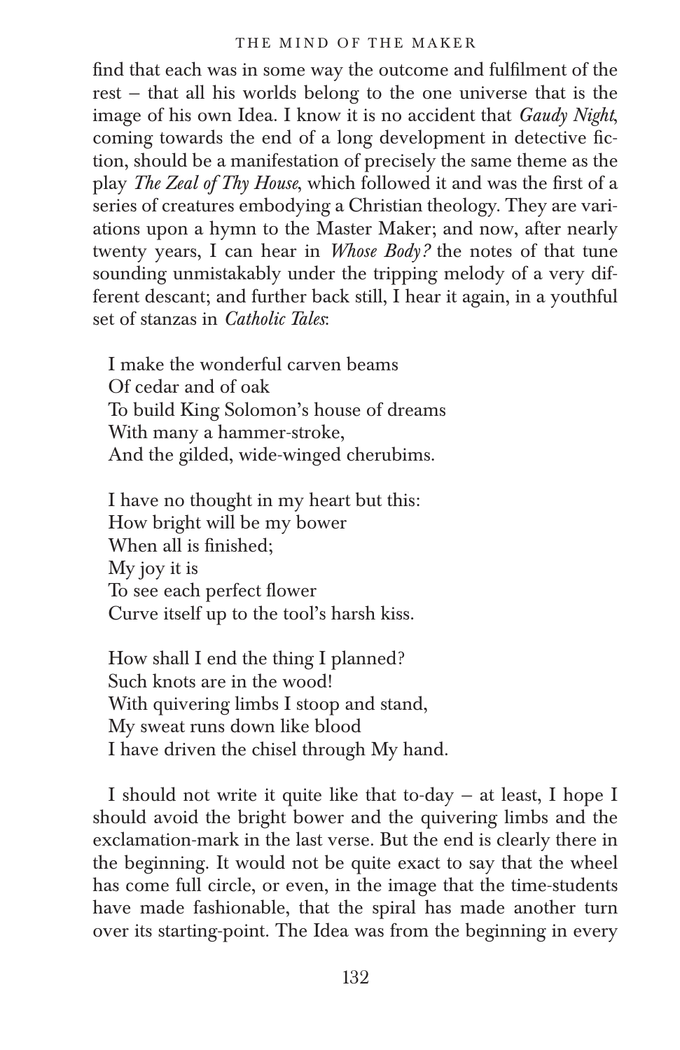find that each was in some way the outcome and fulfilment of the rest – that all his worlds belong to the one universe that is the image of his own Idea. I know it is no accident that *Gaudy Night*, coming towards the end of a long development in detective fiction, should be a manifestation of precisely the same theme as the play *The Zeal of Thy House*, which followed it and was the first of a series of creatures embodying a Christian theology. They are variations upon a hymn to the Master Maker; and now, after nearly twenty years, I can hear in *Whose Body?* the notes of that tune sounding unmistakably under the tripping melody of a very different descant; and further back still, I hear it again, in a youthful set of stanzas in *Catholic Tales*:

I make the wonderful carven beams  
Of cedar and of oak  
To build King Solomon's house of dreams  
With many a hammer-stroke,  
And the gilded, wide-winged cherubims.

I have no thought in my heart but this:  
How bright will be my bower  
When all is finished;  
My joy it is  
To see each perfect flower  
Curve itself up to the tool's harsh kiss.

How shall I end the thing I planned?  
Such knots are in the wood!  
With quivering limbs I stoop and stand,  
My sweat runs down like blood  
I have driven the chisel through My hand.

I should not write it quite like that to-day – at least, I hope I should avoid the bright bower and the quivering limbs and the exclamation-mark in the last verse. But the end is clearly there in the beginning. It would not be quite exact to say that the wheel has come full circle, or even, in the image that the time-students have made fashionable, that the spiral has made another turn over its starting-point. The Idea was from the beginning in every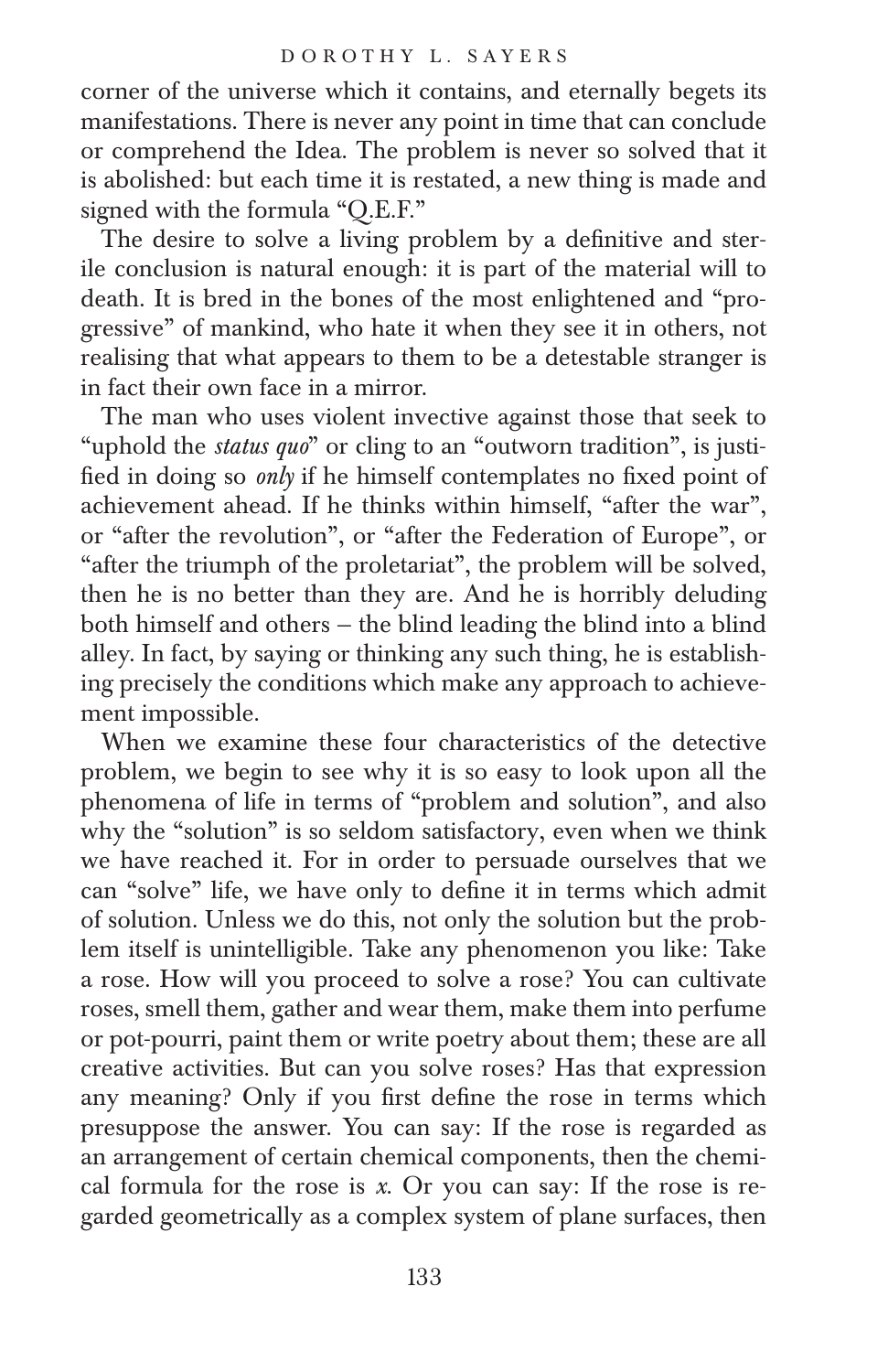corner of the universe which it contains, and eternally begets its manifestations. There is never any point in time that can conclude or comprehend the Idea. The problem is never so solved that it is abolished: but each time it is restated, a new thing is made and signed with the formula "Q.E.F."

The desire to solve a living problem by a definitive and sterile conclusion is natural enough: it is part of the material will to death. It is bred in the bones of the most enlightened and "progressive" of mankind, who hate it when they see it in others, not realising that what appears to them to be a detestable stranger is in fact their own face in a mirror.

The man who uses violent invective against those that seek to "uphold the *status quo*" or cling to an "outworn tradition", is justified in doing so *only* if he himself contemplates no fixed point of achievement ahead. If he thinks within himself, "after the war", or "after the revolution", or "after the Federation of Europe", or "after the triumph of the proletariat", the problem will be solved, then he is no better than they are. And he is horribly deluding both himself and others – the blind leading the blind into a blind alley. In fact, by saying or thinking any such thing, he is establishing precisely the conditions which make any approach to achievement impossible.

When we examine these four characteristics of the detective problem, we begin to see why it is so easy to look upon all the phenomena of life in terms of "problem and solution", and also why the "solution" is so seldom satisfactory, even when we think we have reached it. For in order to persuade ourselves that we can "solve" life, we have only to define it in terms which admit of solution. Unless we do this, not only the solution but the problem itself is unintelligible. Take any phenomenon you like: Take a rose. How will you proceed to solve a rose? You can cultivate roses, smell them, gather and wear them, make them into perfume or pot-pourri, paint them or write poetry about them; these are all creative activities. But can you solve roses? Has that expression any meaning? Only if you first define the rose in terms which presuppose the answer. You can say: If the rose is regarded as an arrangement of certain chemical components, then the chemical formula for the rose is *x*. Or you can say: If the rose is regarded geometrically as a complex system of plane surfaces, then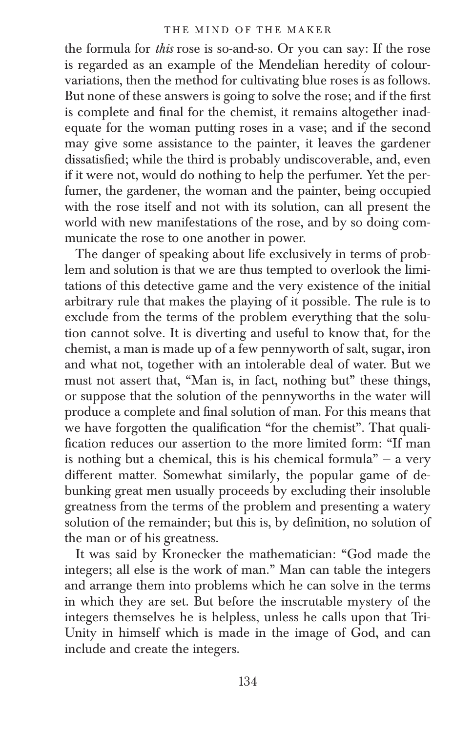the formula for *this* rose is so-and-so. Or you can say: If the rose is regarded as an example of the Mendelian heredity of colour-variations, then the method for cultivating blue roses is as follows. But none of these answers is going to solve the rose; and if the first is complete and final for the chemist, it remains altogether inadequate for the woman putting roses in a vase; and if the second may give some assistance to the painter, it leaves the gardener dissatisfied; while the third is probably undiscoverable, and, even if it were not, would do nothing to help the perfumer. Yet the perfumer, the gardener, the woman and the painter, being occupied with the rose itself and not with its solution, can all present the world with new manifestations of the rose, and by so doing communicate the rose to one another in power.

The danger of speaking about life exclusively in terms of problem and solution is that we are thus tempted to overlook the limitations of this detective game and the very existence of the initial arbitrary rule that makes the playing of it possible. The rule is to exclude from the terms of the problem everything that the solution cannot solve. It is diverting and useful to know that, for the chemist, a man is made up of a few pennyworth of salt, sugar, iron and what not, together with an intolerable deal of water. But we must not assert that, "Man is, in fact, nothing but" these things, or suppose that the solution of the pennyworths in the water will produce a complete and final solution of man. For this means that we have forgotten the qualification "for the chemist". That qualification reduces our assertion to the more limited form: "If man is nothing but a chemical, this is his chemical formula" – a very different matter. Somewhat similarly, the popular game of debunking great men usually proceeds by excluding their insoluble greatness from the terms of the problem and presenting a watery solution of the remainder; but this is, by definition, no solution of the man or of his greatness.

It was said by Kronecker the mathematician: "God made the integers; all else is the work of man." Man can table the integers and arrange them into problems which he can solve in the terms in which they are set. But before the inscrutable mystery of the integers themselves he is helpless, unless he calls upon that Tri-Unity in himself which is made in the image of God, and can include and create the integers.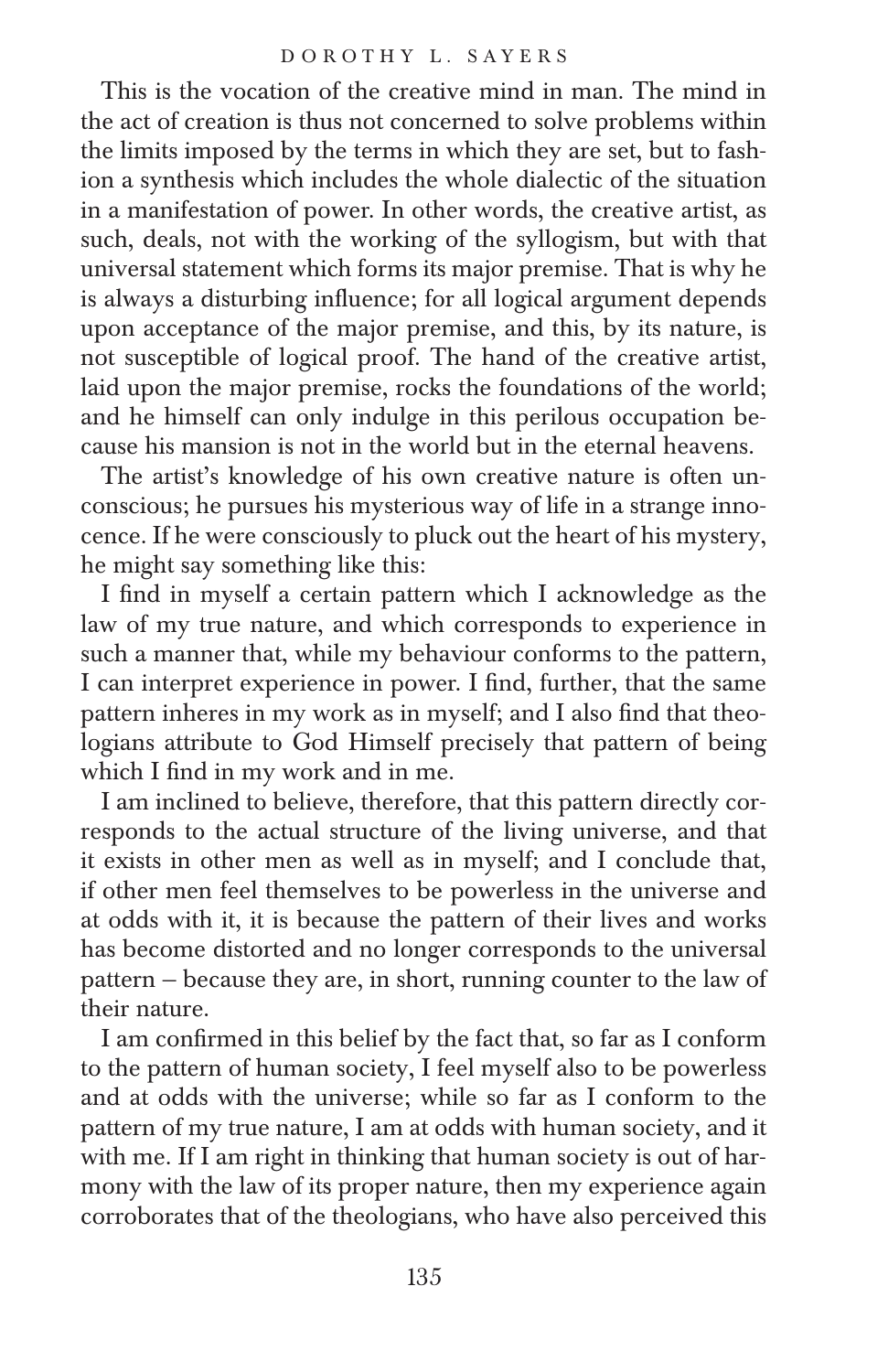This is the vocation of the creative mind in man. The mind in the act of creation is thus not concerned to solve problems within the limits imposed by the terms in which they are set, but to fashion a synthesis which includes the whole dialectic of the situation in a manifestation of power. In other words, the creative artist, as such, deals, not with the working of the syllogism, but with that universal statement which forms its major premise. That is why he is always a disturbing influence; for all logical argument depends upon acceptance of the major premise, and this, by its nature, is not susceptible of logical proof. The hand of the creative artist, laid upon the major premise, rocks the foundations of the world; and he himself can only indulge in this perilous occupation because his mansion is not in the world but in the eternal heavens.

The artist's knowledge of his own creative nature is often unconscious; he pursues his mysterious way of life in a strange innocence. If he were consciously to pluck out the heart of his mystery, he might say something like this:

I find in myself a certain pattern which I acknowledge as the law of my true nature, and which corresponds to experience in such a manner that, while my behaviour conforms to the pattern, I can interpret experience in power. I find, further, that the same pattern inheres in my work as in myself; and I also find that theologians attribute to God Himself precisely that pattern of being which I find in my work and in me.

I am inclined to believe, therefore, that this pattern directly corresponds to the actual structure of the living universe, and that it exists in other men as well as in myself; and I conclude that, if other men feel themselves to be powerless in the universe and at odds with it, it is because the pattern of their lives and works has become distorted and no longer corresponds to the universal pattern – because they are, in short, running counter to the law of their nature.

I am confirmed in this belief by the fact that, so far as I conform to the pattern of human society, I feel myself also to be powerless and at odds with the universe; while so far as I conform to the pattern of my true nature, I am at odds with human society, and it with me. If I am right in thinking that human society is out of harmony with the law of its proper nature, then my experience again corroborates that of the theologians, who have also perceived this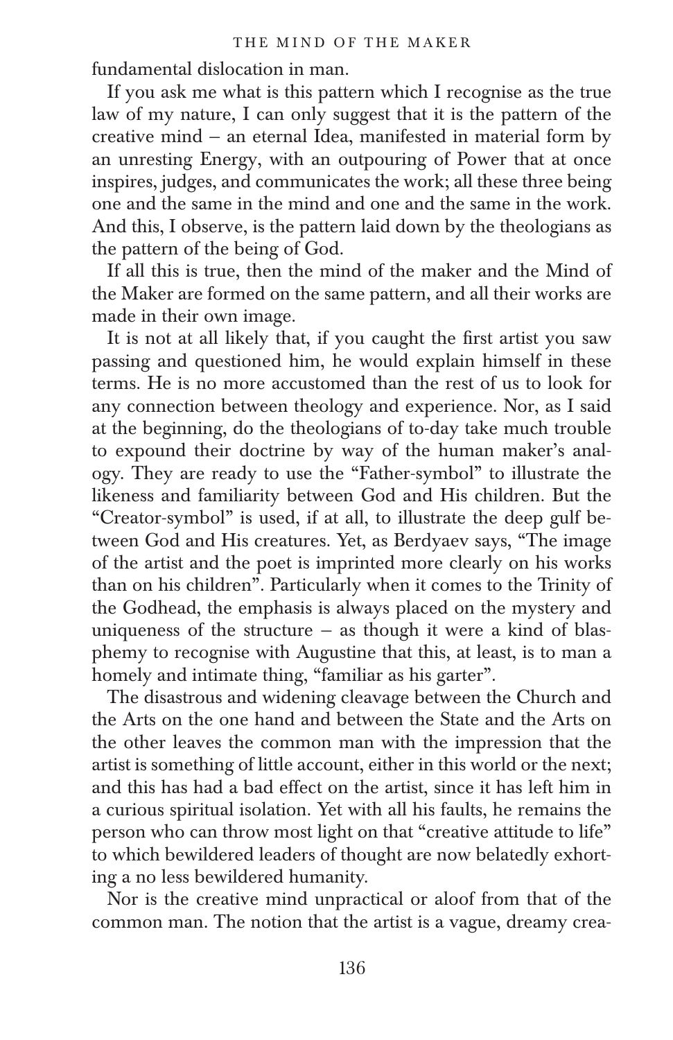fundamental dislocation in man.

If you ask me what is this pattern which I recognise as the true law of my nature, I can only suggest that it is the pattern of the creative mind – an eternal Idea, manifested in material form by an unresting Energy, with an outpouring of Power that at once inspires, judges, and communicates the work; all these three being one and the same in the mind and one and the same in the work. And this, I observe, is the pattern laid down by the theologians as the pattern of the being of God.

If all this is true, then the mind of the maker and the Mind of the Maker are formed on the same pattern, and all their works are made in their own image.

It is not at all likely that, if you caught the first artist you saw passing and questioned him, he would explain himself in these terms. He is no more accustomed than the rest of us to look for any connection between theology and experience. Nor, as I said at the beginning, do the theologians of to-day take much trouble to expound their doctrine by way of the human maker's analogy. They are ready to use the "Father-symbol" to illustrate the likeness and familiarity between God and His children. But the "Creator-symbol" is used, if at all, to illustrate the deep gulf between God and His creatures. Yet, as Berdyaev says, "The image of the artist and the poet is imprinted more clearly on his works than on his children". Particularly when it comes to the Trinity of the Godhead, the emphasis is always placed on the mystery and uniqueness of the structure – as though it were a kind of blasphemy to recognise with Augustine that this, at least, is to man a homely and intimate thing, "familiar as his garter".

The disastrous and widening cleavage between the Church and the Arts on the one hand and between the State and the Arts on the other leaves the common man with the impression that the artist is something of little account, either in this world or the next; and this has had a bad effect on the artist, since it has left him in a curious spiritual isolation. Yet with all his faults, he remains the person who can throw most light on that "creative attitude to life" to which bewildered leaders of thought are now belatedly exhorting a no less bewildered humanity.

Nor is the creative mind unpractical or aloof from that of the common man. The notion that the artist is a vague, dreamy crea-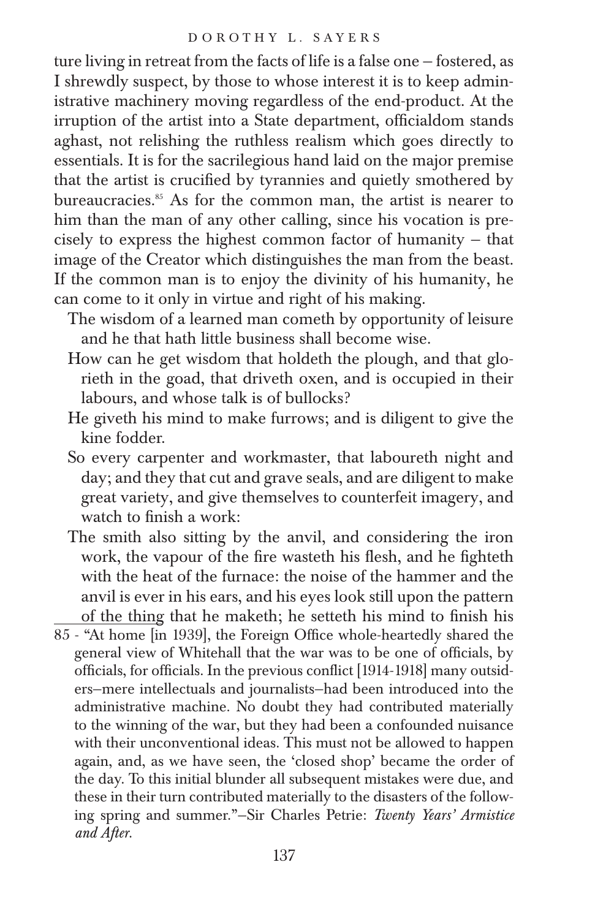ture living in retreat from the facts of life is a false one – fostered, as I shrewdly suspect, by those to whose interest it is to keep administrative machinery moving regardless of the end-product. At the irruption of the artist into a State department, officialdom stands aghast, not relishing the ruthless realism which goes directly to essentials. It is for the sacrilegious hand laid on the major premise that the artist is crucified by tyrannies and quietly smothered by bureaucracies.[85] As for the common man, the artist is nearer to him than the man of any other calling, since his vocation is precisely to express the highest common factor of humanity – that image of the Creator which distinguishes the man from the beast. If the common man is to enjoy the divinity of his humanity, he can come to it only in virtue and right of his making.

> The wisdom of a learned man cometh by opportunity of leisure and he that hath little business shall become wise.
>
> How can he get wisdom that holdeth the plough, and that glorieth in the goad, that driveth oxen, and is occupied in their labours, and whose talk is of bullocks?
>
> He giveth his mind to make furrows; and is diligent to give the kine fodder.
>
> So every carpenter and workmaster, that laboureth night and day; and they that cut and grave seals, and are diligent to make great variety, and give themselves to counterfeit imagery, and watch to finish a work:
>
> The smith also sitting by the anvil, and considering the iron work, the vapour of the fire wasteth his flesh, and he fighteth with the heat of the furnace: the noise of the hammer and the anvil is ever in his ears, and his eyes look still upon the pattern of the thing that he maketh; he setteth his mind to finish his

85 - "At home [in 1939], the Foreign Office whole-heartedly shared the general view of Whitehall that the war was to be one of officials, by officials, for officials. In the previous conflict [1914-1918] many outsiders–mere intellectuals and journalists–had been introduced into the administrative machine. No doubt they had contributed materially to the winning of the war, but they had been a confounded nuisance with their unconventional ideas. This must not be allowed to happen again, and, as we have seen, the 'closed shop' became the order of the day. To this initial blunder all subsequent mistakes were due, and these in their turn contributed materially to the disasters of the following spring and summer."–Sir Charles Petrie: *Twenty Years' Armistice and After*.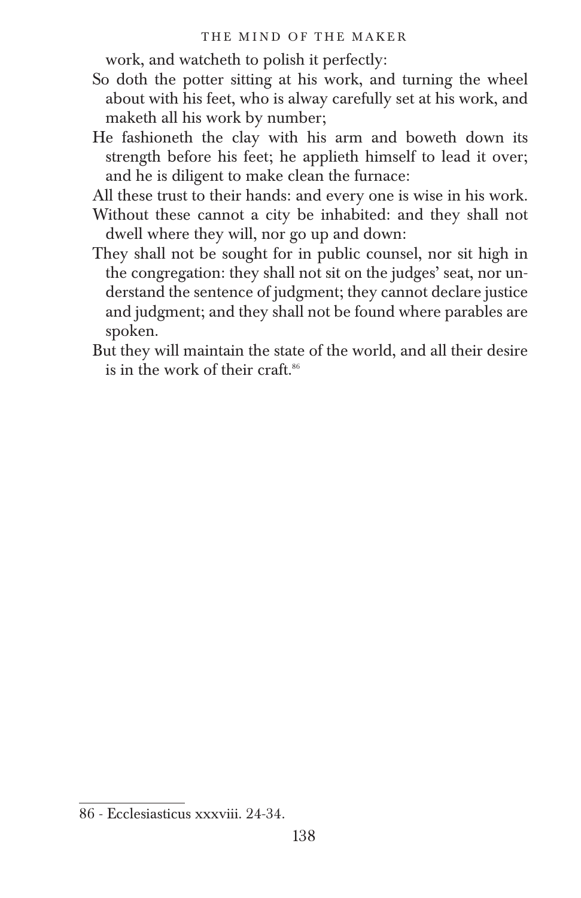work, and watcheth to polish it perfectly:

So doth the potter sitting at his work, and turning the wheel about with his feet, who is alway carefully set at his work, and maketh all his work by number;

He fashioneth the clay with his arm and boweth down its strength before his feet; he applieth himself to lead it over; and he is diligent to make clean the furnace:

All these trust to their hands: and every one is wise in his work.

Without these cannot a city be inhabited: and they shall not dwell where they will, nor go up and down:

They shall not be sought for in public counsel, nor sit high in the congregation: they shall not sit on the judges' seat, nor understand the sentence of judgment; they cannot declare justice and judgment; and they shall not be found where parables are spoken.

But they will maintain the state of the world, and all their desire is in the work of their craft.[86]

---

86 - Ecclesiasticus xxxviii. 24-34.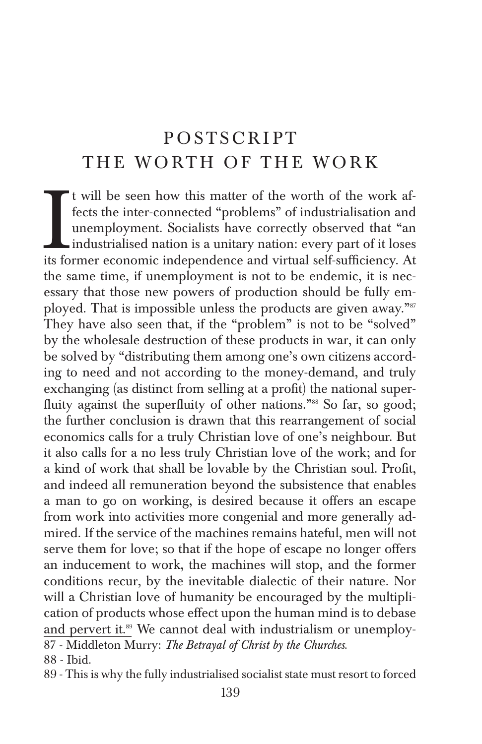# POSTSCRIPT
# THE WORTH OF THE WORK

It will be seen how this matter of the worth of the work affects the inter-connected "problems" of industrialisation and unemployment. Socialists have correctly observed that "an industrialised nation is a unitary nation: every part of it loses its former economic independence and virtual self-sufficiency. At the same time, if unemployment is not to be endemic, it is necessary that those new powers of production should be fully employed. That is impossible unless the products are given away."[87] They have also seen that, if the "problem" is not to be "solved" by the wholesale destruction of these products in war, it can only be solved by "distributing them among one's own citizens according to need and not according to the money-demand, and truly exchanging (as distinct from selling at a profit) the national superfluity against the superfluity of other nations."[88] So far, so good; the further conclusion is drawn that this rearrangement of social economics calls for a truly Christian love of one's neighbour. But it also calls for a no less truly Christian love of the work; and for a kind of work that shall be lovable by the Christian soul. Profit, and indeed all remuneration beyond the subsistence that enables a man to go on working, is desired because it offers an escape from work into activities more congenial and more generally admired. If the service of the machines remains hateful, men will not serve them for love; so that if the hope of escape no longer offers an inducement to work, the machines will stop, and the former conditions recur, by the inevitable dialectic of their nature. Nor will a Christian love of humanity be encouraged by the multiplication of products whose effect upon the human mind is to debase and pervert it.[89] We cannot deal with industrialism or unemploy-

87 - Middleton Murry: *The Betrayal of Christ by the Churches.*

88 - Ibid.

89 - This is why the fully industrialised socialist state must resort to forced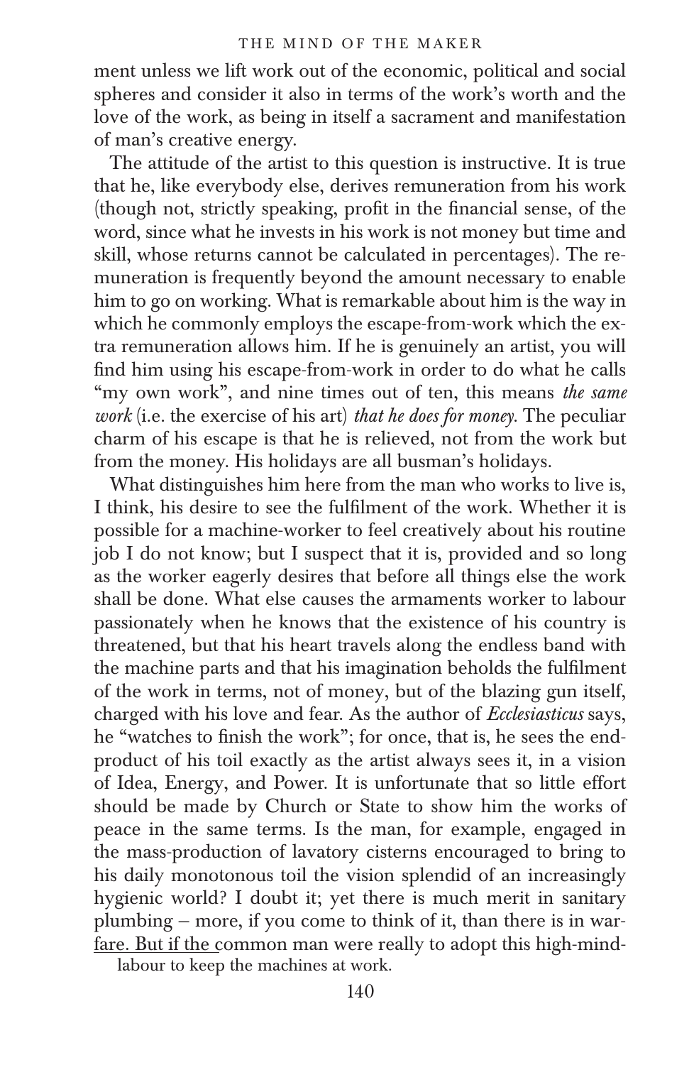ment unless we lift work out of the economic, political and social spheres and consider it also in terms of the work's worth and the love of the work, as being in itself a sacrament and manifestation of man's creative energy.

The attitude of the artist to this question is instructive. It is true that he, like everybody else, derives remuneration from his work (though not, strictly speaking, profit in the financial sense, of the word, since what he invests in his work is not money but time and skill, whose returns cannot be calculated in percentages). The remuneration is frequently beyond the amount necessary to enable him to go on working. What is remarkable about him is the way in which he commonly employs the escape-from-work which the extra remuneration allows him. If he is genuinely an artist, you will find him using his escape-from-work in order to do what he calls "my own work", and nine times out of ten, this means *the same work* (i.e. the exercise of his art) *that he does for money*. The peculiar charm of his escape is that he is relieved, not from the work but from the money. His holidays are all busman's holidays.

What distinguishes him here from the man who works to live is, I think, his desire to see the fulfilment of the work. Whether it is possible for a machine-worker to feel creatively about his routine job I do not know; but I suspect that it is, provided and so long as the worker eagerly desires that before all things else the work shall be done. What else causes the armaments worker to labour passionately when he knows that the existence of his country is threatened, but that his heart travels along the endless band with the machine parts and that his imagination beholds the fulfilment of the work in terms, not of money, but of the blazing gun itself, charged with his love and fear. As the author of *Ecclesiasticus* says, he "watches to finish the work"; for once, that is, he sees the end-product of his toil exactly as the artist always sees it, in a vision of Idea, Energy, and Power. It is unfortunate that so little effort should be made by Church or State to show him the works of peace in the same terms. Is the man, for example, engaged in the mass-production of lavatory cisterns encouraged to bring to his daily monotonous toil the vision splendid of an increasingly hygienic world? I doubt it; yet there is much merit in sanitary plumbing – more, if you come to think of it, than there is in warfare. But if the common man were really to adopt this high-mind-

labour to keep the machines at work.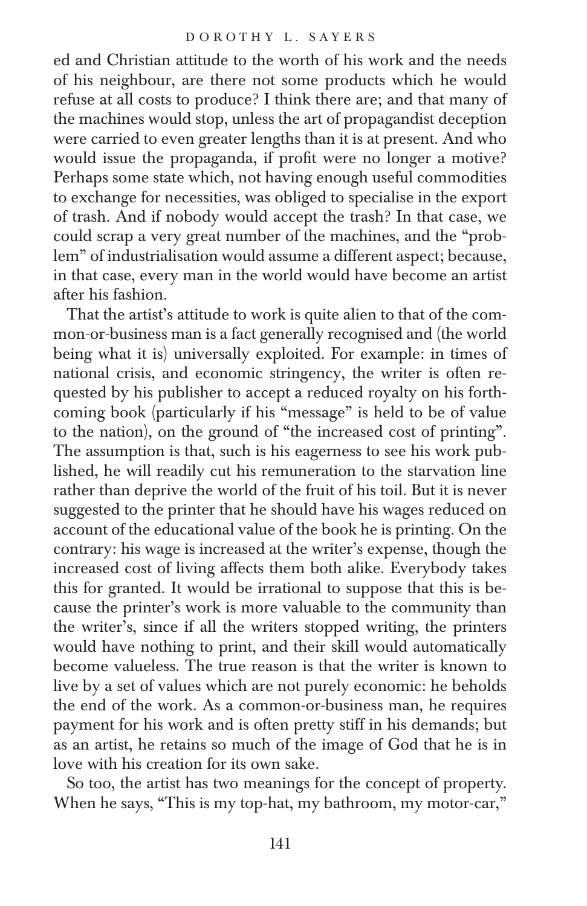ed and Christian attitude to the worth of his work and the needs of his neighbour, are there not some products which he would refuse at all costs to produce? I think there are; and that many of the machines would stop, unless the art of propagandist deception were carried to even greater lengths than it is at present. And who would issue the propaganda, if profit were no longer a motive? Perhaps some state which, not having enough useful commodities to exchange for necessities, was obliged to specialise in the export of trash. And if nobody would accept the trash? In that case, we could scrap a very great number of the machines, and the "problem" of industrialisation would assume a different aspect; because, in that case, every man in the world would have become an artist after his fashion.

That the artist's attitude to work is quite alien to that of the common-or-business man is a fact generally recognised and (the world being what it is) universally exploited. For example: in times of national crisis, and economic stringency, the writer is often requested by his publisher to accept a reduced royalty on his forthcoming book (particularly if his "message" is held to be of value to the nation), on the ground of "the increased cost of printing". The assumption is that, such is his eagerness to see his work published, he will readily cut his remuneration to the starvation line rather than deprive the world of the fruit of his toil. But it is never suggested to the printer that he should have his wages reduced on account of the educational value of the book he is printing. On the contrary: his wage is increased at the writer's expense, though the increased cost of living affects them both alike. Everybody takes this for granted. It would be irrational to suppose that this is because the printer's work is more valuable to the community than the writer's, since if all the writers stopped writing, the printers would have nothing to print, and their skill would automatically become valueless. The true reason is that the writer is known to live by a set of values which are not purely economic: he beholds the end of the work. As a common-or-business man, he requires payment for his work and is often pretty stiff in his demands; but as an artist, he retains so much of the image of God that he is in love with his creation for its own sake.

So too, the artist has two meanings for the concept of property. When he says, "This is my top-hat, my bathroom, my motor-car,"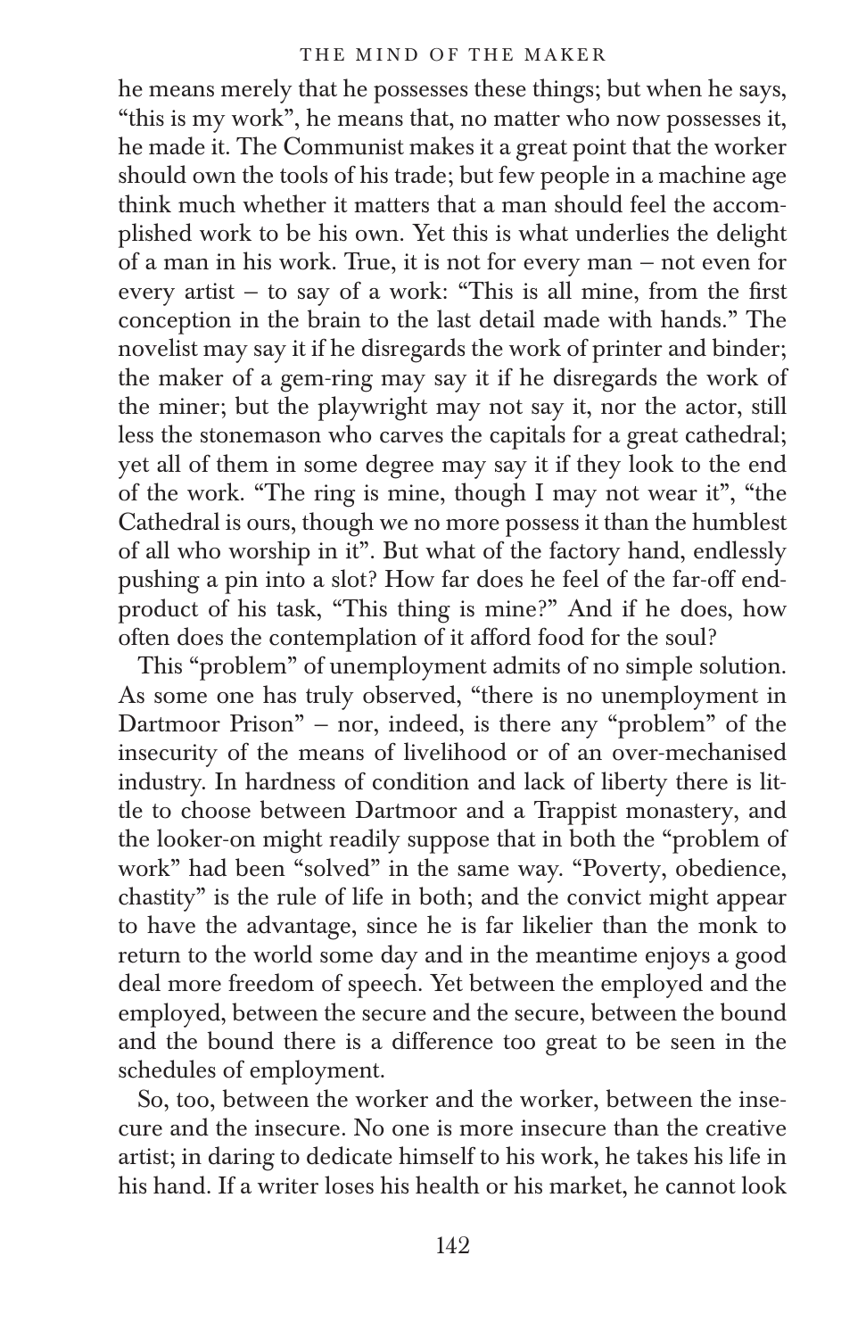he means merely that he possesses these things; but when he says, "this is my work", he means that, no matter who now possesses it, he made it. The Communist makes it a great point that the worker should own the tools of his trade; but few people in a machine age think much whether it matters that a man should feel the accomplished work to be his own. Yet this is what underlies the delight of a man in his work. True, it is not for every man – not even for every artist – to say of a work: "This is all mine, from the first conception in the brain to the last detail made with hands." The novelist may say it if he disregards the work of printer and binder; the maker of a gem-ring may say it if he disregards the work of the miner; but the playwright may not say it, nor the actor, still less the stonemason who carves the capitals for a great cathedral; yet all of them in some degree may say it if they look to the end of the work. "The ring is mine, though I may not wear it", "the Cathedral is ours, though we no more possess it than the humblest of all who worship in it". But what of the factory hand, endlessly pushing a pin into a slot? How far does he feel of the far-off end-product of his task, "This thing is mine?" And if he does, how often does the contemplation of it afford food for the soul?

This "problem" of unemployment admits of no simple solution. As some one has truly observed, "there is no unemployment in Dartmoor Prison" – nor, indeed, is there any "problem" of the insecurity of the means of livelihood or of an over-mechanised industry. In hardness of condition and lack of liberty there is little to choose between Dartmoor and a Trappist monastery, and the looker-on might readily suppose that in both the "problem of work" had been "solved" in the same way. "Poverty, obedience, chastity" is the rule of life in both; and the convict might appear to have the advantage, since he is far likelier than the monk to return to the world some day and in the meantime enjoys a good deal more freedom of speech. Yet between the employed and the employed, between the secure and the secure, between the bound and the bound there is a difference too great to be seen in the schedules of employment.

So, too, between the worker and the worker, between the insecure and the insecure. No one is more insecure than the creative artist; in daring to dedicate himself to his work, he takes his life in his hand. If a writer loses his health or his market, he cannot look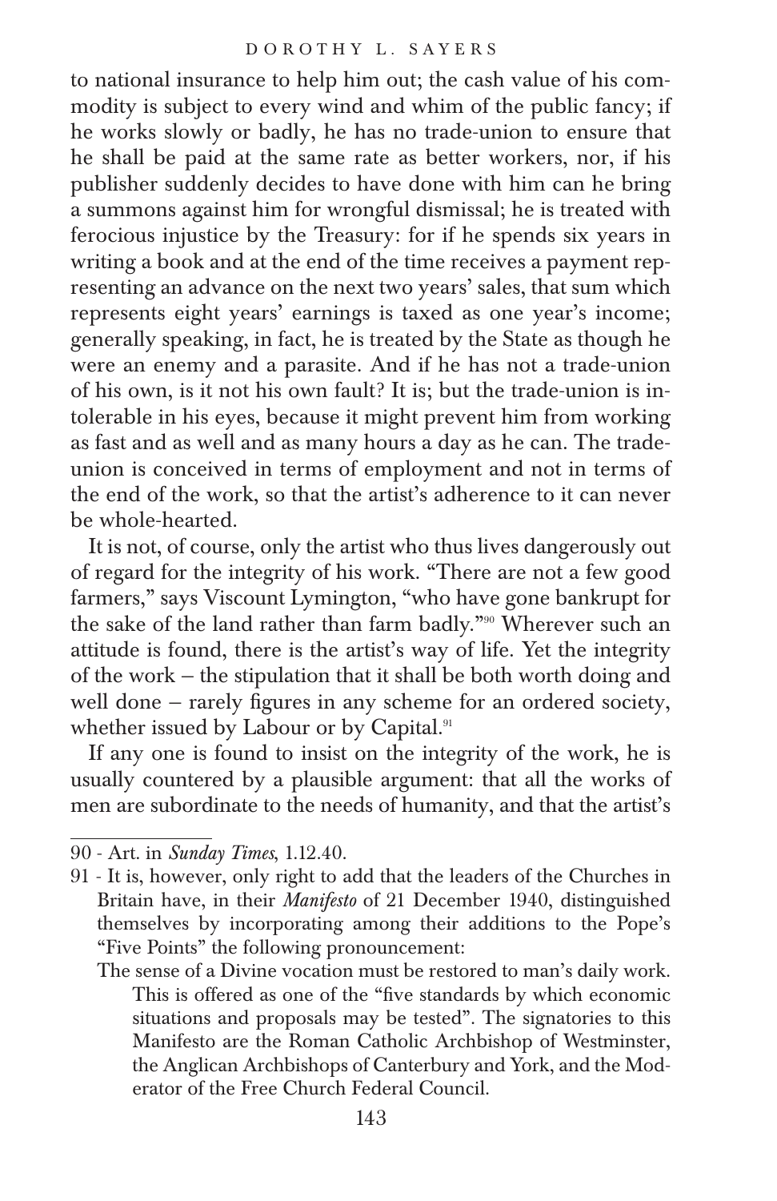to national insurance to help him out; the cash value of his commodity is subject to every wind and whim of the public fancy; if he works slowly or badly, he has no trade-union to ensure that he shall be paid at the same rate as better workers, nor, if his publisher suddenly decides to have done with him can he bring a summons against him for wrongful dismissal; he is treated with ferocious injustice by the Treasury: for if he spends six years in writing a book and at the end of the time receives a payment representing an advance on the next two years' sales, that sum which represents eight years' earnings is taxed as one year's income; generally speaking, in fact, he is treated by the State as though he were an enemy and a parasite. And if he has not a trade-union of his own, is it not his own fault? It is; but the trade-union is intolerable in his eyes, because it might prevent him from working as fast and as well and as many hours a day as he can. The trade-union is conceived in terms of employment and not in terms of the end of the work, so that the artist's adherence to it can never be whole-hearted.

It is not, of course, only the artist who thus lives dangerously out of regard for the integrity of his work. "There are not a few good farmers," says Viscount Lymington, "who have gone bankrupt for the sake of the land rather than farm badly."[90] Wherever such an attitude is found, there is the artist's way of life. Yet the integrity of the work – the stipulation that it shall be both worth doing and well done – rarely figures in any scheme for an ordered society, whether issued by Labour or by Capital.[91]

If any one is found to insist on the integrity of the work, he is usually countered by a plausible argument: that all the works of men are subordinate to the needs of humanity, and that the artist's

---

90 - Art. in *Sunday Times*, 1.12.40.

91 - It is, however, only right to add that the leaders of the Churches in Britain have, in their *Manifesto* of 21 December 1940, distinguished themselves by incorporating among their additions to the Pope's "Five Points" the following pronouncement:

> The sense of a Divine vocation must be restored to man's daily work.

This is offered as one of the "five standards by which economic situations and proposals may be tested". The signatories to this Manifesto are the Roman Catholic Archbishop of Westminster, the Anglican Archbishops of Canterbury and York, and the Moderator of the Free Church Federal Council.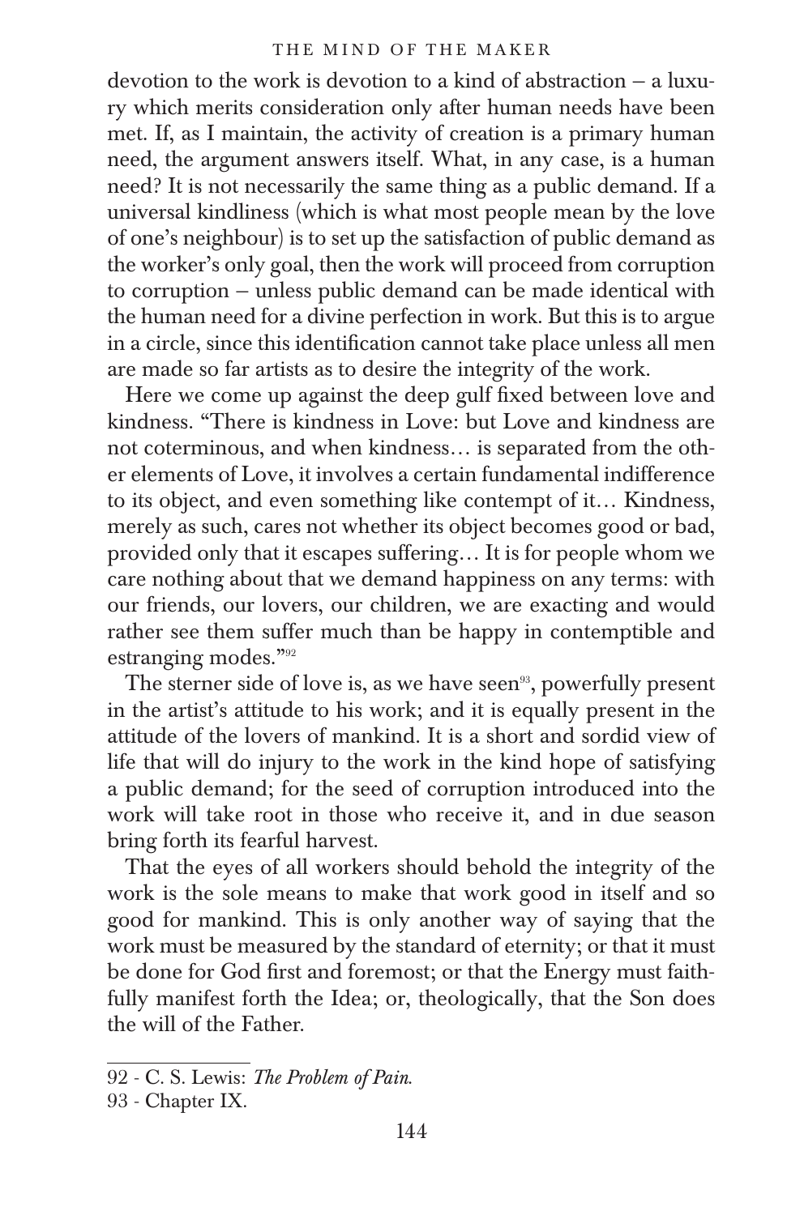devotion to the work is devotion to a kind of abstraction – a luxury which merits consideration only after human needs have been met. If, as I maintain, the activity of creation is a primary human need, the argument answers itself. What, in any case, is a human need? It is not necessarily the same thing as a public demand. If a universal kindliness (which is what most people mean by the love of one's neighbour) is to set up the satisfaction of public demand as the worker's only goal, then the work will proceed from corruption to corruption – unless public demand can be made identical with the human need for a divine perfection in work. But this is to argue in a circle, since this identification cannot take place unless all men are made so far artists as to desire the integrity of the work.

Here we come up against the deep gulf fixed between love and kindness. "There is kindness in Love: but Love and kindness are not coterminous, and when kindness… is separated from the other elements of Love, it involves a certain fundamental indifference to its object, and even something like contempt of it… Kindness, merely as such, cares not whether its object becomes good or bad, provided only that it escapes suffering… It is for people whom we care nothing about that we demand happiness on any terms: with our friends, our lovers, our children, we are exacting and would rather see them suffer much than be happy in contemptible and estranging modes."[92]

The sterner side of love is, as we have seen[93], powerfully present in the artist's attitude to his work; and it is equally present in the attitude of the lovers of mankind. It is a short and sordid view of life that will do injury to the work in the kind hope of satisfying a public demand; for the seed of corruption introduced into the work will take root in those who receive it, and in due season bring forth its fearful harvest.

That the eyes of all workers should behold the integrity of the work is the sole means to make that work good in itself and so good for mankind. This is only another way of saying that the work must be measured by the standard of eternity; or that it must be done for God first and foremost; or that the Energy must faithfully manifest forth the Idea; or, theologically, that the Son does the will of the Father.

---

92 - C. S. Lewis: *The Problem of Pain.*

93 - Chapter IX.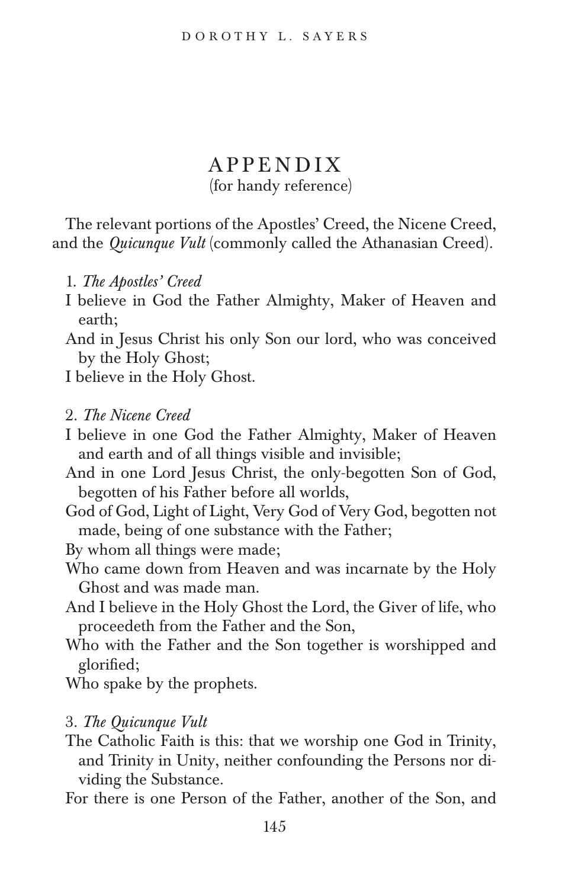# APPENDIX

(for handy reference)

The relevant portions of the Apostles' Creed, the Nicene Creed, and the *Quicunque Vult* (commonly called the Athanasian Creed).

1. *The Apostles' Creed*

I believe in God the Father Almighty, Maker of Heaven and earth;

And in Jesus Christ his only Son our lord, who was conceived by the Holy Ghost;

I believe in the Holy Ghost.

2. *The Nicene Creed*

I believe in one God the Father Almighty, Maker of Heaven and earth and of all things visible and invisible;

And in one Lord Jesus Christ, the only-begotten Son of God, begotten of his Father before all worlds,

God of God, Light of Light, Very God of Very God, begotten not made, being of one substance with the Father;

By whom all things were made;

Who came down from Heaven and was incarnate by the Holy Ghost and was made man.

And I believe in the Holy Ghost the Lord, the Giver of life, who proceedeth from the Father and the Son,

Who with the Father and the Son together is worshipped and glorified;

Who spake by the prophets.

3. *The Quicunque Vult*

The Catholic Faith is this: that we worship one God in Trinity, and Trinity in Unity, neither confounding the Persons nor dividing the Substance.

For there is one Person of the Father, another of the Son, and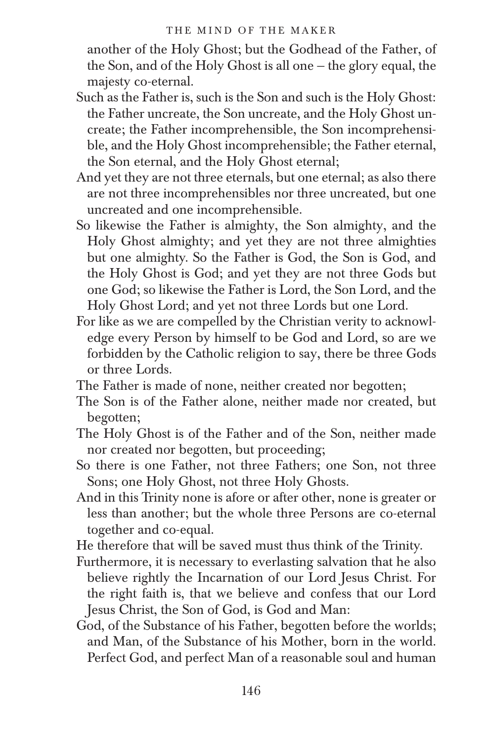another of the Holy Ghost; but the Godhead of the Father, of the Son, and of the Holy Ghost is all one – the glory equal, the majesty co-eternal.

Such as the Father is, such is the Son and such is the Holy Ghost: the Father uncreate, the Son uncreate, and the Holy Ghost uncreate; the Father incomprehensible, the Son incomprehensible, and the Holy Ghost incomprehensible; the Father eternal, the Son eternal, and the Holy Ghost eternal;

And yet they are not three eternals, but one eternal; as also there are not three incomprehensibles nor three uncreated, but one uncreated and one incomprehensible.

So likewise the Father is almighty, the Son almighty, and the Holy Ghost almighty; and yet they are not three almighties but one almighty. So the Father is God, the Son is God, and the Holy Ghost is God; and yet they are not three Gods but one God; so likewise the Father is Lord, the Son Lord, and the Holy Ghost Lord; and yet not three Lords but one Lord.

For like as we are compelled by the Christian verity to acknowledge every Person by himself to be God and Lord, so are we forbidden by the Catholic religion to say, there be three Gods or three Lords.

The Father is made of none, neither created nor begotten;

The Son is of the Father alone, neither made nor created, but begotten;

The Holy Ghost is of the Father and of the Son, neither made nor created nor begotten, but proceeding;

So there is one Father, not three Fathers; one Son, not three Sons; one Holy Ghost, not three Holy Ghosts.

And in this Trinity none is afore or after other, none is greater or less than another; but the whole three Persons are co-eternal together and co-equal.

He therefore that will be saved must thus think of the Trinity.

Furthermore, it is necessary to everlasting salvation that he also believe rightly the Incarnation of our Lord Jesus Christ. For the right faith is, that we believe and confess that our Lord Jesus Christ, the Son of God, is God and Man:

God, of the Substance of his Father, begotten before the worlds; and Man, of the Substance of his Mother, born in the world. Perfect God, and perfect Man of a reasonable soul and human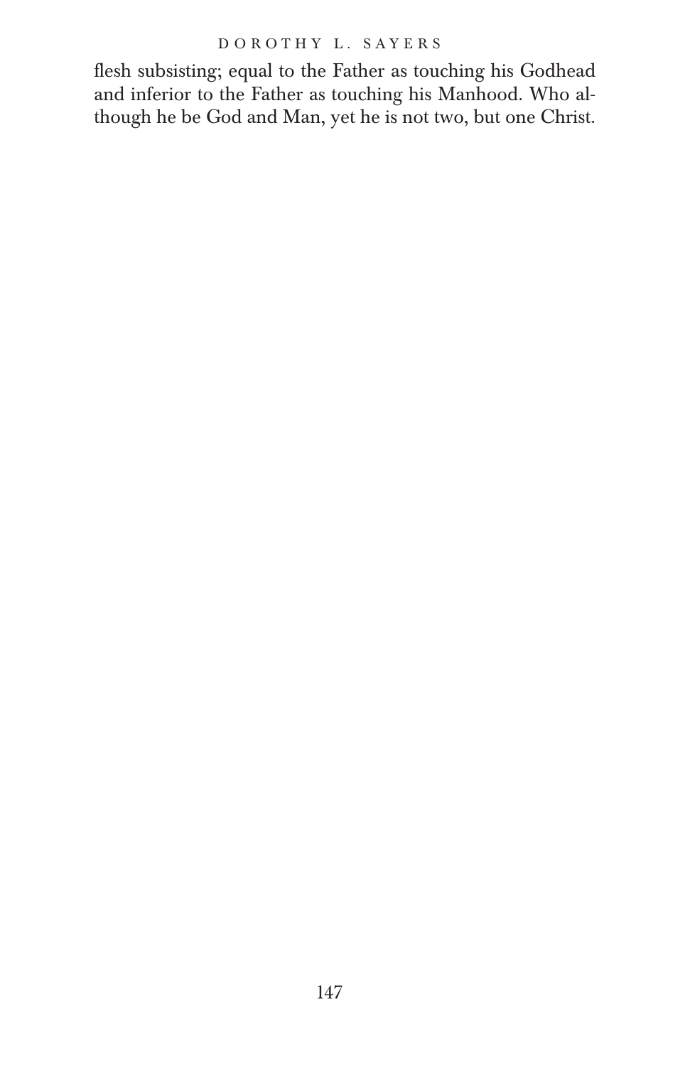flesh subsisting; equal to the Father as touching his Godhead and inferior to the Father as touching his Manhood. Who although he be God and Man, yet he is not two, but one Christ.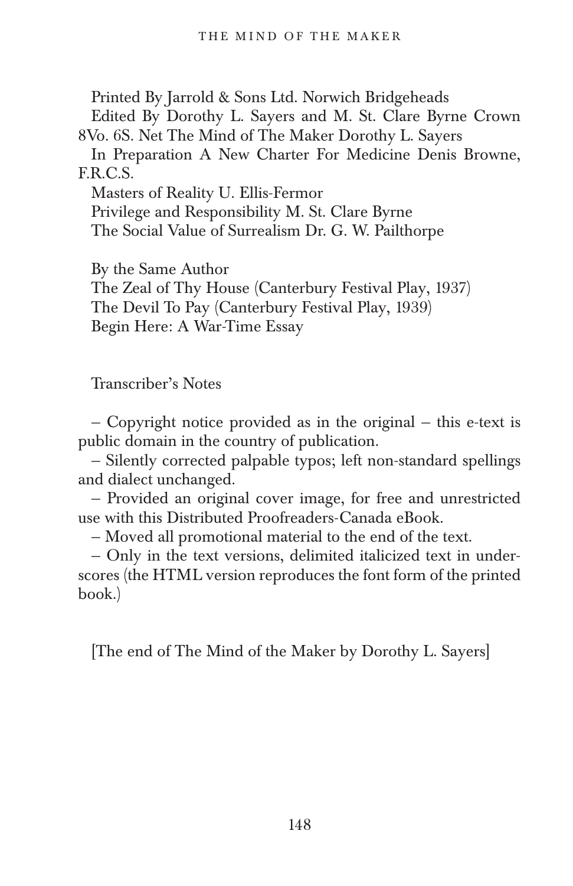Printed By Jarrold & Sons Ltd. Norwich Bridgeheads

Edited By Dorothy L. Sayers and M. St. Clare Byrne Crown 8Vo. 6S. Net The Mind of The Maker Dorothy L. Sayers

In Preparation A New Charter For Medicine Denis Browne, F.R.C.S.

Masters of Reality U. Ellis-Fermor

Privilege and Responsibility M. St. Clare Byrne

The Social Value of Surrealism Dr. G. W. Pailthorpe

By the Same Author

The Zeal of Thy House (Canterbury Festival Play, 1937)

The Devil To Pay (Canterbury Festival Play, 1939)

Begin Here: A War-Time Essay

Transcriber's Notes

– Copyright notice provided as in the original – this e-text is public domain in the country of publication.

– Silently corrected palpable typos; left non-standard spellings and dialect unchanged.

– Provided an original cover image, for free and unrestricted use with this Distributed Proofreaders-Canada eBook.

– Moved all promotional material to the end of the text.

– Only in the text versions, delimited italicized text in underscores (the HTML version reproduces the font form of the printed book.)

[The end of The Mind of the Maker by Dorothy L. Sayers]